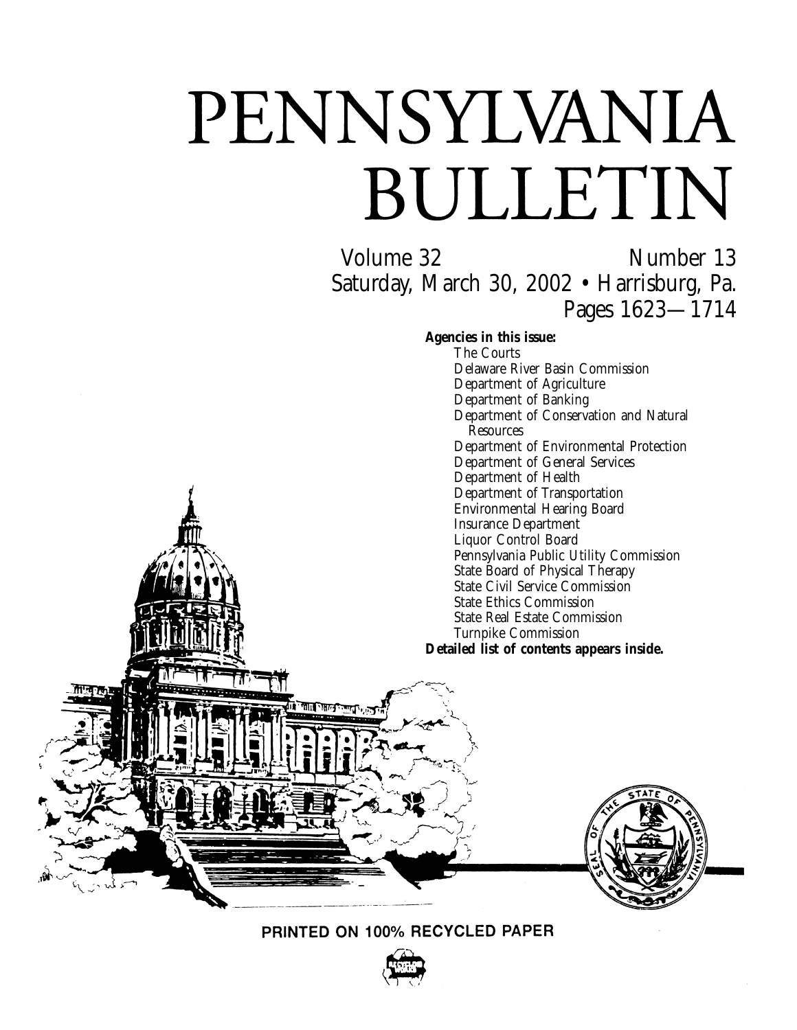# PENNSYLVANIA BULLETIN

Volume 32 Number 13

Saturday, March 30, 2002 • Harrisburg, Pa.

Pages 1623—1714

**Agencies in this issue:**

- The Courts
- Delaware River Basin Commission
- Department of Agriculture
- Department of Banking
- Department of Conservation and Natural Resources
- Department of Environmental Protection
- Department of General Services
- Department of Health
- Department of Transportation
- Environmental Hearing Board
- Insurance Department
- Liquor Control Board
- Pennsylvania Public Utility Commission
- State Board of Physical Therapy
- State Civil Service Commission
- State Ethics Commission
- State Real Estate Commission
- Turnpike Commission

**Detailed list of contents appears inside.**

PRINTED ON 100% RECYCLED PAPER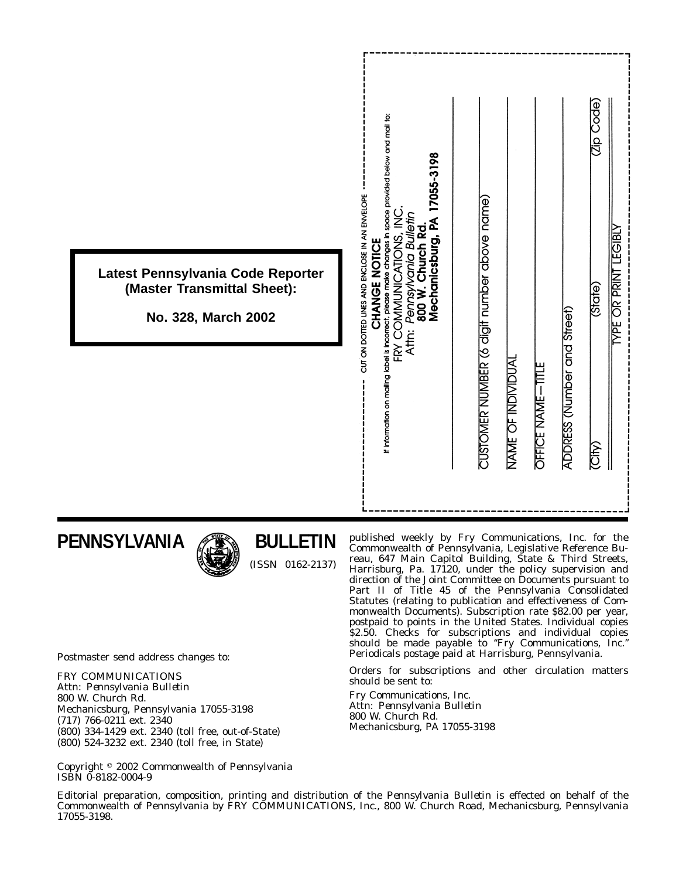**Latest Pennsylvania Code Reporter (Master Transmittal Sheet):**

**No. 328, March 2002**

CUT ON DOTTED LINES AND ENCLOSE IN AN ENVELOPE

**CHANGE NOTICE**

If information on mailing label is incorrect, please make changes in space provided below and mail to:

FRY COMMUNICATIONS, INC.
Attn: *Pennsylvania Bulletin*
**800 W. Church Rd.**
**Mechanicsburg, PA 17055-3198**

CUSTOMER NUMBER (6 digit number above name)

NAME OF INDIVIDUAL

OFFICE NAME—TITLE

ADDRESS (Number and Street)

(City) (State) (Zip Code)

TYPE OR PRINT LEGIBLY

# PENNSYLVANIA BULLETIN

(ISSN 0162-2137)

Postmaster send address changes to:

FRY COMMUNICATIONS
Attn: *Pennsylvania Bulletin*
800 W. Church Rd.
Mechanicsburg, Pennsylvania 17055-3198
(717) 766-0211 ext. 2340
(800) 334-1429 ext. 2340 (toll free, out-of-State)
(800) 524-3232 ext. 2340 (toll free, in State)

published weekly by Fry Communications, Inc. for the Commonwealth of Pennsylvania, Legislative Reference Bureau, 647 Main Capitol Building, State & Third Streets, Harrisburg, Pa. 17120, under the policy supervision and direction of the Joint Committee on Documents pursuant to Part II of Title 45 of the Pennsylvania Consolidated Statutes (relating to publication and effectiveness of Commonwealth Documents). Subscription rate $82.00 per year, postpaid to points in the United States. Individual copies $2.50. Checks for subscriptions and individual copies should be made payable to "Fry Communications, Inc." Periodicals postage paid at Harrisburg, Pennsylvania.

Orders for subscriptions and other circulation matters should be sent to:

Fry Communications, Inc.
Attn: *Pennsylvania Bulletin*
800 W. Church Rd.
Mechanicsburg, PA 17055-3198

Copyright © 2002 Commonwealth of Pennsylvania
ISBN 0-8182-0004-9

Editorial preparation, composition, printing and distribution of the *Pennsylvania Bulletin* is effected on behalf of the Commonwealth of Pennsylvania by FRY COMMUNICATIONS, Inc., 800 W. Church Road, Mechanicsburg, Pennsylvania 17055-3198.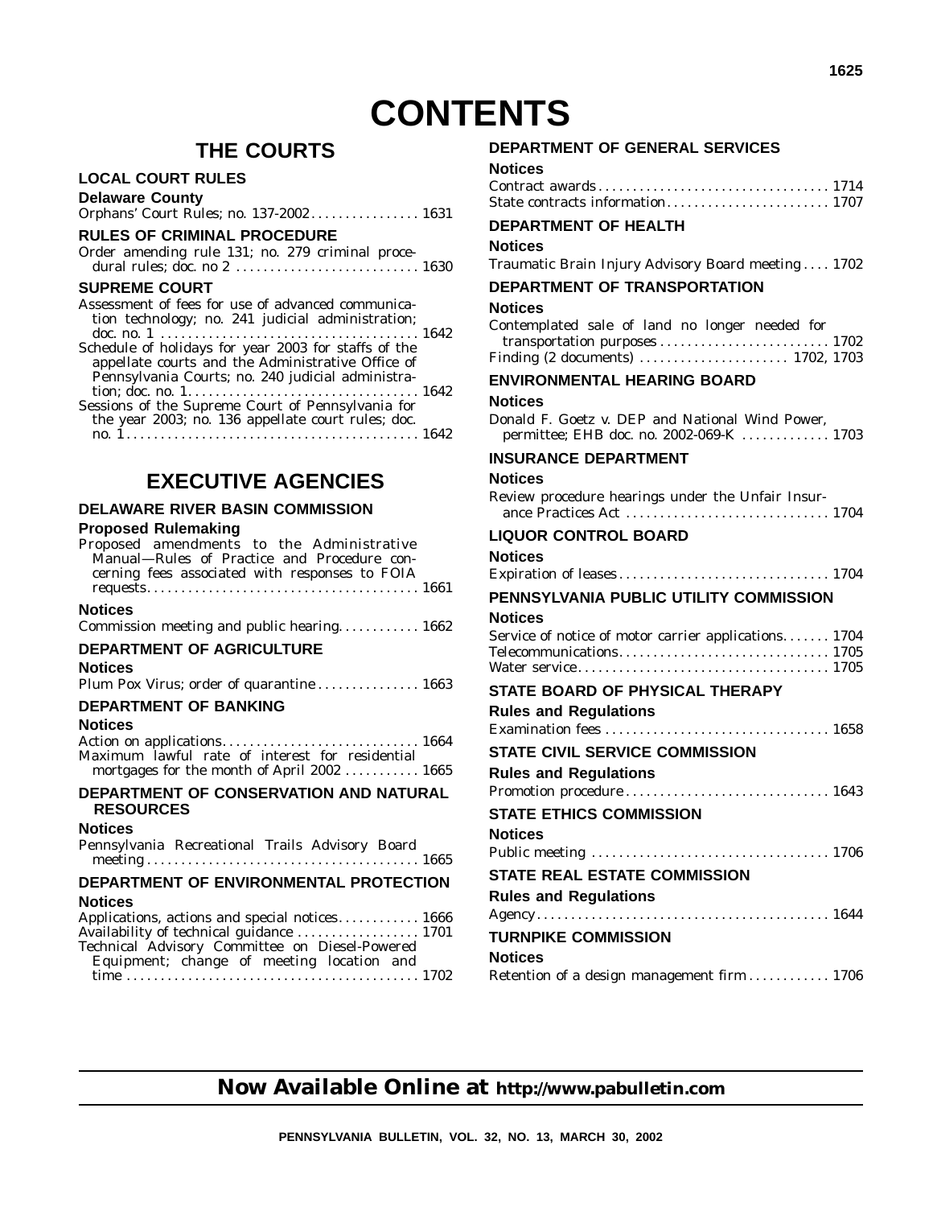# CONTENTS

## THE COURTS

### LOCAL COURT RULES

**Delaware County**

Orphans' Court Rules; no. 137-2002 . . . . . . . . . . . . . . . . 1631

### RULES OF CRIMINAL PROCEDURE

Order amending rule 131; no. 279 criminal procedural rules; doc. no 2 . . . . . . . . . . . . . . . . . . . . . . . . . . . 1630

### SUPREME COURT

Assessment of fees for use of advanced communication technology; no. 241 judicial administration; doc. no. 1 . . . . . . . . . . . . . . . . . . . . . . . . . . . . . . . . . . . . . 1642

Schedule of holidays for year 2003 for staffs of the appellate courts and the Administrative Office of Pennsylvania Courts; no. 240 judicial administration; doc. no. 1. . . . . . . . . . . . . . . . . . . . . . . . . . . . . . . . . . 1642

Sessions of the Supreme Court of Pennsylvania for the year 2003; no. 136 appellate court rules; doc. no. 1 . . . . . . . . . . . . . . . . . . . . . . . . . . . . . . . . . . . . . . . . . . 1642

## EXECUTIVE AGENCIES

### DELAWARE RIVER BASIN COMMISSION

**Proposed Rulemaking**

Proposed amendments to the Administrative Manual—Rules of Practice and Procedure concerning fees associated with responses to FOIA requests. . . . . . . . . . . . . . . . . . . . . . . . . . . . . . . . . . . . . . . . 1661

**Notices**

Commission meeting and public hearing. . . . . . . . . . . . 1662

### DEPARTMENT OF AGRICULTURE

**Notices**

Plum Pox Virus; order of quarantine . . . . . . . . . . . . . . . 1663

### DEPARTMENT OF BANKING

**Notices**

Action on applications. . . . . . . . . . . . . . . . . . . . . . . . . . . . . 1664

Maximum lawful rate of interest for residential mortgages for the month of April 2002 . . . . . . . . . . . 1665

### DEPARTMENT OF CONSERVATION AND NATURAL RESOURCES

**Notices**

Pennsylvania Recreational Trails Advisory Board meeting . . . . . . . . . . . . . . . . . . . . . . . . . . . . . . . . . . . . . . . . 1665

### DEPARTMENT OF ENVIRONMENTAL PROTECTION

**Notices**

Applications, actions and special notices. . . . . . . . . . . . 1666

Availability of technical guidance . . . . . . . . . . . . . . . . . . 1701

Technical Advisory Committee on Diesel-Powered Equipment; change of meeting location and time . . . . . . . . . . . . . . . . . . . . . . . . . . . . . . . . . . . . . . . . . . . 1702

### DEPARTMENT OF GENERAL SERVICES

**Notices**

Contract awards . . . . . . . . . . . . . . . . . . . . . . . . . . . . . . . . . 1714

State contracts information. . . . . . . . . . . . . . . . . . . . . . . . 1707

### DEPARTMENT OF HEALTH

**Notices**

Traumatic Brain Injury Advisory Board meeting . . . . 1702

### DEPARTMENT OF TRANSPORTATION

**Notices**

Contemplated sale of land no longer needed for transportation purposes . . . . . . . . . . . . . . . . . . . . . . . . . 1702

Finding (2 documents) . . . . . . . . . . . . . . . . . . . . . . 1702, 1703

### ENVIRONMENTAL HEARING BOARD

**Notices**

Donald F. Goetz v. DEP and National Wind Power, permittee; EHB doc. no. 2002-069-K . . . . . . . . . . . . . 1703

### INSURANCE DEPARTMENT

**Notices**

Review procedure hearings under the Unfair Insurance Practices Act . . . . . . . . . . . . . . . . . . . . . . . . . . . . . 1704

### LIQUOR CONTROL BOARD

**Notices**

Expiration of leases . . . . . . . . . . . . . . . . . . . . . . . . . . . . . . 1704

### PENNSYLVANIA PUBLIC UTILITY COMMISSION

**Notices**

Service of notice of motor carrier applications. . . . . . . 1704

Telecommunications. . . . . . . . . . . . . . . . . . . . . . . . . . . . . . . 1705

Water service. . . . . . . . . . . . . . . . . . . . . . . . . . . . . . . . . . . . . 1705

### STATE BOARD OF PHYSICAL THERAPY

**Rules and Regulations**

Examination fees . . . . . . . . . . . . . . . . . . . . . . . . . . . . . . . . 1658

### STATE CIVIL SERVICE COMMISSION

**Rules and Regulations**

Promotion procedure . . . . . . . . . . . . . . . . . . . . . . . . . . . . . 1643

### STATE ETHICS COMMISSION

**Notices**

Public meeting . . . . . . . . . . . . . . . . . . . . . . . . . . . . . . . . . . 1706

### STATE REAL ESTATE COMMISSION

**Rules and Regulations**

Agency. . . . . . . . . . . . . . . . . . . . . . . . . . . . . . . . . . . . . . . . . . 1644

### TURNPIKE COMMISSION

**Notices**

Retention of a design management firm . . . . . . . . . . . . 1706

**Now Available Online at http://www.pabulletin.com**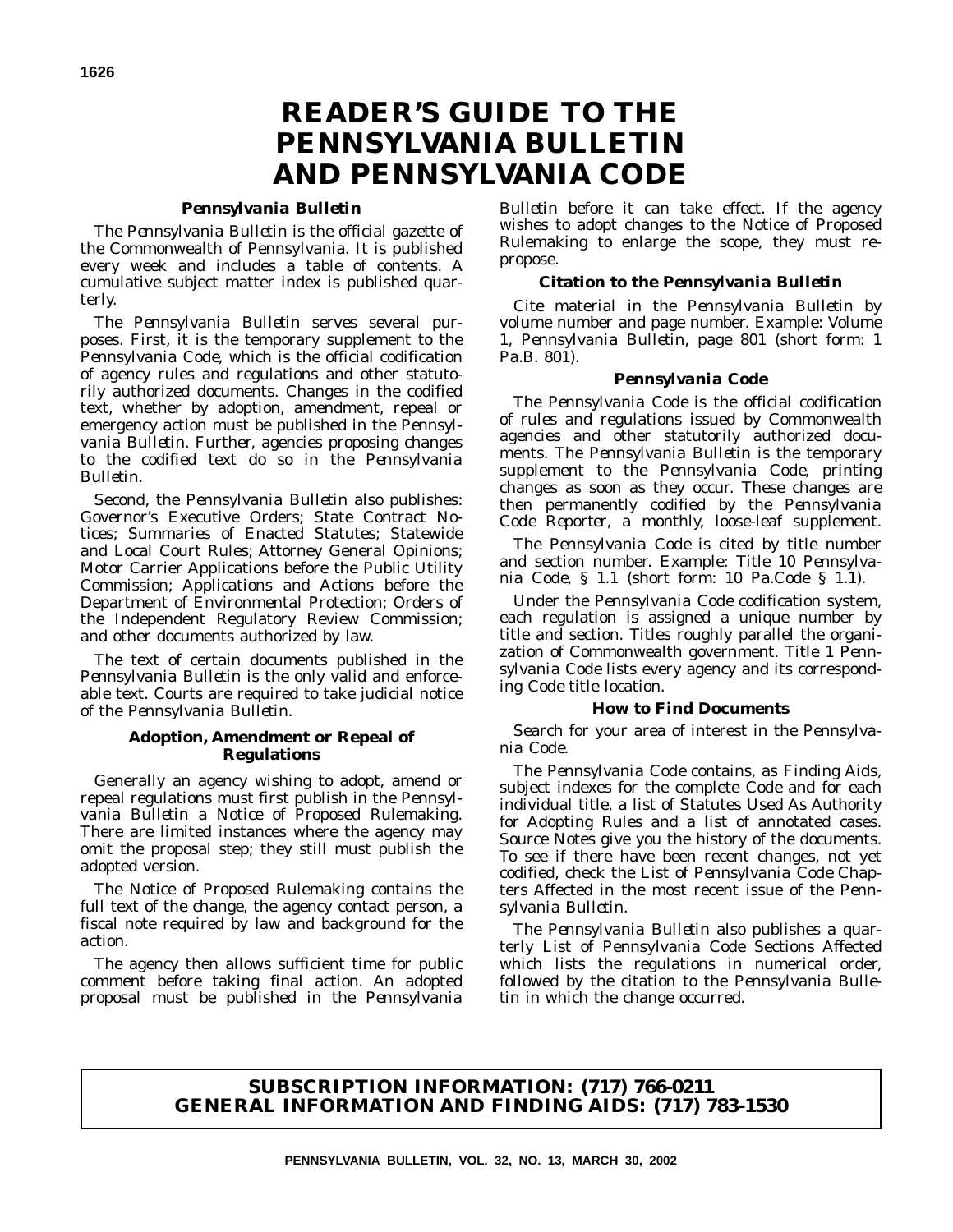# READER'S GUIDE TO THE PENNSYLVANIA BULLETIN AND PENNSYLVANIA CODE

### *Pennsylvania Bulletin*

The *Pennsylvania Bulletin* is the official gazette of the Commonwealth of Pennsylvania. It is published every week and includes a table of contents. A cumulative subject matter index is published quarterly.

The *Pennsylvania Bulletin* serves several purposes. First, it is the temporary supplement to the *Pennsylvania Code*, which is the official codification of agency rules and regulations and other statutorily authorized documents. Changes in the codified text, whether by adoption, amendment, repeal or emergency action must be published in the *Pennsylvania Bulletin*. Further, agencies proposing changes to the codified text do so in the *Pennsylvania Bulletin*.

Second, the *Pennsylvania Bulletin* also publishes: Governor's Executive Orders; State Contract Notices; Summaries of Enacted Statutes; Statewide and Local Court Rules; Attorney General Opinions; Motor Carrier Applications before the Public Utility Commission; Applications and Actions before the Department of Environmental Protection; Orders of the Independent Regulatory Review Commission; and other documents authorized by law.

The text of certain documents published in the *Pennsylvania Bulletin* is the only valid and enforceable text. Courts are required to take judicial notice of the *Pennsylvania Bulletin*.

### Adoption, Amendment or Repeal of Regulations

Generally an agency wishing to adopt, amend or repeal regulations must first publish in the *Pennsylvania Bulletin* a Notice of Proposed Rulemaking. There are limited instances where the agency may omit the proposal step; they still must publish the adopted version.

The Notice of Proposed Rulemaking contains the full text of the change, the agency contact person, a fiscal note required by law and background for the action.

The agency then allows sufficient time for public comment before taking final action. An adopted proposal must be published in the *Pennsylvania Bulletin* before it can take effect. If the agency wishes to adopt changes to the Notice of Proposed Rulemaking to enlarge the scope, they must repropose.

### Citation to the *Pennsylvania Bulletin*

Cite material in the *Pennsylvania Bulletin* by volume number and page number. Example: Volume 1, *Pennsylvania Bulletin*, page 801 (short form: 1 Pa.B. 801).

### *Pennsylvania Code*

The *Pennsylvania Code* is the official codification of rules and regulations issued by Commonwealth agencies and other statutorily authorized documents. The *Pennsylvania Bulletin* is the temporary supplement to the *Pennsylvania Code*, printing changes as soon as they occur. These changes are then permanently codified by the *Pennsylvania Code Reporter*, a monthly, loose-leaf supplement.

The *Pennsylvania Code* is cited by title number and section number. Example: Title 10 *Pennsylvania Code*, § 1.1 (short form: 10 Pa.Code § 1.1).

Under the *Pennsylvania Code* codification system, each regulation is assigned a unique number by title and section. Titles roughly parallel the organization of Commonwealth government. Title 1 *Pennsylvania Code* lists every agency and its corresponding Code title location.

### How to Find Documents

Search for your area of interest in the *Pennsylvania Code*.

The *Pennsylvania Code* contains, as Finding Aids, subject indexes for the complete Code and for each individual title, a list of Statutes Used As Authority for Adopting Rules and a list of annotated cases. Source Notes give you the history of the documents. To see if there have been recent changes, not yet codified, check the List of *Pennsylvania Code* Chapters Affected in the most recent issue of the *Pennsylvania Bulletin*.

The *Pennsylvania Bulletin* also publishes a quarterly List of Pennsylvania Code Sections Affected which lists the regulations in numerical order, followed by the citation to the *Pennsylvania Bulletin* in which the change occurred.

**SUBSCRIPTION INFORMATION: (717) 766-0211**
**GENERAL INFORMATION AND FINDING AIDS: (717) 783-1530**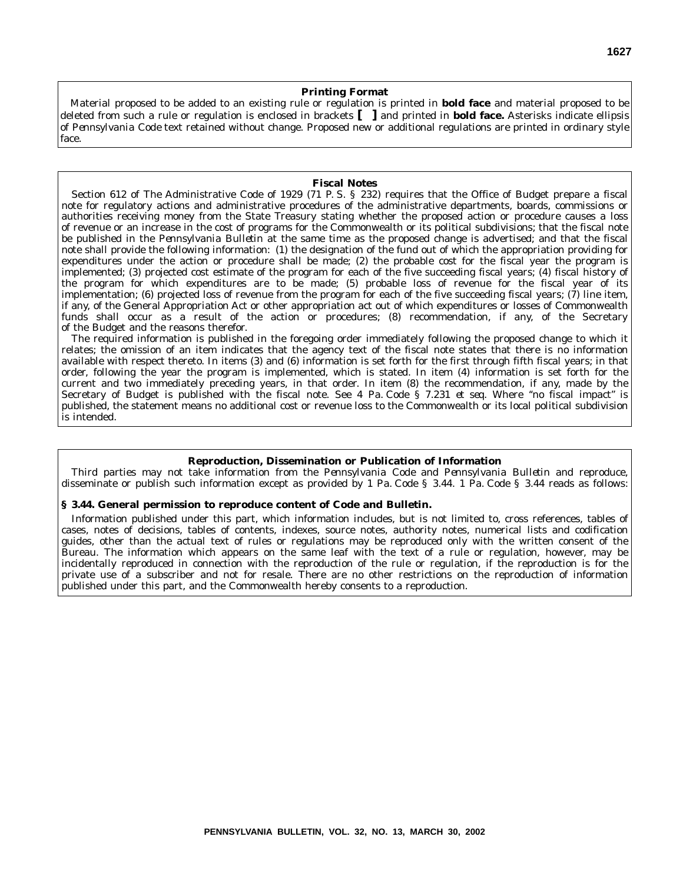## Printing Format

Material proposed to be added to an existing rule or regulation is printed in **bold face** and material proposed to be deleted from such a rule or regulation is enclosed in brackets **[ ]** and printed in **bold face.** Asterisks indicate ellipsis of *Pennsylvania Code* text retained without change. Proposed new or additional regulations are printed in ordinary style face.

## Fiscal Notes

Section 612 of The Administrative Code of 1929 (71 P. S. § 232) requires that the Office of Budget prepare a fiscal note for regulatory actions and administrative procedures of the administrative departments, boards, commissions or authorities receiving money from the State Treasury stating whether the proposed action or procedure causes a loss of revenue or an increase in the cost of programs for the Commonwealth or its political subdivisions; that the fiscal note be published in the *Pennsylvania Bulletin* at the same time as the proposed change is advertised; and that the fiscal note shall provide the following information: (1) the designation of the fund out of which the appropriation providing for expenditures under the action or procedure shall be made; (2) the probable cost for the fiscal year the program is implemented; (3) projected cost estimate of the program for each of the five succeeding fiscal years; (4) fiscal history of the program for which expenditures are to be made; (5) probable loss of revenue for the fiscal year of its implementation; (6) projected loss of revenue from the program for each of the five succeeding fiscal years; (7) line item, if any, of the General Appropriation Act or other appropriation act out of which expenditures or losses of Commonwealth funds shall occur as a result of the action or procedures; (8) recommendation, if any, of the Secretary of the Budget and the reasons therefor.

The required information is published in the foregoing order immediately following the proposed change to which it relates; the omission of an item indicates that the agency text of the fiscal note states that there is no information available with respect thereto. In items (3) and (6) information is set forth for the first through fifth fiscal years; in that order, following the year the program is implemented, which is stated. In item (4) information is set forth for the current and two immediately preceding years, in that order. In item (8) the recommendation, if any, made by the Secretary of Budget is published with the fiscal note. See 4 Pa. Code § 7.231 *et seq.* Where "no fiscal impact" is published, the statement means no additional cost or revenue loss to the Commonwealth or its local political subdivision is intended.

## Reproduction, Dissemination or Publication of Information

Third parties may not take information from the *Pennsylvania Code* and *Pennsylvania Bulletin* and reproduce, disseminate or publish such information except as provided by 1 Pa. Code § 3.44. 1 Pa. Code § 3.44 reads as follows:

### § 3.44. General permission to reproduce content of Code and Bulletin.

Information published under this part, which information includes, but is not limited to, cross references, tables of cases, notes of decisions, tables of contents, indexes, source notes, authority notes, numerical lists and codification guides, other than the actual text of rules or regulations may be reproduced only with the written consent of the Bureau. The information which appears on the same leaf with the text of a rule or regulation, however, may be incidentally reproduced in connection with the reproduction of the rule or regulation, if the reproduction is for the private use of a subscriber and not for resale. There are no other restrictions on the reproduction of information published under this part, and the Commonwealth hereby consents to a reproduction.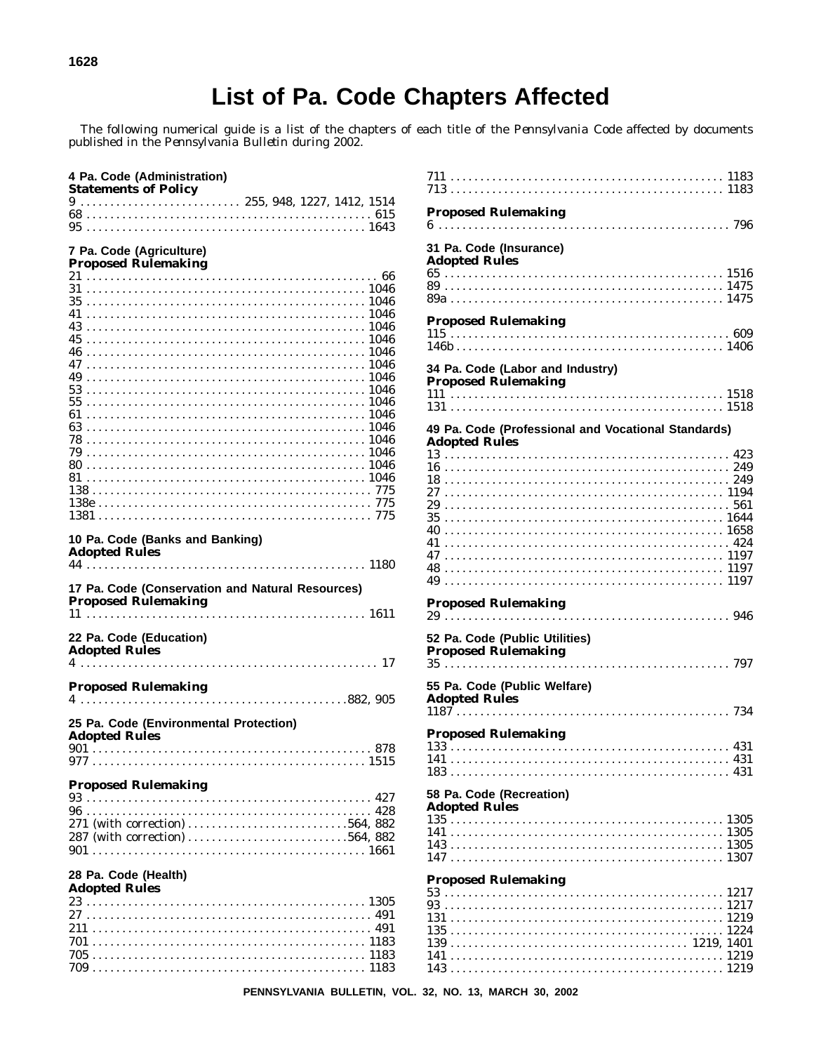# List of Pa. Code Chapters Affected

The following numerical guide is a list of the chapters of each title of the *Pennsylvania Code* affected by documents published in the *Pennsylvania Bulletin* during 2002.

**4 Pa. Code (Administration)**

**Statements of Policy**

9 . . . . . . . . . . 255, 948, 1227, 1412, 1514
68 . . . . . . . . . . 615
95 . . . . . . . . . . 1643

**7 Pa. Code (Agriculture)**

**Proposed Rulemaking**

21 . . . . . . . . . . 66
31 . . . . . . . . . . 1046
35 . . . . . . . . . . 1046
41 . . . . . . . . . . 1046
43 . . . . . . . . . . 1046
45 . . . . . . . . . . 1046
46 . . . . . . . . . . 1046
47 . . . . . . . . . . 1046
49 . . . . . . . . . . 1046
53 . . . . . . . . . . 1046
55 . . . . . . . . . . 1046
61 . . . . . . . . . . 1046
63 . . . . . . . . . . 1046
78 . . . . . . . . . . 1046
79 . . . . . . . . . . 1046
80 . . . . . . . . . . 1046
81 . . . . . . . . . . 1046
138 . . . . . . . . . . 775
138e . . . . . . . . . . 775
1381 . . . . . . . . . . 775

**10 Pa. Code (Banks and Banking)**

**Adopted Rules**

44 . . . . . . . . . . 1180

**17 Pa. Code (Conservation and Natural Resources)**

**Proposed Rulemaking**

11 . . . . . . . . . . 1611

**22 Pa. Code (Education)**

**Adopted Rules**

4 . . . . . . . . . . 17

**Proposed Rulemaking**

4 . . . . . . . . . . 882, 905

**25 Pa. Code (Environmental Protection)**

**Adopted Rules**

901 . . . . . . . . . . 878
977 . . . . . . . . . . 1515

**Proposed Rulemaking**

93 . . . . . . . . . . 427
96 . . . . . . . . . . 428
271 (with correction) . . . . . . . . . . 564, 882
287 (with correction) . . . . . . . . . . 564, 882
901 . . . . . . . . . . 1661

**28 Pa. Code (Health)**

**Adopted Rules**

23 . . . . . . . . . . 1305
27 . . . . . . . . . . 491
211 . . . . . . . . . . 491
701 . . . . . . . . . . 1183
705 . . . . . . . . . . 1183
709 . . . . . . . . . . 1183
711 . . . . . . . . . . 1183
713 . . . . . . . . . . 1183

**Proposed Rulemaking**

6 . . . . . . . . . . 796

**31 Pa. Code (Insurance)**

**Adopted Rules**

65 . . . . . . . . . . 1516
89 . . . . . . . . . . 1475
89a . . . . . . . . . . 1475

**Proposed Rulemaking**

115 . . . . . . . . . . 609
146b . . . . . . . . . . 1406

**34 Pa. Code (Labor and Industry)**

**Proposed Rulemaking**

111 . . . . . . . . . . 1518
131 . . . . . . . . . . 1518

**49 Pa. Code (Professional and Vocational Standards)**

**Adopted Rules**

13 . . . . . . . . . . 423
16 . . . . . . . . . . 249
18 . . . . . . . . . . 249
27 . . . . . . . . . . 1194
29 . . . . . . . . . . 561
35 . . . . . . . . . . 1644
40 . . . . . . . . . . 1658
41 . . . . . . . . . . 424
47 . . . . . . . . . . 1197
48 . . . . . . . . . . 1197
49 . . . . . . . . . . 1197

**Proposed Rulemaking**

29 . . . . . . . . . . 946

**52 Pa. Code (Public Utilities)**

**Proposed Rulemaking**

35 . . . . . . . . . . 797

**55 Pa. Code (Public Welfare)**

**Adopted Rules**

1187 . . . . . . . . . . 734

**Proposed Rulemaking**

133 . . . . . . . . . . 431
141 . . . . . . . . . . 431
183 . . . . . . . . . . 431

**58 Pa. Code (Recreation)**

**Adopted Rules**

135 . . . . . . . . . . 1305
141 . . . . . . . . . . 1305
143 . . . . . . . . . . 1305
147 . . . . . . . . . . 1307

**Proposed Rulemaking**

53 . . . . . . . . . . 1217
93 . . . . . . . . . . 1217
131 . . . . . . . . . . 1219
135 . . . . . . . . . . 1224
139 . . . . . . . . . . 1219, 1401
141 . . . . . . . . . . 1219
143 . . . . . . . . . . 1219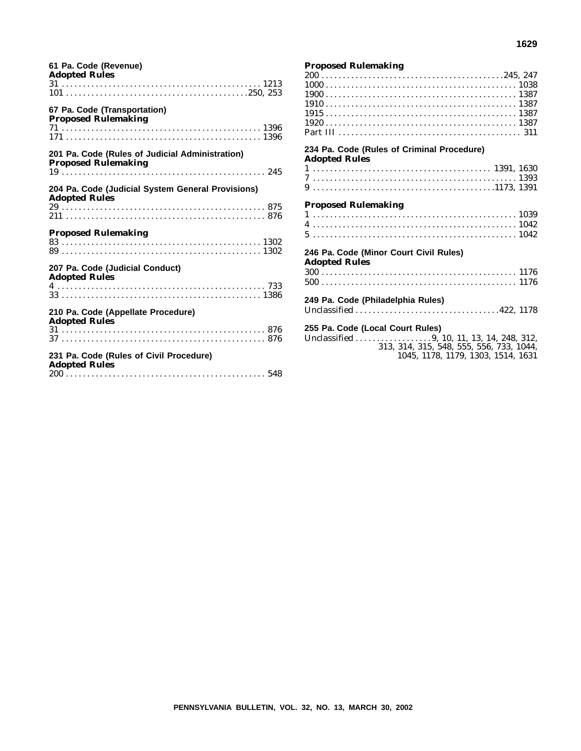**61 Pa. Code (Revenue)**

**Adopted Rules**

31 . . . . . . . . . . . . . . . . . . . . . . . . . . . . . . . . . . . . . . . . . . . . . . 1213
101 . . . . . . . . . . . . . . . . . . . . . . . . . . . . . . . . . . . . . . . . . . .250, 253

**67 Pa. Code (Transportation)**

**Proposed Rulemaking**

71 . . . . . . . . . . . . . . . . . . . . . . . . . . . . . . . . . . . . . . . . . . . . . . 1396
171 . . . . . . . . . . . . . . . . . . . . . . . . . . . . . . . . . . . . . . . . . . . . . 1396

**201 Pa. Code (Rules of Judicial Administration)**

**Proposed Rulemaking**

19 . . . . . . . . . . . . . . . . . . . . . . . . . . . . . . . . . . . . . . . . . . . . . . . 245

**204 Pa. Code (Judicial System General Provisions)**

**Adopted Rules**

29 . . . . . . . . . . . . . . . . . . . . . . . . . . . . . . . . . . . . . . . . . . . . . . . 875
211 . . . . . . . . . . . . . . . . . . . . . . . . . . . . . . . . . . . . . . . . . . . . . . 876

**Proposed Rulemaking**

83 . . . . . . . . . . . . . . . . . . . . . . . . . . . . . . . . . . . . . . . . . . . . . . 1302
89 . . . . . . . . . . . . . . . . . . . . . . . . . . . . . . . . . . . . . . . . . . . . . . 1302

**207 Pa. Code (Judicial Conduct)**

**Adopted Rules**

4 . . . . . . . . . . . . . . . . . . . . . . . . . . . . . . . . . . . . . . . . . . . . . . . . 733
33 . . . . . . . . . . . . . . . . . . . . . . . . . . . . . . . . . . . . . . . . . . . . . . 1386

**210 Pa. Code (Appellate Procedure)**

**Adopted Rules**

31 . . . . . . . . . . . . . . . . . . . . . . . . . . . . . . . . . . . . . . . . . . . . . . . 876
37 . . . . . . . . . . . . . . . . . . . . . . . . . . . . . . . . . . . . . . . . . . . . . . . 876

**231 Pa. Code (Rules of Civil Procedure)**

**Adopted Rules**

200 . . . . . . . . . . . . . . . . . . . . . . . . . . . . . . . . . . . . . . . . . . . . . . 548

**Proposed Rulemaking**

200 . . . . . . . . . . . . . . . . . . . . . . . . . . . . . . . . . . . . . . . . . .245, 247
1000 . . . . . . . . . . . . . . . . . . . . . . . . . . . . . . . . . . . . . . . . . . . . 1038
1900 . . . . . . . . . . . . . . . . . . . . . . . . . . . . . . . . . . . . . . . . . . . . 1387
1910 . . . . . . . . . . . . . . . . . . . . . . . . . . . . . . . . . . . . . . . . . . . . 1387
1915 . . . . . . . . . . . . . . . . . . . . . . . . . . . . . . . . . . . . . . . . . . . . 1387
1920 . . . . . . . . . . . . . . . . . . . . . . . . . . . . . . . . . . . . . . . . . . . . 1387
Part III . . . . . . . . . . . . . . . . . . . . . . . . . . . . . . . . . . . . . . . . . . . 311

**234 Pa. Code (Rules of Criminal Procedure)**

**Adopted Rules**

1 . . . . . . . . . . . . . . . . . . . . . . . . . . . . . . . . . . . . . . . . . . 1391, 1630
7 . . . . . . . . . . . . . . . . . . . . . . . . . . . . . . . . . . . . . . . . . . . . . . . 1393
9 . . . . . . . . . . . . . . . . . . . . . . . . . . . . . . . . . . . . . . . . . .1173, 1391

**Proposed Rulemaking**

1 . . . . . . . . . . . . . . . . . . . . . . . . . . . . . . . . . . . . . . . . . . . . . . . 1039
4 . . . . . . . . . . . . . . . . . . . . . . . . . . . . . . . . . . . . . . . . . . . . . . . 1042
5 . . . . . . . . . . . . . . . . . . . . . . . . . . . . . . . . . . . . . . . . . . . . . . . 1042

**246 Pa. Code (Minor Court Civil Rules)**

**Adopted Rules**

300 . . . . . . . . . . . . . . . . . . . . . . . . . . . . . . . . . . . . . . . . . . . . . 1176
500 . . . . . . . . . . . . . . . . . . . . . . . . . . . . . . . . . . . . . . . . . . . . . 1176

**249 Pa. Code (Philadelphia Rules)**

Unclassified . . . . . . . . . . . . . . . . . . . . . . . . . . . . . . . . . .422, 1178

**255 Pa. Code (Local Court Rules)**

Unclassified . . . . . . . . . . . . . . . . . .9, 10, 11, 13, 14, 248, 312, 313, 314, 315, 548, 555, 556, 733, 1044, 1045, 1178, 1179, 1303, 1514, 1631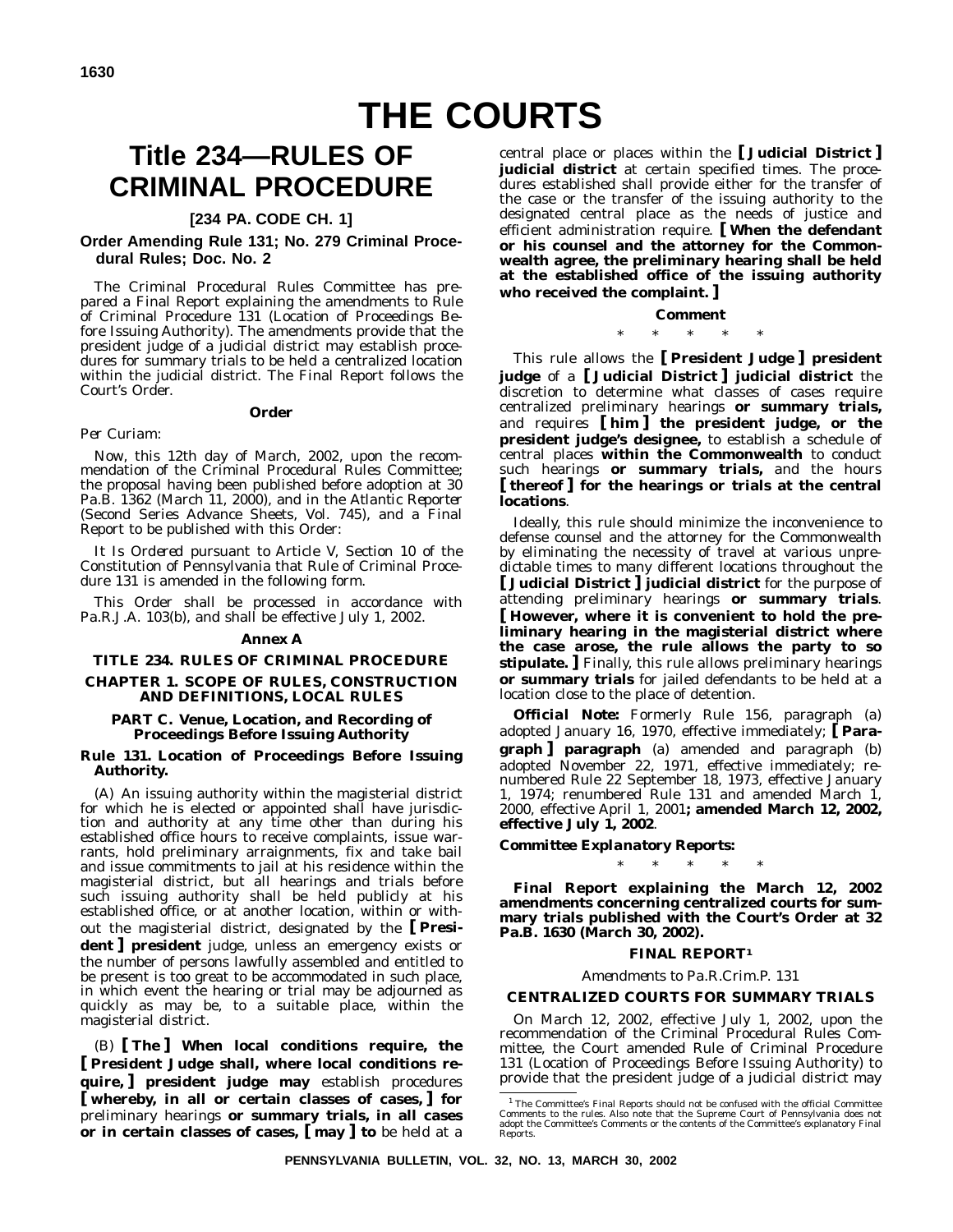# THE COURTS

# Title 234—RULES OF CRIMINAL PROCEDURE

**[234 PA. CODE CH. 1]**

### Order Amending Rule 131; No. 279 Criminal Procedural Rules; Doc. No. 2

The Criminal Procedural Rules Committee has prepared a Final Report explaining the amendments to Rule of Criminal Procedure 131 (Location of Proceedings Before Issuing Authority). The amendments provide that the president judge of a judicial district may establish procedures for summary trials to be held a centralized location within the judicial district. The Final Report follows the Court's Order.

**Order**

*Per Curiam:*

*Now*, this 12th day of March, 2002, upon the recommendation of the Criminal Procedural Rules Committee; the proposal having been published before adoption at 30 Pa.B. 1362 (March 11, 2000), and in the *Atlantic Reporter* (Second Series Advance Sheets, Vol. 745), and a Final Report to be published with this Order:

*It Is Ordered* pursuant to Article V, Section 10 of the Constitution of Pennsylvania that Rule of Criminal Procedure 131 is amended in the following form.

This Order shall be processed in accordance with Pa.R.J.A. 103(b), and shall be effective July 1, 2002.

**Annex A**

**TITLE 234. RULES OF CRIMINAL PROCEDURE**

**CHAPTER 1. SCOPE OF RULES, CONSTRUCTION AND DEFINITIONS, LOCAL RULES**

**PART C. Venue, Location, and Recording of Proceedings Before Issuing Authority**

**Rule 131. Location of Proceedings Before Issuing Authority.**

(A) An issuing authority within the magisterial district for which he is elected or appointed shall have jurisdiction and authority at any time other than during his established office hours to receive complaints, issue warrants, hold preliminary arraignments, fix and take bail and issue commitments to jail at his residence within the magisterial district, but all hearings and trials before such issuing authority shall be held publicly at his established office, or at another location, within or without the magisterial district, designated by the **[ President ] president** judge, unless an emergency exists or the number of persons lawfully assembled and entitled to be present is too great to be accommodated in such place, in which event the hearing or trial may be adjourned as quickly as may be, to a suitable place, within the magisterial district.

(B) **[ The ] When local conditions require, the [ President Judge shall, where local conditions require, ] president judge may** establish procedures **[ whereby, in all or certain classes of cases, ] for** preliminary hearings **or summary trials, in all cases or in certain classes of cases, [ may ] to** be held at a central place or places within the **[ Judicial District ] judicial district** at certain specified times. The procedures established shall provide either for the transfer of the case or the transfer of the issuing authority to the designated central place as the needs of justice and efficient administration require. **[ When the defendant or his counsel and the attorney for the Commonwealth agree, the preliminary hearing shall be held at the established office of the issuing authority who received the complaint. ]**

**Comment**

\* \* \* \* \*

This rule allows the **[ President Judge ] president judge** of a **[ Judicial District ] judicial district** the discretion to determine what classes of cases require centralized preliminary hearings **or summary trials,** and requires **[ him ] the president judge, or the president judge's designee,** to establish a schedule of central places **within the Commonwealth** to conduct such hearings **or summary trials,** and the hours **[ thereof ] for the hearings or trials at the central locations**.

Ideally, this rule should minimize the inconvenience to defense counsel and the attorney for the Commonwealth by eliminating the necessity of travel at various unpredictable times to many different locations throughout the **[ Judicial District ] judicial district** for the purpose of attending preliminary hearings **or summary trials**. **[ However, where it is convenient to hold the preliminary hearing in the magisterial district where the case arose, the rule allows the party to so stipulate. ]** Finally, this rule allows preliminary hearings **or summary trials** for jailed defendants to be held at a location close to the place of detention.

***Official Note:*** Formerly Rule 156, paragraph (a) adopted January 16, 1970, effective immediately; **[ Paragraph ] paragraph** (a) amended and paragraph (b) adopted November 22, 1971, effective immediately; renumbered Rule 22 September 18, 1973, effective January 1, 1974; renumbered Rule 131 and amended March 1, 2000, effective April 1, 2001**; amended March 12, 2002, effective July 1, 2002**.

***Committee Explanatory Reports:***

\* \* \* \* \*

**Final Report explaining the March 12, 2002 amendments concerning centralized courts for summary trials published with the Court's Order at 32 Pa.B. 1630 (March 30, 2002).**

**FINAL REPORT**[1]

*Amendments to Pa.R.Crim.P. 131*

**CENTRALIZED COURTS FOR SUMMARY TRIALS**

On March 12, 2002, effective July 1, 2002, upon the recommendation of the Criminal Procedural Rules Committee, the Court amended Rule of Criminal Procedure 131 (Location of Proceedings Before Issuing Authority) to provide that the president judge of a judicial district may

[1] The Committee's Final Reports should not be confused with the official Committee Comments to the rules. Also note that the Supreme Court of Pennsylvania does not adopt the Committee's Comments or the contents of the Committee's explanatory Final Reports.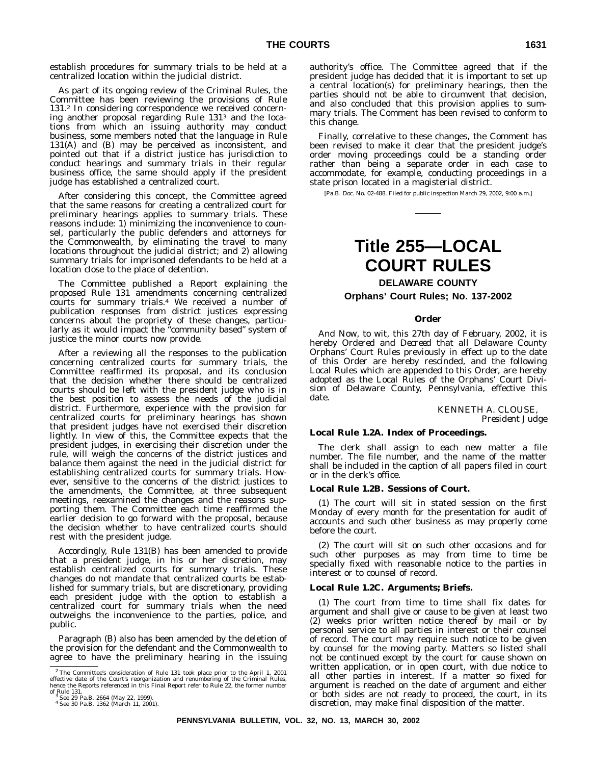establish procedures for summary trials to be held at a centralized location within the judicial district.

As part of its ongoing review of the Criminal Rules, the Committee has been reviewing the provisions of Rule 131.[2] In considering correspondence we received concerning another proposal regarding Rule 131[3] and the locations from which an issuing authority may conduct business, some members noted that the language in Rule 131(A) and (B) may be perceived as inconsistent, and pointed out that if a district justice has jurisdiction to conduct hearings and summary trials in their regular business office, the same should apply if the president judge has established a centralized court.

After considering this concept, the Committee agreed that the same reasons for creating a centralized court for preliminary hearings applies to summary trials. These reasons include: 1) minimizing the inconvenience to counsel, particularly the public defenders and attorneys for the Commonwealth, by eliminating the travel to many locations throughout the judicial district; and 2) allowing summary trials for imprisoned defendants to be held at a location close to the place of detention.

The Committee published a Report explaining the proposed Rule 131 amendments concerning centralized courts for summary trials.[4] We received a number of publication responses from district justices expressing concerns about the propriety of these changes, particularly as it would impact the "community based" system of justice the minor courts now provide.

After a reviewing all the responses to the publication concerning centralized courts for summary trials, the Committee reaffirmed its proposal, and its conclusion that the decision whether there should be centralized courts should be left with the president judge who is in the best position to assess the needs of the judicial district. Furthermore, experience with the provision for centralized courts for preliminary hearings has shown that president judges have not exercised their discretion lightly. In view of this, the Committee expects that the president judges, in exercising their discretion under the rule, will weigh the concerns of the district justices and balance them against the need in the judicial district for establishing centralized courts for summary trials. However, sensitive to the concerns of the district justices to the amendments, the Committee, at three subsequent meetings, reexamined the changes and the reasons supporting them. The Committee each time reaffirmed the earlier decision to go forward with the proposal, because the decision whether to have centralized courts should rest with the president judge.

Accordingly, Rule 131(B) has been amended to provide that a president judge, in his or her discretion, may establish centralized courts for summary trials. These changes do not mandate that centralized courts be established for summary trials, but are discretionary, providing each president judge with the option to establish a centralized court for summary trials when the need outweighs the inconvenience to the parties, police, and public.

Paragraph (B) also has been amended by the deletion of the provision for the defendant and the Commonwealth to agree to have the preliminary hearing in the issuing authority's office. The Committee agreed that if the president judge has decided that it is important to set up a central location(s) for preliminary hearings, then the parties should not be able to circumvent that decision, and also concluded that this provision applies to summary trials. The Comment has been revised to conform to this change.

Finally, correlative to these changes, the Comment has been revised to make it clear that the president judge's order moving proceedings could be a standing order rather than being a separate order in each case to accommodate, for example, conducting proceedings in a state prison located in a magisterial district.

[2] The Committee's consideration of Rule 131 took place prior to the April 1, 2001 effective date of the Court's reorganization and renumbering of the Criminal Rules, hence the Reports referenced in this Final Report refer to Rule 22, the former number of Rule 131.

[3] See 29 Pa.B. 2664 (May 22, 1999).

[4] See 30 Pa.B. 1362 (March 11, 2001).

[Pa.B. Doc. No. 02-488. Filed for public inspection March 29, 2002, 9:00 a.m.]

# Title 255—LOCAL COURT RULES

## DELAWARE COUNTY

## Orphans' Court Rules; No. 137-2002

### Order

*And Now*, to wit, this 27th day of February, 2002, it is hereby *Ordered* and *Decreed* that all Delaware County Orphans' Court Rules previously in effect up to the date of this Order are hereby rescinded, and the following Local Rules which are appended to this Order, are hereby adopted as the Local Rules of the Orphans' Court Division of Delaware County, Pennsylvania, effective this date.

KENNETH A. CLOUSE,
*President Judge*

**Local Rule 1.2A. Index of Proceedings.**

The clerk shall assign to each new matter a file number. The file number, and the name of the matter shall be included in the caption of all papers filed in court or in the clerk's office.

**Local Rule 1.2B. Sessions of Court.**

(1) The court will sit in stated session on the first Monday of every month for the presentation for audit of accounts and such other business as may properly come before the court.

(2) The court will sit on such other occasions and for such other purposes as may from time to time be specially fixed with reasonable notice to the parties in interest or to counsel of record.

**Local Rule 1.2C. Arguments; Briefs.**

(1) The court from time to time shall fix dates for argument and shall give or cause to be given at least two (2) weeks prior written notice thereof by mail or by personal service to all parties in interest or their counsel of record. The court may require such notice to be given by counsel for the moving party. Matters so listed shall not be continued except by the court for cause shown on written application, or in open court, with due notice to all other parties in interest. If a matter so fixed for argument is reached on the date of argument and either or both sides are not ready to proceed, the court, in its discretion, may make final disposition of the matter.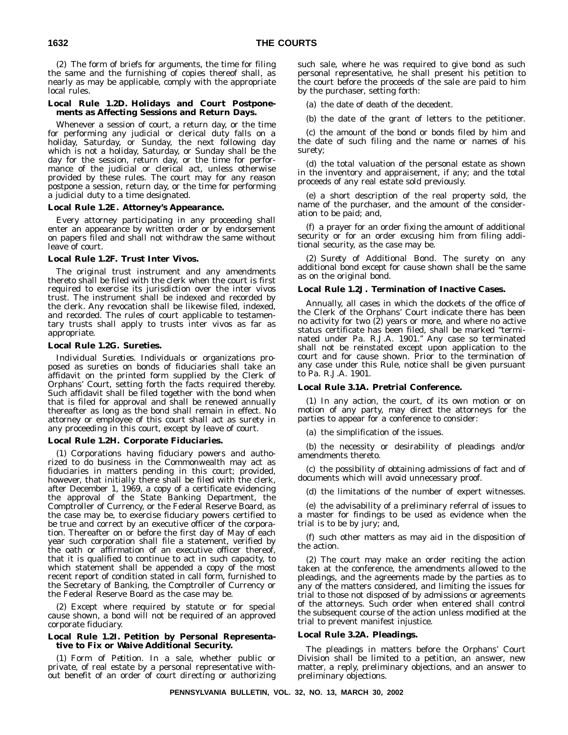(2) The form of briefs for arguments, the time for filing the same and the furnishing of copies thereof shall, as nearly as may be applicable, comply with the appropriate local rules.

**Local Rule 1.2D. Holidays and Court Postponements as Affecting Sessions and Return Days.**

Whenever a session of court, a return day, or the time for performing any judicial or clerical duty falls on a holiday, Saturday, or Sunday, the next following day which is not a holiday, Saturday, or Sunday shall be the day for the session, return day, or the time for performance of the judicial or clerical act, unless otherwise provided by these rules. The court may for any reason postpone a session, return day, or the time for performing a judicial duty to a time designated.

**Local Rule 1.2E. Attorney's Appearance.**

Every attorney participating in any proceeding shall enter an appearance by written order or by endorsement on papers filed and shall not withdraw the same without leave of court.

**Local Rule 1.2F. Trust Inter Vivos.**

The original trust instrument and any amendments thereto shall be filed with the clerk when the court is first required to exercise its jurisdiction over the inter vivos trust. The instrument shall be indexed and recorded by the clerk. Any revocation shall be likewise filed, indexed, and recorded. The rules of court applicable to testamentary trusts shall apply to trusts inter vivos as far as appropriate.

**Local Rule 1.2G. Sureties.**

*Individual Sureties.* Individuals or organizations proposed as sureties on bonds of fiduciaries shall take an affidavit on the printed form supplied by the Clerk of Orphans' Court, setting forth the facts required thereby. Such affidavit shall be filed together with the bond when that is filed for approval and shall be renewed annually thereafter as long as the bond shall remain in effect. No attorney or employee of this court shall act as surety in any proceeding in this court, except by leave of court.

**Local Rule 1.2H. Corporate Fiduciaries.**

(1) Corporations having fiduciary powers and authorized to do business in the Commonwealth may act as fiduciaries in matters pending in this court; provided, however, that initially there shall be filed with the clerk, after December 1, 1969, a copy of a certificate evidencing the approval of the State Banking Department, the Comptroller of Currency, or the Federal Reserve Board, as the case may be, to exercise fiduciary powers certified to be true and correct by an executive officer of the corporation. Thereafter on or before the first day of May of each year such corporation shall file a statement, verified by the oath or affirmation of an executive officer thereof, that it is qualified to continue to act in such capacity, to which statement shall be appended a copy of the most recent report of condition stated in call form, furnished to the Secretary of Banking, the Comptroller of Currency or the Federal Reserve Board as the case may be.

(2) Except where required by statute or for special cause shown, a bond will not be required of an approved corporate fiduciary.

**Local Rule 1.2I. Petition by Personal Representative to Fix or Waive Additional Security.**

(1) *Form of Petition.* In a sale, whether public or private, of real estate by a personal representative without benefit of an order of court directing or authorizing such sale, where he was required to give bond as such personal representative, he shall present his petition to the court before the proceeds of the sale are paid to him by the purchaser, setting forth:

(a) the date of death of the decedent.

(b) the date of the grant of letters to the petitioner.

(c) the amount of the bond or bonds filed by him and the date of such filing and the name or names of his surety;

(d) the total valuation of the personal estate as shown in the inventory and appraisement, if any; and the total proceeds of any real estate sold previously.

(e) a short description of the real property sold, the name of the purchaser, and the amount of the consideration to be paid; and,

(f) a prayer for an order fixing the amount of additional security or for an order excusing him from filing additional security, as the case may be.

(2) *Surety of Additional Bond.* The surety on any additional bond except for cause shown shall be the same as on the original bond.

**Local Rule 1.2J. Termination of Inactive Cases.**

Annually, all cases in which the dockets of the office of the Clerk of the Orphans' Court indicate there has been no activity for two (2) years or more, and where no active status certificate has been filed, shall be marked "terminated under Pa. R.J.A. 1901." Any case so terminated shall not be reinstated except upon application to the court and for cause shown. Prior to the termination of any case under this Rule, notice shall be given pursuant to Pa. R.J.A. 1901.

**Local Rule 3.1A. Pretrial Conference.**

(1) In any action, the court, of its own motion or on motion of any party, may direct the attorneys for the parties to appear for a conference to consider:

(a) the simplification of the issues.

(b) the necessity or desirability of pleadings and/or amendments thereto.

(c) the possibility of obtaining admissions of fact and of documents which will avoid unnecessary proof.

(d) the limitations of the number of expert witnesses.

(e) the advisability of a preliminary referral of issues to a master for findings to be used as evidence when the trial is to be by jury; and,

(f) such other matters as may aid in the disposition of the action.

(2) The court may make an order reciting the action taken at the conference, the amendments allowed to the pleadings, and the agreements made by the parties as to any of the matters considered, and limiting the issues for trial to those not disposed of by admissions or agreements of the attorneys. Such order when entered shall control the subsequent course of the action unless modified at the trial to prevent manifest injustice.

**Local Rule 3.2A. Pleadings.**

The pleadings in matters before the Orphans' Court Division shall be limited to a petition, an answer, new matter, a reply, preliminary objections, and an answer to preliminary objections.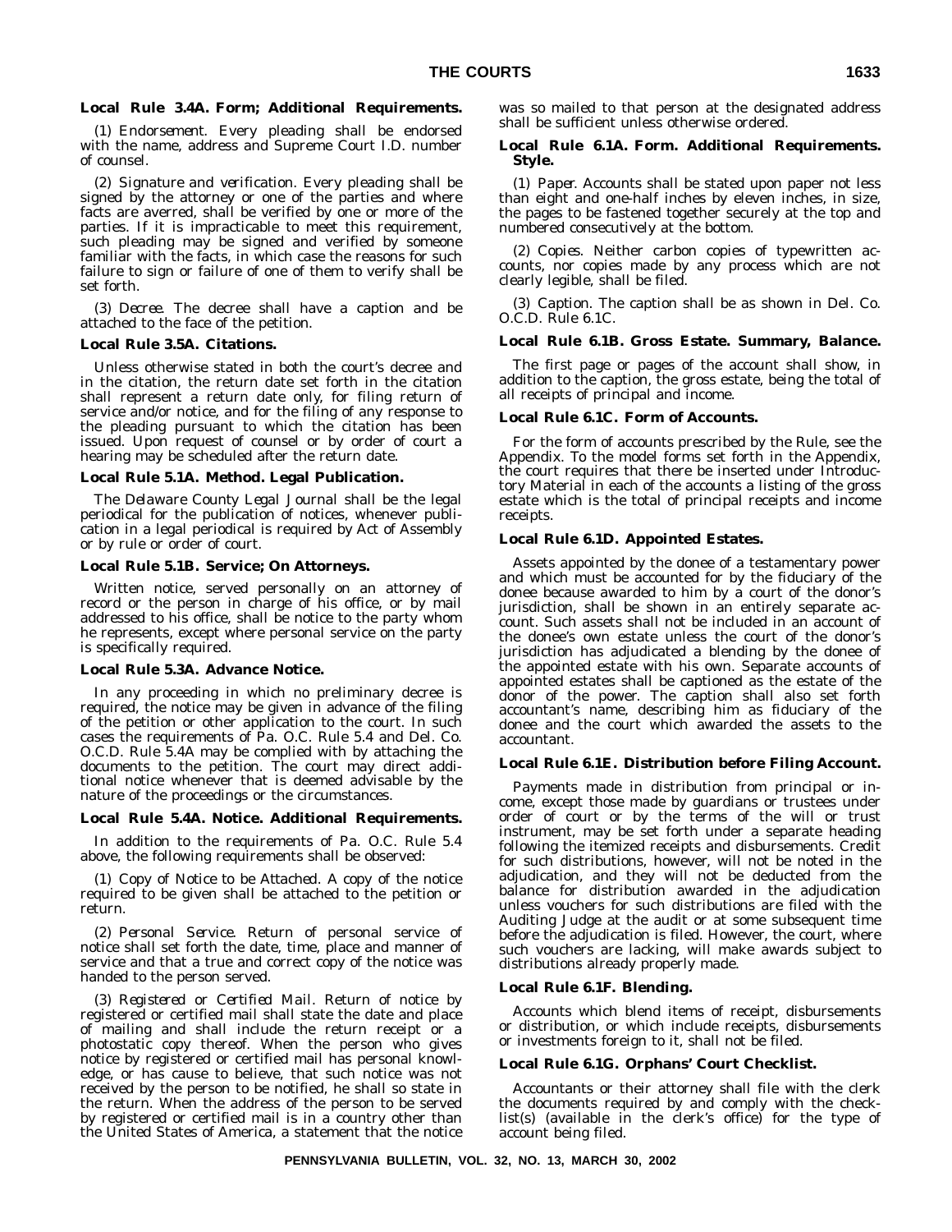**Local Rule 3.4A. Form; Additional Requirements.**

(1) *Endorsement.* Every pleading shall be endorsed with the name, address and Supreme Court I.D. number of counsel.

(2) *Signature and verification.* Every pleading shall be signed by the attorney or one of the parties and where facts are averred, shall be verified by one or more of the parties. If it is impracticable to meet this requirement, such pleading may be signed and verified by someone familiar with the facts, in which case the reasons for such failure to sign or failure of one of them to verify shall be set forth.

(3) *Decree.* The decree shall have a caption and be attached to the face of the petition.

**Local Rule 3.5A. Citations.**

Unless otherwise stated in both the court's decree and in the citation, the return date set forth in the citation shall represent a return date only, for filing return of service and/or notice, and for the filing of any response to the pleading pursuant to which the citation has been issued. Upon request of counsel or by order of court a hearing may be scheduled after the return date.

**Local Rule 5.1A. Method. Legal Publication.**

The *Delaware County Legal Journal* shall be the legal periodical for the publication of notices, whenever publication in a legal periodical is required by Act of Assembly or by rule or order of court.

**Local Rule 5.1B. Service; On Attorneys.**

Written notice, served personally on an attorney of record or the person in charge of his office, or by mail addressed to his office, shall be notice to the party whom he represents, except where personal service on the party is specifically required.

**Local Rule 5.3A. Advance Notice.**

In any proceeding in which no preliminary decree is required, the notice may be given in advance of the filing of the petition or other application to the court. In such cases the requirements of Pa. O.C. Rule 5.4 and Del. Co. O.C.D. Rule 5.4A may be complied with by attaching the documents to the petition. The court may direct additional notice whenever that is deemed advisable by the nature of the proceedings or the circumstances.

**Local Rule 5.4A. Notice. Additional Requirements.**

In addition to the requirements of Pa. O.C. Rule 5.4 above, the following requirements shall be observed:

(1) *Copy of Notice to be Attached.* A copy of the notice required to be given shall be attached to the petition or return.

(2) *Personal Service.* Return of personal service of notice shall set forth the date, time, place and manner of service and that a true and correct copy of the notice was handed to the person served.

(3) *Registered or Certified Mail.* Return of notice by registered or certified mail shall state the date and place of mailing and shall include the return receipt or a photostatic copy thereof. When the person who gives notice by registered or certified mail has personal knowledge, or has cause to believe, that such notice was not received by the person to be notified, he shall so state in the return. When the address of the person to be served by registered or certified mail is in a country other than the United States of America, a statement that the notice was so mailed to that person at the designated address shall be sufficient unless otherwise ordered.

**Local Rule 6.1A. Form. Additional Requirements. Style.**

(1) *Paper.* Accounts shall be stated upon paper not less than eight and one-half inches by eleven inches, in size, the pages to be fastened together securely at the top and numbered consecutively at the bottom.

(2) *Copies.* Neither carbon copies of typewritten accounts, nor copies made by any process which are not clearly legible, shall be filed.

(3) *Caption.* The caption shall be as shown in Del. Co. O.C.D. Rule 6.1C.

**Local Rule 6.1B. Gross Estate. Summary, Balance.**

The first page or pages of the account shall show, in addition to the caption, the gross estate, being the total of all receipts of principal and income.

**Local Rule 6.1C. Form of Accounts.**

For the form of accounts prescribed by the Rule, see the Appendix. To the model forms set forth in the Appendix, the court requires that there be inserted under Introductory Material in each of the accounts a listing of the gross estate which is the total of principal receipts and income receipts.

**Local Rule 6.1D. Appointed Estates.**

Assets appointed by the donee of a testamentary power and which must be accounted for by the fiduciary of the donee because awarded to him by a court of the donor's jurisdiction, shall be shown in an entirely separate account. Such assets shall not be included in an account of the donee's own estate unless the court of the donor's jurisdiction has adjudicated a blending by the donee of the appointed estate with his own. Separate accounts of appointed estates shall be captioned as the estate of the donor of the power. The caption shall also set forth accountant's name, describing him as fiduciary of the donee and the court which awarded the assets to the accountant.

**Local Rule 6.1E. Distribution before Filing Account.**

Payments made in distribution from principal or income, except those made by guardians or trustees under order of court or by the terms of the will or trust instrument, may be set forth under a separate heading following the itemized receipts and disbursements. Credit for such distributions, however, will not be noted in the adjudication, and they will not be deducted from the balance for distribution awarded in the adjudication unless vouchers for such distributions are filed with the Auditing Judge at the audit or at some subsequent time before the adjudication is filed. However, the court, where such vouchers are lacking, will make awards subject to distributions already properly made.

**Local Rule 6.1F. Blending.**

Accounts which blend items of receipt, disbursements or distribution, or which include receipts, disbursements or investments foreign to it, shall not be filed.

**Local Rule 6.1G. Orphans' Court Checklist.**

Accountants or their attorney shall file with the clerk the documents required by and comply with the checklist(s) (available in the clerk's office) for the type of account being filed.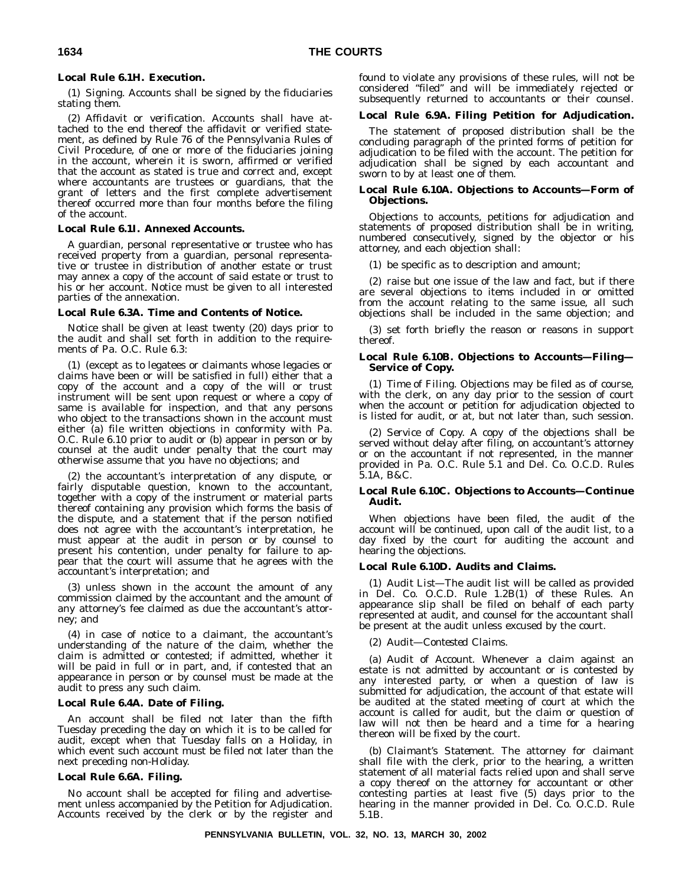**Local Rule 6.1H. Execution.**

(1) *Signing.* Accounts shall be signed by the fiduciaries stating them.

(2) *Affidavit or verification.* Accounts shall have attached to the end thereof the affidavit or verified statement, as defined by Rule 76 of the Pennsylvania Rules of Civil Procedure, of one or more of the fiduciaries joining in the account, wherein it is sworn, affirmed or verified that the account as stated is true and correct and, except where accountants are trustees or guardians, that the grant of letters and the first complete advertisement thereof occurred more than four months before the filing of the account.

**Local Rule 6.1I. Annexed Accounts.**

A guardian, personal representative or trustee who has received property from a guardian, personal representative or trustee in distribution of another estate or trust may annex a copy of the account of said estate or trust to his or her account. Notice must be given to all interested parties of the annexation.

**Local Rule 6.3A. Time and Contents of Notice.**

Notice shall be given at least twenty (20) days prior to the audit and shall set forth in addition to the requirements of Pa. O.C. Rule 6.3:

(1) (except as to legatees or claimants whose legacies or claims have been or will be satisfied in full) either that a copy of the account and a copy of the will or trust instrument will be sent upon request or where a copy of same is available for inspection, and that any persons who object to the transactions shown in the account must either (a) file written objections in conformity with Pa. O.C. Rule 6.10 prior to audit or (b) appear in person or by counsel at the audit under penalty that the court may otherwise assume that you have no objections; and

(2) the accountant's interpretation of any dispute, or fairly disputable question, known to the accountant, together with a copy of the instrument or material parts thereof containing any provision which forms the basis of the dispute, and a statement that if the person notified does not agree with the accountant's interpretation, he must appear at the audit in person or by counsel to present his contention, under penalty for failure to appear that the court will assume that he agrees with the accountant's interpretation; and

(3) unless shown in the account the amount of any commission claimed by the accountant and the amount of any attorney's fee claimed as due the accountant's attorney; and

(4) in case of notice to a claimant, the accountant's understanding of the nature of the claim, whether the claim is admitted or contested; if admitted, whether it will be paid in full or in part, and, if contested that an appearance in person or by counsel must be made at the audit to press any such claim.

**Local Rule 6.4A. Date of Filing.**

An account shall be filed not later than the fifth Tuesday preceding the day on which it is to be called for audit, except when that Tuesday falls on a Holiday, in which event such account must be filed not later than the next preceding non-Holiday.

**Local Rule 6.6A. Filing.**

No account shall be accepted for filing and advertisement unless accompanied by the Petition for Adjudication. Accounts received by the clerk or by the register and found to violate any provisions of these rules, will not be considered "filed" and will be immediately rejected or subsequently returned to accountants or their counsel.

**Local Rule 6.9A. Filing Petition for Adjudication.**

The statement of proposed distribution shall be the concluding paragraph of the printed forms of petition for adjudication to be filed with the account. The petition for adjudication shall be signed by each accountant and sworn to by at least one of them.

**Local Rule 6.10A. Objections to Accounts—Form of Objections.**

Objections to accounts, petitions for adjudication and statements of proposed distribution shall be in writing, numbered consecutively, signed by the objector or his attorney, and each objection shall:

(1) be specific as to description and amount;

(2) raise but one issue of the law and fact, but if there are several objections to items included in or omitted from the account relating to the same issue, all such objections shall be included in the same objection; and

(3) set forth briefly the reason or reasons in support thereof.

**Local Rule 6.10B. Objections to Accounts—Filing—Service of Copy.**

(1) *Time of Filing.* Objections may be filed as of course, with the clerk, on any day prior to the session of court when the account or petition for adjudication objected to is listed for audit, or at, but not later than, such session.

(2) *Service of Copy.* A copy of the objections shall be served without delay after filing, on accountant's attorney or on the accountant if not represented, in the manner provided in Pa. O.C. Rule 5.1 and Del. Co. O.C.D. Rules 5.1A, B&C.

**Local Rule 6.10C. Objections to Accounts—Continue Audit.**

When objections have been filed, the audit of the account will be continued, upon call of the audit list, to a day fixed by the court for auditing the account and hearing the objections.

**Local Rule 6.10D. Audits and Claims.**

(1) *Audit List*—The audit list will be called as provided in Del. Co. O.C.D. Rule 1.2B(1) of these Rules. An appearance slip shall be filed on behalf of each party represented at audit, and counsel for the accountant shall be present at the audit unless excused by the court.

(2) *Audit—Contested Claims.*

(a) *Audit of Account.* Whenever a claim against an estate is not admitted by accountant or is contested by any interested party, or when a question of law is submitted for adjudication, the account of that estate will be audited at the stated meeting of court at which the account is called for audit, but the claim or question of law will not then be heard and a time for a hearing thereon will be fixed by the court.

(b) *Claimant's Statement.* The attorney for claimant shall file with the clerk, prior to the hearing, a written statement of all material facts relied upon and shall serve a copy thereof on the attorney for accountant or other contesting parties at least five (5) days prior to the hearing in the manner provided in Del. Co. O.C.D. Rule 5.1B.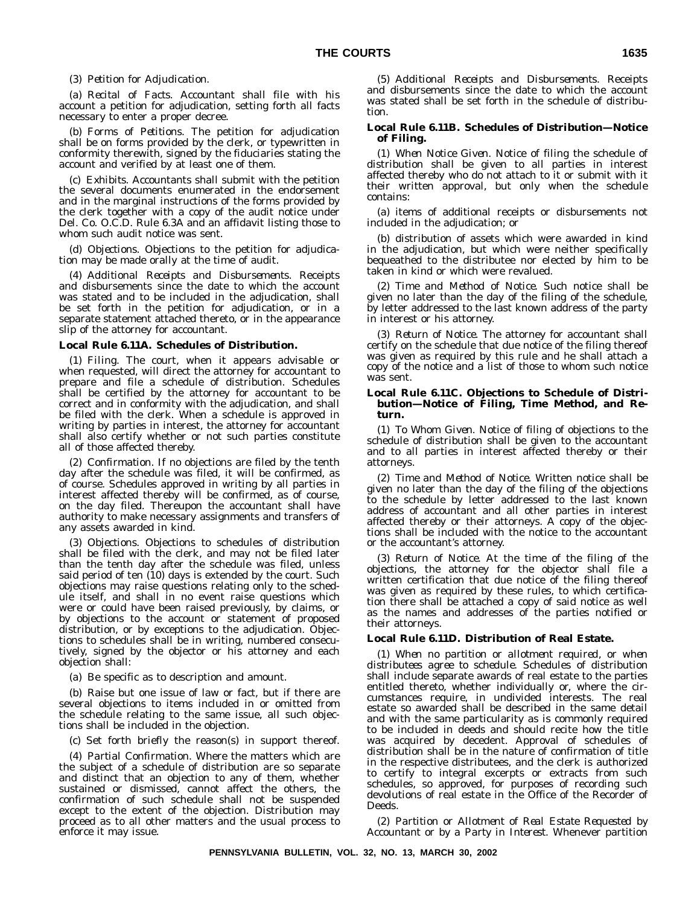(3) *Petition for Adjudication.*

(a) *Recital of Facts.* Accountant shall file with his account a petition for adjudication, setting forth all facts necessary to enter a proper decree.

(b) *Forms of Petitions.* The petition for adjudication shall be on forms provided by the clerk, or typewritten in conformity therewith, signed by the fiduciaries stating the account and verified by at least one of them.

(c) *Exhibits.* Accountants shall submit with the petition the several documents enumerated in the endorsement and in the marginal instructions of the forms provided by the clerk together with a copy of the audit notice under Del. Co. O.C.D. Rule 6.3A and an affidavit listing those to whom such audit notice was sent.

(d) *Objections.* Objections to the petition for adjudication may be made orally at the time of audit.

(4) *Additional Receipts and Disbursements.* Receipts and disbursements since the date to which the account was stated and to be included in the adjudication, shall be set forth in the petition for adjudication, or in a separate statement attached thereto, or in the appearance slip of the attorney for accountant.

(5) *Additional Receipts and Disbursements.* Receipts and disbursements since the date to which the account was stated shall be set forth in the schedule of distribution.

**Local Rule 6.11A. Schedules of Distribution.**

(1) *Filing.* The court, when it appears advisable or when requested, will direct the attorney for accountant to prepare and file a schedule of distribution. Schedules shall be certified by the attorney for accountant to be correct and in conformity with the adjudication, and shall be filed with the clerk. When a schedule is approved in writing by parties in interest, the attorney for accountant shall also certify whether or not such parties constitute all of those affected thereby.

(2) *Confirmation.* If no objections are filed by the tenth day after the schedule was filed, it will be confirmed, as of course. Schedules approved in writing by all parties in interest affected thereby will be confirmed, as of course, on the day filed. Thereupon the accountant shall have authority to make necessary assignments and transfers of any assets awarded in kind.

(3) *Objections.* Objections to schedules of distribution shall be filed with the clerk, and may not be filed later than the tenth day after the schedule was filed, unless said period of ten (10) days is extended by the court. Such objections may raise questions relating only to the schedule itself, and shall in no event raise questions which were or could have been raised previously, by claims, or by objections to the account or statement of proposed distribution, or by exceptions to the adjudication. Objections to schedules shall be in writing, numbered consecutively, signed by the objector or his attorney and each objection shall:

(a) Be specific as to description and amount.

(b) Raise but one issue of law or fact, but if there are several objections to items included in or omitted from the schedule relating to the same issue, all such objections shall be included in the objection.

(c) Set forth briefly the reason(s) in support thereof.

(4) *Partial Confirmation.* Where the matters which are the subject of a schedule of distribution are so separate and distinct that an objection to any of them, whether sustained or dismissed, cannot affect the others, the confirmation of such schedule shall not be suspended except to the extent of the objection. Distribution may proceed as to all other matters and the usual process to enforce it may issue.

**Local Rule 6.11B. Schedules of Distribution—Notice of Filing.**

(1) *When Notice Given.* Notice of filing the schedule of distribution shall be given to all parties in interest affected thereby who do not attach to it or submit with it their written approval, but only when the schedule contains:

(a) items of additional receipts or disbursements not included in the adjudication; or

(b) distribution of assets which were awarded in kind in the adjudication, but which were neither specifically bequeathed to the distributee nor elected by him to be taken in kind or which were revalued.

(2) *Time and Method of Notice.* Such notice shall be given no later than the day of the filing of the schedule, by letter addressed to the last known address of the party in interest or his attorney.

(3) *Return of Notice.* The attorney for accountant shall certify on the schedule that due notice of the filing thereof was given as required by this rule and he shall attach a copy of the notice and a list of those to whom such notice was sent.

**Local Rule 6.11C. Objections to Schedule of Distribution—Notice of Filing, Time Method, and Return.**

(1) *To Whom Given.* Notice of filing of objections to the schedule of distribution shall be given to the accountant and to all parties in interest affected thereby or their attorneys.

(2) *Time and Method of Notice.* Written notice shall be given no later than the day of the filing of the objections to the schedule by letter addressed to the last known address of accountant and all other parties in interest affected thereby or their attorneys. A copy of the objections shall be included with the notice to the accountant or the accountant's attorney.

(3) *Return of Notice.* At the time of the filing of the objections, the attorney for the objector shall file a written certification that due notice of the filing thereof was given as required by these rules, to which certification there shall be attached a copy of said notice as well as the names and addresses of the parties notified or their attorneys.

**Local Rule 6.11D. Distribution of Real Estate.**

(1) *When no partition or allotment required, or when distributees agree to schedule.* Schedules of distribution shall include separate awards of real estate to the parties entitled thereto, whether individually or, where the circumstances require, in undivided interests. The real estate so awarded shall be described in the same detail and with the same particularity as is commonly required to be included in deeds and should recite how the title was acquired by decedent. Approval of schedules of distribution shall be in the nature of confirmation of title in the respective distributees, and the clerk is authorized to certify to integral excerpts or extracts from such schedules, so approved, for purposes of recording such devolutions of real estate in the Office of the Recorder of Deeds.

(2) *Partition or Allotment of Real Estate Requested by Accountant or by a Party in Interest.* Whenever partition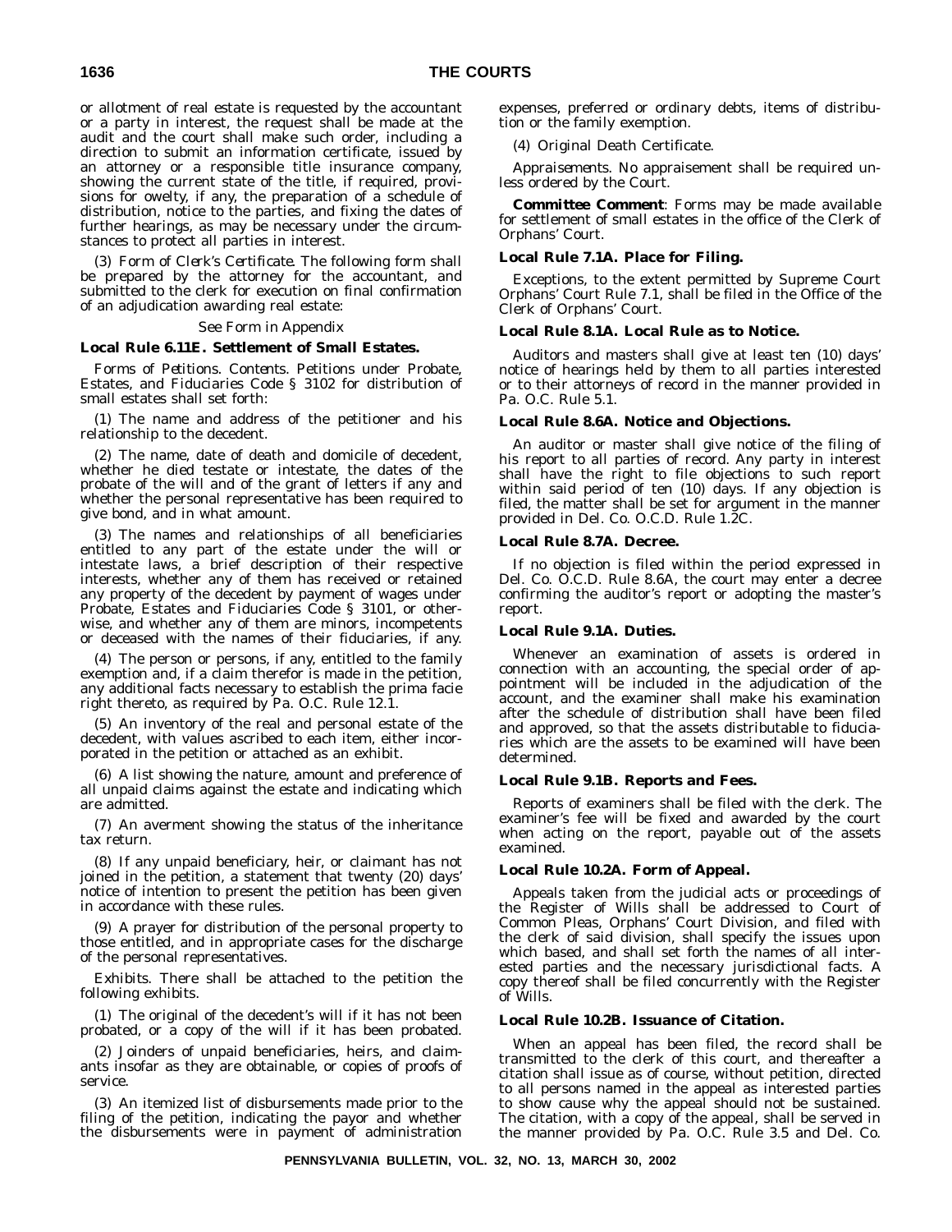or allotment of real estate is requested by the accountant or a party in interest, the request shall be made at the audit and the court shall make such order, including a direction to submit an information certificate, issued by an attorney or a responsible title insurance company, showing the current state of the title, if required, provisions for owelty, if any, the preparation of a schedule of distribution, notice to the parties, and fixing the dates of further hearings, as may be necessary under the circumstances to protect all parties in interest.

(3) *Form of Clerk's Certificate.* The following form shall be prepared by the attorney for the accountant, and submitted to the clerk for execution on final confirmation of an adjudication awarding real estate:

See Form in Appendix

**Local Rule 6.11E. Settlement of Small Estates.**

*Forms of Petitions. Contents.* Petitions under Probate, Estates, and Fiduciaries Code § 3102 for distribution of small estates shall set forth:

(1) The name and address of the petitioner and his relationship to the decedent.

(2) The name, date of death and domicile of decedent, whether he died testate or intestate, the dates of the probate of the will and of the grant of letters if any and whether the personal representative has been required to give bond, and in what amount.

(3) The names and relationships of all beneficiaries entitled to any part of the estate under the will or intestate laws, a brief description of their respective interests, whether any of them has received or retained any property of the decedent by payment of wages under Probate, Estates and Fiduciaries Code § 3101, or otherwise, and whether any of them are minors, incompetents or deceased with the names of their fiduciaries, if any.

(4) The person or persons, if any, entitled to the family exemption and, if a claim therefor is made in the petition, any additional facts necessary to establish the prima facie right thereto, as required by Pa. O.C. Rule 12.1.

(5) An inventory of the real and personal estate of the decedent, with values ascribed to each item, either incorporated in the petition or attached as an exhibit.

(6) A list showing the nature, amount and preference of all unpaid claims against the estate and indicating which are admitted.

(7) An averment showing the status of the inheritance tax return.

(8) If any unpaid beneficiary, heir, or claimant has not joined in the petition, a statement that twenty (20) days' notice of intention to present the petition has been given in accordance with these rules.

(9) A prayer for distribution of the personal property to those entitled, and in appropriate cases for the discharge of the personal representatives.

*Exhibits.* There shall be attached to the petition the following exhibits.

(1) The original of the decedent's will if it has not been probated, or a copy of the will if it has been probated.

(2) Joinders of unpaid beneficiaries, heirs, and claimants insofar as they are obtainable, or copies of proofs of service.

(3) An itemized list of disbursements made prior to the filing of the petition, indicating the payor and whether the disbursements were in payment of administration expenses, preferred or ordinary debts, items of distribution or the family exemption.

(4) Original Death Certificate.

*Appraisements.* No appraisement shall be required unless ordered by the Court.

**Committee Comment**: Forms may be made available for settlement of small estates in the office of the Clerk of Orphans' Court.

**Local Rule 7.1A. Place for Filing.**

Exceptions, to the extent permitted by Supreme Court Orphans' Court Rule 7.1, shall be filed in the Office of the Clerk of Orphans' Court.

**Local Rule 8.1A. Local Rule as to Notice.**

Auditors and masters shall give at least ten (10) days' notice of hearings held by them to all parties interested or to their attorneys of record in the manner provided in Pa. O.C. Rule 5.1.

**Local Rule 8.6A. Notice and Objections.**

An auditor or master shall give notice of the filing of his report to all parties of record. Any party in interest shall have the right to file objections to such report within said period of ten (10) days. If any objection is filed, the matter shall be set for argument in the manner provided in Del. Co. O.C.D. Rule 1.2C.

**Local Rule 8.7A. Decree.**

If no objection is filed within the period expressed in Del. Co. O.C.D. Rule 8.6A, the court may enter a decree confirming the auditor's report or adopting the master's report.

**Local Rule 9.1A. Duties.**

Whenever an examination of assets is ordered in connection with an accounting, the special order of appointment will be included in the adjudication of the account, and the examiner shall make his examination after the schedule of distribution shall have been filed and approved, so that the assets distributable to fiduciaries which are the assets to be examined will have been determined.

**Local Rule 9.1B. Reports and Fees.**

Reports of examiners shall be filed with the clerk. The examiner's fee will be fixed and awarded by the court when acting on the report, payable out of the assets examined.

**Local Rule 10.2A. Form of Appeal.**

Appeals taken from the judicial acts or proceedings of the Register of Wills shall be addressed to Court of Common Pleas, Orphans' Court Division, and filed with the clerk of said division, shall specify the issues upon which based, and shall set forth the names of all interested parties and the necessary jurisdictional facts. A copy thereof shall be filed concurrently with the Register of Wills.

**Local Rule 10.2B. Issuance of Citation.**

When an appeal has been filed, the record shall be transmitted to the clerk of this court, and thereafter a citation shall issue as of course, without petition, directed to all persons named in the appeal as interested parties to show cause why the appeal should not be sustained. The citation, with a copy of the appeal, shall be served in the manner provided by Pa. O.C. Rule 3.5 and Del. Co.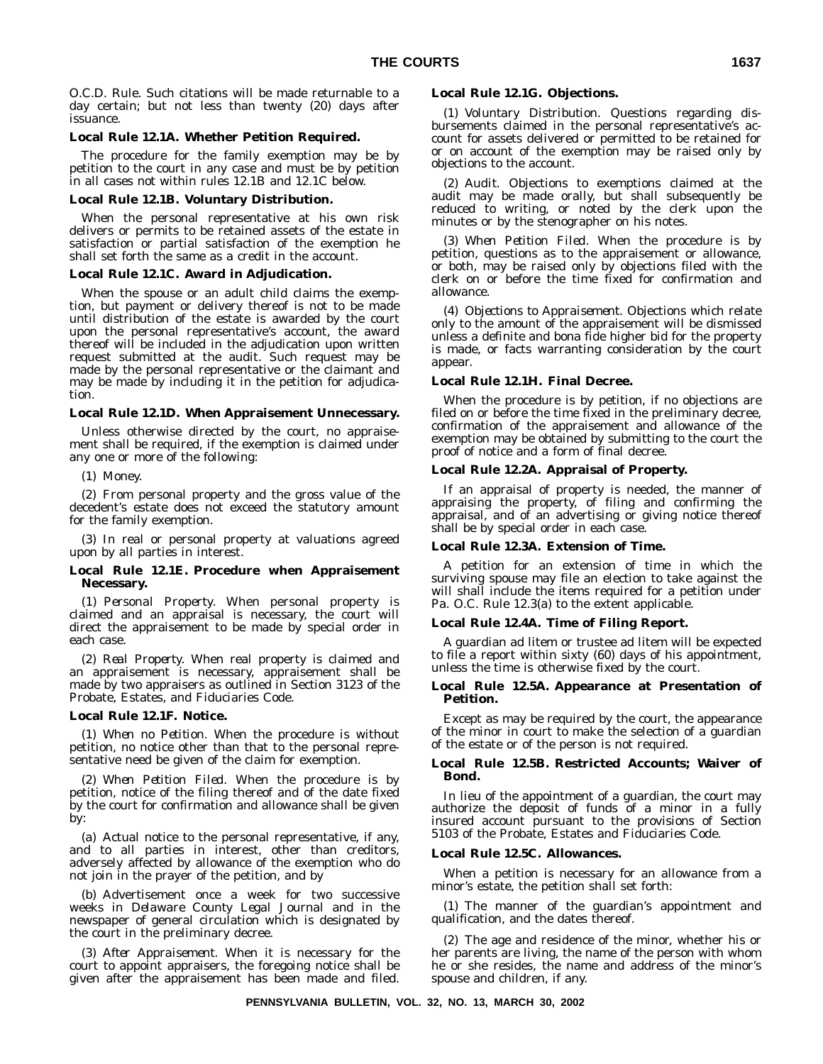O.C.D. Rule. Such citations will be made returnable to a day certain; but not less than twenty (20) days after issuance.

**Local Rule 12.1A. Whether Petition Required.**

The procedure for the family exemption may be by petition to the court in any case and must be by petition in all cases not within rules 12.1B and 12.1C below.

**Local Rule 12.1B. Voluntary Distribution.**

When the personal representative at his own risk delivers or permits to be retained assets of the estate in satisfaction or partial satisfaction of the exemption he shall set forth the same as a credit in the account.

**Local Rule 12.1C. Award in Adjudication.**

When the spouse or an adult child claims the exemption, but payment or delivery thereof is not to be made until distribution of the estate is awarded by the court upon the personal representative's account, the award thereof will be included in the adjudication upon written request submitted at the audit. Such request may be made by the personal representative or the claimant and may be made by including it in the petition for adjudication.

**Local Rule 12.1D. When Appraisement Unnecessary.**

Unless otherwise directed by the court, no appraisement shall be required, if the exemption is claimed under any one or more of the following:

(1) Money.

(2) From personal property and the gross value of the decedent's estate does not exceed the statutory amount for the family exemption.

(3) In real or personal property at valuations agreed upon by all parties in interest.

**Local Rule 12.1E. Procedure when Appraisement Necessary.**

(1) *Personal Property.* When personal property is claimed and an appraisal is necessary, the court will direct the appraisement to be made by special order in each case.

(2) *Real Property.* When real property is claimed and an appraisement is necessary, appraisement shall be made by two appraisers as outlined in Section 3123 of the Probate, Estates, and Fiduciaries Code.

**Local Rule 12.1F. Notice.**

(1) *When no Petition.* When the procedure is without petition, no notice other than that to the personal representative need be given of the claim for exemption.

(2) *When Petition Filed.* When the procedure is by petition, notice of the filing thereof and of the date fixed by the court for confirmation and allowance shall be given by:

(a) Actual notice to the personal representative, if any, and to all parties in interest, other than creditors, adversely affected by allowance of the exemption who do not join in the prayer of the petition, and by

(b) Advertisement once a week for two successive weeks in *Delaware County Legal Journal* and in the newspaper of general circulation which is designated by the court in the preliminary decree.

(3) *After Appraisement.* When it is necessary for the court to appoint appraisers, the foregoing notice shall be given after the appraisement has been made and filed.

**Local Rule 12.1G. Objections.**

(1) *Voluntary Distribution.* Questions regarding disbursements claimed in the personal representative's account for assets delivered or permitted to be retained for or on account of the exemption may be raised only by objections to the account.

(2) *Audit.* Objections to exemptions claimed at the audit may be made orally, but shall subsequently be reduced to writing, or noted by the clerk upon the minutes or by the stenographer on his notes.

(3) *When Petition Filed.* When the procedure is by petition, questions as to the appraisement or allowance, or both, may be raised only by objections filed with the clerk on or before the time fixed for confirmation and allowance.

(4) *Objections to Appraisement.* Objections which relate only to the amount of the appraisement will be dismissed unless a definite and bona fide higher bid for the property is made, or facts warranting consideration by the court appear.

**Local Rule 12.1H. Final Decree.**

When the procedure is by petition, if no objections are filed on or before the time fixed in the preliminary decree, confirmation of the appraisement and allowance of the exemption may be obtained by submitting to the court the proof of notice and a form of final decree.

**Local Rule 12.2A. Appraisal of Property.**

If an appraisal of property is needed, the manner of appraising the property, of filing and confirming the appraisal, and of an advertising or giving notice thereof shall be by special order in each case.

**Local Rule 12.3A. Extension of Time.**

A petition for an extension of time in which the surviving spouse may file an election to take against the will shall include the items required for a petition under Pa. O.C. Rule 12.3(a) to the extent applicable.

**Local Rule 12.4A. Time of Filing Report.**

A guardian ad litem or trustee ad litem will be expected to file a report within sixty (60) days of his appointment, unless the time is otherwise fixed by the court.

**Local Rule 12.5A. Appearance at Presentation of Petition.**

Except as may be required by the court, the appearance of the minor in court to make the selection of a guardian of the estate or of the person is not required.

**Local Rule 12.5B. Restricted Accounts; Waiver of Bond.**

In lieu of the appointment of a guardian, the court may authorize the deposit of funds of a minor in a fully insured account pursuant to the provisions of Section 5103 of the Probate, Estates and Fiduciaries Code.

**Local Rule 12.5C. Allowances.**

When a petition is necessary for an allowance from a minor's estate, the petition shall set forth:

(1) The manner of the guardian's appointment and qualification, and the dates thereof.

(2) The age and residence of the minor, whether his or her parents are living, the name of the person with whom he or she resides, the name and address of the minor's spouse and children, if any.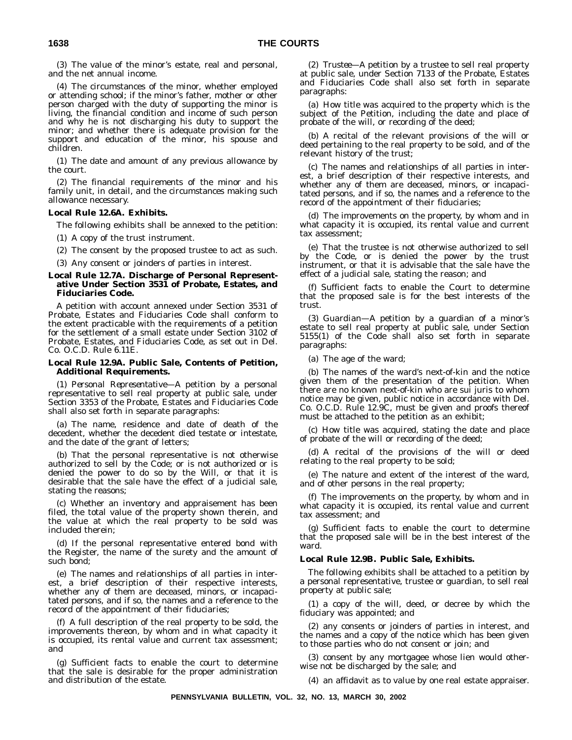(3) The value of the minor's estate, real and personal, and the net annual income.

(4) The circumstances of the minor, whether employed or attending school; if the minor's father, mother or other person charged with the duty of supporting the minor is living, the financial condition and income of such person and why he is not discharging his duty to support the minor; and whether there is adequate provision for the support and education of the minor, his spouse and children.

(1) The date and amount of any previous allowance by the court.

(2) The financial requirements of the minor and his family unit, in detail, and the circumstances making such allowance necessary.

**Local Rule 12.6A. Exhibits.**

The following exhibits shall be annexed to the petition:

(1) A copy of the trust instrument.

(2) The consent by the proposed trustee to act as such.

(3) Any consent or joinders of parties in interest.

**Local Rule 12.7A. Discharge of Personal Representative Under Section 3531 of Probate, Estates, and Fiduciaries Code.**

A petition with account annexed under Section 3531 of Probate, Estates and Fiduciaries Code shall conform to the extent practicable with the requirements of a petition for the settlement of a small estate under Section 3102 of Probate, Estates, and Fiduciaries Code, as set out in Del. Co. O.C.D. Rule 6.11E.

**Local Rule 12.9A. Public Sale, Contents of Petition, Additional Requirements.**

(1) *Personal Representative*—A petition by a personal representative to sell real property at public sale, under Section 3353 of the Probate, Estates and Fiduciaries Code shall also set forth in separate paragraphs:

(a) The name, residence and date of death of the decedent, whether the decedent died testate or intestate, and the date of the grant of letters;

(b) That the personal representative is not otherwise authorized to sell by the Code; or is not authorized or is denied the power to do so by the Will, or that it is desirable that the sale have the effect of a judicial sale, stating the reasons;

(c) Whether an inventory and appraisement has been filed, the total value of the property shown therein, and the value at which the real property to be sold was included therein;

(d) If the personal representative entered bond with the Register, the name of the surety and the amount of such bond;

(e) The names and relationships of all parties in interest, a brief description of their respective interests, whether any of them are deceased, minors, or incapacitated persons, and if so, the names and a reference to the record of the appointment of their fiduciaries;

(f) A full description of the real property to be sold, the improvements thereon, by whom and in what capacity it is occupied, its rental value and current tax assessment; and

(g) Sufficient facts to enable the court to determine that the sale is desirable for the proper administration and distribution of the estate.

(2) Trustee—A petition by a trustee to sell real property at public sale, under Section 7133 of the Probate, Estates and Fiduciaries Code shall also set forth in separate paragraphs:

(a) How title was acquired to the property which is the subject of the Petition, including the date and place of probate of the will, or recording of the deed;

(b) A recital of the relevant provisions of the will or deed pertaining to the real property to be sold, and of the relevant history of the trust;

(c) The names and relationships of all parties in interest, a brief description of their respective interests, and whether any of them are deceased, minors, or incapacitated persons, and if so, the names and a reference to the record of the appointment of their fiduciaries;

(d) The improvements on the property, by whom and in what capacity it is occupied, its rental value and current tax assessment;

(e) That the trustee is not otherwise authorized to sell by the Code, or is denied the power by the trust instrument, or that it is advisable that the sale have the effect of a judicial sale, stating the reason; and

(f) Sufficient facts to enable the Court to determine that the proposed sale is for the best interests of the trust.

(3) Guardian—A petition by a guardian of a minor's estate to sell real property at public sale, under Section 5155(1) of the Code shall also set forth in separate paragraphs:

(a) The age of the ward;

(b) The names of the ward's next-of-kin and the notice given them of the presentation of the petition. When there are no known next-of-kin who are sui juris to whom notice may be given, public notice in accordance with Del. Co. O.C.D. Rule 12.9C, must be given and proofs thereof must be attached to the petition as an exhibit;

(c) How title was acquired, stating the date and place of probate of the will or recording of the deed;

(d) A recital of the provisions of the will or deed relating to the real property to be sold;

(e) The nature and extent of the interest of the ward, and of other persons in the real property;

(f) The improvements on the property, by whom and in what capacity it is occupied, its rental value and current tax assessment; and

(g) Sufficient facts to enable the court to determine that the proposed sale will be in the best interest of the ward.

**Local Rule 12.9B. Public Sale, Exhibits.**

The following exhibits shall be attached to a petition by a personal representative, trustee or guardian, to sell real property at public sale;

(1) a copy of the will, deed, or decree by which the fiduciary was appointed; and

(2) any consents or joinders of parties in interest, and the names and a copy of the notice which has been given to those parties who do not consent or join; and

(3) consent by any mortgagee whose lien would otherwise not be discharged by the sale; and

(4) an affidavit as to value by one real estate appraiser.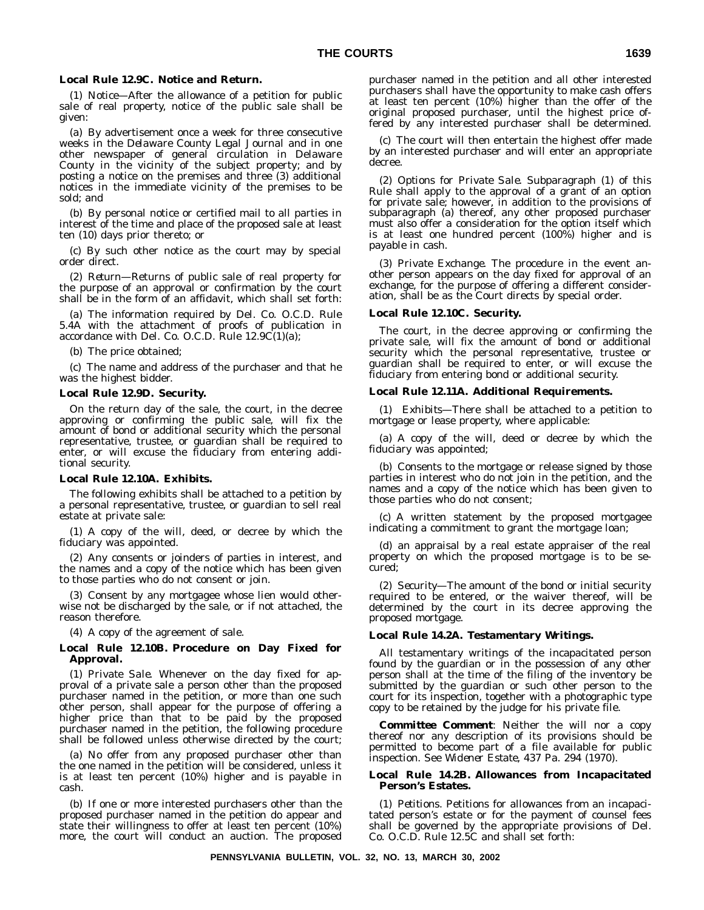**Local Rule 12.9C. Notice and Return.**

(1) Notice—After the allowance of a petition for public sale of real property, notice of the public sale shall be given:

(a) By advertisement once a week for three consecutive weeks in the *Delaware County Legal Journal* and in one other newspaper of general circulation in Delaware County in the vicinity of the subject property; and by posting a notice on the premises and three (3) additional notices in the immediate vicinity of the premises to be sold; and

(b) By personal notice or certified mail to all parties in interest of the time and place of the proposed sale at least ten (10) days prior thereto; or

(c) By such other notice as the court may by special order direct.

(2) Return—Returns of public sale of real property for the purpose of an approval or confirmation by the court shall be in the form of an affidavit, which shall set forth:

(a) The information required by Del. Co. O.C.D. Rule 5.4A with the attachment of proofs of publication in accordance with Del. Co. O.C.D. Rule 12.9C(1)(a);

(b) The price obtained;

(c) The name and address of the purchaser and that he was the highest bidder.

**Local Rule 12.9D. Security.**

On the return day of the sale, the court, in the decree approving or confirming the public sale, will fix the amount of bond or additional security which the personal representative, trustee, or guardian shall be required to enter, or will excuse the fiduciary from entering additional security.

**Local Rule 12.10A. Exhibits.**

The following exhibits shall be attached to a petition by a personal representative, trustee, or guardian to sell real estate at private sale:

(1) A copy of the will, deed, or decree by which the fiduciary was appointed.

(2) Any consents or joinders of parties in interest, and the names and a copy of the notice which has been given to those parties who do not consent or join.

(3) Consent by any mortgagee whose lien would otherwise not be discharged by the sale, or if not attached, the reason therefore.

(4) A copy of the agreement of sale.

**Local Rule 12.10B. Procedure on Day Fixed for Approval.**

(1) *Private Sale.* Whenever on the day fixed for approval of a private sale a person other than the proposed purchaser named in the petition, or more than one such other person, shall appear for the purpose of offering a higher price than that to be paid by the proposed purchaser named in the petition, the following procedure shall be followed unless otherwise directed by the court;

(a) No offer from any proposed purchaser other than the one named in the petition will be considered, unless it is at least ten percent (10%) higher and is payable in cash.

(b) If one or more interested purchasers other than the proposed purchaser named in the petition do appear and state their willingness to offer at least ten percent (10%) more, the court will conduct an auction. The proposed purchaser named in the petition and all other interested purchasers shall have the opportunity to make cash offers at least ten percent (10%) higher than the offer of the original proposed purchaser, until the highest price offered by any interested purchaser shall be determined.

(c) The court will then entertain the highest offer made by an interested purchaser and will enter an appropriate decree.

(2) *Options for Private Sale.* Subparagraph (1) of this Rule shall apply to the approval of a grant of an option for private sale; however, in addition to the provisions of subparagraph (a) thereof, any other proposed purchaser must also offer a consideration for the option itself which is at least one hundred percent (100%) higher and is payable in cash.

(3) *Private Exchange.* The procedure in the event another person appears on the day fixed for approval of an exchange, for the purpose of offering a different consideration, shall be as the Court directs by special order.

**Local Rule 12.10C. Security.**

The court, in the decree approving or confirming the private sale, will fix the amount of bond or additional security which the personal representative, trustee or guardian shall be required to enter, or will excuse the fiduciary from entering bond or additional security.

**Local Rule 12.11A. Additional Requirements.**

(1) Exhibits—There shall be attached to a petition to mortgage or lease property, where applicable:

(a) A copy of the will, deed or decree by which the fiduciary was appointed;

(b) Consents to the mortgage or release signed by those parties in interest who do not join in the petition, and the names and a copy of the notice which has been given to those parties who do not consent;

(c) A written statement by the proposed mortgagee indicating a commitment to grant the mortgage loan;

(d) an appraisal by a real estate appraiser of the real property on which the proposed mortgage is to be secured;

(2) Security—The amount of the bond or initial security required to be entered, or the waiver thereof, will be determined by the court in its decree approving the proposed mortgage.

**Local Rule 14.2A. Testamentary Writings.**

All testamentary writings of the incapacitated person found by the guardian or in the possession of any other person shall at the time of the filing of the inventory be submitted by the guardian or such other person to the court for its inspection, together with a photographic type copy to be retained by the judge for his private file.

**Committee Comment**: Neither the will nor a copy thereof nor any description of its provisions should be permitted to become part of a file available for public inspection. See *Widener Estate*, 437 Pa. 294 (1970).

**Local Rule 14.2B. Allowances from Incapacitated Person's Estates.**

(1) *Petitions.* Petitions for allowances from an incapacitated person's estate or for the payment of counsel fees shall be governed by the appropriate provisions of Del. Co. O.C.D. Rule 12.5C and shall set forth: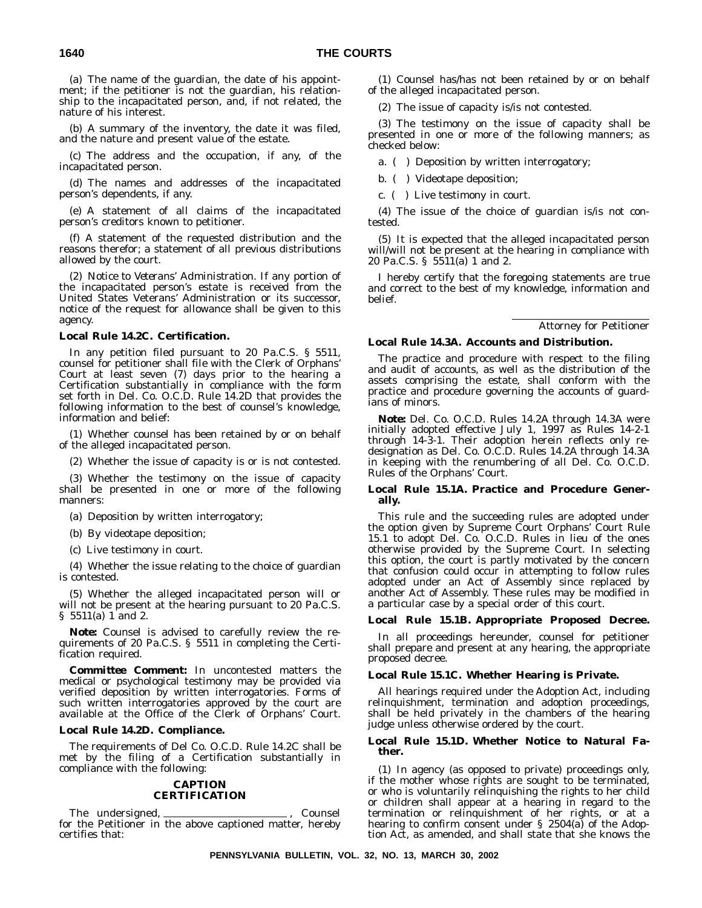(a) The name of the guardian, the date of his appointment; if the petitioner is not the guardian, his relationship to the incapacitated person, and, if not related, the nature of his interest.

(b) A summary of the inventory, the date it was filed, and the nature and present value of the estate.

(c) The address and the occupation, if any, of the incapacitated person.

(d) The names and addresses of the incapacitated person's dependents, if any.

(e) A statement of all claims of the incapacitated person's creditors known to petitioner.

(f) A statement of the requested distribution and the reasons therefor; a statement of all previous distributions allowed by the court.

(2) *Notice to Veterans' Administration.* If any portion of the incapacitated person's estate is received from the United States Veterans' Administration or its successor, notice of the request for allowance shall be given to this agency.

**Local Rule 14.2C. Certification.**

In any petition filed pursuant to 20 Pa.C.S. § 5511, counsel for petitioner shall file with the Clerk of Orphans' Court at least seven (7) days prior to the hearing a Certification substantially in compliance with the form set forth in Del. Co. O.C.D. Rule 14.2D that provides the following information to the best of counsel's knowledge, information and belief:

(1) Whether counsel has been retained by or on behalf of the alleged incapacitated person.

(2) Whether the issue of capacity is or is not contested.

(3) Whether the testimony on the issue of capacity shall be presented in one or more of the following manners:

(a) Deposition by written interrogatory;

(b) By videotape deposition;

(c) Live testimony in court.

(4) Whether the issue relating to the choice of guardian is contested.

(5) Whether the alleged incapacitated person will or will not be present at the hearing pursuant to 20 Pa.C.S. § 5511(a) 1 and 2.

**Note:** Counsel is advised to carefully review the requirements of 20 Pa.C.S. § 5511 in completing the Certification required.

**Committee Comment:** In uncontested matters the medical or psychological testimony may be provided via verified deposition by written interrogatories. Forms of such written interrogatories approved by the court are available at the Office of the Clerk of Orphans' Court.

**Local Rule 14.2D. Compliance.**

The requirements of Del Co. O.C.D. Rule 14.2C shall be met by the filing of a Certification substantially in compliance with the following:

**CAPTION**
**CERTIFICATION**

The undersigned, ________________________ , Counsel for the Petitioner in the above captioned matter, hereby certifies that:

(1) Counsel has/has not been retained by or on behalf of the alleged incapacitated person.

(2) The issue of capacity is/is not contested.

(3) The testimony on the issue of capacity shall be presented in one or more of the following manners; as checked below:

a. ( ) Deposition by written interrogatory;

b. ( ) Videotape deposition;

c. ( ) Live testimony in court.

(4) The issue of the choice of guardian is/is not contested.

(5) It is expected that the alleged incapacitated person will/will not be present at the hearing in compliance with 20 Pa.C.S. § 5511(a) 1 and 2.

I hereby certify that the foregoing statements are true and correct to the best of my knowledge, information and belief.

________________________
*Attorney for Petitioner*

**Local Rule 14.3A. Accounts and Distribution.**

The practice and procedure with respect to the filing and audit of accounts, as well as the distribution of the assets comprising the estate, shall conform with the practice and procedure governing the accounts of guardians of minors.

**Note:** Del. Co. O.C.D. Rules 14.2A through 14.3A were initially adopted effective July 1, 1997 as Rules 14-2-1 through 14-3-1. Their adoption herein reflects only redesignation as Del. Co. O.C.D. Rules 14.2A through 14.3A in keeping with the renumbering of all Del. Co. O.C.D. Rules of the Orphans' Court.

**Local Rule 15.1A. Practice and Procedure Generally.**

This rule and the succeeding rules are adopted under the option given by Supreme Court Orphans' Court Rule 15.1 to adopt Del. Co. O.C.D. Rules in lieu of the ones otherwise provided by the Supreme Court. In selecting this option, the court is partly motivated by the concern that confusion could occur in attempting to follow rules adopted under an Act of Assembly since replaced by another Act of Assembly. These rules may be modified in a particular case by a special order of this court.

**Local Rule 15.1B. Appropriate Proposed Decree.**

In all proceedings hereunder, counsel for petitioner shall prepare and present at any hearing, the appropriate proposed decree.

**Local Rule 15.1C. Whether Hearing is Private.**

All hearings required under the Adoption Act, including relinquishment, termination and adoption proceedings, shall be held privately in the chambers of the hearing judge unless otherwise ordered by the court.

**Local Rule 15.1D. Whether Notice to Natural Father.**

(1) In agency (as opposed to private) proceedings only, if the mother whose rights are sought to be terminated, or who is voluntarily relinquishing the rights to her child or children shall appear at a hearing in regard to the termination or relinquishment of her rights, or at a hearing to confirm consent under § 2504(a) of the Adoption Act, as amended, and shall state that she knows the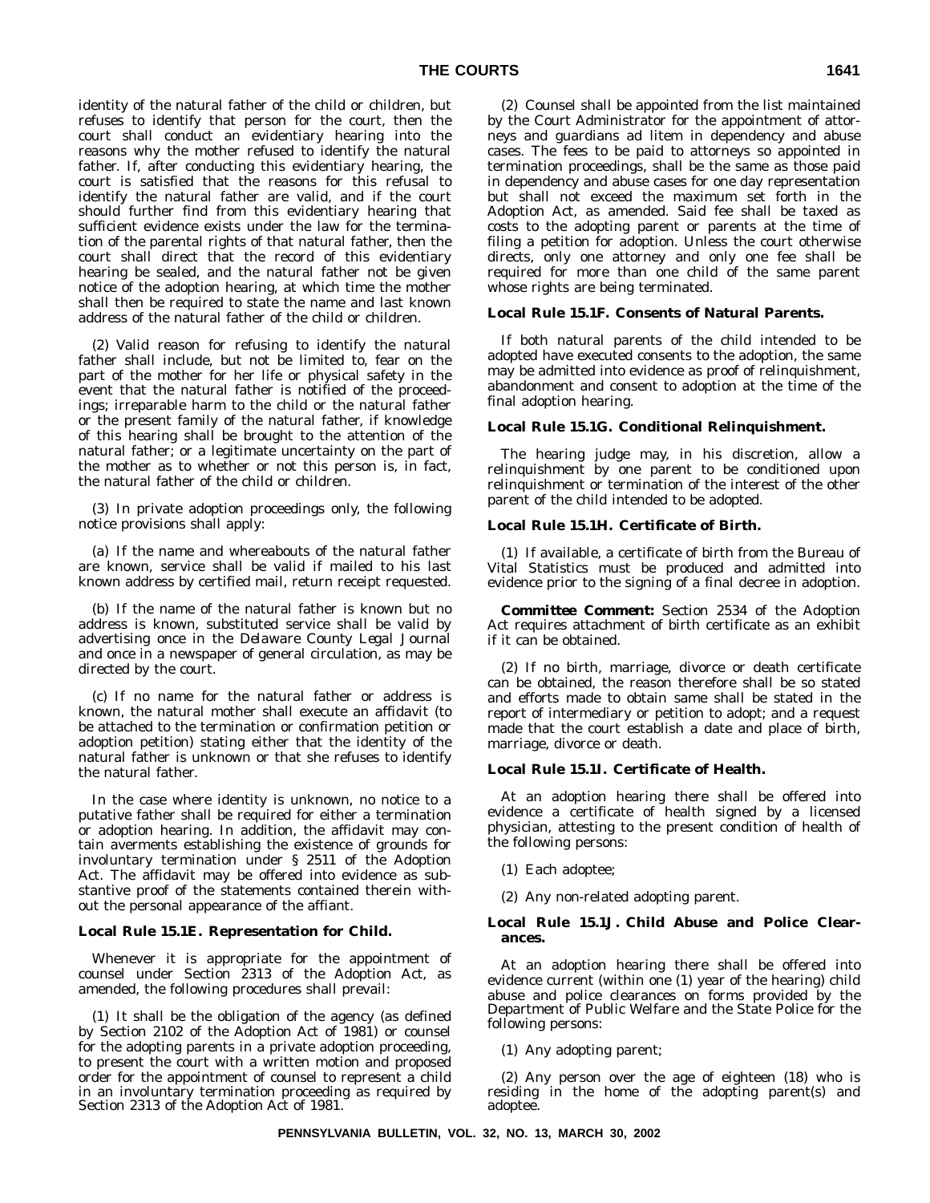identity of the natural father of the child or children, but refuses to identify that person for the court, then the court shall conduct an evidentiary hearing into the reasons why the mother refused to identify the natural father. If, after conducting this evidentiary hearing, the court is satisfied that the reasons for this refusal to identify the natural father are valid, and if the court should further find from this evidentiary hearing that sufficient evidence exists under the law for the termination of the parental rights of that natural father, then the court shall direct that the record of this evidentiary hearing be sealed, and the natural father not be given notice of the adoption hearing, at which time the mother shall then be required to state the name and last known address of the natural father of the child or children.

(2) Valid reason for refusing to identify the natural father shall include, but not be limited to, fear on the part of the mother for her life or physical safety in the event that the natural father is notified of the proceedings; irreparable harm to the child or the natural father or the present family of the natural father, if knowledge of this hearing shall be brought to the attention of the natural father; or a legitimate uncertainty on the part of the mother as to whether or not this person is, in fact, the natural father of the child or children.

(3) In private adoption proceedings only, the following notice provisions shall apply:

(a) If the name and whereabouts of the natural father are known, service shall be valid if mailed to his last known address by certified mail, return receipt requested.

(b) If the name of the natural father is known but no address is known, substituted service shall be valid by advertising once in the *Delaware County Legal Journal* and once in a newspaper of general circulation, as may be directed by the court.

(c) If no name for the natural father or address is known, the natural mother shall execute an affidavit (to be attached to the termination or confirmation petition or adoption petition) stating either that the identity of the natural father is unknown or that she refuses to identify the natural father.

In the case where identity is unknown, no notice to a putative father shall be required for either a termination or adoption hearing. In addition, the affidavit may contain averments establishing the existence of grounds for involuntary termination under § 2511 of the Adoption Act. The affidavit may be offered into evidence as substantive proof of the statements contained therein without the personal appearance of the affiant.

**Local Rule 15.1E. Representation for Child.**

Whenever it is appropriate for the appointment of counsel under Section 2313 of the Adoption Act, as amended, the following procedures shall prevail:

(1) It shall be the obligation of the agency (as defined by Section 2102 of the Adoption Act of 1981) or counsel for the adopting parents in a private adoption proceeding, to present the court with a written motion and proposed order for the appointment of counsel to represent a child in an involuntary termination proceeding as required by Section 2313 of the Adoption Act of 1981.

(2) Counsel shall be appointed from the list maintained by the Court Administrator for the appointment of attorneys and guardians ad litem in dependency and abuse cases. The fees to be paid to attorneys so appointed in termination proceedings, shall be the same as those paid in dependency and abuse cases for one day representation but shall not exceed the maximum set forth in the Adoption Act, as amended. Said fee shall be taxed as costs to the adopting parent or parents at the time of filing a petition for adoption. Unless the court otherwise directs, only one attorney and only one fee shall be required for more than one child of the same parent whose rights are being terminated.

**Local Rule 15.1F. Consents of Natural Parents.**

If both natural parents of the child intended to be adopted have executed consents to the adoption, the same may be admitted into evidence as proof of relinquishment, abandonment and consent to adoption at the time of the final adoption hearing.

**Local Rule 15.1G. Conditional Relinquishment.**

The hearing judge may, in his discretion, allow a relinquishment by one parent to be conditioned upon relinquishment or termination of the interest of the other parent of the child intended to be adopted.

**Local Rule 15.1H. Certificate of Birth.**

(1) If available, a certificate of birth from the Bureau of Vital Statistics must be produced and admitted into evidence prior to the signing of a final decree in adoption.

***Committee Comment:*** Section 2534 of the Adoption Act requires attachment of birth certificate as an exhibit if it can be obtained.

(2) If no birth, marriage, divorce or death certificate can be obtained, the reason therefore shall be so stated and efforts made to obtain same shall be stated in the report of intermediary or petition to adopt; and a request made that the court establish a date and place of birth, marriage, divorce or death.

**Local Rule 15.1I. Certificate of Health.**

At an adoption hearing there shall be offered into evidence a certificate of health signed by a licensed physician, attesting to the present condition of health of the following persons:

(1) Each adoptee;

(2) Any non-related adopting parent.

**Local Rule 15.1J. Child Abuse and Police Clearances.**

At an adoption hearing there shall be offered into evidence current (within one (1) year of the hearing) child abuse and police clearances on forms provided by the Department of Public Welfare and the State Police for the following persons:

(1) Any adopting parent;

(2) Any person over the age of eighteen (18) who is residing in the home of the adopting parent(s) and adoptee.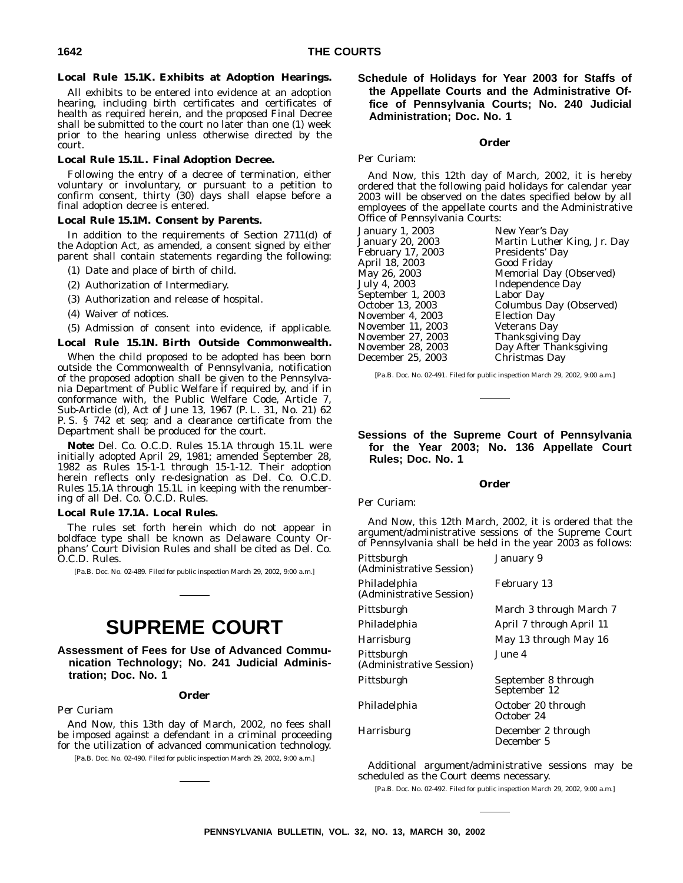**Local Rule 15.1K. Exhibits at Adoption Hearings.**

All exhibits to be entered into evidence at an adoption hearing, including birth certificates and certificates of health as required herein, and the proposed Final Decree shall be submitted to the court no later than one (1) week prior to the hearing unless otherwise directed by the court.

**Local Rule 15.1L. Final Adoption Decree.**

Following the entry of a decree of termination, either voluntary or involuntary, or pursuant to a petition to confirm consent, thirty (30) days shall elapse before a final adoption decree is entered.

**Local Rule 15.1M. Consent by Parents.**

In addition to the requirements of Section 2711(d) of the Adoption Act, as amended, a consent signed by either parent shall contain statements regarding the following:

(1) Date and place of birth of child.

(2) Authorization of Intermediary.

(3) Authorization and release of hospital.

(4) Waiver of notices.

(5) Admission of consent into evidence, if applicable.

**Local Rule 15.1N. Birth Outside Commonwealth.**

When the child proposed to be adopted has been born outside the Commonwealth of Pennsylvania, notification of the proposed adoption shall be given to the Pennsylvania Department of Public Welfare if required by, and if in conformance with, the Public Welfare Code, Article 7, Sub-Article (d), Act of June 13, 1967 (P. L. 31, No. 21) 62 P. S. § 742 et seq; and a clearance certificate from the Department shall be produced for the court.

**Note:** Del. Co. O.C.D. Rules 15.1A through 15.1L were initially adopted April 29, 1981; amended September 28, 1982 as Rules 15-1-1 through 15-1-12. Their adoption herein reflects only re-designation as Del. Co. O.C.D. Rules 15.1A through 15.1L in keeping with the renumbering of all Del. Co. O.C.D. Rules.

**Local Rule 17.1A. Local Rules.**

The rules set forth herein which do not appear in boldface type shall be known as Delaware County Orphans' Court Division Rules and shall be cited as Del. Co. O.C.D. Rules.

[Pa.B. Doc. No. 02-489. Filed for public inspection March 29, 2002, 9:00 a.m.]

# SUPREME COURT

## Assessment of Fees for Use of Advanced Communication Technology; No. 241 Judicial Administration; Doc. No. 1

### Order

*Per Curiam*

And Now, this 13th day of March, 2002, no fees shall be imposed against a defendant in a criminal proceeding for the utilization of advanced communication technology.

[Pa.B. Doc. No. 02-490. Filed for public inspection March 29, 2002, 9:00 a.m.]

## Schedule of Holidays for Year 2003 for Staffs of the Appellate Courts and the Administrative Office of Pennsylvania Courts; No. 240 Judicial Administration; Doc. No. 1

### Order

*Per Curiam:*

And Now, this 12th day of March, 2002, it is hereby ordered that the following paid holidays for calendar year 2003 will be observed on the dates specified below by all employees of the appellate courts and the Administrative Office of Pennsylvania Courts:

| | |
|---|---|
| January 1, 2003 | New Year's Day |
| January 20, 2003 | Martin Luther King, Jr. Day |
| February 17, 2003 | Presidents' Day |
| April 18, 2003 | Good Friday |
| May 26, 2003 | Memorial Day (Observed) |
| July 4, 2003 | Independence Day |
| September 1, 2003 | Labor Day |
| October 13, 2003 | Columbus Day (Observed) |
| November 4, 2003 | Election Day |
| November 11, 2003 | Veterans Day |
| November 27, 2003 | Thanksgiving Day |
| November 28, 2003 | Day After Thanksgiving |
| December 25, 2003 | Christmas Day |

[Pa.B. Doc. No. 02-491. Filed for public inspection March 29, 2002, 9:00 a.m.]

## Sessions of the Supreme Court of Pennsylvania for the Year 2003; No. 136 Appellate Court Rules; Doc. No. 1

### Order

*Per Curiam:*

And Now, this 12th March, 2002, it is ordered that the argument/administrative sessions of the Supreme Court of Pennsylvania shall be held in the year 2003 as follows:

| | |
|---|---|
| Pittsburgh (Administrative Session) | January 9 |
| Philadelphia (Administrative Session) | February 13 |
| Pittsburgh | March 3 through March 7 |
| Philadelphia | April 7 through April 11 |
| Harrisburg | May 13 through May 16 |
| Pittsburgh (Administrative Session) | June 4 |
| Pittsburgh | September 8 through September 12 |
| Philadelphia | October 20 through October 24 |
| Harrisburg | December 2 through December 5 |

Additional argument/administrative sessions may be scheduled as the Court deems necessary.

[Pa.B. Doc. No. 02-492. Filed for public inspection March 29, 2002, 9:00 a.m.]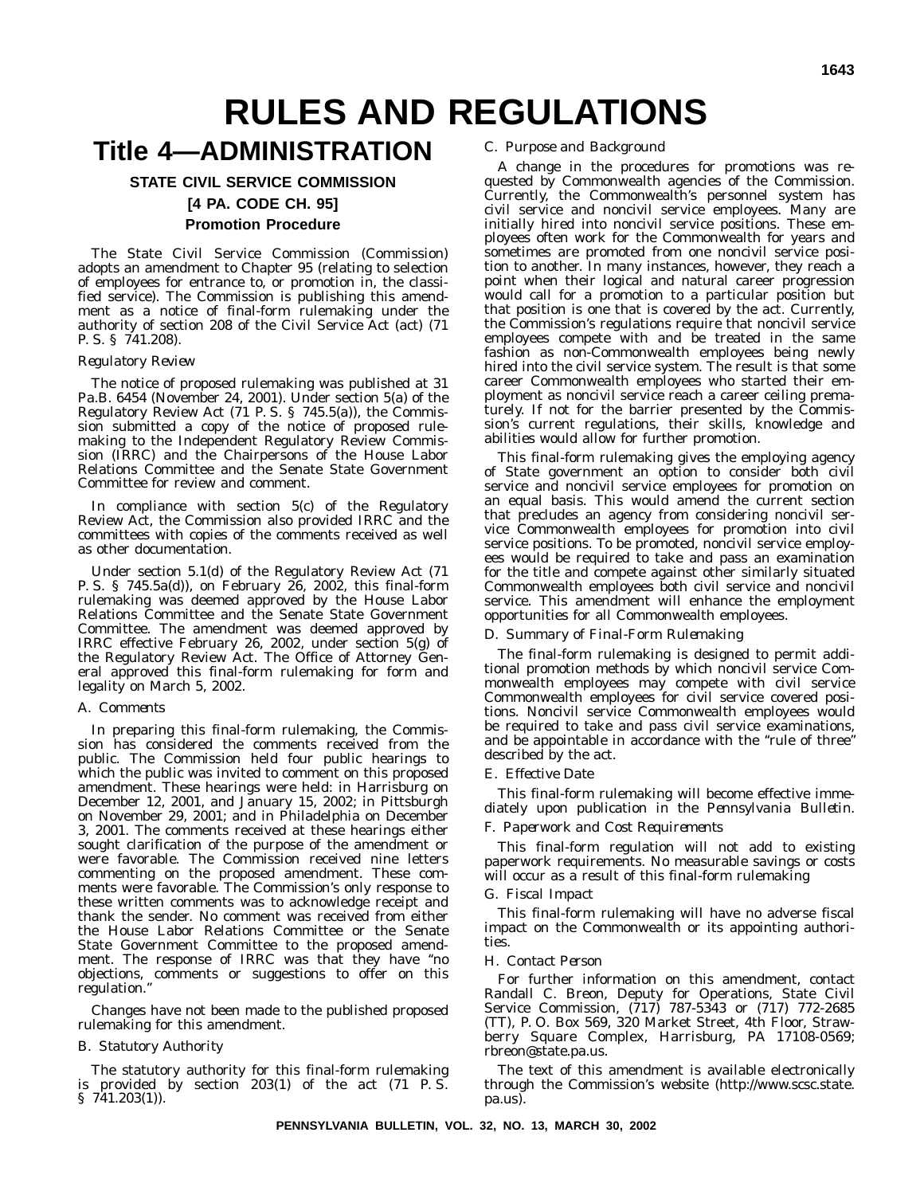# RULES AND REGULATIONS

# Title 4—ADMINISTRATION

## STATE CIVIL SERVICE COMMISSION

### [4 PA. CODE CH. 95]

### Promotion Procedure

The State Civil Service Commission (Commission) adopts an amendment to Chapter 95 (relating to selection of employees for entrance to, or promotion in, the classified service). The Commission is publishing this amendment as a notice of final-form rulemaking under the authority of section 208 of the Civil Service Act (act) (71 P. S. § 741.208).

*Regulatory Review*

The notice of proposed rulemaking was published at 31 Pa.B. 6454 (November 24, 2001). Under section 5(a) of the Regulatory Review Act (71 P. S. § 745.5(a)), the Commission submitted a copy of the notice of proposed rulemaking to the Independent Regulatory Review Commission (IRRC) and the Chairpersons of the House Labor Relations Committee and the Senate State Government Committee for review and comment.

In compliance with section 5(c) of the Regulatory Review Act, the Commission also provided IRRC and the committees with copies of the comments received as well as other documentation.

Under section 5.1(d) of the Regulatory Review Act (71 P. S. § 745.5a(d)), on February 26, 2002, this final-form rulemaking was deemed approved by the House Labor Relations Committee and the Senate State Government Committee. The amendment was deemed approved by IRRC effective February 26, 2002, under section 5(g) of the Regulatory Review Act. The Office of Attorney General approved this final-form rulemaking for form and legality on March 5, 2002.

*A. Comments*

In preparing this final-form rulemaking, the Commission has considered the comments received from the public. The Commission held four public hearings to which the public was invited to comment on this proposed amendment. These hearings were held: in Harrisburg on December 12, 2001, and January 15, 2002; in Pittsburgh on November 29, 2001; and in Philadelphia on December 3, 2001. The comments received at these hearings either sought clarification of the purpose of the amendment or were favorable. The Commission received nine letters commenting on the proposed amendment. These comments were favorable. The Commission's only response to these written comments was to acknowledge receipt and thank the sender. No comment was received from either the House Labor Relations Committee or the Senate State Government Committee to the proposed amendment. The response of IRRC was that they have "no objections, comments or suggestions to offer on this regulation."

Changes have not been made to the published proposed rulemaking for this amendment.

*B. Statutory Authority*

The statutory authority for this final-form rulemaking is provided by section 203(1) of the act (71 P. S. § 741.203(1)).

*C. Purpose and Background*

A change in the procedures for promotions was requested by Commonwealth agencies of the Commission. Currently, the Commonwealth's personnel system has civil service and noncivil service employees. Many are initially hired into noncivil service positions. These employees often work for the Commonwealth for years and sometimes are promoted from one noncivil service position to another. In many instances, however, they reach a point when their logical and natural career progression would call for a promotion to a particular position but that position is one that is covered by the act. Currently, the Commission's regulations require that noncivil service employees compete with and be treated in the same fashion as non-Commonwealth employees being newly hired into the civil service system. The result is that some career Commonwealth employees who started their employment as noncivil service reach a career ceiling prematurely. If not for the barrier presented by the Commission's current regulations, their skills, knowledge and abilities would allow for further promotion.

This final-form rulemaking gives the employing agency of State government an option to consider both civil service and noncivil service employees for promotion on an equal basis. This would amend the current section that precludes an agency from considering noncivil service Commonwealth employees for promotion into civil service positions. To be promoted, noncivil service employees would be required to take and pass an examination for the title and compete against other similarly situated Commonwealth employees both civil service and noncivil service. This amendment will enhance the employment opportunities for all Commonwealth employees.

*D. Summary of Final-Form Rulemaking*

The final-form rulemaking is designed to permit additional promotion methods by which noncivil service Commonwealth employees may compete with civil service Commonwealth employees for civil service covered positions. Noncivil service Commonwealth employees would be required to take and pass civil service examinations, and be appointable in accordance with the "rule of three" described by the act.

*E. Effective Date*

This final-form rulemaking will become effective immediately upon publication in the *Pennsylvania Bulletin*.

*F. Paperwork and Cost Requirements*

This final-form regulation will not add to existing paperwork requirements. No measurable savings or costs will occur as a result of this final-form rulemaking

*G. Fiscal Impact*

This final-form rulemaking will have no adverse fiscal impact on the Commonwealth or its appointing authorities.

*H. Contact Person*

For further information on this amendment, contact Randall C. Breon, Deputy for Operations, State Civil Service Commission, (717) 787-5343 or (717) 772-2685 (TT), P. O. Box 569, 320 Market Street, 4th Floor, Strawberry Square Complex, Harrisburg, PA 17108-0569; rbreon@state.pa.us.

The text of this amendment is available electronically through the Commission's website (http://www.scsc.state.pa.us).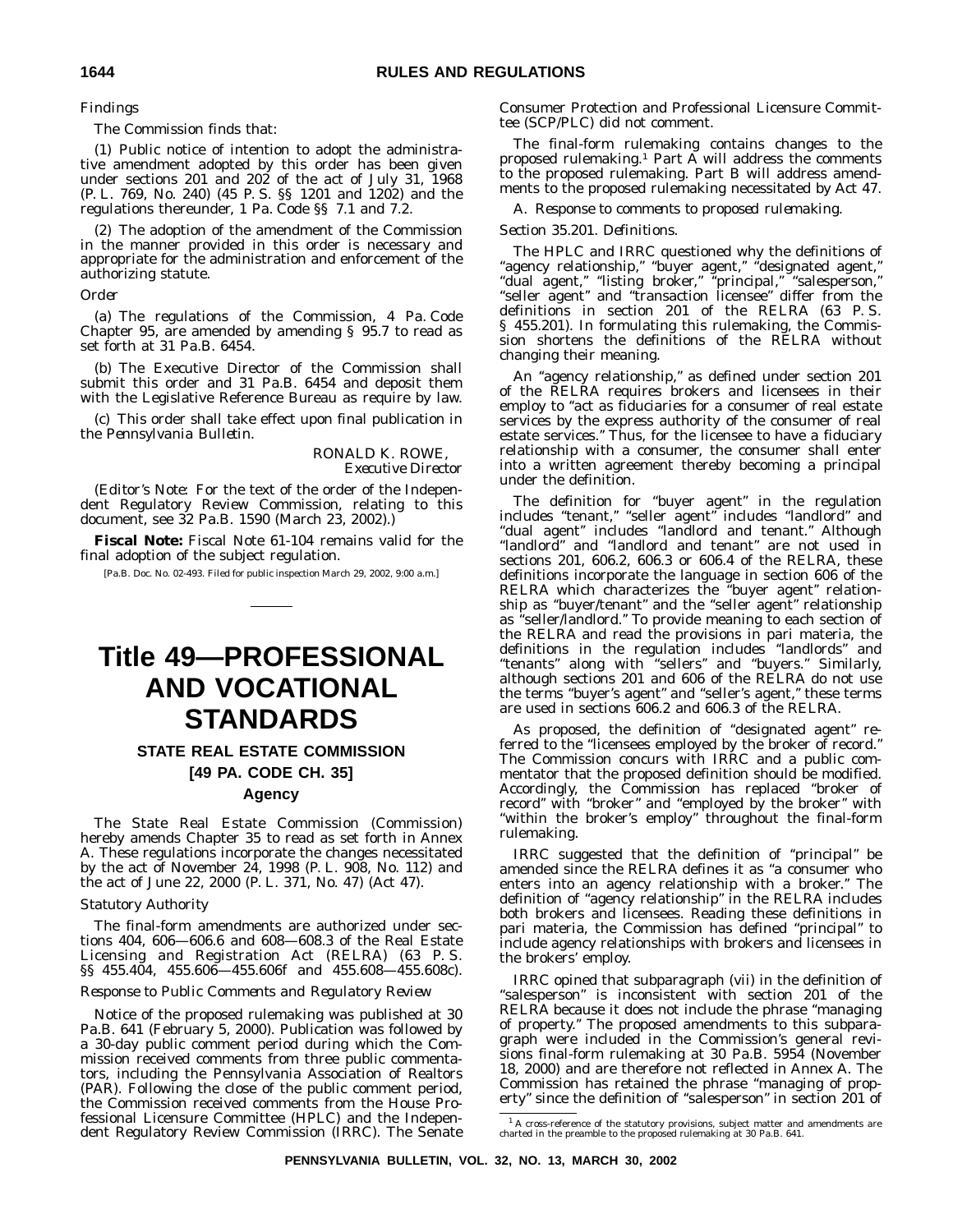*Findings*

The Commission finds that:

(1) Public notice of intention to adopt the administrative amendment adopted by this order has been given under sections 201 and 202 of the act of July 31, 1968 (P. L. 769, No. 240) (45 P. S. §§ 1201 and 1202) and the regulations thereunder, 1 Pa. Code §§ 7.1 and 7.2.

(2) The adoption of the amendment of the Commission in the manner provided in this order is necessary and appropriate for the administration and enforcement of the authorizing statute.

*Order*

(a) The regulations of the Commission, 4 Pa. Code Chapter 95, are amended by amending § 95.7 to read as set forth at 31 Pa.B. 6454.

(b) The Executive Director of the Commission shall submit this order and 31 Pa.B. 6454 and deposit them with the Legislative Reference Bureau as require by law.

(c) This order shall take effect upon final publication in the *Pennsylvania Bulletin*.

RONALD K. ROWE,
*Executive Director*

(*Editor's Note*: For the text of the order of the Independent Regulatory Review Commission, relating to this document, see 32 Pa.B. 1590 (March 23, 2002).)

**Fiscal Note:** Fiscal Note 61-104 remains valid for the final adoption of the subject regulation.

[Pa.B. Doc. No. 02-493. Filed for public inspection March 29, 2002, 9:00 a.m.]

# Title 49—PROFESSIONAL AND VOCATIONAL STANDARDS

## STATE REAL ESTATE COMMISSION

## [49 PA. CODE CH. 35]

### Agency

The State Real Estate Commission (Commission) hereby amends Chapter 35 to read as set forth in Annex A. These regulations incorporate the changes necessitated by the act of November 24, 1998 (P. L. 908, No. 112) and the act of June 22, 2000 (P. L. 371, No. 47) (Act 47).

*Statutory Authority*

The final-form amendments are authorized under sections 404, 606—606.6 and 608—608.3 of the Real Estate Licensing and Registration Act (RELRA) (63 P. S. §§ 455.404, 455.606—455.606f and 455.608—455.608c).

*Response to Public Comments and Regulatory Review*

Notice of the proposed rulemaking was published at 30 Pa.B. 641 (February 5, 2000). Publication was followed by a 30-day public comment period during which the Commission received comments from three public commentators, including the Pennsylvania Association of Realtors (PAR). Following the close of the public comment period, the Commission received comments from the House Professional Licensure Committee (HPLC) and the Independent Regulatory Review Commission (IRRC). The Senate Consumer Protection and Professional Licensure Committee (SCP/PLC) did not comment.

The final-form rulemaking contains changes to the proposed rulemaking.[1] Part A will address the comments to the proposed rulemaking. Part B will address amendments to the proposed rulemaking necessitated by Act 47.

*A. Response to comments to proposed rulemaking.*

*Section 35.201. Definitions.*

The HPLC and IRRC questioned why the definitions of "agency relationship," "buyer agent," "designated agent," "dual agent," "listing broker," "principal," "salesperson," "seller agent" and "transaction licensee" differ from the definitions in section 201 of the RELRA (63 P. S. § 455.201). In formulating this rulemaking, the Commission shortens the definitions of the RELRA without changing their meaning.

An "agency relationship," as defined under section 201 of the RELRA requires brokers and licensees in their employ to "act as fiduciaries for a consumer of real estate services by the express authority of the consumer of real estate services." Thus, for the licensee to have a fiduciary relationship with a consumer, the consumer shall enter into a written agreement thereby becoming a principal under the definition.

The definition for "buyer agent" in the regulation includes "tenant," "seller agent" includes "landlord" and "dual agent" includes "landlord and tenant." Although "landlord" and "landlord and tenant" are not used in sections 201, 606.2, 606.3 or 606.4 of the RELRA, these definitions incorporate the language in section 606 of the RELRA which characterizes the "buyer agent" relationship as "buyer/tenant" and the "seller agent" relationship as "seller/landlord." To provide meaning to each section of the RELRA and read the provisions in pari materia, the definitions in the regulation includes "landlords" and "tenants" along with "sellers" and "buyers." Similarly, although sections 201 and 606 of the RELRA do not use the terms "buyer's agent" and "seller's agent," these terms are used in sections 606.2 and 606.3 of the RELRA.

As proposed, the definition of "designated agent" referred to the "licensees employed by the broker of record." The Commission concurs with IRRC and a public commentator that the proposed definition should be modified. Accordingly, the Commission has replaced "broker of record" with "broker" and "employed by the broker" with "within the broker's employ" throughout the final-form rulemaking.

IRRC suggested that the definition of "principal" be amended since the RELRA defines it as "a consumer who enters into an agency relationship with a broker." The definition of "agency relationship" in the RELRA includes both brokers and licensees. Reading these definitions in pari materia, the Commission has defined "principal" to include agency relationships with brokers and licensees in the brokers' employ.

IRRC opined that subparagraph (vii) in the definition of "salesperson" is inconsistent with section 201 of the RELRA because it does not include the phrase "managing of property." The proposed amendments to this subparagraph were included in the Commission's general revisions final-form rulemaking at 30 Pa.B. 5954 (November 18, 2000) and are therefore not reflected in Annex A. The Commission has retained the phrase "managing of property" since the definition of "salesperson" in section 201 of

[1] A cross-reference of the statutory provisions, subject matter and amendments are charted in the preamble to the proposed rulemaking at 30 Pa.B. 641.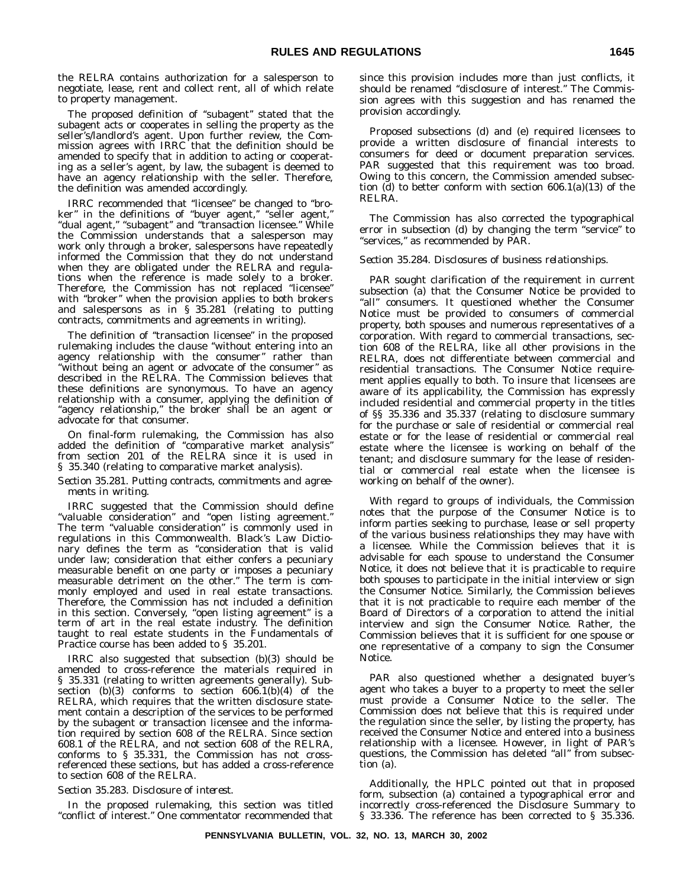the RELRA contains authorization for a salesperson to negotiate, lease, rent and collect rent, all of which relate to property management.

The proposed definition of "subagent" stated that the subagent acts or cooperates in selling the property as the seller's/landlord's agent. Upon further review, the Commission agrees with IRRC that the definition should be amended to specify that in addition to acting or cooperating as a seller's agent, by law, the subagent is deemed to have an agency relationship with the seller. Therefore, the definition was amended accordingly.

IRRC recommended that "licensee" be changed to "broker" in the definitions of "buyer agent," "seller agent," "dual agent," "subagent" and "transaction licensee." While the Commission understands that a salesperson may work only through a broker, salespersons have repeatedly informed the Commission that they do not understand when they are obligated under the RELRA and regulations when the reference is made solely to a broker. Therefore, the Commission has not replaced "licensee" with "broker" when the provision applies to both brokers and salespersons as in § 35.281 (relating to putting contracts, commitments and agreements in writing).

The definition of "transaction licensee" in the proposed rulemaking includes the clause "without entering into an agency relationship with the consumer" rather than "without being an agent or advocate of the consumer" as described in the RELRA. The Commission believes that these definitions are synonymous. To have an agency relationship with a consumer, applying the definition of "agency relationship," the broker shall be an agent or advocate for that consumer.

On final-form rulemaking, the Commission has also added the definition of "comparative market analysis" from section 201 of the RELRA since it is used in § 35.340 (relating to comparative market analysis).

*Section 35.281. Putting contracts, commitments and agreements in writing.*

IRRC suggested that the Commission should define "valuable consideration" and "open listing agreement." The term "valuable consideration" is commonly used in regulations in this Commonwealth. Black's Law Dictionary defines the term as "consideration that is valid under law; consideration that either confers a pecuniary measurable benefit on one party or imposes a pecuniary measurable detriment on the other." The term is commonly employed and used in real estate transactions. Therefore, the Commission has not included a definition in this section. Conversely, "open listing agreement" is a term of art in the real estate industry. The definition taught to real estate students in the Fundamentals of Practice course has been added to § 35.201.

IRRC also suggested that subsection (b)(3) should be amended to cross-reference the materials required in § 35.331 (relating to written agreements generally). Subsection (b)(3) conforms to section 606.1(b)(4) of the RELRA, which requires that the written disclosure statement contain a description of the services to be performed by the subagent or transaction licensee and the information required by section 608 of the RELRA. Since section 608.1 of the RELRA, and not section 608 of the RELRA, conforms to § 35.331, the Commission has not cross-referenced these sections, but has added a cross-reference to section 608 of the RELRA.

*Section 35.283. Disclosure of interest.*

In the proposed rulemaking, this section was titled "conflict of interest." One commentator recommended that since this provision includes more than just conflicts, it should be renamed "disclosure of interest." The Commission agrees with this suggestion and has renamed the provision accordingly.

Proposed subsections (d) and (e) required licensees to provide a written disclosure of financial interests to consumers for deed or document preparation services. PAR suggested that this requirement was too broad. Owing to this concern, the Commission amended subsection (d) to better conform with section 606.1(a)(13) of the RELRA.

The Commission has also corrected the typographical error in subsection (d) by changing the term "service" to "services," as recommended by PAR.

*Section 35.284. Disclosures of business relationships.*

PAR sought clarification of the requirement in current subsection (a) that the Consumer Notice be provided to "all" consumers. It questioned whether the Consumer Notice must be provided to consumers of commercial property, both spouses and numerous representatives of a corporation. With regard to commercial transactions, section 608 of the RELRA, like all other provisions in the RELRA, does not differentiate between commercial and residential transactions. The Consumer Notice requirement applies equally to both. To insure that licensees are aware of its applicability, the Commission has expressly included residential and commercial property in the titles of §§ 35.336 and 35.337 (relating to disclosure summary for the purchase or sale of residential or commercial real estate or for the lease of residential or commercial real estate where the licensee is working on behalf of the tenant; and disclosure summary for the lease of residential or commercial real estate when the licensee is working on behalf of the owner).

With regard to groups of individuals, the Commission notes that the purpose of the Consumer Notice is to inform parties seeking to purchase, lease or sell property of the various business relationships they may have with a licensee. While the Commission believes that it is advisable for each spouse to understand the Consumer Notice, it does not believe that it is practicable to require both spouses to participate in the initial interview or sign the Consumer Notice. Similarly, the Commission believes that it is not practicable to require each member of the Board of Directors of a corporation to attend the initial interview and sign the Consumer Notice. Rather, the Commission believes that it is sufficient for one spouse or one representative of a company to sign the Consumer Notice.

PAR also questioned whether a designated buyer's agent who takes a buyer to a property to meet the seller must provide a Consumer Notice to the seller. The Commission does not believe that this is required under the regulation since the seller, by listing the property, has received the Consumer Notice and entered into a business relationship with a licensee. However, in light of PAR's questions, the Commission has deleted "all" from subsection (a).

Additionally, the HPLC pointed out that in proposed form, subsection (a) contained a typographical error and incorrectly cross-referenced the Disclosure Summary to § 33.336. The reference has been corrected to § 35.336.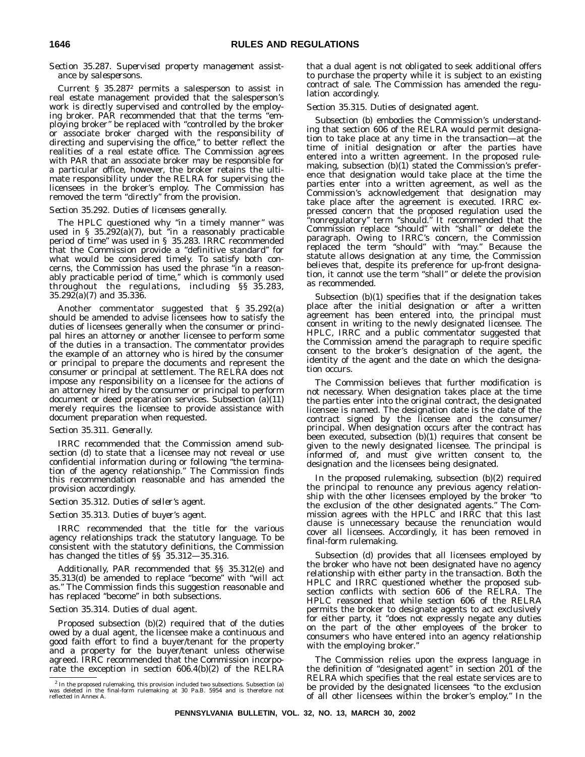*Section 35.287. Supervised property management assistance by salespersons.*

Current § 35.287[2] permits a salesperson to assist in real estate management provided that the salesperson's work is directly supervised and controlled by the employing broker. PAR recommended that that the terms "employing broker" be replaced with "controlled by the broker or associate broker charged with the responsibility of directing and supervising the office," to better reflect the realities of a real estate office. The Commission agrees with PAR that an associate broker may be responsible for a particular office, however, the broker retains the ultimate responsibility under the RELRA for supervising the licensees in the broker's employ. The Commission has removed the term "directly" from the provision.

*Section 35.292. Duties of licensees generally.*

The HPLC questioned why "in a timely manner" was used in § 35.292(a)(7), but "in a reasonably practicable period of time" was used in § 35.283. IRRC recommended that the Commission provide a "definitive standard" for what would be considered timely. To satisfy both concerns, the Commission has used the phrase "in a reasonably practicable period of time," which is commonly used throughout the regulations, including §§ 35.283, 35.292(a)(7) and 35.336.

Another commentator suggested that § 35.292(a) should be amended to advise licensees how to satisfy the duties of licensees generally when the consumer or principal hires an attorney or another licensee to perform some of the duties in a transaction. The commentator provides the example of an attorney who is hired by the consumer or principal to prepare the documents and represent the consumer or principal at settlement. The RELRA does not impose any responsibility on a licensee for the actions of an attorney hired by the consumer or principal to perform document or deed preparation services. Subsection (a)(11) merely requires the licensee to provide assistance with document preparation when requested.

*Section 35.311. Generally.*

IRRC recommended that the Commission amend subsection (d) to state that a licensee may not reveal or use confidential information during or following "the termination of the agency relationship." The Commission finds this recommendation reasonable and has amended the provision accordingly.

*Section 35.312. Duties of seller's agent.*

*Section 35.313. Duties of buyer's agent.*

IRRC recommended that the title for the various agency relationships track the statutory language. To be consistent with the statutory definitions, the Commission has changed the titles of §§ 35.312—35.316.

Additionally, PAR recommended that §§ 35.312(e) and 35.313(d) be amended to replace "become" with "will act as." The Commission finds this suggestion reasonable and has replaced "become" in both subsections.

*Section 35.314. Duties of dual agent.*

Proposed subsection (b)(2) required that of the duties owed by a dual agent, the licensee make a continuous and good faith effort to find a buyer/tenant for the property and a property for the buyer/tenant unless otherwise agreed. IRRC recommended that the Commission incorporate the exception in section 606.4(b)(2) of the RELRA that a dual agent is not obligated to seek additional offers to purchase the property while it is subject to an existing contract of sale. The Commission has amended the regulation accordingly.

*Section 35.315. Duties of designated agent.*

Subsection (b) embodies the Commission's understanding that section 606 of the RELRA would permit designation to take place at any time in the transaction—at the time of initial designation or after the parties have entered into a written agreement. In the proposed rulemaking, subsection (b)(1) stated the Commission's preference that designation would take place at the time the parties enter into a written agreement, as well as the Commission's acknowledgement that designation may take place after the agreement is executed. IRRC expressed concern that the proposed regulation used the "nonregulatory" term "should." It recommended that the Commission replace "should" with "shall" or delete the paragraph. Owing to IRRC's concern, the Commission replaced the term "should" with "may." Because the statute allows designation at any time, the Commission believes that, despite its preference for up-front designation, it cannot use the term "shall" or delete the provision as recommended.

Subsection (b)(1) specifies that if the designation takes place after the initial designation or after a written agreement has been entered into, the principal must consent in writing to the newly designated licensee. The HPLC, IRRC and a public commentator suggested that the Commission amend the paragraph to require specific consent to the broker's designation of the agent, the identity of the agent and the date on which the designation occurs.

The Commission believes that further modification is not necessary. When designation takes place at the time the parties enter into the original contract, the designated licensee is named. The designation date is the date of the contract signed by the licensee and the consumer/principal. When designation occurs after the contract has been executed, subsection (b)(1) requires that consent be given to the newly designated licensee. The principal is informed of, and must give written consent to, the designation and the licensees being designated.

In the proposed rulemaking, subsection (b)(2) required the principal to renounce any previous agency relationship with the other licensees employed by the broker "to the exclusion of the other designated agents." The Commission agrees with the HPLC and IRRC that this last clause is unnecessary because the renunciation would cover all licensees. Accordingly, it has been removed in final-form rulemaking.

Subsection (d) provides that all licensees employed by the broker who have not been designated have no agency relationship with either party in the transaction. Both the HPLC and IRRC questioned whether the proposed subsection conflicts with section 606 of the RELRA. The HPLC reasoned that while section 606 of the RELRA permits the broker to designate agents to act exclusively for either party, it "does not expressly negate any duties on the part of the other employees of the broker to consumers who have entered into an agency relationship with the employing broker."

The Commission relies upon the express language in the definition of "designated agent" in section 201 of the RELRA which specifies that the real estate services are to be provided by the designated licensees "to the exclusion of all other licensees within the broker's employ." In the

---

[2] In the proposed rulemaking, this provision included two subsections. Subsection (a) was deleted in the final-form rulemaking at 30 Pa.B. 5954 and is therefore not reflected in Annex A.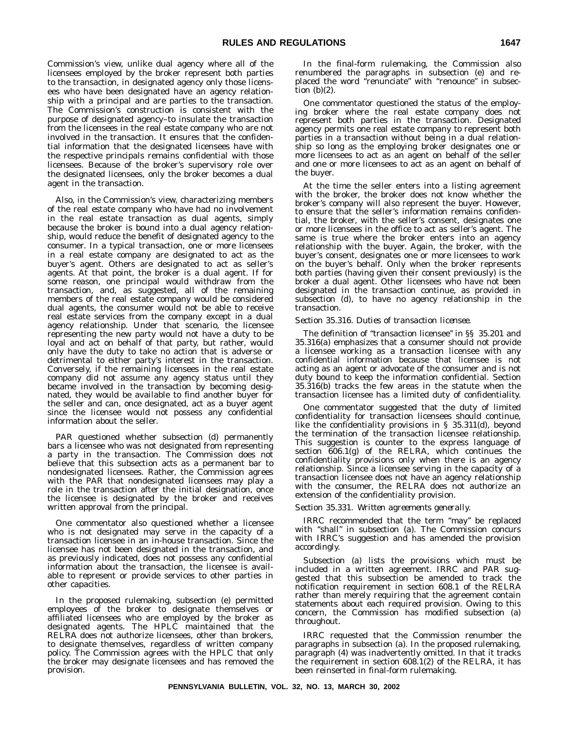Commission's view, unlike dual agency where all of the licensees employed by the broker represent both parties to the transaction, in designated agency only those licensees who have been designated have an agency relationship with a principal and are parties to the transaction. The Commission's construction is consistent with the purpose of designated agency–to insulate the transaction from the licensees in the real estate company who are not involved in the transaction. It ensures that the confidential information that the designated licensees have with the respective principals remains confidential with those licensees. Because of the broker's supervisory role over the designated licensees, only the broker becomes a dual agent in the transaction.

Also, in the Commission's view, characterizing members of the real estate company who have had no involvement in the real estate transaction as dual agents, simply because the broker is bound into a dual agency relationship, would reduce the benefit of designated agency to the consumer. In a typical transaction, one or more licensees in a real estate company are designated to act as the buyer's agent. Others are designated to act as seller's agents. At that point, the broker is a dual agent. If for some reason, one principal would withdraw from the transaction, and, as suggested, all of the remaining members of the real estate company would be considered dual agents, the consumer would not be able to receive real estate services from the company except in a dual agency relationship. Under that scenario, the licensee representing the new party would not have a duty to be loyal and act on behalf of that party, but rather, would only have the duty to take no action that is adverse or detrimental to either party's interest in the transaction. Conversely, if the remaining licensees in the real estate company did not assume any agency status until they became involved in the transaction by becoming designated, they would be available to find another buyer for the seller and can, once designated, act as a buyer agent since the licensee would not possess any confidential information about the seller.

PAR questioned whether subsection (d) permanently bars a licensee who was not designated from representing a party in the transaction. The Commission does not believe that this subsection acts as a permanent bar to nondesignated licensees. Rather, the Commission agrees with the PAR that nondesignated licensees may play a role in the transaction after the initial designation, once the licensee is designated by the broker and receives written approval from the principal.

One commentator also questioned whether a licensee who is not designated may serve in the capacity of a transaction licensee in an in-house transaction. Since the licensee has not been designated in the transaction, and as previously indicated, does not possess any confidential information about the transaction, the licensee is available to represent or provide services to other parties in other capacities.

In the proposed rulemaking, subsection (e) permitted employees of the broker to designate themselves or affiliated licensees who are employed by the broker as designated agents. The HPLC maintained that the RELRA does not authorize licensees, other than brokers, to designate themselves, regardless of written company policy. The Commission agrees with the HPLC that only the broker may designate licensees and has removed the provision.

In the final-form rulemaking, the Commission also renumbered the paragraphs in subsection (e) and replaced the word "renunciate" with "renounce" in subsection (b)(2).

One commentator questioned the status of the employing broker where the real estate company does not represent both parties in the transaction. Designated agency permits one real estate company to represent both parties in a transaction without being in a dual relationship so long as the employing broker designates one or more licensees to act as an agent on behalf of the seller and one or more licensees to act as an agent on behalf of the buyer.

At the time the seller enters into a listing agreement with the broker, the broker does not know whether the broker's company will also represent the buyer. However, to ensure that the seller's information remains confidential, the broker, with the seller's consent, designates one or more licensees in the office to act as seller's agent. The same is true where the broker enters into an agency relationship with the buyer. Again, the broker, with the buyer's consent, designates one or more licensees to work on the buyer's behalf. Only when the broker represents both parties (having given their consent previously) is the broker a dual agent. Other licensees who have not been designated in the transaction continue, as provided in subsection (d), to have no agency relationship in the transaction.

*Section 35.316. Duties of transaction licensee.*

The definition of "transaction licensee" in §§ 35.201 and 35.316(a) emphasizes that a consumer should not provide a licensee working as a transaction licensee with any confidential information because that licensee is not acting as an agent or advocate of the consumer and is not duty bound to keep the information confidential. Section 35.316(b) tracks the few areas in the statute when the transaction licensee has a limited duty of confidentiality.

One commentator suggested that the duty of limited confidentiality for transaction licensees should continue, like the confidentiality provisions in § 35.311(d), beyond the termination of the transaction licensee relationship. This suggestion is counter to the express language of section 606.1(g) of the RELRA, which continues the confidentiality provisions only when there is an agency relationship. Since a licensee serving in the capacity of a transaction licensee does not have an agency relationship with the consumer, the RELRA does not authorize an extension of the confidentiality provision.

*Section 35.331. Written agreements generally.*

IRRC recommended that the term "may" be replaced with "shall" in subsection (a). The Commission concurs with IRRC's suggestion and has amended the provision accordingly.

Subsection (a) lists the provisions which must be included in a written agreement. IRRC and PAR suggested that this subsection be amended to track the notification requirement in section 608.1 of the RELRA rather than merely requiring that the agreement contain statements about each required provision. Owing to this concern, the Commission has modified subsection (a) throughout.

IRRC requested that the Commission renumber the paragraphs in subsection (a). In the proposed rulemaking, paragraph (4) was inadvertently omitted. In that it tracks the requirement in section 608.1(2) of the RELRA, it has been reinserted in final-form rulemaking.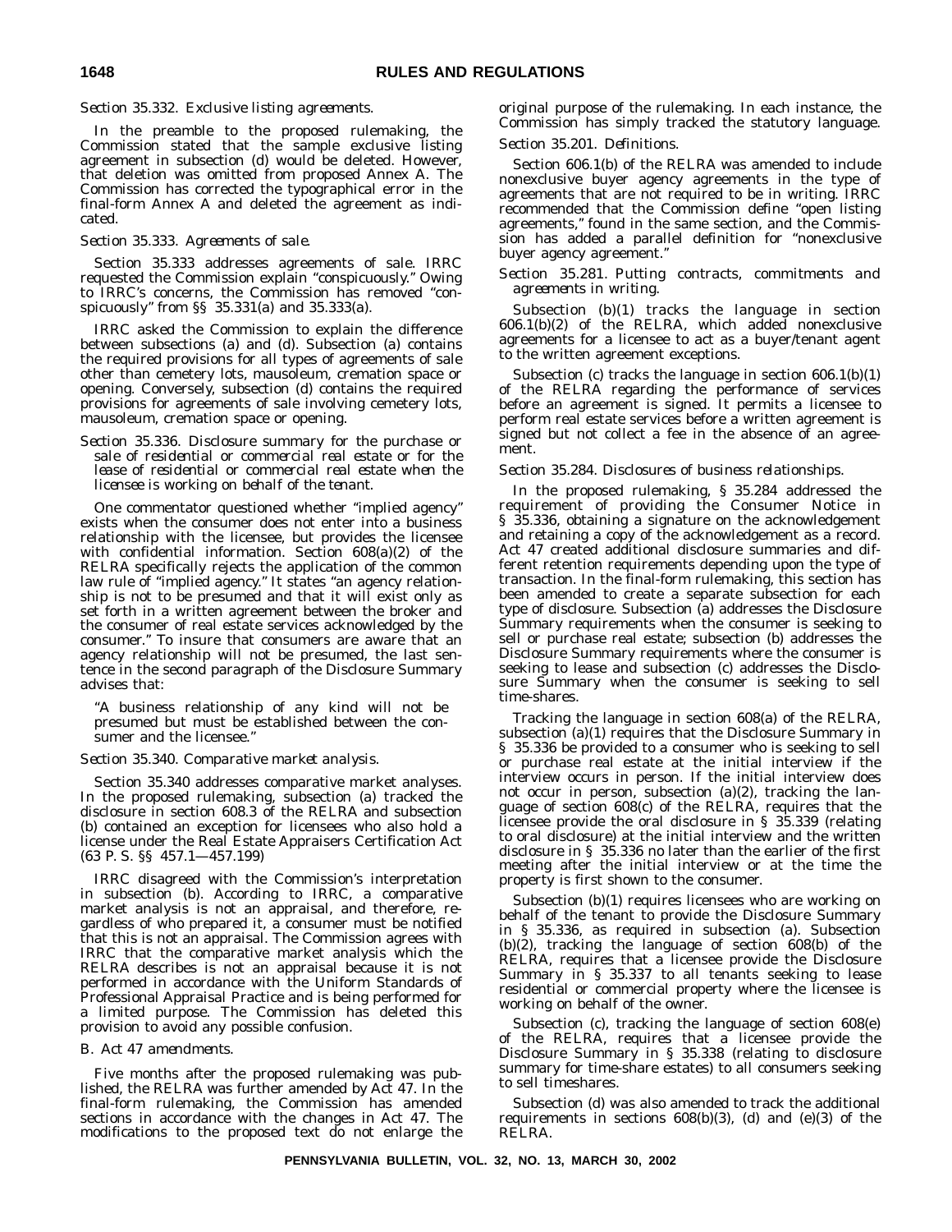*Section 35.332. Exclusive listing agreements.*

In the preamble to the proposed rulemaking, the Commission stated that the sample exclusive listing agreement in subsection (d) would be deleted. However, that deletion was omitted from proposed Annex A. The Commission has corrected the typographical error in the final-form Annex A and deleted the agreement as indicated.

*Section 35.333. Agreements of sale.*

Section 35.333 addresses agreements of sale. IRRC requested the Commission explain "conspicuously." Owing to IRRC's concerns, the Commission has removed "conspicuously" from §§ 35.331(a) and 35.333(a).

IRRC asked the Commission to explain the difference between subsections (a) and (d). Subsection (a) contains the required provisions for all types of agreements of sale other than cemetery lots, mausoleum, cremation space or opening. Conversely, subsection (d) contains the required provisions for agreements of sale involving cemetery lots, mausoleum, cremation space or opening.

*Section 35.336. Disclosure summary for the purchase or sale of residential or commercial real estate or for the lease of residential or commercial real estate when the licensee is working on behalf of the tenant.*

One commentator questioned whether "implied agency" exists when the consumer does not enter into a business relationship with the licensee, but provides the licensee with confidential information. Section 608(a)(2) of the RELRA specifically rejects the application of the common law rule of "implied agency." It states "an agency relationship is not to be presumed and that it will exist only as set forth in a written agreement between the broker and the consumer of real estate services acknowledged by the consumer." To insure that consumers are aware that an agency relationship will not be presumed, the last sentence in the second paragraph of the Disclosure Summary advises that:

"A business relationship of any kind will not be presumed but must be established between the consumer and the licensee."

*Section 35.340. Comparative market analysis.*

Section 35.340 addresses comparative market analyses. In the proposed rulemaking, subsection (a) tracked the disclosure in section 608.3 of the RELRA and subsection (b) contained an exception for licensees who also hold a license under the Real Estate Appraisers Certification Act (63 P. S. §§ 457.1—457.199)

IRRC disagreed with the Commission's interpretation in subsection (b). According to IRRC, a comparative market analysis is not an appraisal, and therefore, regardless of who prepared it, a consumer must be notified that this is not an appraisal. The Commission agrees with IRRC that the comparative market analysis which the RELRA describes is not an appraisal because it is not performed in accordance with the Uniform Standards of Professional Appraisal Practice and is being performed for a limited purpose. The Commission has deleted this provision to avoid any possible confusion.

*B. Act 47 amendments.*

Five months after the proposed rulemaking was published, the RELRA was further amended by Act 47. In the final-form rulemaking, the Commission has amended sections in accordance with the changes in Act 47. The modifications to the proposed text do not enlarge the original purpose of the rulemaking. In each instance, the Commission has simply tracked the statutory language.

*Section 35.201. Definitions.*

Section 606.1(b) of the RELRA was amended to include nonexclusive buyer agency agreements in the type of agreements that are not required to be in writing. IRRC recommended that the Commission define "open listing agreements," found in the same section, and the Commission has added a parallel definition for "nonexclusive buyer agency agreement."

*Section 35.281. Putting contracts, commitments and agreements in writing.*

Subsection (b)(1) tracks the language in section 606.1(b)(2) of the RELRA, which added nonexclusive agreements for a licensee to act as a buyer/tenant agent to the written agreement exceptions.

Subsection (c) tracks the language in section 606.1(b)(1) of the RELRA regarding the performance of services before an agreement is signed. It permits a licensee to perform real estate services before a written agreement is signed but not collect a fee in the absence of an agreement.

*Section 35.284. Disclosures of business relationships.*

In the proposed rulemaking, § 35.284 addressed the requirement of providing the Consumer Notice in § 35.336, obtaining a signature on the acknowledgement and retaining a copy of the acknowledgement as a record. Act 47 created additional disclosure summaries and different retention requirements depending upon the type of transaction. In the final-form rulemaking, this section has been amended to create a separate subsection for each type of disclosure. Subsection (a) addresses the Disclosure Summary requirements when the consumer is seeking to sell or purchase real estate; subsection (b) addresses the Disclosure Summary requirements where the consumer is seeking to lease and subsection (c) addresses the Disclosure Summary when the consumer is seeking to sell time-shares.

Tracking the language in section 608(a) of the RELRA, subsection (a)(1) requires that the Disclosure Summary in § 35.336 be provided to a consumer who is seeking to sell or purchase real estate at the initial interview if the interview occurs in person. If the initial interview does not occur in person, subsection (a)(2), tracking the language of section 608(c) of the RELRA, requires that the licensee provide the oral disclosure in § 35.339 (relating to oral disclosure) at the initial interview and the written disclosure in § 35.336 no later than the earlier of the first meeting after the initial interview or at the time the property is first shown to the consumer.

Subsection (b)(1) requires licensees who are working on behalf of the tenant to provide the Disclosure Summary in § 35.336, as required in subsection (a). Subsection (b)(2), tracking the language of section 608(b) of the RELRA, requires that a licensee provide the Disclosure Summary in § 35.337 to all tenants seeking to lease residential or commercial property where the licensee is working on behalf of the owner.

Subsection (c), tracking the language of section 608(e) of the RELRA, requires that a licensee provide the Disclosure Summary in § 35.338 (relating to disclosure summary for time-share estates) to all consumers seeking to sell timeshares.

Subsection (d) was also amended to track the additional requirements in sections 608(b)(3), (d) and (e)(3) of the RELRA.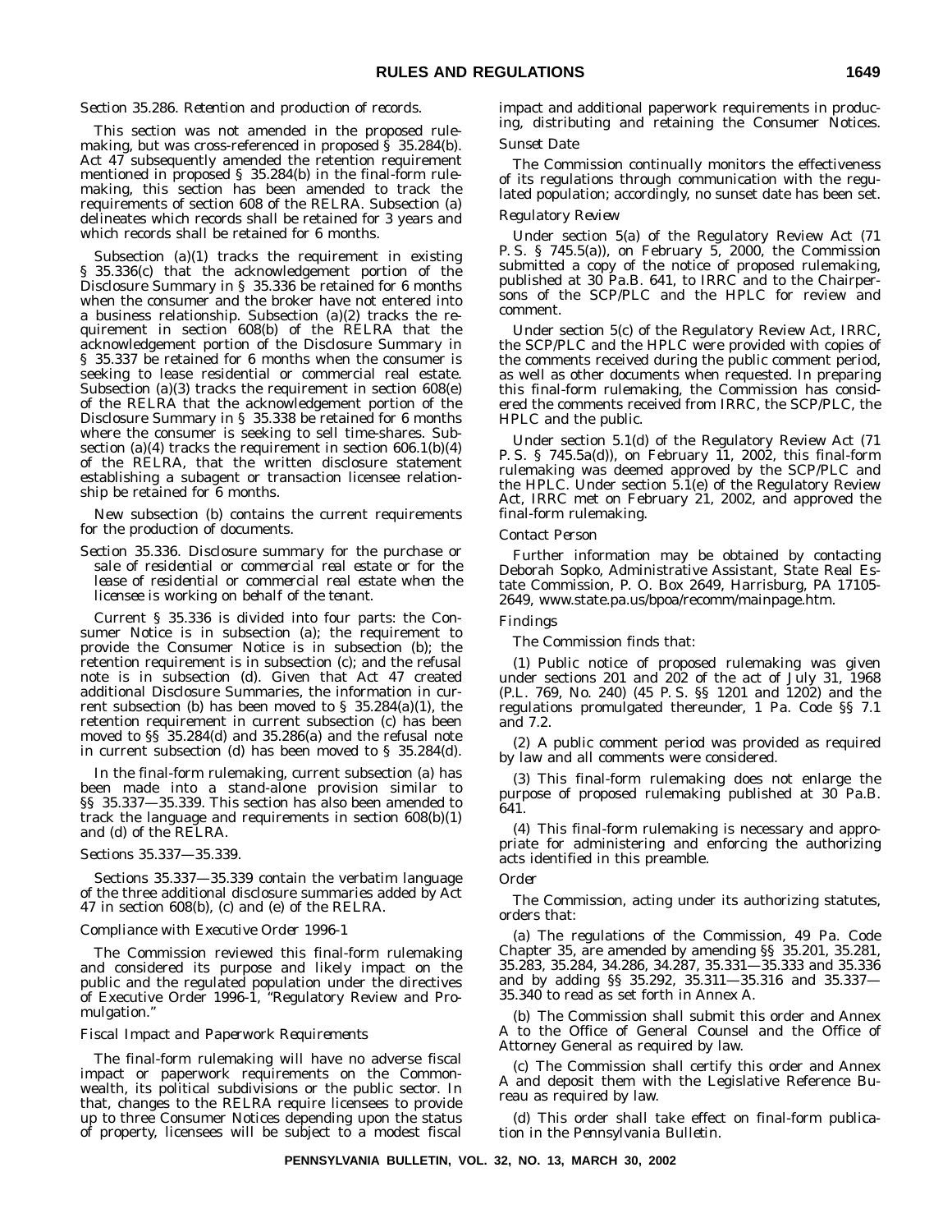*Section 35.286. Retention and production of records.*

This section was not amended in the proposed rulemaking, but was cross-referenced in proposed § 35.284(b). Act 47 subsequently amended the retention requirement mentioned in proposed § 35.284(b) in the final-form rulemaking, this section has been amended to track the requirements of section 608 of the RELRA. Subsection (a) delineates which records shall be retained for 3 years and which records shall be retained for 6 months.

Subsection (a)(1) tracks the requirement in existing § 35.336(c) that the acknowledgement portion of the Disclosure Summary in § 35.336 be retained for 6 months when the consumer and the broker have not entered into a business relationship. Subsection (a)(2) tracks the requirement in section 608(b) of the RELRA that the acknowledgement portion of the Disclosure Summary in § 35.337 be retained for 6 months when the consumer is seeking to lease residential or commercial real estate. Subsection (a)(3) tracks the requirement in section 608(e) of the RELRA that the acknowledgement portion of the Disclosure Summary in § 35.338 be retained for 6 months where the consumer is seeking to sell time-shares. Subsection (a)(4) tracks the requirement in section 606.1(b)(4) of the RELRA, that the written disclosure statement establishing a subagent or transaction licensee relationship be retained for 6 months.

New subsection (b) contains the current requirements for the production of documents.

*Section 35.336. Disclosure summary for the purchase or sale of residential or commercial real estate or for the lease of residential or commercial real estate when the licensee is working on behalf of the tenant.*

Current § 35.336 is divided into four parts: the Consumer Notice is in subsection (a); the requirement to provide the Consumer Notice is in subsection (b); the retention requirement is in subsection (c); and the refusal note is in subsection (d). Given that Act 47 created additional Disclosure Summaries, the information in current subsection (b) has been moved to § 35.284(a)(1), the retention requirement in current subsection (c) has been moved to §§ 35.284(d) and 35.286(a) and the refusal note in current subsection (d) has been moved to § 35.284(d).

In the final-form rulemaking, current subsection (a) has been made into a stand-alone provision similar to §§ 35.337—35.339. This section has also been amended to track the language and requirements in section 608(b)(1) and (d) of the RELRA.

*Sections 35.337—35.339.*

Sections 35.337—35.339 contain the verbatim language of the three additional disclosure summaries added by Act 47 in section 608(b), (c) and (e) of the RELRA.

*Compliance with Executive Order 1996-1*

The Commission reviewed this final-form rulemaking and considered its purpose and likely impact on the public and the regulated population under the directives of Executive Order 1996-1, "Regulatory Review and Promulgation."

*Fiscal Impact and Paperwork Requirements*

The final-form rulemaking will have no adverse fiscal impact or paperwork requirements on the Commonwealth, its political subdivisions or the public sector. In that, changes to the RELRA require licensees to provide up to three Consumer Notices depending upon the status of property, licensees will be subject to a modest fiscal impact and additional paperwork requirements in producing, distributing and retaining the Consumer Notices.

*Sunset Date*

The Commission continually monitors the effectiveness of its regulations through communication with the regulated population; accordingly, no sunset date has been set.

*Regulatory Review*

Under section 5(a) of the Regulatory Review Act (71 P. S. § 745.5(a)), on February 5, 2000, the Commission submitted a copy of the notice of proposed rulemaking, published at 30 Pa.B. 641, to IRRC and to the Chairpersons of the SCP/PLC and the HPLC for review and comment.

Under section 5(c) of the Regulatory Review Act, IRRC, the SCP/PLC and the HPLC were provided with copies of the comments received during the public comment period, as well as other documents when requested. In preparing this final-form rulemaking, the Commission has considered the comments received from IRRC, the SCP/PLC, the HPLC and the public.

Under section 5.1(d) of the Regulatory Review Act (71 P. S. § 745.5a(d)), on February 11, 2002, this final-form rulemaking was deemed approved by the SCP/PLC and the HPLC. Under section 5.1(e) of the Regulatory Review Act, IRRC met on February 21, 2002, and approved the final-form rulemaking.

*Contact Person*

Further information may be obtained by contacting Deborah Sopko, Administrative Assistant, State Real Estate Commission, P. O. Box 2649, Harrisburg, PA 17105-2649, www.state.pa.us/bpoa/recomm/mainpage.htm.

*Findings*

The Commission finds that:

(1) Public notice of proposed rulemaking was given under sections 201 and 202 of the act of July 31, 1968 (P. L. 769, No. 240) (45 P. S. §§ 1201 and 1202) and the regulations promulgated thereunder, 1 Pa. Code §§ 7.1 and 7.2.

(2) A public comment period was provided as required by law and all comments were considered.

(3) This final-form rulemaking does not enlarge the purpose of proposed rulemaking published at 30 Pa.B. 641.

(4) This final-form rulemaking is necessary and appropriate for administering and enforcing the authorizing acts identified in this preamble.

*Order*

The Commission, acting under its authorizing statutes, orders that:

(a) The regulations of the Commission, 49 Pa. Code Chapter 35, are amended by amending §§ 35.201, 35.281, 35.283, 35.284, 34.286, 34.287, 35.331—35.333 and 35.336 and by adding §§ 35.292, 35.311—35.316 and 35.337—35.340 to read as set forth in Annex A.

(b) The Commission shall submit this order and Annex A to the Office of General Counsel and the Office of Attorney General as required by law.

(c) The Commission shall certify this order and Annex A and deposit them with the Legislative Reference Bureau as required by law.

(d) This order shall take effect on final-form publication in the *Pennsylvania Bulletin*.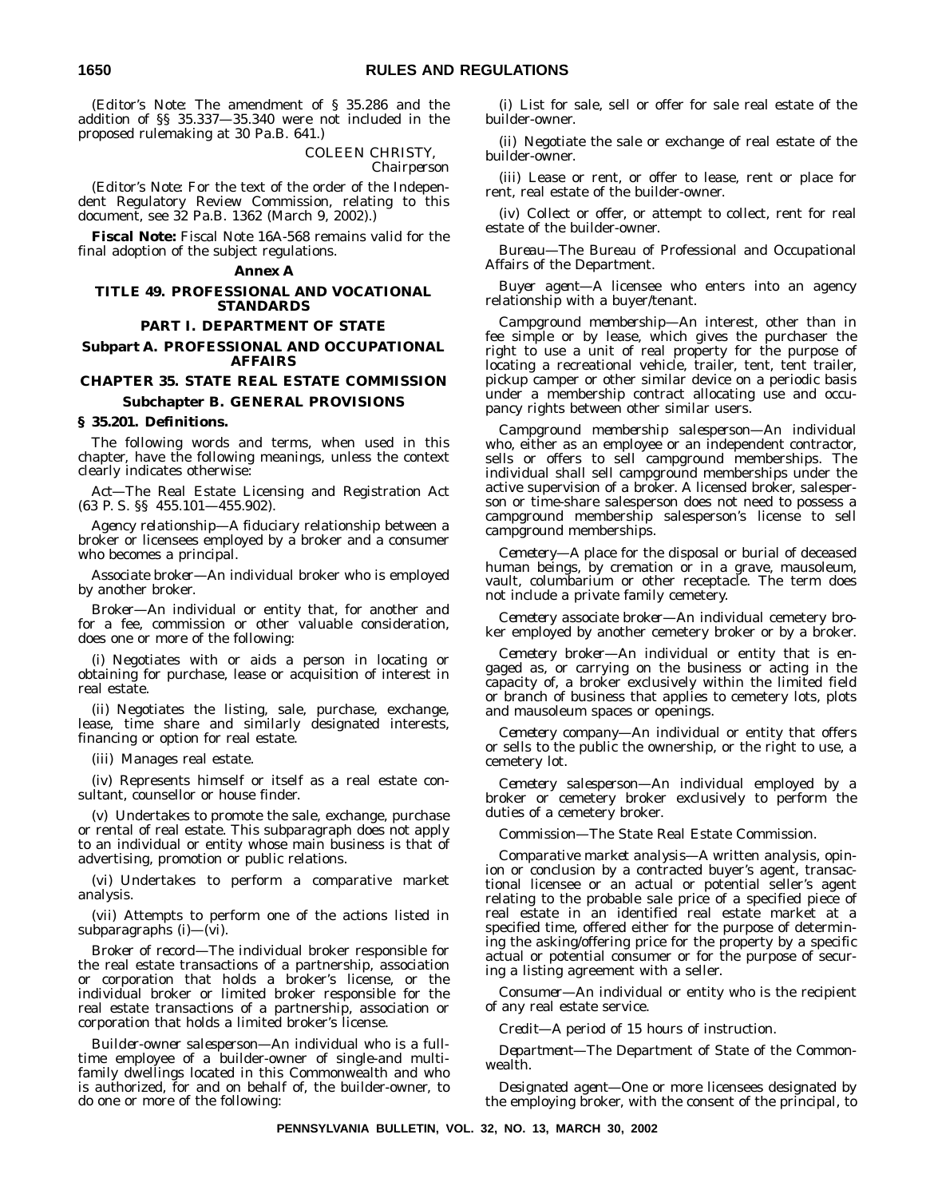(*Editor's Note*: The amendment of § 35.286 and the addition of §§ 35.337—35.340 were not included in the proposed rulemaking at 30 Pa.B. 641.)

COLEEN CHRISTY,
*Chairperson*

(*Editor's Note*: For the text of the order of the Independent Regulatory Review Commission, relating to this document, see 32 Pa.B. 1362 (March 9, 2002).)

**Fiscal Note:** Fiscal Note 16A-568 remains valid for the final adoption of the subject regulations.

**Annex A**

**TITLE 49. PROFESSIONAL AND VOCATIONAL STANDARDS**

**PART I. DEPARTMENT OF STATE**

**Subpart A. PROFESSIONAL AND OCCUPATIONAL AFFAIRS**

**CHAPTER 35. STATE REAL ESTATE COMMISSION**

**Subchapter B. GENERAL PROVISIONS**

**§ 35.201. Definitions.**

The following words and terms, when used in this chapter, have the following meanings, unless the context clearly indicates otherwise:

*Act*—The Real Estate Licensing and Registration Act (63 P. S. §§ 455.101—455.902).

*Agency relationship*—A fiduciary relationship between a broker or licensees employed by a broker and a consumer who becomes a principal.

*Associate broker*—An individual broker who is employed by another broker.

*Broker*—An individual or entity that, for another and for a fee, commission or other valuable consideration, does one or more of the following:

(i) Negotiates with or aids a person in locating or obtaining for purchase, lease or acquisition of interest in real estate.

(ii) Negotiates the listing, sale, purchase, exchange, lease, time share and similarly designated interests, financing or option for real estate.

(iii) Manages real estate.

(iv) Represents himself or itself as a real estate consultant, counsellor or house finder.

(v) Undertakes to promote the sale, exchange, purchase or rental of real estate. This subparagraph does not apply to an individual or entity whose main business is that of advertising, promotion or public relations.

(vi) Undertakes to perform a comparative market analysis.

(vii) Attempts to perform one of the actions listed in subparagraphs (i)—(vi).

*Broker of record*—The individual broker responsible for the real estate transactions of a partnership, association or corporation that holds a broker's license, or the individual broker or limited broker responsible for the real estate transactions of a partnership, association or corporation that holds a limited broker's license.

*Builder-owner salesperson*—An individual who is a full-time employee of a builder-owner of single-and multi-family dwellings located in this Commonwealth and who is authorized, for and on behalf of, the builder-owner, to do one or more of the following:

(i) List for sale, sell or offer for sale real estate of the builder-owner.

(ii) Negotiate the sale or exchange of real estate of the builder-owner.

(iii) Lease or rent, or offer to lease, rent or place for rent, real estate of the builder-owner.

(iv) Collect or offer, or attempt to collect, rent for real estate of the builder-owner.

*Bureau*—The Bureau of Professional and Occupational Affairs of the Department.

*Buyer agent*—A licensee who enters into an agency relationship with a buyer/tenant.

*Campground membership*—An interest, other than in fee simple or by lease, which gives the purchaser the right to use a unit of real property for the purpose of locating a recreational vehicle, trailer, tent, tent trailer, pickup camper or other similar device on a periodic basis under a membership contract allocating use and occupancy rights between other similar users.

*Campground membership salesperson*—An individual who, either as an employee or an independent contractor, sells or offers to sell campground memberships. The individual shall sell campground memberships under the active supervision of a broker. A licensed broker, salesperson or time-share salesperson does not need to possess a campground membership salesperson's license to sell campground memberships.

*Cemetery*—A place for the disposal or burial of deceased human beings, by cremation or in a grave, mausoleum, vault, columbarium or other receptacle. The term does not include a private family cemetery.

*Cemetery associate broker*—An individual cemetery broker employed by another cemetery broker or by a broker.

*Cemetery broker*—An individual or entity that is engaged as, or carrying on the business or acting in the capacity of, a broker exclusively within the limited field or branch of business that applies to cemetery lots, plots and mausoleum spaces or openings.

*Cemetery company*—An individual or entity that offers or sells to the public the ownership, or the right to use, a cemetery lot.

*Cemetery salesperson*—An individual employed by a broker or cemetery broker exclusively to perform the duties of a cemetery broker.

*Commission*—The State Real Estate Commission.

*Comparative market analysis*—A written analysis, opinion or conclusion by a contracted buyer's agent, transactional licensee or an actual or potential seller's agent relating to the probable sale price of a specified piece of real estate in an identified real estate market at a specified time, offered either for the purpose of determining the asking/offering price for the property by a specific actual or potential consumer or for the purpose of securing a listing agreement with a seller.

*Consumer*—An individual or entity who is the recipient of any real estate service.

*Credit*—A period of 15 hours of instruction.

*Department*—The Department of State of the Commonwealth.

*Designated agent*—One or more licensees designated by the employing broker, with the consent of the principal, to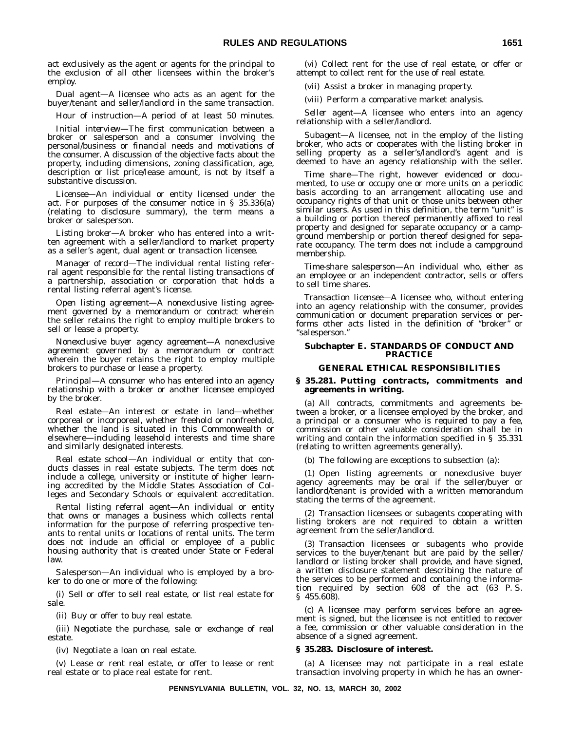act exclusively as the agent or agents for the principal to the exclusion of all other licensees within the broker's employ.

*Dual agent*—A licensee who acts as an agent for the buyer/tenant and seller/landlord in the same transaction.

*Hour of instruction*—A period of at least 50 minutes.

*Initial interview*—The first communication between a broker or salesperson and a consumer involving the personal/business or financial needs and motivations of the consumer. A discussion of the objective facts about the property, including dimensions, zoning classification, age, description or list price/lease amount, is not by itself a substantive discussion.

*Licensee*—An individual or entity licensed under the act. For purposes of the consumer notice in § 35.336(a) (relating to disclosure summary), the term means a broker or salesperson.

*Listing broker*—A broker who has entered into a written agreement with a seller/landlord to market property as a seller's agent, dual agent or transaction licensee.

*Manager of record*—The individual rental listing referral agent responsible for the rental listing transactions of a partnership, association or corporation that holds a rental listing referral agent's license.

*Open listing agreement*—A nonexclusive listing agreement governed by a memorandum or contract wherein the seller retains the right to employ multiple brokers to sell or lease a property.

*Nonexclusive buyer agency agreement*—A nonexclusive agreement governed by a memorandum or contract wherein the buyer retains the right to employ multiple brokers to purchase or lease a property.

*Principal*—A consumer who has entered into an agency relationship with a broker or another licensee employed by the broker.

*Real estate*—An interest or estate in land—whether corporeal or incorporeal, whether freehold or nonfreehold, whether the land is situated in this Commonwealth or elsewhere—including leasehold interests and time share and similarly designated interests.

*Real estate school*—An individual or entity that conducts classes in real estate subjects. The term does not include a college, university or institute of higher learning accredited by the Middle States Association of Colleges and Secondary Schools or equivalent accreditation.

*Rental listing referral agent*—An individual or entity that owns or manages a business which collects rental information for the purpose of referring prospective tenants to rental units or locations of rental units. The term does not include an official or employee of a public housing authority that is created under State or Federal law.

*Salesperson*—An individual who is employed by a broker to do one or more of the following:

(i) Sell or offer to sell real estate, or list real estate for sale.

(ii) Buy or offer to buy real estate.

(iii) Negotiate the purchase, sale or exchange of real estate.

(iv) Negotiate a loan on real estate.

(v) Lease or rent real estate, or offer to lease or rent real estate or to place real estate for rent.

(vi) Collect rent for the use of real estate, or offer or attempt to collect rent for the use of real estate.

(vii) Assist a broker in managing property.

(viii) Perform a comparative market analysis.

*Seller agent*—A licensee who enters into an agency relationship with a seller/landlord.

*Subagent*—A licensee, not in the employ of the listing broker, who acts or cooperates with the listing broker in selling property as a seller's/landlord's agent and is deemed to have an agency relationship with the seller.

*Time share*—The right, however evidenced or documented, to use or occupy one or more units on a periodic basis according to an arrangement allocating use and occupancy rights of that unit or those units between other similar users. As used in this definition, the term "unit" is a building or portion thereof permanently affixed to real property and designed for separate occupancy or a campground membership or portion thereof designed for separate occupancy. The term does not include a campground membership.

*Time-share salesperson*—An individual who, either as an employee or an independent contractor, sells or offers to sell time shares.

*Transaction licensee*—A licensee who, without entering into an agency relationship with the consumer, provides communication or document preparation services or performs other acts listed in the definition of "broker" or "salesperson."

## Subchapter E. STANDARDS OF CONDUCT AND PRACTICE

### GENERAL ETHICAL RESPONSIBILITIES

#### § 35.281. Putting contracts, commitments and agreements in writing.

(a) All contracts, commitments and agreements between a broker, or a licensee employed by the broker, and a principal or a consumer who is required to pay a fee, commission or other valuable consideration shall be in writing and contain the information specified in § 35.331 (relating to written agreements generally).

(b) The following are exceptions to subsection (a):

(1) Open listing agreements or nonexclusive buyer agency agreements may be oral if the seller/buyer or landlord/tenant is provided with a written memorandum stating the terms of the agreement.

(2) Transaction licensees or subagents cooperating with listing brokers are not required to obtain a written agreement from the seller/landlord.

(3) Transaction licensees or subagents who provide services to the buyer/tenant but are paid by the seller/landlord or listing broker shall provide, and have signed, a written disclosure statement describing the nature of the services to be performed and containing the information required by section 608 of the act (63 P. S. § 455.608).

(c) A licensee may perform services before an agreement is signed, but the licensee is not entitled to recover a fee, commission or other valuable consideration in the absence of a signed agreement.

#### § 35.283. Disclosure of interest.

(a) A licensee may not participate in a real estate transaction involving property in which he has an owner-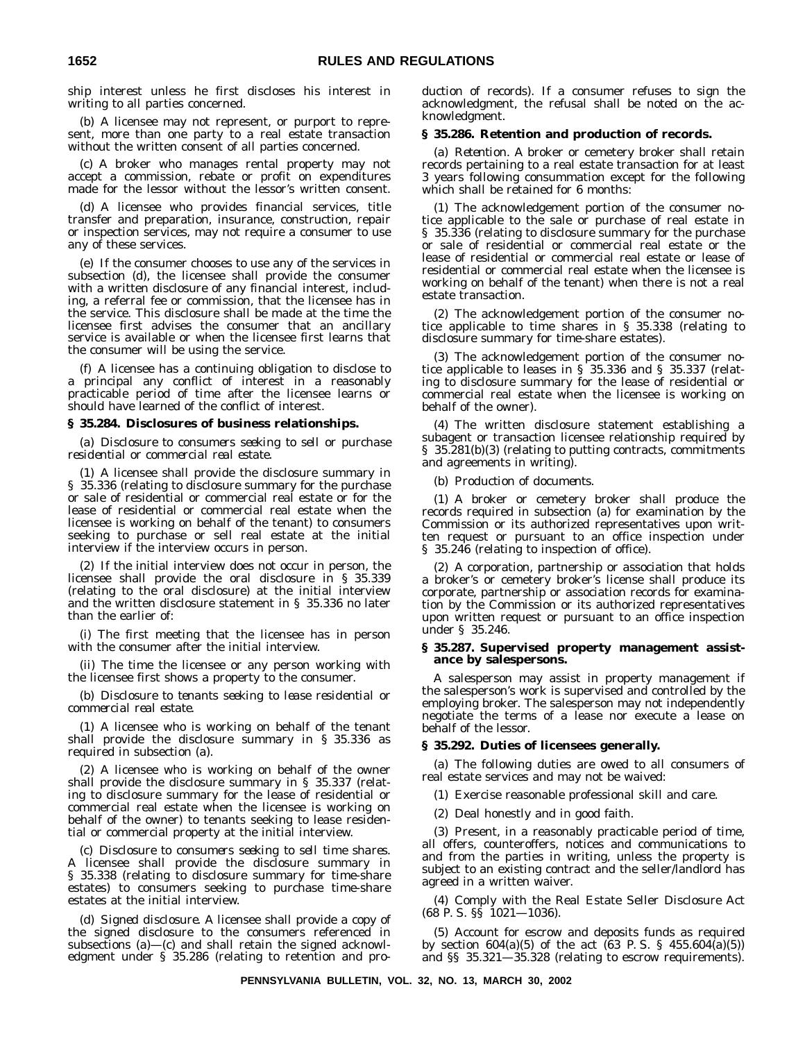ship interest unless he first discloses his interest in writing to all parties concerned.

(b) A licensee may not represent, or purport to represent, more than one party to a real estate transaction without the written consent of all parties concerned.

(c) A broker who manages rental property may not accept a commission, rebate or profit on expenditures made for the lessor without the lessor's written consent.

(d) A licensee who provides financial services, title transfer and preparation, insurance, construction, repair or inspection services, may not require a consumer to use any of these services.

(e) If the consumer chooses to use any of the services in subsection (d), the licensee shall provide the consumer with a written disclosure of any financial interest, including, a referral fee or commission, that the licensee has in the service. This disclosure shall be made at the time the licensee first advises the consumer that an ancillary service is available or when the licensee first learns that the consumer will be using the service.

(f) A licensee has a continuing obligation to disclose to a principal any conflict of interest in a reasonably practicable period of time after the licensee learns or should have learned of the conflict of interest.

**§ 35.284. Disclosures of business relationships.**

(a) *Disclosure to consumers seeking to sell or purchase residential or commercial real estate.*

(1) A licensee shall provide the disclosure summary in § 35.336 (relating to disclosure summary for the purchase or sale of residential or commercial real estate or for the lease of residential or commercial real estate when the licensee is working on behalf of the tenant) to consumers seeking to purchase or sell real estate at the initial interview if the interview occurs in person.

(2) If the initial interview does not occur in person, the licensee shall provide the oral disclosure in § 35.339 (relating to the oral disclosure) at the initial interview and the written disclosure statement in § 35.336 no later than the earlier of:

(i) The first meeting that the licensee has in person with the consumer after the initial interview.

(ii) The time the licensee or any person working with the licensee first shows a property to the consumer.

(b) *Disclosure to tenants seeking to lease residential or commercial real estate.*

(1) A licensee who is working on behalf of the tenant shall provide the disclosure summary in § 35.336 as required in subsection (a).

(2) A licensee who is working on behalf of the owner shall provide the disclosure summary in § 35.337 (relating to disclosure summary for the lease of residential or commercial real estate when the licensee is working on behalf of the owner) to tenants seeking to lease residential or commercial property at the initial interview.

(c) *Disclosure to consumers seeking to sell time shares.* A licensee shall provide the disclosure summary in § 35.338 (relating to disclosure summary for time-share estates) to consumers seeking to purchase time-share estates at the initial interview.

(d) *Signed disclosure.* A licensee shall provide a copy of the signed disclosure to the consumers referenced in subsections (a)—(c) and shall retain the signed acknowledgment under § 35.286 (relating to retention and production of records). If a consumer refuses to sign the acknowledgment, the refusal shall be noted on the acknowledgment.

**§ 35.286. Retention and production of records.**

(a) *Retention.* A broker or cemetery broker shall retain records pertaining to a real estate transaction for at least 3 years following consummation except for the following which shall be retained for 6 months:

(1) The acknowledgement portion of the consumer notice applicable to the sale or purchase of real estate in § 35.336 (relating to disclosure summary for the purchase or sale of residential or commercial real estate or the lease of residential or commercial real estate or lease of residential or commercial real estate when the licensee is working on behalf of the tenant) when there is not a real estate transaction.

(2) The acknowledgement portion of the consumer notice applicable to time shares in § 35.338 (relating to disclosure summary for time-share estates).

(3) The acknowledgement portion of the consumer notice applicable to leases in § 35.336 and § 35.337 (relating to disclosure summary for the lease of residential or commercial real estate when the licensee is working on behalf of the owner).

(4) The written disclosure statement establishing a subagent or transaction licensee relationship required by § 35.281(b)(3) (relating to putting contracts, commitments and agreements in writing).

(b) *Production of documents.*

(1) A broker or cemetery broker shall produce the records required in subsection (a) for examination by the Commission or its authorized representatives upon written request or pursuant to an office inspection under § 35.246 (relating to inspection of office).

(2) A corporation, partnership or association that holds a broker's or cemetery broker's license shall produce its corporate, partnership or association records for examination by the Commission or its authorized representatives upon written request or pursuant to an office inspection under § 35.246.

**§ 35.287. Supervised property management assistance by salespersons.**

A salesperson may assist in property management if the salesperson's work is supervised and controlled by the employing broker. The salesperson may not independently negotiate the terms of a lease nor execute a lease on behalf of the lessor.

**§ 35.292. Duties of licensees generally.**

(a) The following duties are owed to all consumers of real estate services and may not be waived:

(1) Exercise reasonable professional skill and care.

(2) Deal honestly and in good faith.

(3) Present, in a reasonably practicable period of time, all offers, counteroffers, notices and communications to and from the parties in writing, unless the property is subject to an existing contract and the seller/landlord has agreed in a written waiver.

(4) Comply with the Real Estate Seller Disclosure Act (68 P. S. §§ 1021—1036).

(5) Account for escrow and deposits funds as required by section 604(a)(5) of the act (63 P. S. § 455.604(a)(5)) and §§ 35.321—35.328 (relating to escrow requirements).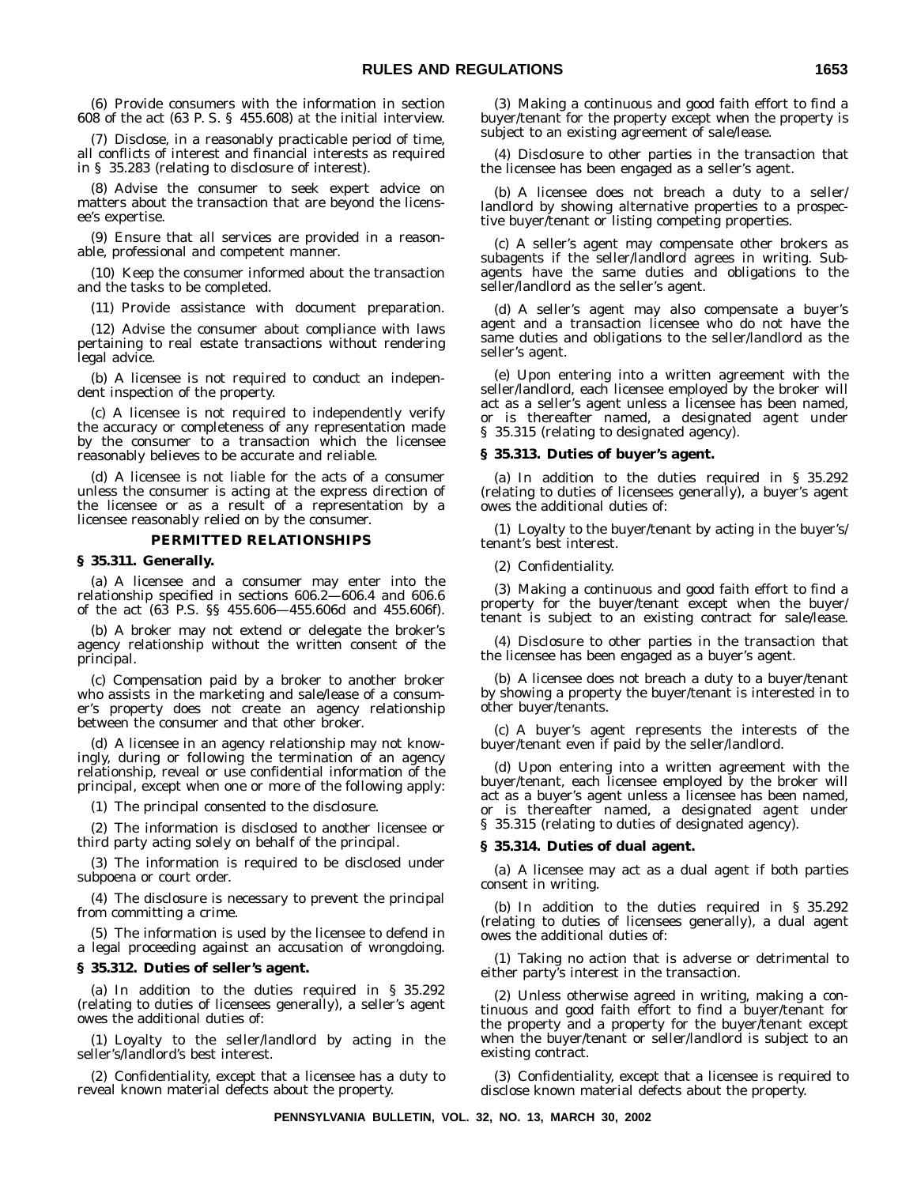(6) Provide consumers with the information in section 608 of the act (63 P. S. § 455.608) at the initial interview.

(7) Disclose, in a reasonably practicable period of time, all conflicts of interest and financial interests as required in § 35.283 (relating to disclosure of interest).

(8) Advise the consumer to seek expert advice on matters about the transaction that are beyond the licensee's expertise.

(9) Ensure that all services are provided in a reasonable, professional and competent manner.

(10) Keep the consumer informed about the transaction and the tasks to be completed.

(11) Provide assistance with document preparation.

(12) Advise the consumer about compliance with laws pertaining to real estate transactions without rendering legal advice.

(b) A licensee is not required to conduct an independent inspection of the property.

(c) A licensee is not required to independently verify the accuracy or completeness of any representation made by the consumer to a transaction which the licensee reasonably believes to be accurate and reliable.

(d) A licensee is not liable for the acts of a consumer unless the consumer is acting at the express direction of the licensee or as a result of a representation by a licensee reasonably relied on by the consumer.

## PERMITTED RELATIONSHIPS

### § 35.311. Generally.

(a) A licensee and a consumer may enter into the relationship specified in sections 606.2—606.4 and 606.6 of the act (63 P.S. §§ 455.606—455.606d and 455.606f).

(b) A broker may not extend or delegate the broker's agency relationship without the written consent of the principal.

(c) Compensation paid by a broker to another broker who assists in the marketing and sale/lease of a consumer's property does not create an agency relationship between the consumer and that other broker.

(d) A licensee in an agency relationship may not knowingly, during or following the termination of an agency relationship, reveal or use confidential information of the principal, except when one or more of the following apply:

(1) The principal consented to the disclosure.

(2) The information is disclosed to another licensee or third party acting solely on behalf of the principal.

(3) The information is required to be disclosed under subpoena or court order.

(4) The disclosure is necessary to prevent the principal from committing a crime.

(5) The information is used by the licensee to defend in a legal proceeding against an accusation of wrongdoing.

### § 35.312. Duties of seller's agent.

(a) In addition to the duties required in § 35.292 (relating to duties of licensees generally), a seller's agent owes the additional duties of:

(1) Loyalty to the seller/landlord by acting in the seller's/landlord's best interest.

(2) Confidentiality, except that a licensee has a duty to reveal known material defects about the property.

(3) Making a continuous and good faith effort to find a buyer/tenant for the property except when the property is subject to an existing agreement of sale/lease.

(4) Disclosure to other parties in the transaction that the licensee has been engaged as a seller's agent.

(b) A licensee does not breach a duty to a seller/landlord by showing alternative properties to a prospective buyer/tenant or listing competing properties.

(c) A seller's agent may compensate other brokers as subagents if the seller/landlord agrees in writing. Subagents have the same duties and obligations to the seller/landlord as the seller's agent.

(d) A seller's agent may also compensate a buyer's agent and a transaction licensee who do not have the same duties and obligations to the seller/landlord as the seller's agent.

(e) Upon entering into a written agreement with the seller/landlord, each licensee employed by the broker will act as a seller's agent unless a licensee has been named, or is thereafter named, a designated agent under § 35.315 (relating to designated agency).

### § 35.313. Duties of buyer's agent.

(a) In addition to the duties required in § 35.292 (relating to duties of licensees generally), a buyer's agent owes the additional duties of:

(1) Loyalty to the buyer/tenant by acting in the buyer's/tenant's best interest.

(2) Confidentiality.

(3) Making a continuous and good faith effort to find a property for the buyer/tenant except when the buyer/tenant is subject to an existing contract for sale/lease.

(4) Disclosure to other parties in the transaction that the licensee has been engaged as a buyer's agent.

(b) A licensee does not breach a duty to a buyer/tenant by showing a property the buyer/tenant is interested in to other buyer/tenants.

(c) A buyer's agent represents the interests of the buyer/tenant even if paid by the seller/landlord.

(d) Upon entering into a written agreement with the buyer/tenant, each licensee employed by the broker will act as a buyer's agent unless a licensee has been named, or is thereafter named, a designated agent under § 35.315 (relating to duties of designated agency).

### § 35.314. Duties of dual agent.

(a) A licensee may act as a dual agent if both parties consent in writing.

(b) In addition to the duties required in § 35.292 (relating to duties of licensees generally), a dual agent owes the additional duties of:

(1) Taking no action that is adverse or detrimental to either party's interest in the transaction.

(2) Unless otherwise agreed in writing, making a continuous and good faith effort to find a buyer/tenant for the property and a property for the buyer/tenant except when the buyer/tenant or seller/landlord is subject to an existing contract.

(3) Confidentiality, except that a licensee is required to disclose known material defects about the property.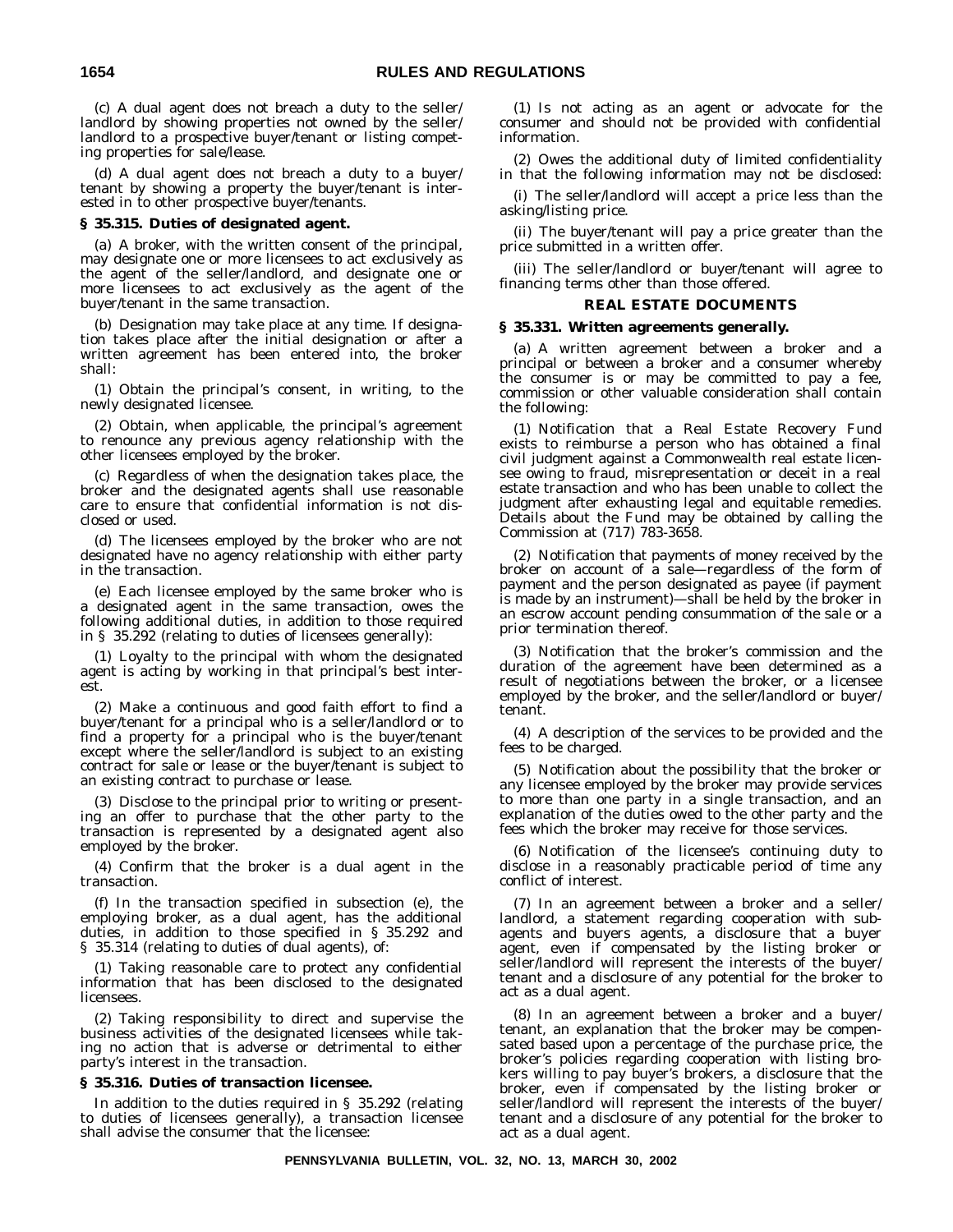(c) A dual agent does not breach a duty to the seller/landlord by showing properties not owned by the seller/landlord to a prospective buyer/tenant or listing competing properties for sale/lease.

(d) A dual agent does not breach a duty to a buyer/tenant by showing a property the buyer/tenant is interested in to other prospective buyer/tenants.

### § 35.315. Duties of designated agent.

(a) A broker, with the written consent of the principal, may designate one or more licensees to act exclusively as the agent of the seller/landlord, and designate one or more licensees to act exclusively as the agent of the buyer/tenant in the same transaction.

(b) Designation may take place at any time. If designation takes place after the initial designation or after a written agreement has been entered into, the broker shall:

(1) Obtain the principal's consent, in writing, to the newly designated licensee.

(2) Obtain, when applicable, the principal's agreement to renounce any previous agency relationship with the other licensees employed by the broker.

(c) Regardless of when the designation takes place, the broker and the designated agents shall use reasonable care to ensure that confidential information is not disclosed or used.

(d) The licensees employed by the broker who are not designated have no agency relationship with either party in the transaction.

(e) Each licensee employed by the same broker who is a designated agent in the same transaction, owes the following additional duties, in addition to those required in § 35.292 (relating to duties of licensees generally):

(1) Loyalty to the principal with whom the designated agent is acting by working in that principal's best interest.

(2) Make a continuous and good faith effort to find a buyer/tenant for a principal who is a seller/landlord or to find a property for a principal who is the buyer/tenant except where the seller/landlord is subject to an existing contract for sale or lease or the buyer/tenant is subject to an existing contract to purchase or lease.

(3) Disclose to the principal prior to writing or presenting an offer to purchase that the other party to the transaction is represented by a designated agent also employed by the broker.

(4) Confirm that the broker is a dual agent in the transaction.

(f) In the transaction specified in subsection (e), the employing broker, as a dual agent, has the additional duties, in addition to those specified in § 35.292 and § 35.314 (relating to duties of dual agents), of:

(1) Taking reasonable care to protect any confidential information that has been disclosed to the designated licensees.

(2) Taking responsibility to direct and supervise the business activities of the designated licensees while taking no action that is adverse or detrimental to either party's interest in the transaction.

### § 35.316. Duties of transaction licensee.

In addition to the duties required in § 35.292 (relating to duties of licensees generally), a transaction licensee shall advise the consumer that the licensee:

(1) Is not acting as an agent or advocate for the consumer and should not be provided with confidential information.

(2) Owes the additional duty of limited confidentiality in that the following information may not be disclosed:

(i) The seller/landlord will accept a price less than the asking/listing price.

(ii) The buyer/tenant will pay a price greater than the price submitted in a written offer.

(iii) The seller/landlord or buyer/tenant will agree to financing terms other than those offered.

## REAL ESTATE DOCUMENTS

### § 35.331. Written agreements generally.

(a) A written agreement between a broker and a principal or between a broker and a consumer whereby the consumer is or may be committed to pay a fee, commission or other valuable consideration shall contain the following:

(1) Notification that a Real Estate Recovery Fund exists to reimburse a person who has obtained a final civil judgment against a Commonwealth real estate licensee owing to fraud, misrepresentation or deceit in a real estate transaction and who has been unable to collect the judgment after exhausting legal and equitable remedies. Details about the Fund may be obtained by calling the Commission at (717) 783-3658.

(2) Notification that payments of money received by the broker on account of a sale—regardless of the form of payment and the person designated as payee (if payment is made by an instrument)—shall be held by the broker in an escrow account pending consummation of the sale or a prior termination thereof.

(3) Notification that the broker's commission and the duration of the agreement have been determined as a result of negotiations between the broker, or a licensee employed by the broker, and the seller/landlord or buyer/tenant.

(4) A description of the services to be provided and the fees to be charged.

(5) Notification about the possibility that the broker or any licensee employed by the broker may provide services to more than one party in a single transaction, and an explanation of the duties owed to the other party and the fees which the broker may receive for those services.

(6) Notification of the licensee's continuing duty to disclose in a reasonably practicable period of time any conflict of interest.

(7) In an agreement between a broker and a seller/landlord, a statement regarding cooperation with subagents and buyers agents, a disclosure that a buyer agent, even if compensated by the listing broker or seller/landlord will represent the interests of the buyer/tenant and a disclosure of any potential for the broker to act as a dual agent.

(8) In an agreement between a broker and a buyer/tenant, an explanation that the broker may be compensated based upon a percentage of the purchase price, the broker's policies regarding cooperation with listing brokers willing to pay buyer's brokers, a disclosure that the broker, even if compensated by the listing broker or seller/landlord will represent the interests of the buyer/tenant and a disclosure of any potential for the broker to act as a dual agent.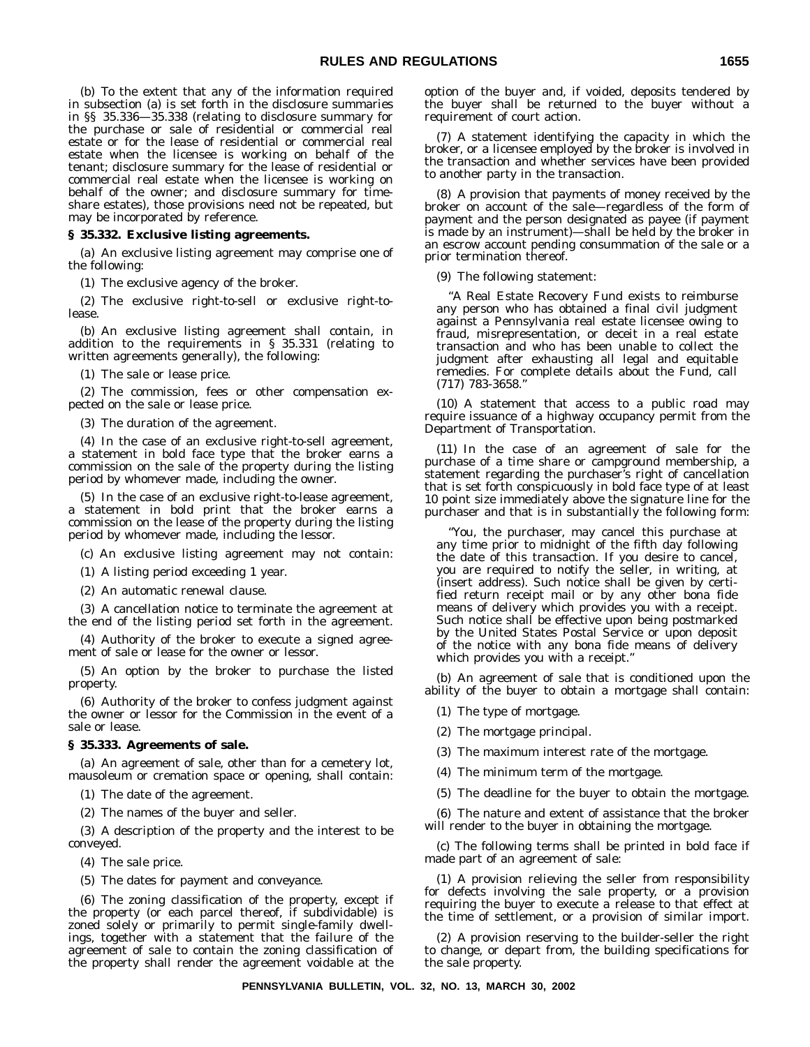(b) To the extent that any of the information required in subsection (a) is set forth in the disclosure summaries in §§ 35.336—35.338 (relating to disclosure summary for the purchase or sale of residential or commercial real estate or for the lease of residential or commercial real estate when the licensee is working on behalf of the tenant; disclosure summary for the lease of residential or commercial real estate when the licensee is working on behalf of the owner; and disclosure summary for time-share estates), those provisions need not be repeated, but may be incorporated by reference.

**§ 35.332. Exclusive listing agreements.**

(a) An exclusive listing agreement may comprise one of the following:

(1) The exclusive agency of the broker.

(2) The exclusive right-to-sell or exclusive right-to-lease.

(b) An exclusive listing agreement shall contain, in addition to the requirements in § 35.331 (relating to written agreements generally), the following:

(1) The sale or lease price.

(2) The commission, fees or other compensation expected on the sale or lease price.

(3) The duration of the agreement.

(4) In the case of an exclusive right-to-sell agreement, a statement in bold face type that the broker earns a commission on the sale of the property during the listing period by whomever made, including the owner.

(5) In the case of an exclusive right-to-lease agreement, a statement in bold print that the broker earns a commission on the lease of the property during the listing period by whomever made, including the lessor.

(c) An exclusive listing agreement may not contain:

(1) A listing period exceeding 1 year.

(2) An automatic renewal clause.

(3) A cancellation notice to terminate the agreement at the end of the listing period set forth in the agreement.

(4) Authority of the broker to execute a signed agreement of sale or lease for the owner or lessor.

(5) An option by the broker to purchase the listed property.

(6) Authority of the broker to confess judgment against the owner or lessor for the Commission in the event of a sale or lease.

**§ 35.333. Agreements of sale.**

(a) An agreement of sale, other than for a cemetery lot, mausoleum or cremation space or opening, shall contain:

(1) The date of the agreement.

(2) The names of the buyer and seller.

(3) A description of the property and the interest to be conveyed.

(4) The sale price.

(5) The dates for payment and conveyance.

(6) The zoning classification of the property, except if the property (or each parcel thereof, if subdividable) is zoned solely or primarily to permit single-family dwellings, together with a statement that the failure of the agreement of sale to contain the zoning classification of the property shall render the agreement voidable at the option of the buyer and, if voided, deposits tendered by the buyer shall be returned to the buyer without a requirement of court action.

(7) A statement identifying the capacity in which the broker, or a licensee employed by the broker is involved in the transaction and whether services have been provided to another party in the transaction.

(8) A provision that payments of money received by the broker on account of the sale—regardless of the form of payment and the person designated as payee (if payment is made by an instrument)—shall be held by the broker in an escrow account pending consummation of the sale or a prior termination thereof.

(9) The following statement:

> "A Real Estate Recovery Fund exists to reimburse any person who has obtained a final civil judgment against a Pennsylvania real estate licensee owing to fraud, misrepresentation, or deceit in a real estate transaction and who has been unable to collect the judgment after exhausting all legal and equitable remedies. For complete details about the Fund, call (717) 783-3658."

(10) A statement that access to a public road may require issuance of a highway occupancy permit from the Department of Transportation.

(11) In the case of an agreement of sale for the purchase of a time share or campground membership, a statement regarding the purchaser's right of cancellation that is set forth conspicuously in bold face type of at least 10 point size immediately above the signature line for the purchaser and that is in substantially the following form:

> "You, the purchaser, may cancel this purchase at any time prior to midnight of the fifth day following the date of this transaction. If you desire to cancel, you are required to notify the seller, in writing, at (insert address). Such notice shall be given by certified return receipt mail or by any other bona fide means of delivery which provides you with a receipt. Such notice shall be effective upon being postmarked by the United States Postal Service or upon deposit of the notice with any bona fide means of delivery which provides you with a receipt."

(b) An agreement of sale that is conditioned upon the ability of the buyer to obtain a mortgage shall contain:

(1) The type of mortgage.

(2) The mortgage principal.

(3) The maximum interest rate of the mortgage.

(4) The minimum term of the mortgage.

(5) The deadline for the buyer to obtain the mortgage.

(6) The nature and extent of assistance that the broker will render to the buyer in obtaining the mortgage.

(c) The following terms shall be printed in bold face if made part of an agreement of sale:

(1) A provision relieving the seller from responsibility for defects involving the sale property, or a provision requiring the buyer to execute a release to that effect at the time of settlement, or a provision of similar import.

(2) A provision reserving to the builder-seller the right to change, or depart from, the building specifications for the sale property.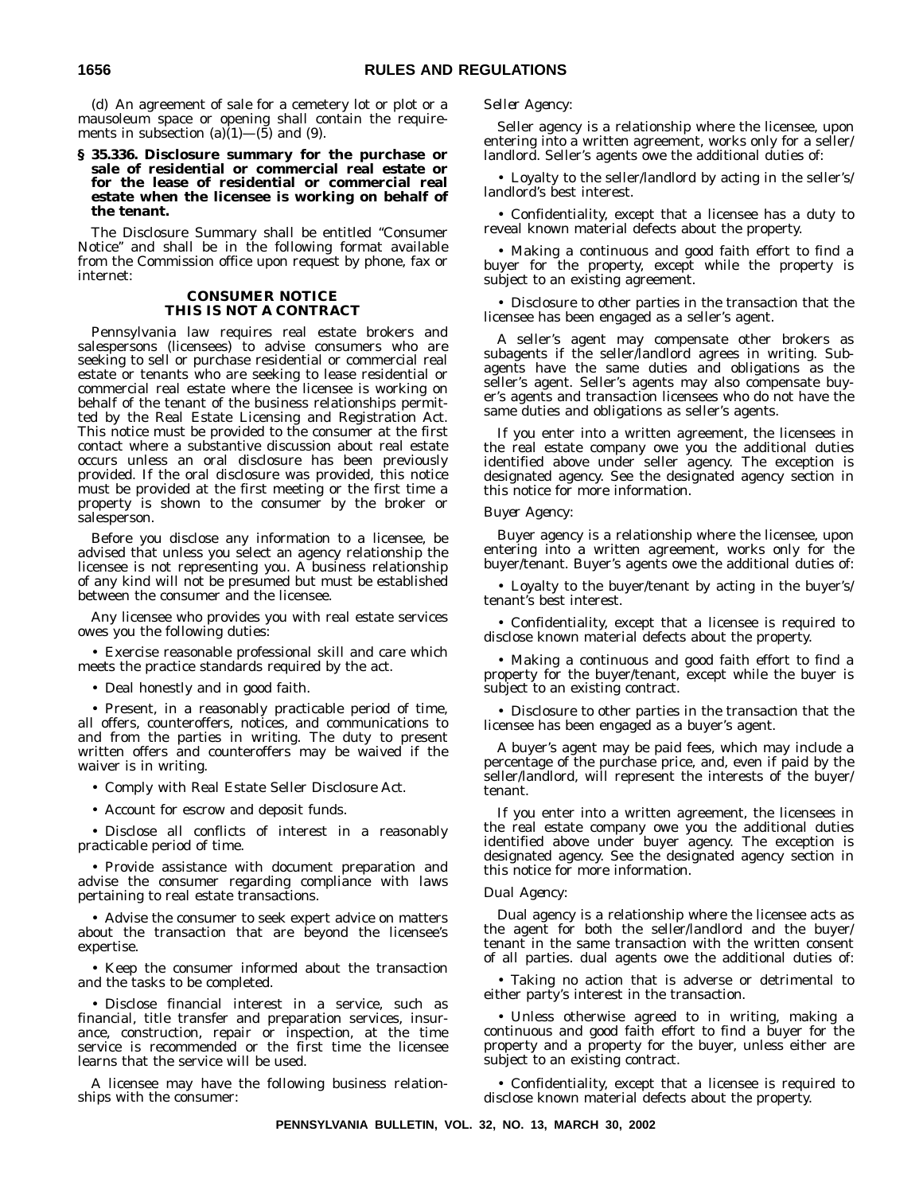(d) An agreement of sale for a cemetery lot or plot or a mausoleum space or opening shall contain the requirements in subsection (a)(1)—(5) and (9).

**§ 35.336. Disclosure summary for the purchase or sale of residential or commercial real estate or for the lease of residential or commercial real estate when the licensee is working on behalf of the tenant.**

The Disclosure Summary shall be entitled "Consumer Notice" and shall be in the following format available from the Commission office upon request by phone, fax or internet:

**CONSUMER NOTICE**
**THIS IS NOT A CONTRACT**

Pennsylvania law requires real estate brokers and salespersons (licensees) to advise consumers who are seeking to sell or purchase residential or commercial real estate or tenants who are seeking to lease residential or commercial real estate where the licensee is working on behalf of the tenant of the business relationships permitted by the Real Estate Licensing and Registration Act. This notice must be provided to the consumer at the first contact where a substantive discussion about real estate occurs unless an oral disclosure has been previously provided. If the oral disclosure was provided, this notice must be provided at the first meeting or the first time a property is shown to the consumer by the broker or salesperson.

Before you disclose any information to a licensee, be advised that unless you select an agency relationship the licensee is not representing you. A business relationship of any kind will not be presumed but must be established between the consumer and the licensee.

Any licensee who provides you with real estate services owes you the following duties:

• Exercise reasonable professional skill and care which meets the practice standards required by the act.

• Deal honestly and in good faith.

• Present, in a reasonably practicable period of time, all offers, counteroffers, notices, and communications to and from the parties in writing. The duty to present written offers and counteroffers may be waived if the waiver is in writing.

• Comply with Real Estate Seller Disclosure Act.

• Account for escrow and deposit funds.

• Disclose all conflicts of interest in a reasonably practicable period of time.

• Provide assistance with document preparation and advise the consumer regarding compliance with laws pertaining to real estate transactions.

• Advise the consumer to seek expert advice on matters about the transaction that are beyond the licensee's expertise.

• Keep the consumer informed about the transaction and the tasks to be completed.

• Disclose financial interest in a service, such as financial, title transfer and preparation services, insurance, construction, repair or inspection, at the time service is recommended or the first time the licensee learns that the service will be used.

A licensee may have the following business relationships with the consumer:

*Seller Agency:*

Seller agency is a relationship where the licensee, upon entering into a written agreement, works only for a seller/landlord. Seller's agents owe the additional duties of:

• Loyalty to the seller/landlord by acting in the seller's/landlord's best interest.

• Confidentiality, except that a licensee has a duty to reveal known material defects about the property.

• Making a continuous and good faith effort to find a buyer for the property, except while the property is subject to an existing agreement.

• Disclosure to other parties in the transaction that the licensee has been engaged as a seller's agent.

A seller's agent may compensate other brokers as subagents if the seller/landlord agrees in writing. Subagents have the same duties and obligations as the seller's agent. Seller's agents may also compensate buyer's agents and transaction licensees who do not have the same duties and obligations as seller's agents.

If you enter into a written agreement, the licensees in the real estate company owe you the additional duties identified above under seller agency. The exception is designated agency. See the designated agency section in this notice for more information.

*Buyer Agency:*

Buyer agency is a relationship where the licensee, upon entering into a written agreement, works only for the buyer/tenant. Buyer's agents owe the additional duties of:

• Loyalty to the buyer/tenant by acting in the buyer's/tenant's best interest.

• Confidentiality, except that a licensee is required to disclose known material defects about the property.

• Making a continuous and good faith effort to find a property for the buyer/tenant, except while the buyer is subject to an existing contract.

• Disclosure to other parties in the transaction that the licensee has been engaged as a buyer's agent.

A buyer's agent may be paid fees, which may include a percentage of the purchase price, and, even if paid by the seller/landlord, will represent the interests of the buyer/tenant.

If you enter into a written agreement, the licensees in the real estate company owe you the additional duties identified above under buyer agency. The exception is designated agency. See the designated agency section in this notice for more information.

*Dual Agency:*

Dual agency is a relationship where the licensee acts as the agent for both the seller/landlord and the buyer/tenant in the same transaction with the written consent of all parties. dual agents owe the additional duties of:

• Taking no action that is adverse or detrimental to either party's interest in the transaction.

• Unless otherwise agreed to in writing, making a continuous and good faith effort to find a buyer for the property and a property for the buyer, unless either are subject to an existing contract.

• Confidentiality, except that a licensee is required to disclose known material defects about the property.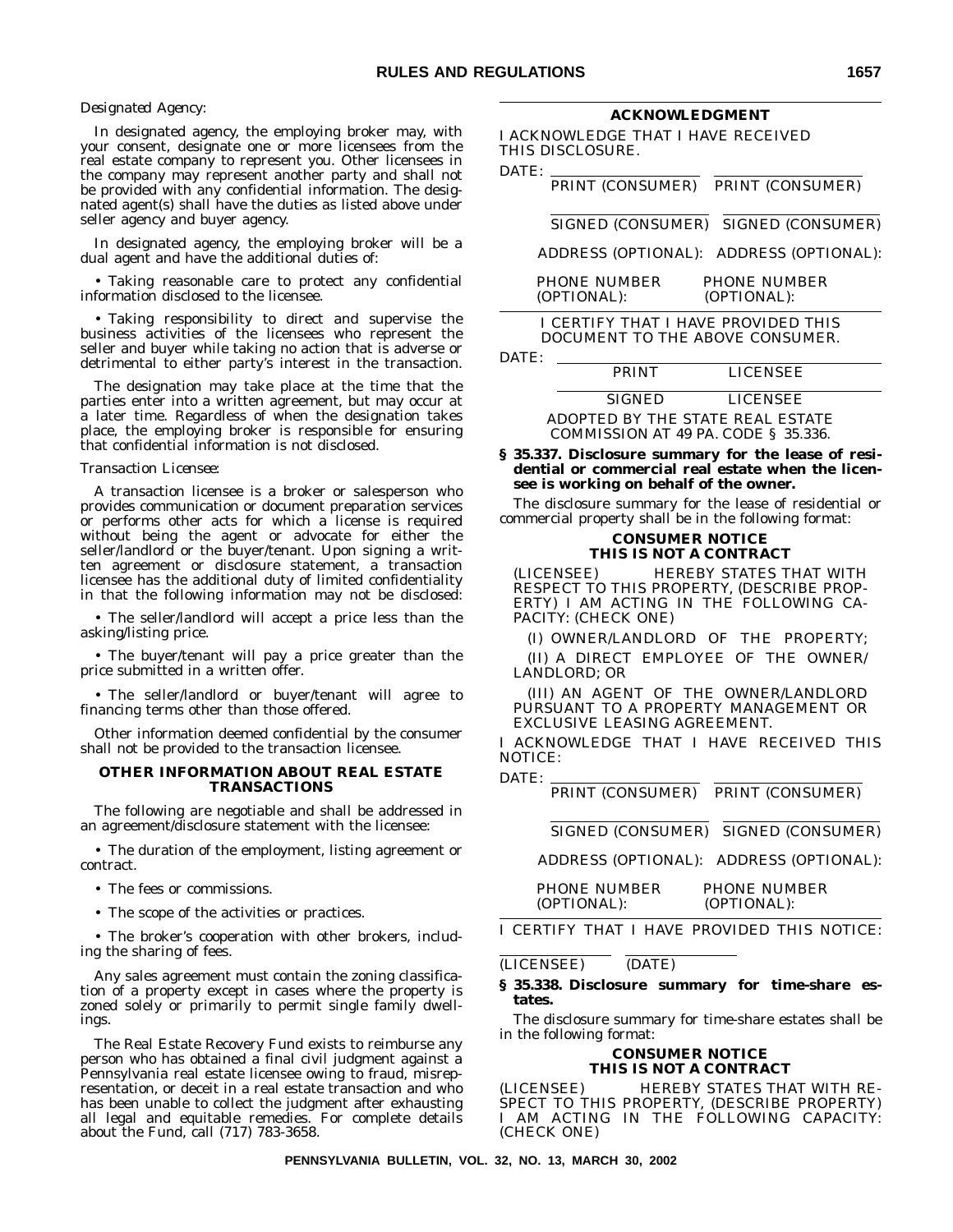*Designated Agency:*

In designated agency, the employing broker may, with your consent, designate one or more licensees from the real estate company to represent you. Other licensees in the company may represent another party and shall not be provided with any confidential information. The designated agent(s) shall have the duties as listed above under seller agency and buyer agency.

In designated agency, the employing broker will be a dual agent and have the additional duties of:

• Taking reasonable care to protect any confidential information disclosed to the licensee.

• Taking responsibility to direct and supervise the business activities of the licensees who represent the seller and buyer while taking no action that is adverse or detrimental to either party's interest in the transaction.

The designation may take place at the time that the parties enter into a written agreement, but may occur at a later time. Regardless of when the designation takes place, the employing broker is responsible for ensuring that confidential information is not disclosed.

*Transaction Licensee:*

A transaction licensee is a broker or salesperson who provides communication or document preparation services or performs other acts for which a license is required without being the agent or advocate for either the seller/landlord or the buyer/tenant. Upon signing a written agreement or disclosure statement, a transaction licensee has the additional duty of limited confidentiality in that the following information may not be disclosed:

• The seller/landlord will accept a price less than the asking/listing price.

• The buyer/tenant will pay a price greater than the price submitted in a written offer.

• The seller/landlord or buyer/tenant will agree to financing terms other than those offered.

Other information deemed confidential by the consumer shall not be provided to the transaction licensee.

**OTHER INFORMATION ABOUT REAL ESTATE TRANSACTIONS**

The following are negotiable and shall be addressed in an agreement/disclosure statement with the licensee:

• The duration of the employment, listing agreement or contract.

• The fees or commissions.

• The scope of the activities or practices.

• The broker's cooperation with other brokers, including the sharing of fees.

Any sales agreement must contain the zoning classification of a property except in cases where the property is zoned solely or primarily to permit single family dwellings.

The Real Estate Recovery Fund exists to reimburse any person who has obtained a final civil judgment against a Pennsylvania real estate licensee owing to fraud, misrepresentation, or deceit in a real estate transaction and who has been unable to collect the judgment after exhausting all legal and equitable remedies. For complete details about the Fund, call (717) 783-3658.

**ACKNOWLEDGMENT**

I ACKNOWLEDGE THAT I HAVE RECEIVED THIS DISCLOSURE.

DATE: ________ PRINT (CONSUMER) ________ PRINT (CONSUMER)

________ SIGNED (CONSUMER) ________ SIGNED (CONSUMER)

ADDRESS (OPTIONAL): ADDRESS (OPTIONAL):

PHONE NUMBER (OPTIONAL): PHONE NUMBER (OPTIONAL):

I CERTIFY THAT I HAVE PROVIDED THIS DOCUMENT TO THE ABOVE CONSUMER.

DATE: ________ PRINT LICENSEE

________ SIGNED LICENSEE

ADOPTED BY THE STATE REAL ESTATE COMMISSION AT 49 PA. CODE § 35.336.

**§ 35.337. Disclosure summary for the lease of residential or commercial real estate when the licensee is working on behalf of the owner.**

The disclosure summary for the lease of residential or commercial property shall be in the following format:

**CONSUMER NOTICE**
**THIS IS NOT A CONTRACT**

(LICENSEE) HEREBY STATES THAT WITH RESPECT TO THIS PROPERTY, (DESCRIBE PROPERTY) I AM ACTING IN THE FOLLOWING CAPACITY: (CHECK ONE)

(I) OWNER/LANDLORD OF THE PROPERTY;

(II) A DIRECT EMPLOYEE OF THE OWNER/LANDLORD; OR

(III) AN AGENT OF THE OWNER/LANDLORD PURSUANT TO A PROPERTY MANAGEMENT OR EXCLUSIVE LEASING AGREEMENT.

I ACKNOWLEDGE THAT I HAVE RECEIVED THIS NOTICE:

DATE: ________ PRINT (CONSUMER) ________ PRINT (CONSUMER)

________ SIGNED (CONSUMER) ________ SIGNED (CONSUMER)

ADDRESS (OPTIONAL): ADDRESS (OPTIONAL):

PHONE NUMBER (OPTIONAL): PHONE NUMBER (OPTIONAL):

I CERTIFY THAT I HAVE PROVIDED THIS NOTICE:

________ (LICENSEE) ________ (DATE)

**§ 35.338. Disclosure summary for time-share estates.**

The disclosure summary for time-share estates shall be in the following format:

**CONSUMER NOTICE**
**THIS IS NOT A CONTRACT**

(LICENSEE) HEREBY STATES THAT WITH RESPECT TO THIS PROPERTY, (DESCRIBE PROPERTY) I AM ACTING IN THE FOLLOWING CAPACITY: (CHECK ONE)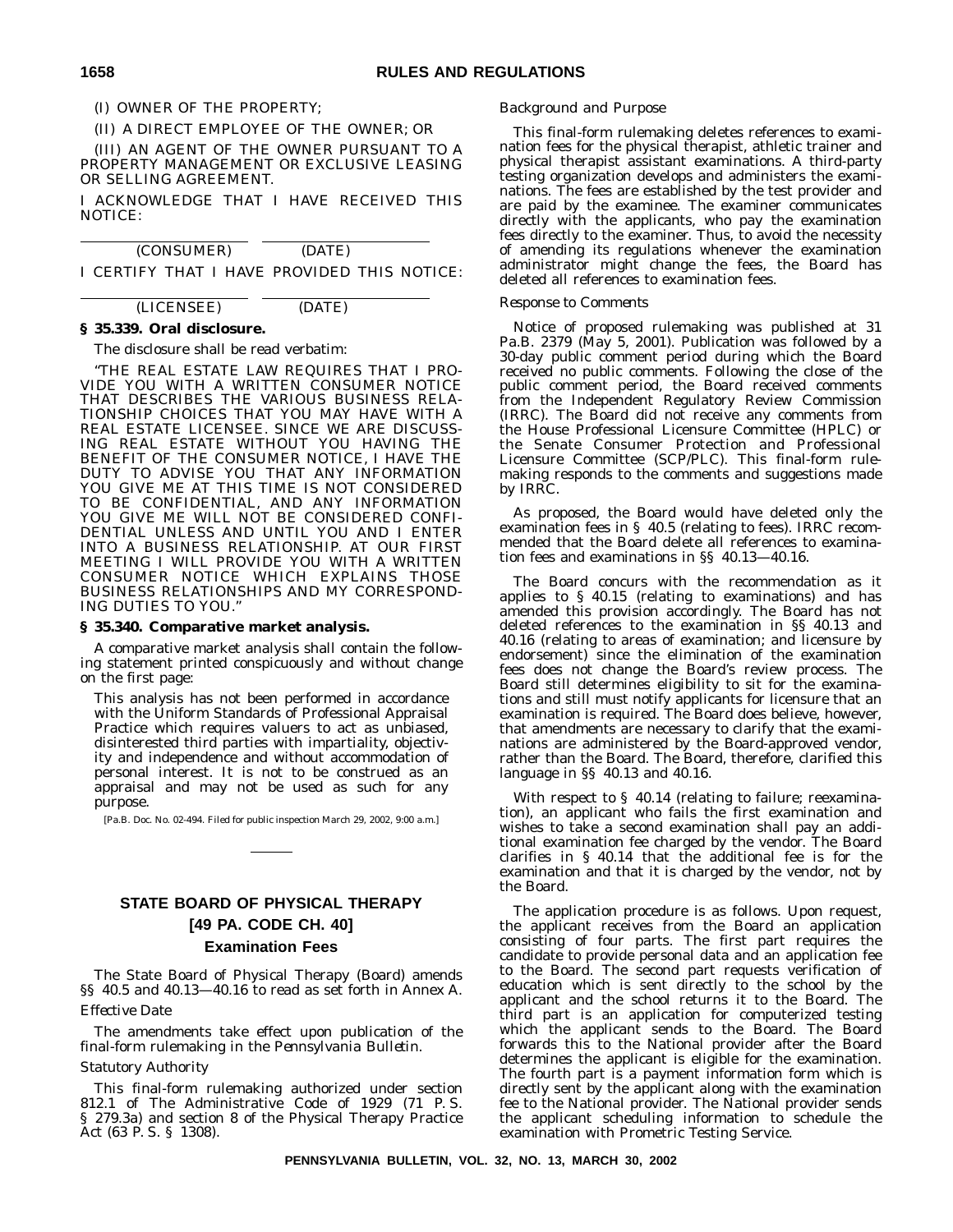(I) OWNER OF THE PROPERTY;

(II) A DIRECT EMPLOYEE OF THE OWNER; OR

(III) AN AGENT OF THE OWNER PURSUANT TO A PROPERTY MANAGEMENT OR EXCLUSIVE LEASING OR SELLING AGREEMENT.

I ACKNOWLEDGE THAT I HAVE RECEIVED THIS NOTICE:

\_\_\_\_\_\_\_\_\_\_\_\_\_\_\_\_ \_\_\_\_\_\_\_\_\_\_\_\_\_\_\_\_
(CONSUMER) (DATE)

I CERTIFY THAT I HAVE PROVIDED THIS NOTICE:

\_\_\_\_\_\_\_\_\_\_\_\_\_\_\_\_ \_\_\_\_\_\_\_\_\_\_\_\_\_\_\_\_
(LICENSEE) (DATE)

**§ 35.339. Oral disclosure.**

The disclosure shall be read verbatim:

"THE REAL ESTATE LAW REQUIRES THAT I PROVIDE YOU WITH A WRITTEN CONSUMER NOTICE THAT DESCRIBES THE VARIOUS BUSINESS RELATIONSHIP CHOICES THAT YOU MAY HAVE WITH A REAL ESTATE LICENSEE. SINCE WE ARE DISCUSSING REAL ESTATE WITHOUT YOU HAVING THE BENEFIT OF THE CONSUMER NOTICE, I HAVE THE DUTY TO ADVISE YOU THAT ANY INFORMATION YOU GIVE ME AT THIS TIME IS NOT CONSIDERED TO BE CONFIDENTIAL, AND ANY INFORMATION YOU GIVE ME WILL NOT BE CONSIDERED CONFIDENTIAL UNLESS AND UNTIL YOU AND I ENTER INTO A BUSINESS RELATIONSHIP. AT OUR FIRST MEETING I WILL PROVIDE YOU WITH A WRITTEN CONSUMER NOTICE WHICH EXPLAINS THOSE BUSINESS RELATIONSHIPS AND MY CORRESPONDING DUTIES TO YOU."

**§ 35.340. Comparative market analysis.**

A comparative market analysis shall contain the following statement printed conspicuously and without change on the first page:

This analysis has not been performed in accordance with the Uniform Standards of Professional Appraisal Practice which requires valuers to act as unbiased, disinterested third parties with impartiality, objectivity and independence and without accommodation of personal interest. It is not to be construed as an appraisal and may not be used as such for any purpose.

[Pa.B. Doc. No. 02-494. Filed for public inspection March 29, 2002, 9:00 a.m.]

## STATE BOARD OF PHYSICAL THERAPY

## [49 PA. CODE CH. 40]

### Examination Fees

The State Board of Physical Therapy (Board) amends §§ 40.5 and 40.13—40.16 to read as set forth in Annex A.

*Effective Date*

The amendments take effect upon publication of the final-form rulemaking in the *Pennsylvania Bulletin*.

*Statutory Authority*

This final-form rulemaking authorized under section 812.1 of The Administrative Code of 1929 (71 P. S. § 279.3a) and section 8 of the Physical Therapy Practice Act (63 P. S. § 1308).

*Background and Purpose*

This final-form rulemaking deletes references to examination fees for the physical therapist, athletic trainer and physical therapist assistant examinations. A third-party testing organization develops and administers the examinations. The fees are established by the test provider and are paid by the examinee. The examiner communicates directly with the applicants, who pay the examination fees directly to the examiner. Thus, to avoid the necessity of amending its regulations whenever the examination administrator might change the fees, the Board has deleted all references to examination fees.

*Response to Comments*

Notice of proposed rulemaking was published at 31 Pa.B. 2379 (May 5, 2001). Publication was followed by a 30-day public comment period during which the Board received no public comments. Following the close of the public comment period, the Board received comments from the Independent Regulatory Review Commission (IRRC). The Board did not receive any comments from the House Professional Licensure Committee (HPLC) or the Senate Consumer Protection and Professional Licensure Committee (SCP/PLC). This final-form rulemaking responds to the comments and suggestions made by IRRC.

As proposed, the Board would have deleted only the examination fees in § 40.5 (relating to fees). IRRC recommended that the Board delete all references to examination fees and examinations in §§ 40.13—40.16.

The Board concurs with the recommendation as it applies to § 40.15 (relating to examinations) and has amended this provision accordingly. The Board has not deleted references to the examination in §§ 40.13 and 40.16 (relating to areas of examination; and licensure by endorsement) since the elimination of the examination fees does not change the Board's review process. The Board still determines eligibility to sit for the examinations and still must notify applicants for licensure that an examination is required. The Board does believe, however, that amendments are necessary to clarify that the examinations are administered by the Board-approved vendor, rather than the Board. The Board, therefore, clarified this language in §§ 40.13 and 40.16.

With respect to § 40.14 (relating to failure; reexamination), an applicant who fails the first examination and wishes to take a second examination shall pay an additional examination fee charged by the vendor. The Board clarifies in § 40.14 that the additional fee is for the examination and that it is charged by the vendor, not by the Board.

The application procedure is as follows. Upon request, the applicant receives from the Board an application consisting of four parts. The first part requires the candidate to provide personal data and an application fee to the Board. The second part requests verification of education which is sent directly to the school by the applicant and the school returns it to the Board. The third part is an application for computerized testing which the applicant sends to the Board. The Board forwards this to the National provider after the Board determines the applicant is eligible for the examination. The fourth part is a payment information form which is directly sent by the applicant along with the examination fee to the National provider. The National provider sends the applicant scheduling information to schedule the examination with Prometric Testing Service.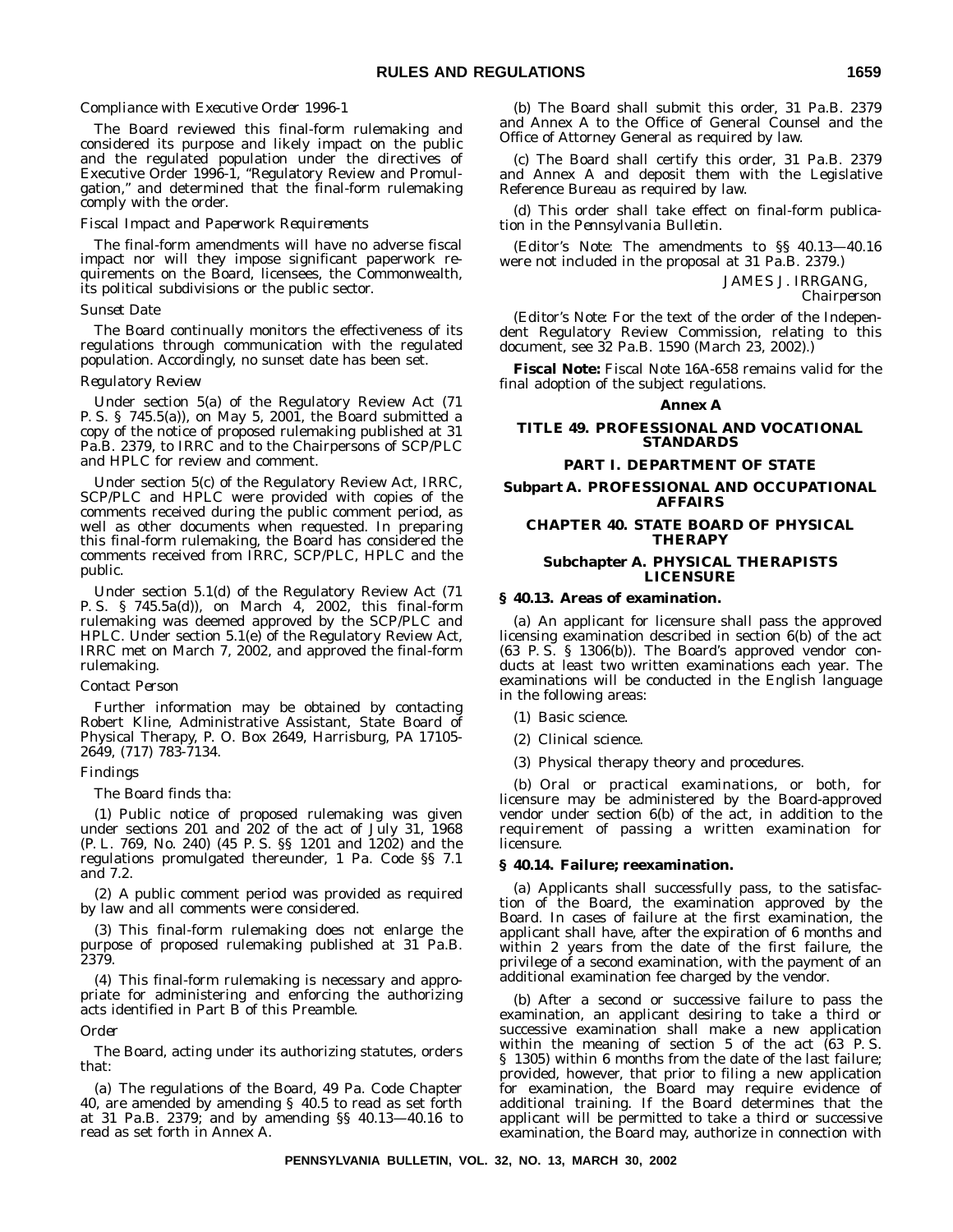*Compliance with Executive Order 1996-1*

The Board reviewed this final-form rulemaking and considered its purpose and likely impact on the public and the regulated population under the directives of Executive Order 1996-1, "Regulatory Review and Promulgation," and determined that the final-form rulemaking comply with the order.

*Fiscal Impact and Paperwork Requirements*

The final-form amendments will have no adverse fiscal impact nor will they impose significant paperwork requirements on the Board, licensees, the Commonwealth, its political subdivisions or the public sector.

*Sunset Date*

The Board continually monitors the effectiveness of its regulations through communication with the regulated population. Accordingly, no sunset date has been set.

*Regulatory Review*

Under section 5(a) of the Regulatory Review Act (71 P. S. § 745.5(a)), on May 5, 2001, the Board submitted a copy of the notice of proposed rulemaking published at 31 Pa.B. 2379, to IRRC and to the Chairpersons of SCP/PLC and HPLC for review and comment.

Under section 5(c) of the Regulatory Review Act, IRRC, SCP/PLC and HPLC were provided with copies of the comments received during the public comment period, as well as other documents when requested. In preparing this final-form rulemaking, the Board has considered the comments received from IRRC, SCP/PLC, HPLC and the public.

Under section 5.1(d) of the Regulatory Review Act (71 P. S. § 745.5a(d)), on March 4, 2002, this final-form rulemaking was deemed approved by the SCP/PLC and HPLC. Under section 5.1(e) of the Regulatory Review Act, IRRC met on March 7, 2002, and approved the final-form rulemaking.

*Contact Person*

Further information may be obtained by contacting Robert Kline, Administrative Assistant, State Board of Physical Therapy, P. O. Box 2649, Harrisburg, PA 17105-2649, (717) 783-7134.

*Findings*

The Board finds tha:

(1) Public notice of proposed rulemaking was given under sections 201 and 202 of the act of July 31, 1968 (P. L. 769, No. 240) (45 P. S. §§ 1201 and 1202) and the regulations promulgated thereunder, 1 Pa. Code §§ 7.1 and 7.2.

(2) A public comment period was provided as required by law and all comments were considered.

(3) This final-form rulemaking does not enlarge the purpose of proposed rulemaking published at 31 Pa.B. 2379.

(4) This final-form rulemaking is necessary and appropriate for administering and enforcing the authorizing acts identified in Part B of this Preamble.

*Order*

The Board, acting under its authorizing statutes, orders that:

(a) The regulations of the Board, 49 Pa. Code Chapter 40, are amended by amending § 40.5 to read as set forth at 31 Pa.B. 2379; and by amending §§ 40.13—40.16 to read as set forth in Annex A.

(b) The Board shall submit this order, 31 Pa.B. 2379 and Annex A to the Office of General Counsel and the Office of Attorney General as required by law.

(c) The Board shall certify this order, 31 Pa.B. 2379 and Annex A and deposit them with the Legislative Reference Bureau as required by law.

(d) This order shall take effect on final-form publication in the *Pennsylvania Bulletin*.

(*Editor's Note*: The amendments to §§ 40.13—40.16 were not included in the proposal at 31 Pa.B. 2379.)

JAMES J. IRRGANG,
*Chairperson*

(*Editor's Note*: For the text of the order of the Independent Regulatory Review Commission, relating to this document, see 32 Pa.B. 1590 (March 23, 2002).)

**Fiscal Note:** Fiscal Note 16A-658 remains valid for the final adoption of the subject regulations.

## Annex A

## TITLE 49. PROFESSIONAL AND VOCATIONAL STANDARDS

## PART I. DEPARTMENT OF STATE

## Subpart A. PROFESSIONAL AND OCCUPATIONAL AFFAIRS

## CHAPTER 40. STATE BOARD OF PHYSICAL THERAPY

### Subchapter A. PHYSICAL THERAPISTS LICENSURE

**§ 40.13. Areas of examination.**

(a) An applicant for licensure shall pass the approved licensing examination described in section 6(b) of the act (63 P. S. § 1306(b)). The Board's approved vendor conducts at least two written examinations each year. The examinations will be conducted in the English language in the following areas:

(1) Basic science.

(2) Clinical science.

(3) Physical therapy theory and procedures.

(b) Oral or practical examinations, or both, for licensure may be administered by the Board-approved vendor under section 6(b) of the act, in addition to the requirement of passing a written examination for licensure.

**§ 40.14. Failure; reexamination.**

(a) Applicants shall successfully pass, to the satisfaction of the Board, the examination approved by the Board. In cases of failure at the first examination, the applicant shall have, after the expiration of 6 months and within 2 years from the date of the first failure, the privilege of a second examination, with the payment of an additional examination fee charged by the vendor.

(b) After a second or successive failure to pass the examination, an applicant desiring to take a third or successive examination shall make a new application within the meaning of section 5 of the act (63 P. S. § 1305) within 6 months from the date of the last failure; provided, however, that prior to filing a new application for examination, the Board may require evidence of additional training. If the Board determines that the applicant will be permitted to take a third or successive examination, the Board may, authorize in connection with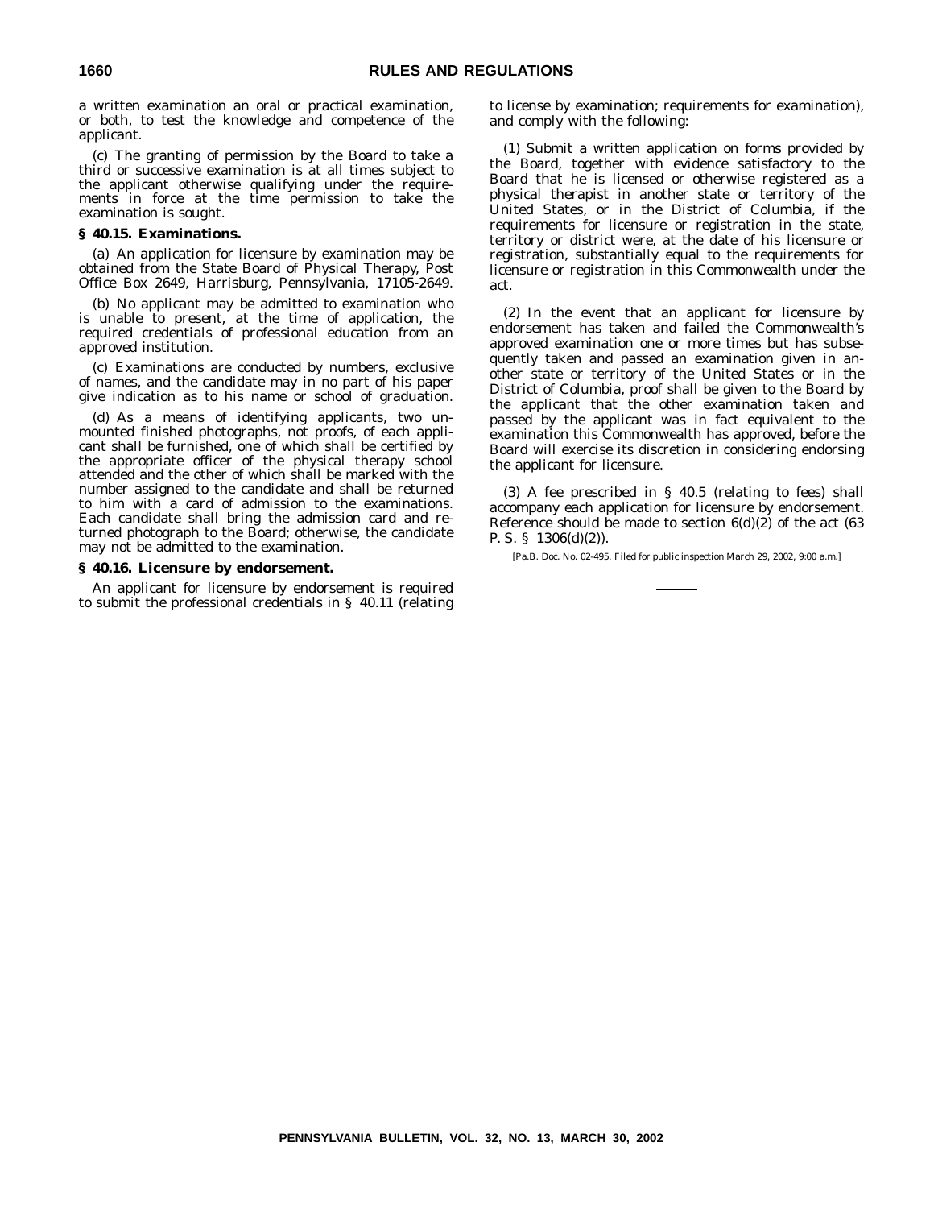a written examination an oral or practical examination, or both, to test the knowledge and competence of the applicant.

(c) The granting of permission by the Board to take a third or successive examination is at all times subject to the applicant otherwise qualifying under the requirements in force at the time permission to take the examination is sought.

**§ 40.15. Examinations.**

(a) An application for licensure by examination may be obtained from the State Board of Physical Therapy, Post Office Box 2649, Harrisburg, Pennsylvania, 17105-2649.

(b) No applicant may be admitted to examination who is unable to present, at the time of application, the required credentials of professional education from an approved institution.

(c) Examinations are conducted by numbers, exclusive of names, and the candidate may in no part of his paper give indication as to his name or school of graduation.

(d) As a means of identifying applicants, two unmounted finished photographs, not proofs, of each applicant shall be furnished, one of which shall be certified by the appropriate officer of the physical therapy school attended and the other of which shall be marked with the number assigned to the candidate and shall be returned to him with a card of admission to the examinations. Each candidate shall bring the admission card and returned photograph to the Board; otherwise, the candidate may not be admitted to the examination.

**§ 40.16. Licensure by endorsement.**

An applicant for licensure by endorsement is required to submit the professional credentials in § 40.11 (relating to license by examination; requirements for examination), and comply with the following:

(1) Submit a written application on forms provided by the Board, together with evidence satisfactory to the Board that he is licensed or otherwise registered as a physical therapist in another state or territory of the United States, or in the District of Columbia, if the requirements for licensure or registration in the state, territory or district were, at the date of his licensure or registration, substantially equal to the requirements for licensure or registration in this Commonwealth under the act.

(2) In the event that an applicant for licensure by endorsement has taken and failed the Commonwealth's approved examination one or more times but has subsequently taken and passed an examination given in another state or territory of the United States or in the District of Columbia, proof shall be given to the Board by the applicant that the other examination taken and passed by the applicant was in fact equivalent to the examination this Commonwealth has approved, before the Board will exercise its discretion in considering endorsing the applicant for licensure.

(3) A fee prescribed in § 40.5 (relating to fees) shall accompany each application for licensure by endorsement. Reference should be made to section 6(d)(2) of the act (63 P. S. § 1306(d)(2)).

[Pa.B. Doc. No. 02-495. Filed for public inspection March 29, 2002, 9:00 a.m.]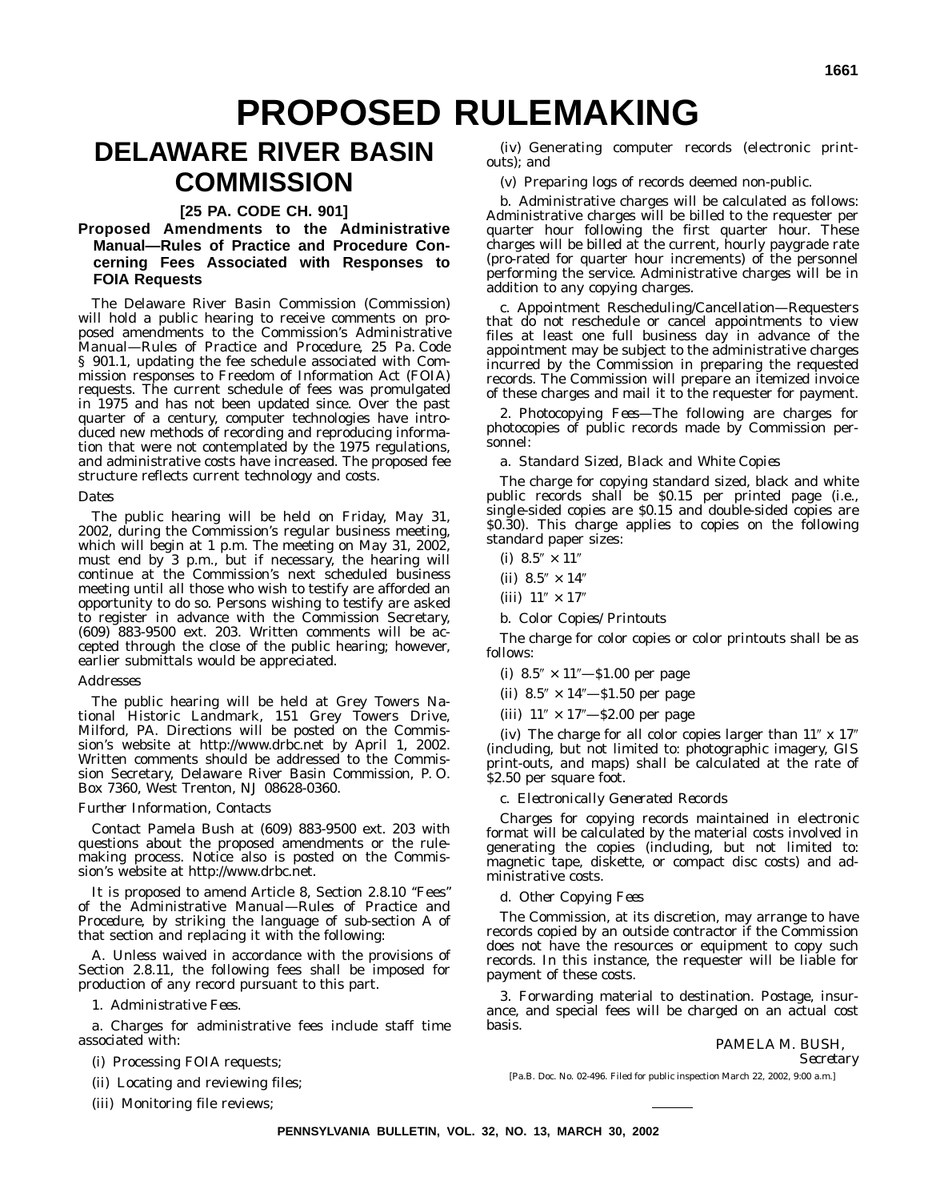# PROPOSED RULEMAKING

## DELAWARE RIVER BASIN COMMISSION

### [25 PA. CODE CH. 901]

### Proposed Amendments to the Administrative Manual—Rules of Practice and Procedure Concerning Fees Associated with Responses to FOIA Requests

The Delaware River Basin Commission (Commission) will hold a public hearing to receive comments on proposed amendments to the Commission's Administrative Manual—*Rules of Practice and Procedure*, 25 Pa. Code § 901.1, updating the fee schedule associated with Commission responses to Freedom of Information Act (FOIA) requests. The current schedule of fees was promulgated in 1975 and has not been updated since. Over the past quarter of a century, computer technologies have introduced new methods of recording and reproducing information that were not contemplated by the 1975 regulations, and administrative costs have increased. The proposed fee structure reflects current technology and costs.

*Dates*

The public hearing will be held on Friday, May 31, 2002, during the Commission's regular business meeting, which will begin at 1 p.m. The meeting on May 31, 2002, must end by 3 p.m., but if necessary, the hearing will continue at the Commission's next scheduled business meeting until all those who wish to testify are afforded an opportunity to do so. Persons wishing to testify are asked to register in advance with the Commission Secretary, (609) 883-9500 ext. 203. Written comments will be accepted through the close of the public hearing; however, earlier submittals would be appreciated.

*Addresses*

The public hearing will be held at Grey Towers National Historic Landmark, 151 Grey Towers Drive, Milford, PA. Directions will be posted on the Commission's website at http://www.drbc.net by April 1, 2002. Written comments should be addressed to the Commission Secretary, Delaware River Basin Commission, P. O. Box 7360, West Trenton, NJ 08628-0360.

*Further Information, Contacts*

Contact Pamela Bush at (609) 883-9500 ext. 203 with questions about the proposed amendments or the rulemaking process. Notice also is posted on the Commission's website at http://www.drbc.net.

It is proposed to amend Article 8, Section 2.8.10 "Fees" of the Administrative Manual—*Rules of Practice and Procedure*, by striking the language of sub-section A of that section and replacing it with the following:

A. Unless waived in accordance with the provisions of Section 2.8.11, the following fees shall be imposed for production of any record pursuant to this part.

1. *Administrative Fees*.

a. Charges for administrative fees include staff time associated with:

(i) Processing FOIA requests;

(ii) Locating and reviewing files;

(iii) Monitoring file reviews;

(iv) Generating computer records (electronic printouts); and

(v) Preparing logs of records deemed non-public.

b. Administrative charges will be calculated as follows: Administrative charges will be billed to the requester per quarter hour following the first quarter hour. These charges will be billed at the current, hourly paygrade rate (pro-rated for quarter hour increments) of the personnel performing the service. Administrative charges will be in addition to any copying charges.

c. Appointment Rescheduling/Cancellation—Requesters that do not reschedule or cancel appointments to view files at least one full business day in advance of the appointment may be subject to the administrative charges incurred by the Commission in preparing the requested records. The Commission will prepare an itemized invoice of these charges and mail it to the requester for payment.

2. *Photocopying Fees*—The following are charges for photocopies of public records made by Commission personnel:

a. *Standard Sized, Black and White Copies*

The charge for copying standard sized, black and white public records shall be $0.15 per printed page (i.e., single-sided copies are $0.15 and double-sided copies are $0.30). This charge applies to copies on the following standard paper sizes:

(i) 8.5″ × 11″

(ii) 8.5″ × 14″

(iii) 11″ × 17″

b. *Color Copies/Printouts*

The charge for color copies or color printouts shall be as follows:

(i) 8.5″ × 11″—$1.00 per page

(ii) 8.5″ × 14″—$1.50 per page

(iii) 11″ × 17″—$2.00 per page

(iv) The charge for all color copies larger than 11″ x 17″ (including, but not limited to: photographic imagery, GIS print-outs, and maps) shall be calculated at the rate of $2.50 per square foot.

c. *Electronically Generated Records*

Charges for copying records maintained in electronic format will be calculated by the material costs involved in generating the copies (including, but not limited to: magnetic tape, diskette, or compact disc costs) and administrative costs.

d. *Other Copying Fees*

The Commission, at its discretion, may arrange to have records copied by an outside contractor if the Commission does not have the resources or equipment to copy such records. In this instance, the requester will be liable for payment of these costs.

3. Forwarding material to destination. Postage, insurance, and special fees will be charged on an actual cost basis.

PAMELA M. BUSH,
*Secretary*

[Pa.B. Doc. No. 02-496. Filed for public inspection March 22, 2002, 9:00 a.m.]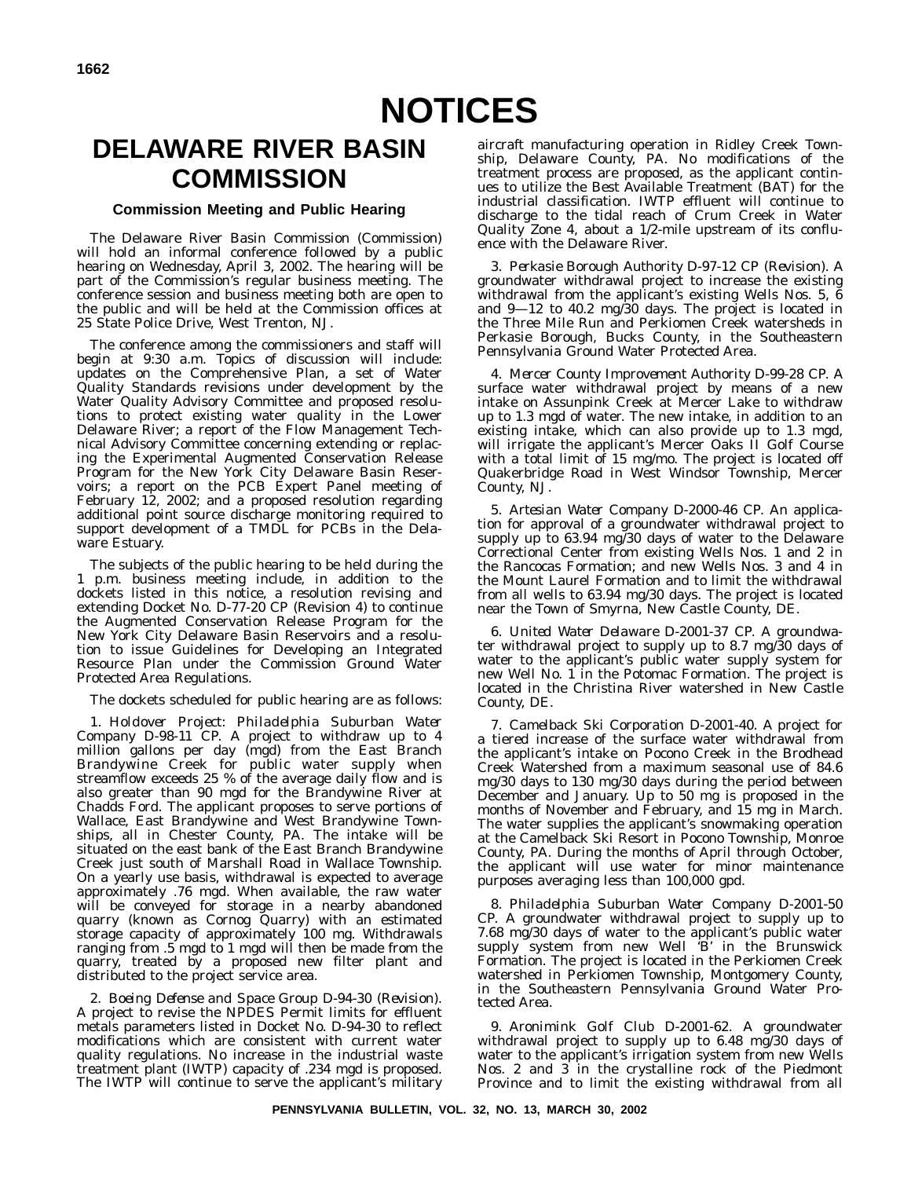# NOTICES

## DELAWARE RIVER BASIN COMMISSION

### Commission Meeting and Public Hearing

The Delaware River Basin Commission (Commission) will hold an informal conference followed by a public hearing on Wednesday, April 3, 2002. The hearing will be part of the Commission's regular business meeting. The conference session and business meeting both are open to the public and will be held at the Commission offices at 25 State Police Drive, West Trenton, NJ.

The conference among the commissioners and staff will begin at 9:30 a.m. Topics of discussion will include: updates on the Comprehensive Plan, a set of Water Quality Standards revisions under development by the Water Quality Advisory Committee and proposed resolutions to protect existing water quality in the Lower Delaware River; a report of the Flow Management Technical Advisory Committee concerning extending or replacing the Experimental Augmented Conservation Release Program for the New York City Delaware Basin Reservoirs; a report on the PCB Expert Panel meeting of February 12, 2002; and a proposed resolution regarding additional point source discharge monitoring required to support development of a TMDL for PCBs in the Delaware Estuary.

The subjects of the public hearing to be held during the 1 p.m. business meeting include, in addition to the dockets listed in this notice, a resolution revising and extending Docket No. D-77-20 CP (Revision 4) to continue the Augmented Conservation Release Program for the New York City Delaware Basin Reservoirs and a resolution to issue Guidelines for Developing an Integrated Resource Plan under the Commission Ground Water Protected Area Regulations.

The dockets scheduled for public hearing are as follows:

1. *Holdover Project: Philadelphia Suburban Water Company D-98-11 CP.* A project to withdraw up to 4 million gallons per day (mgd) from the East Branch Brandywine Creek for public water supply when streamflow exceeds 25 % of the average daily flow and is also greater than 90 mgd for the Brandywine River at Chadds Ford. The applicant proposes to serve portions of Wallace, East Brandywine and West Brandywine Townships, all in Chester County, PA. The intake will be situated on the east bank of the East Branch Brandywine Creek just south of Marshall Road in Wallace Township. On a yearly use basis, withdrawal is expected to average approximately .76 mgd. When available, the raw water will be conveyed for storage in a nearby abandoned quarry (known as Cornog Quarry) with an estimated storage capacity of approximately 100 mg. Withdrawals ranging from .5 mgd to 1 mgd will then be made from the quarry, treated by a proposed new filter plant and distributed to the project service area.

2. *Boeing Defense and Space Group D-94-30 (Revision).* A project to revise the NPDES Permit limits for effluent metals parameters listed in Docket No. D-94-30 to reflect modifications which are consistent with current water quality regulations. No increase in the industrial waste treatment plant (IWTP) capacity of .234 mgd is proposed. The IWTP will continue to serve the applicant's military aircraft manufacturing operation in Ridley Creek Township, Delaware County, PA. No modifications of the treatment process are proposed, as the applicant continues to utilize the Best Available Treatment (BAT) for the industrial classification. IWTP effluent will continue to discharge to the tidal reach of Crum Creek in Water Quality Zone 4, about a 1/2-mile upstream of its confluence with the Delaware River.

3. *Perkasie Borough Authority D-97-12 CP (Revision).* A groundwater withdrawal project to increase the existing withdrawal from the applicant's existing Wells Nos. 5, 6 and 9—12 to 40.2 mg/30 days. The project is located in the Three Mile Run and Perkiomen Creek watersheds in Perkasie Borough, Bucks County, in the Southeastern Pennsylvania Ground Water Protected Area.

4. *Mercer County Improvement Authority D-99-28 CP.* A surface water withdrawal project by means of a new intake on Assunpink Creek at Mercer Lake to withdraw up to 1.3 mgd of water. The new intake, in addition to an existing intake, which can also provide up to 1.3 mgd, will irrigate the applicant's Mercer Oaks II Golf Course with a total limit of 15 mg/mo. The project is located off Quakerbridge Road in West Windsor Township, Mercer County, NJ.

5. *Artesian Water Company D-2000-46 CP.* An application for approval of a groundwater withdrawal project to supply up to 63.94 mg/30 days of water to the Delaware Correctional Center from existing Wells Nos. 1 and 2 in the Rancocas Formation; and new Wells Nos. 3 and 4 in the Mount Laurel Formation and to limit the withdrawal from all wells to 63.94 mg/30 days. The project is located near the Town of Smyrna, New Castle County, DE.

6. *United Water Delaware D-2001-37 CP.* A groundwater withdrawal project to supply up to 8.7 mg/30 days of water to the applicant's public water supply system for new Well No. 1 in the Potomac Formation. The project is located in the Christina River watershed in New Castle County, DE.

7. *Camelback Ski Corporation D-2001-40.* A project for a tiered increase of the surface water withdrawal from the applicant's intake on Pocono Creek in the Brodhead Creek Watershed from a maximum seasonal use of 84.6 mg/30 days to 130 mg/30 days during the period between December and January. Up to 50 mg is proposed in the months of November and February, and 15 mg in March. The water supplies the applicant's snowmaking operation at the Camelback Ski Resort in Pocono Township, Monroe County, PA. During the months of April through October, the applicant will use water for minor maintenance purposes averaging less than 100,000 gpd.

8. *Philadelphia Suburban Water Company D-2001-50 CP.* A groundwater withdrawal project to supply up to 7.68 mg/30 days of water to the applicant's public water supply system from new Well 'B' in the Brunswick Formation. The project is located in the Perkiomen Creek watershed in Perkiomen Township, Montgomery County, in the Southeastern Pennsylvania Ground Water Protected Area.

9. *Aronimink Golf Club D-2001-62.* A groundwater withdrawal project to supply up to 6.48 mg/30 days of water to the applicant's irrigation system from new Wells Nos. 2 and 3 in the crystalline rock of the Piedmont Province and to limit the existing withdrawal from all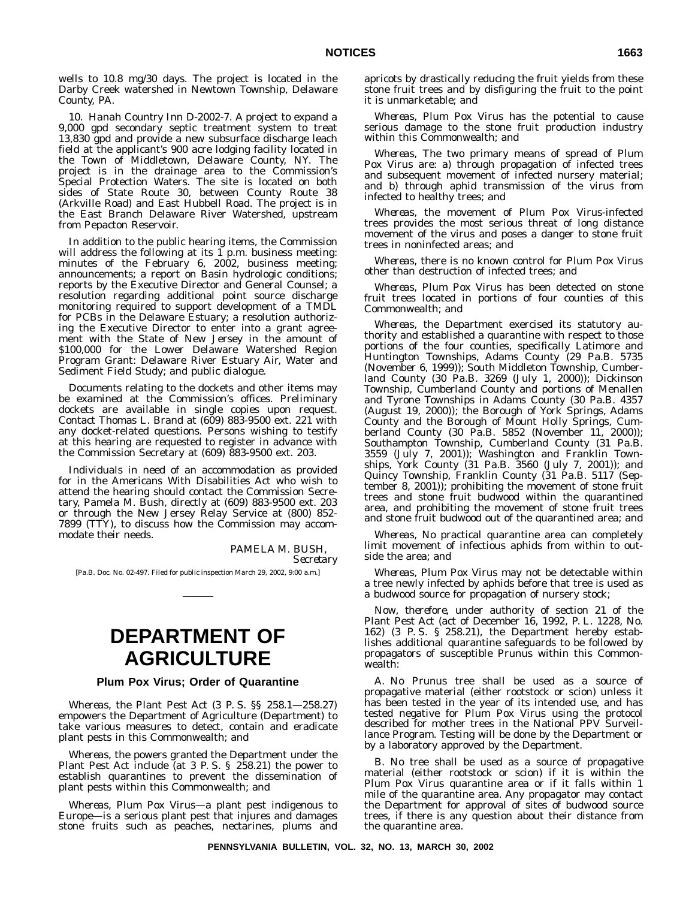wells to 10.8 mg/30 days. The project is located in the Darby Creek watershed in Newtown Township, Delaware County, PA.

10. Hanah Country Inn D-2002-7. A project to expand a 9,000 gpd secondary septic treatment system to treat 13,830 gpd and provide a new subsurface discharge leach field at the applicant's 900 acre lodging facility located in the Town of Middletown, Delaware County, NY. The project is in the drainage area to the Commission's Special Protection Waters. The site is located on both sides of State Route 30, between County Route 38 (Arkville Road) and East Hubbell Road. The project is in the East Branch Delaware River Watershed, upstream from Pepacton Reservoir.

In addition to the public hearing items, the Commission will address the following at its 1 p.m. business meeting: minutes of the February 6, 2002, business meeting; announcements; a report on Basin hydrologic conditions; reports by the Executive Director and General Counsel; a resolution regarding additional point source discharge monitoring required to support development of a TMDL for PCBs in the Delaware Estuary; a resolution authorizing the Executive Director to enter into a grant agreement with the State of New Jersey in the amount of $100,000 for the Lower Delaware Watershed Region Program Grant: Delaware River Estuary Air, Water and Sediment Field Study; and public dialogue.

Documents relating to the dockets and other items may be examined at the Commission's offices. Preliminary dockets are available in single copies upon request. Contact Thomas L. Brand at (609) 883-9500 ext. 221 with any docket-related questions. Persons wishing to testify at this hearing are requested to register in advance with the Commission Secretary at (609) 883-9500 ext. 203.

Individuals in need of an accommodation as provided for in the Americans With Disabilities Act who wish to attend the hearing should contact the Commission Secretary, Pamela M. Bush, directly at (609) 883-9500 ext. 203 or through the New Jersey Relay Service at (800) 852-7899 (TTY), to discuss how the Commission may accommodate their needs.

PAMELA M. BUSH,
*Secretary*

[Pa.B. Doc. No. 02-497. Filed for public inspection March 29, 2002, 9:00 a.m.]

# DEPARTMENT OF AGRICULTURE

## Plum Pox Virus; Order of Quarantine

*Whereas*, the Plant Pest Act (3 P. S. §§ 258.1—258.27) empowers the Department of Agriculture (Department) to take various measures to detect, contain and eradicate plant pests in this Commonwealth; and

*Whereas*, the powers granted the Department under the Plant Pest Act include (at 3 P. S. § 258.21) the power to establish quarantines to prevent the dissemination of plant pests within this Commonwealth; and

*Whereas*, Plum Pox Virus—a plant pest indigenous to Europe—is a serious plant pest that injures and damages stone fruits such as peaches, nectarines, plums and apricots by drastically reducing the fruit yields from these stone fruit trees and by disfiguring the fruit to the point it is unmarketable; and

*Whereas*, Plum Pox Virus has the potential to cause serious damage to the stone fruit production industry within this Commonwealth; and

*Whereas*, The two primary means of spread of Plum Pox Virus are: a) through propagation of infected trees and subsequent movement of infected nursery material; and b) through aphid transmission of the virus from infected to healthy trees; and

*Whereas*, the movement of Plum Pox Virus-infected trees provides the most serious threat of long distance movement of the virus and poses a danger to stone fruit trees in noninfected areas; and

*Whereas*, there is no known control for Plum Pox Virus other than destruction of infected trees; and

*Whereas*, Plum Pox Virus has been detected on stone fruit trees located in portions of four counties of this Commonwealth; and

*Whereas*, the Department exercised its statutory authority and established a quarantine with respect to those portions of the four counties, specifically Latimore and Huntington Townships, Adams County (29 Pa.B. 5735 (November 6, 1999)); South Middleton Township, Cumberland County (30 Pa.B. 3269 (July 1, 2000)); Dickinson Township, Cumberland County and portions of Menallen and Tyrone Townships in Adams County (30 Pa.B. 4357 (August 19, 2000)); the Borough of York Springs, Adams County and the Borough of Mount Holly Springs, Cumberland County (30 Pa.B. 5852 (November 11, 2000)); Southampton Township, Cumberland County (31 Pa.B. 3559 (July 7, 2001)); Washington and Franklin Townships, York County (31 Pa.B. 3560 (July 7, 2001)); and Quincy Township, Franklin County (31 Pa.B. 5117 (September 8, 2001)); prohibiting the movement of stone fruit trees and stone fruit budwood within the quarantined area, and prohibiting the movement of stone fruit trees and stone fruit budwood out of the quarantined area; and

*Whereas*, No practical quarantine area can completely limit movement of infectious aphids from within to outside the area; and

*Whereas*, Plum Pox Virus may not be detectable within a tree newly infected by aphids before that tree is used as a budwood source for propagation of nursery stock;

*Now, therefore*, under authority of section 21 of the Plant Pest Act (act of December 16, 1992, P. L. 1228, No. 162) (3 P. S. § 258.21), the Department hereby establishes additional quarantine safeguards to be followed by propagators of susceptible Prunus within this Commonwealth:

A. No Prunus tree shall be used as a source of propagative material (either rootstock or scion) unless it has been tested in the year of its intended use, and has tested negative for Plum Pox Virus using the protocol described for mother trees in the National PPV Surveillance Program. Testing will be done by the Department or by a laboratory approved by the Department.

B. No tree shall be used as a source of propagative material (either rootstock or scion) if it is within the Plum Pox Virus quarantine area or if it falls within 1 mile of the quarantine area. Any propagator may contact the Department for approval of sites of budwood source trees, if there is any question about their distance from the quarantine area.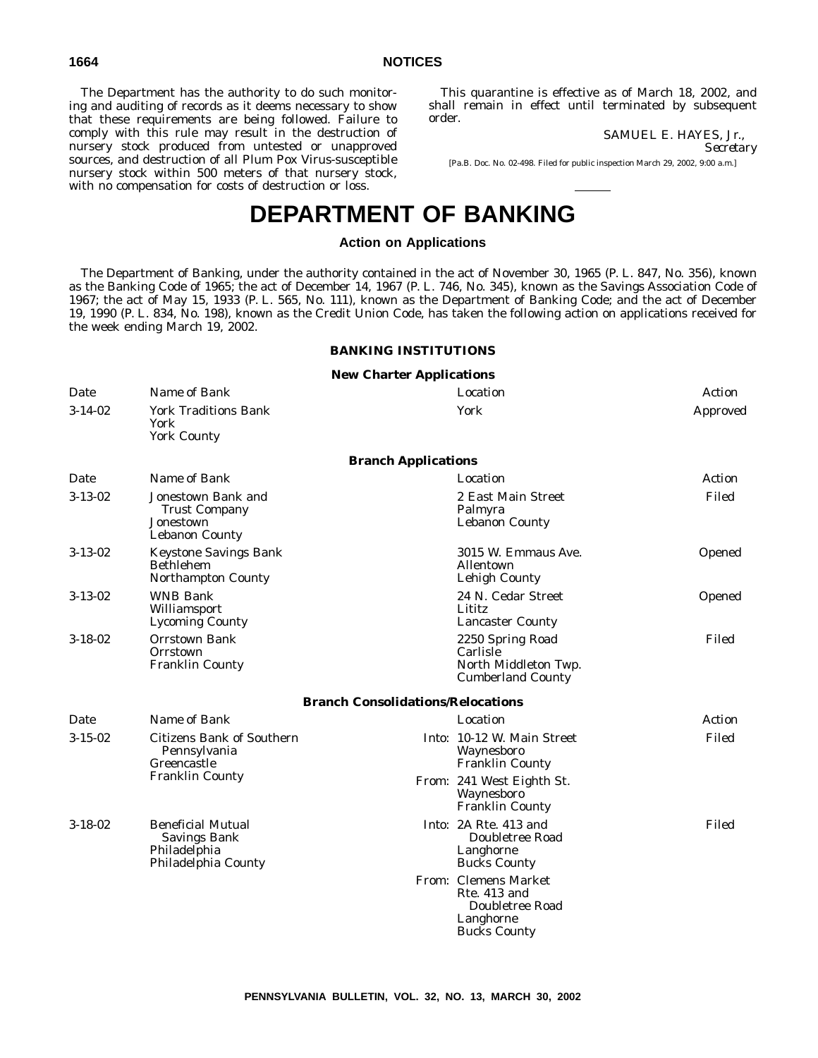The Department has the authority to do such monitoring and auditing of records as it deems necessary to show that these requirements are being followed. Failure to comply with this rule may result in the destruction of nursery stock produced from untested or unapproved sources, and destruction of all Plum Pox Virus-susceptible nursery stock within 500 meters of that nursery stock, with no compensation for costs of destruction or loss.

This quarantine is effective as of March 18, 2002, and shall remain in effect until terminated by subsequent order.

SAMUEL E. HAYES, Jr.,
*Secretary*

[Pa.B. Doc. No. 02-498. Filed for public inspection March 29, 2002, 9:00 a.m.]

# DEPARTMENT OF BANKING

## Action on Applications

The Department of Banking, under the authority contained in the act of November 30, 1965 (P. L. 847, No. 356), known as the Banking Code of 1965; the act of December 14, 1967 (P. L. 746, No. 345), known as the Savings Association Code of 1967; the act of May 15, 1933 (P. L. 565, No. 111), known as the Department of Banking Code; and the act of December 19, 1990 (P. L. 834, No. 198), known as the Credit Union Code, has taken the following action on applications received for the week ending March 19, 2002.

### BANKING INSTITUTIONS

#### New Charter Applications

| Date | Name of Bank | Location | Action |
|---|---|---|---|
| 3-14-02 | York Traditions Bank<br>York<br>York County | York | Approved |

#### Branch Applications

| Date | Name of Bank | Location | Action |
|---|---|---|---|
| 3-13-02 | Jonestown Bank and Trust Company<br>Jonestown<br>Lebanon County | 2 East Main Street<br>Palmyra<br>Lebanon County | Filed |
| 3-13-02 | Keystone Savings Bank<br>Bethlehem<br>Northampton County | 3015 W. Emmaus Ave.<br>Allentown<br>Lehigh County | Opened |
| 3-13-02 | WNB Bank<br>Williamsport<br>Lycoming County | 24 N. Cedar Street<br>Lititz<br>Lancaster County | Opened |
| 3-18-02 | Orrstown Bank<br>Orrstown<br>Franklin County | 2250 Spring Road<br>Carlisle<br>North Middleton Twp.<br>Cumberland County | Filed |

#### Branch Consolidations/Relocations

| Date | Name of Bank | Location | Action |
|---|---|---|---|
| 3-15-02 | Citizens Bank of Southern Pennsylvania<br>Greencastle<br>Franklin County | Into: 10-12 W. Main Street<br>Waynesboro<br>Franklin County<br><br>From: 241 West Eighth St.<br>Waynesboro<br>Franklin County | Filed |
| 3-18-02 | Beneficial Mutual Savings Bank<br>Philadelphia<br>Philadelphia County | Into: 2A Rte. 413 and Doubletree Road<br>Langhorne<br>Bucks County<br><br>From: Clemens Market<br>Rte. 413 and Doubletree Road<br>Langhorne<br>Bucks County | Filed |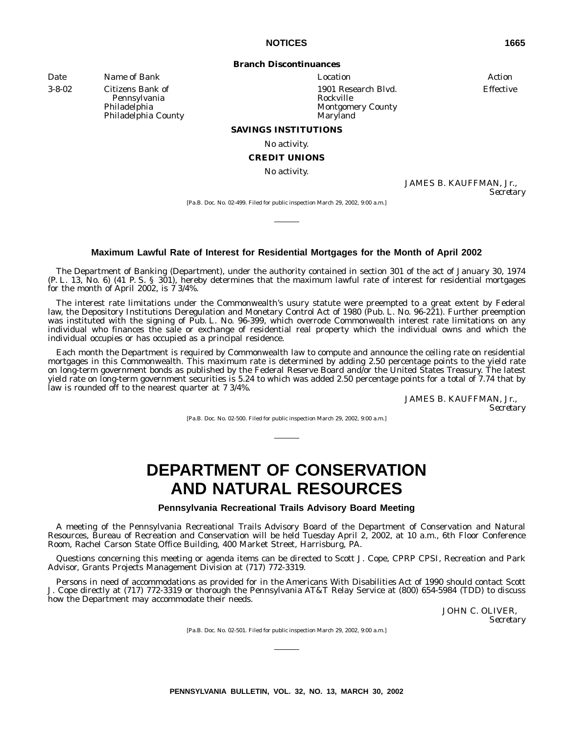**Branch Discontinuances**

| Date | Name of Bank | Location | Action |
|---|---|---|---|
| 3-8-02 | Citizens Bank of Pennsylvania<br>Philadelphia<br>Philadelphia County | 1901 Research Blvd.<br>Rockville<br>Montgomery County<br>Maryland | Effective |

**SAVINGS INSTITUTIONS**

*No activity.*

**CREDIT UNIONS**

*No activity.*

JAMES B. KAUFFMAN, Jr.,
*Secretary*

[Pa.B. Doc. No. 02-499. Filed for public inspection March 29, 2002, 9:00 a.m.]

---

### Maximum Lawful Rate of Interest for Residential Mortgages for the Month of April 2002

The Department of Banking (Department), under the authority contained in section 301 of the act of January 30, 1974 (P. L. 13, No. 6) (41 P. S. § 301), hereby determines that the maximum lawful rate of interest for residential mortgages for the month of April 2002, is 7 3/4%.

The interest rate limitations under the Commonwealth's usury statute were preempted to a great extent by Federal law, the Depository Institutions Deregulation and Monetary Control Act of 1980 (Pub. L. No. 96-221). Further preemption was instituted with the signing of Pub. L. No. 96-399, which overrode Commonwealth interest rate limitations on any individual who finances the sale or exchange of residential real property which the individual owns and which the individual occupies or has occupied as a principal residence.

Each month the Department is required by Commonwealth law to compute and announce the ceiling rate on residential mortgages in this Commonwealth. This maximum rate is determined by adding 2.50 percentage points to the yield rate on long-term government bonds as published by the Federal Reserve Board and/or the United States Treasury. The latest yield rate on long-term government securities is 5.24 to which was added 2.50 percentage points for a total of 7.74 that by law is rounded off to the nearest quarter at 7 3/4%.

JAMES B. KAUFFMAN, Jr.,
*Secretary*

[Pa.B. Doc. No. 02-500. Filed for public inspection March 29, 2002, 9:00 a.m.]

---

# DEPARTMENT OF CONSERVATION AND NATURAL RESOURCES

### Pennsylvania Recreational Trails Advisory Board Meeting

A meeting of the Pennsylvania Recreational Trails Advisory Board of the Department of Conservation and Natural Resources, Bureau of Recreation and Conservation will be held Tuesday April 2, 2002, at 10 a.m., 6th Floor Conference Room, Rachel Carson State Office Building, 400 Market Street, Harrisburg, PA.

Questions concerning this meeting or agenda items can be directed to Scott J. Cope, CPRP CPSI, Recreation and Park Advisor, Grants Projects Management Division at (717) 772-3319.

Persons in need of accommodations as provided for in the Americans With Disabilities Act of 1990 should contact Scott J. Cope directly at (717) 772-3319 or thorough the Pennsylvania AT&T Relay Service at (800) 654-5984 (TDD) to discuss how the Department may accommodate their needs.

JOHN C. OLIVER,
*Secretary*

[Pa.B. Doc. No. 02-501. Filed for public inspection March 29, 2002, 9:00 a.m.]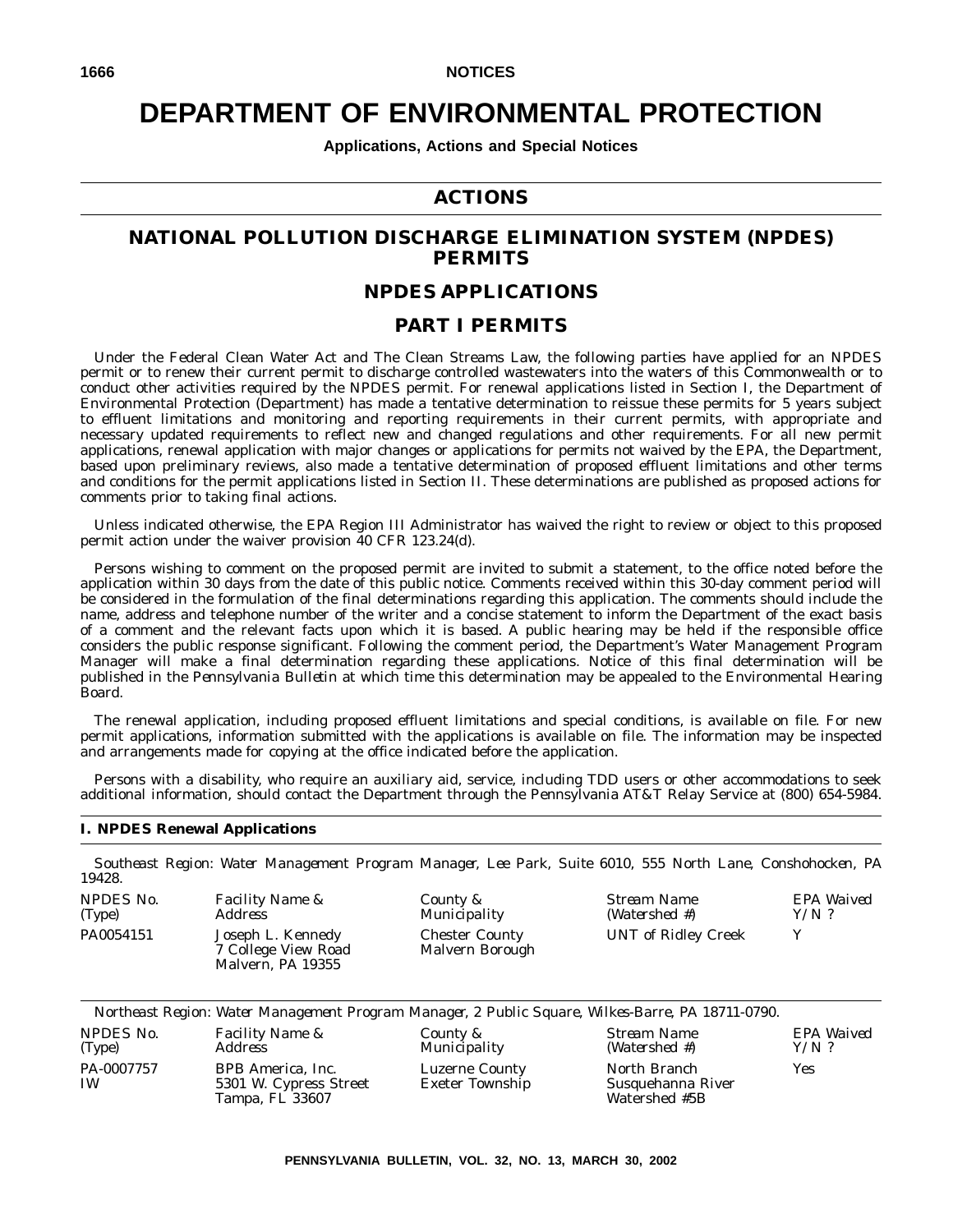# DEPARTMENT OF ENVIRONMENTAL PROTECTION

**Applications, Actions and Special Notices**

## ACTIONS

## NATIONAL POLLUTION DISCHARGE ELIMINATION SYSTEM (NPDES) PERMITS

## NPDES APPLICATIONS

## PART I PERMITS

Under the Federal Clean Water Act and The Clean Streams Law, the following parties have applied for an NPDES permit or to renew their current permit to discharge controlled wastewaters into the waters of this Commonwealth or to conduct other activities required by the NPDES permit. For renewal applications listed in Section I, the Department of Environmental Protection (Department) has made a tentative determination to reissue these permits for 5 years subject to effluent limitations and monitoring and reporting requirements in their current permits, with appropriate and necessary updated requirements to reflect new and changed regulations and other requirements. For all new permit applications, renewal application with major changes or applications for permits not waived by the EPA, the Department, based upon preliminary reviews, also made a tentative determination of proposed effluent limitations and other terms and conditions for the permit applications listed in Section II. These determinations are published as proposed actions for comments prior to taking final actions.

Unless indicated otherwise, the EPA Region III Administrator has waived the right to review or object to this proposed permit action under the waiver provision 40 CFR 123.24(d).

Persons wishing to comment on the proposed permit are invited to submit a statement, to the office noted before the application within 30 days from the date of this public notice. Comments received within this 30-day comment period will be considered in the formulation of the final determinations regarding this application. The comments should include the name, address and telephone number of the writer and a concise statement to inform the Department of the exact basis of a comment and the relevant facts upon which it is based. A public hearing may be held if the responsible office considers the public response significant. Following the comment period, the Department's Water Management Program Manager will make a final determination regarding these applications. Notice of this final determination will be published in the *Pennsylvania Bulletin* at which time this determination may be appealed to the Environmental Hearing Board.

The renewal application, including proposed effluent limitations and special conditions, is available on file. For new permit applications, information submitted with the applications is available on file. The information may be inspected and arrangements made for copying at the office indicated before the application.

Persons with a disability, who require an auxiliary aid, service, including TDD users or other accommodations to seek additional information, should contact the Department through the Pennsylvania AT&T Relay Service at (800) 654-5984.

### I. NPDES Renewal Applications

*Southeast Region: Water Management Program Manager, Lee Park, Suite 6010, 555 North Lane, Conshohocken, PA 19428.*

| *NPDES No. (Type)* | *Facility Name & Address* | *County & Municipality* | *Stream Name (Watershed #)* | *EPA Waived Y/N ?* |
|---|---|---|---|---|
| PA0054151 | Joseph L. Kennedy 7 College View Road Malvern, PA 19355 | Chester County Malvern Borough | UNT of Ridley Creek | Y |

*Northeast Region: Water Management Program Manager, 2 Public Square, Wilkes-Barre, PA 18711-0790.*

| *NPDES No. (Type)* | *Facility Name & Address* | *County & Municipality* | *Stream Name (Watershed #)* | *EPA Waived Y/N ?* |
|---|---|---|---|---|
| PA-0007757 IW | BPB America, Inc. 5301 W. Cypress Street Tampa, FL 33607 | Luzerne County Exeter Township | North Branch Susquehanna River Watershed #5B | Yes |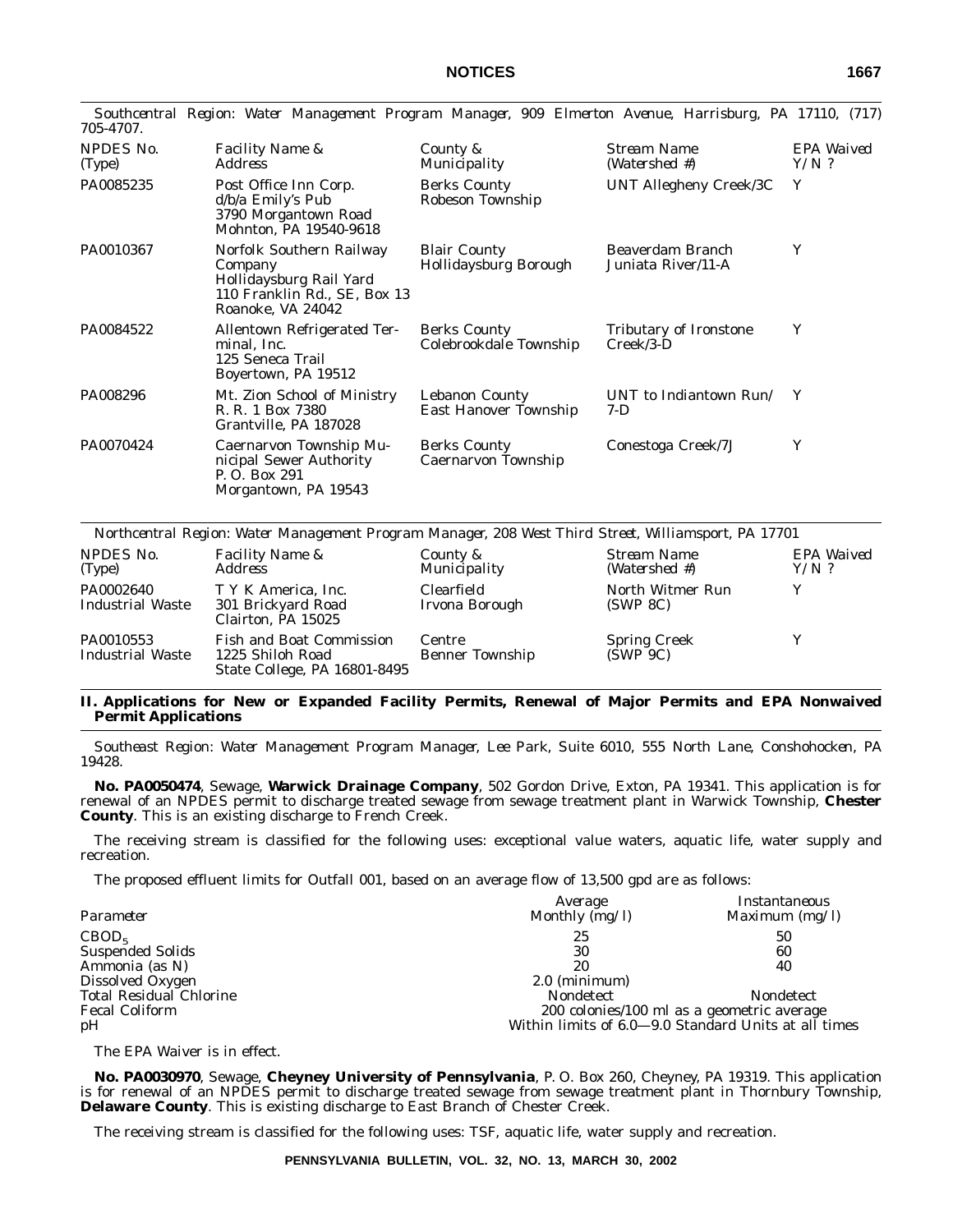*Southcentral Region: Water Management Program Manager, 909 Elmerton Avenue, Harrisburg, PA 17110, (717) 705-4707.*

| *NPDES No. (Type)* | *Facility Name & Address* | *County & Municipality* | *Stream Name (Watershed #)* | *EPA Waived Y/N ?* |
|---|---|---|---|---|
| PA0085235 | Post Office Inn Corp. d/b/a Emily's Pub 3790 Morgantown Road Mohnton, PA 19540-9618 | Berks County Robeson Township | UNT Allegheny Creek/3C | Y |
| PA0010367 | Norfolk Southern Railway Company Hollidaysburg Rail Yard 110 Franklin Rd., SE, Box 13 Roanoke, VA 24042 | Blair County Hollidaysburg Borough | Beaverdam Branch Juniata River/11-A | Y |
| PA0084522 | Allentown Refrigerated Terminal, Inc. 125 Seneca Trail Boyertown, PA 19512 | Berks County Colebrookdale Township | Tributary of Ironstone Creek/3-D | Y |
| PA008296 | Mt. Zion School of Ministry R. R. 1 Box 7380 Grantville, PA 187028 | Lebanon County East Hanover Township | UNT to Indiantown Run/ 7-D | Y |
| PA0070424 | Caernarvon Township Municipal Sewer Authority P. O. Box 291 Morgantown, PA 19543 | Berks County Caernarvon Township | Conestoga Creek/7J | Y |

*Northcentral Region: Water Management Program Manager, 208 West Third Street, Williamsport, PA 17701*

| *NPDES No. (Type)* | *Facility Name & Address* | *County & Municipality* | *Stream Name (Watershed #)* | *EPA Waived Y/N ?* |
|---|---|---|---|---|
| PA0002640 Industrial Waste | T Y K America, Inc. 301 Brickyard Road Clairton, PA 15025 | Clearfield Irvona Borough | North Witmer Run (SWP 8C) | Y |
| PA0010553 Industrial Waste | Fish and Boat Commission 1225 Shiloh Road State College, PA 16801-8495 | Centre Benner Township | Spring Creek (SWP 9C) | Y |

## II. Applications for New or Expanded Facility Permits, Renewal of Major Permits and EPA Nonwaived Permit Applications

*Southeast Region: Water Management Program Manager, Lee Park, Suite 6010, 555 North Lane, Conshohocken, PA 19428.*

**No. PA0050474**, Sewage, **Warwick Drainage Company**, 502 Gordon Drive, Exton, PA 19341. This application is for renewal of an NPDES permit to discharge treated sewage from sewage treatment plant in Warwick Township, **Chester County**. This is an existing discharge to French Creek.

The receiving stream is classified for the following uses: exceptional value waters, aquatic life, water supply and recreation.

The proposed effluent limits for Outfall 001, based on an average flow of 13,500 gpd are as follows:

| *Parameter* | *Average Monthly (mg/l)* | *Instantaneous Maximum (mg/l)* |
|---|---|---|
| $CBOD_5$ | 25 | 50 |
| Suspended Solids | 30 | 60 |
| Ammonia (as N) | 20 | 40 |
| Dissolved Oxygen | 2.0 (minimum) | |
| Total Residual Chlorine | Nondetect | Nondetect |
| Fecal Coliform | 200 colonies/100 ml as a geometric average | |
| pH | Within limits of 6.0—9.0 Standard Units at all times | |

The EPA Waiver is in effect.

**No. PA0030970**, Sewage, **Cheyney University of Pennsylvania**, P. O. Box 260, Cheyney, PA 19319. This application is for renewal of an NPDES permit to discharge treated sewage from sewage treatment plant in Thornbury Township, **Delaware County**. This is existing discharge to East Branch of Chester Creek.

The receiving stream is classified for the following uses: TSF, aquatic life, water supply and recreation.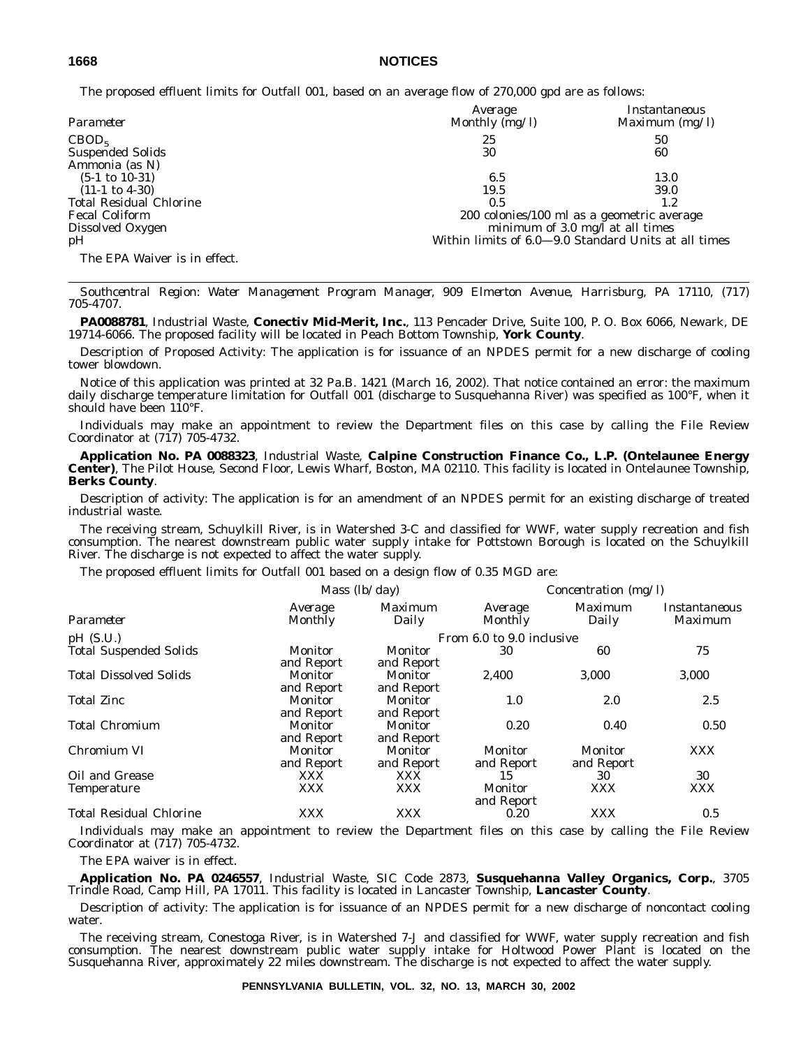The proposed effluent limits for Outfall 001, based on an average flow of 270,000 gpd are as follows:

| Parameter | Average Monthly (mg/l) | Instantaneous Maximum (mg/l) |
|---|---|---|
| $CBOD_5$ | 25 | 50 |
| Suspended Solids | 30 | 60 |
| Ammonia (as N) | | |
| (5-1 to 10-31) | 6.5 | 13.0 |
| (11-1 to 4-30) | 19.5 | 39.0 |
| Total Residual Chlorine | 0.5 | 1.2 |
| Fecal Coliform | 200 colonies/100 ml as a geometric average | |
| Dissolved Oxygen | minimum of 3.0 mg/l at all times | |
| pH | Within limits of 6.0—9.0 Standard Units at all times | |

The EPA Waiver is in effect.

---

*Southcentral Region: Water Management Program Manager, 909 Elmerton Avenue, Harrisburg, PA 17110, (717) 705-4707.*

**PA0088781**, Industrial Waste, **Conectiv Mid-Merit, Inc.**, 113 Pencader Drive, Suite 100, P. O. Box 6066, Newark, DE 19714-6066. The proposed facility will be located in Peach Bottom Township, **York County**.

Description of Proposed Activity: The application is for issuance of an NPDES permit for a new discharge of cooling tower blowdown.

Notice of this application was printed at 32 Pa.B. 1421 (March 16, 2002). That notice contained an error: the maximum daily discharge temperature limitation for Outfall 001 (discharge to Susquehanna River) was specified as 100°F, when it should have been 110°F.

Individuals may make an appointment to review the Department files on this case by calling the File Review Coordinator at (717) 705-4732.

**Application No. PA 0088323**, Industrial Waste, **Calpine Construction Finance Co., L.P. (Ontelaunee Energy Center)**, The Pilot House, Second Floor, Lewis Wharf, Boston, MA 02110. This facility is located in Ontelaunee Township, **Berks County**.

Description of activity: The application is for an amendment of an NPDES permit for an existing discharge of treated industrial waste.

The receiving stream, Schuylkill River, is in Watershed 3-C and classified for WWF, water supply recreation and fish consumption. The nearest downstream public water supply intake for Pottstown Borough is located on the Schuylkill River. The discharge is not expected to affect the water supply.

The proposed effluent limits for Outfall 001 based on a design flow of 0.35 MGD are:

| | Mass (lb/day) | | Concentration (mg/l) | | |
|---|---|---|---|---|---|
| Parameter | Average Monthly | Maximum Daily | Average Monthly | Maximum Daily | Instantaneous Maximum |
| pH (S.U.) | From 6.0 to 9.0 inclusive | | | | |
| Total Suspended Solids | Monitor and Report | Monitor and Report | 30 | 60 | 75 |
| Total Dissolved Solids | Monitor and Report | Monitor and Report | 2,400 | 3,000 | 3,000 |
| Total Zinc | Monitor and Report | Monitor and Report | 1.0 | 2.0 | 2.5 |
| Total Chromium | Monitor and Report | Monitor and Report | 0.20 | 0.40 | 0.50 |
| Chromium VI | Monitor and Report | Monitor and Report | Monitor and Report | Monitor and Report | XXX |
| Oil and Grease | XXX | XXX | 15 | 30 | 30 |
| Temperature | XXX | XXX | Monitor and Report | XXX | XXX |
| Total Residual Chlorine | XXX | XXX | 0.20 | XXX | 0.5 |

Individuals may make an appointment to review the Department files on this case by calling the File Review Coordinator at (717) 705-4732.

The EPA waiver is in effect.

**Application No. PA 0246557**, Industrial Waste, SIC Code 2873, **Susquehanna Valley Organics, Corp.**, 3705 Trindle Road, Camp Hill, PA 17011. This facility is located in Lancaster Township, **Lancaster County**.

Description of activity: The application is for issuance of an NPDES permit for a new discharge of noncontact cooling water.

The receiving stream, Conestoga River, is in Watershed 7-J and classified for WWF, water supply recreation and fish consumption. The nearest downstream public water supply intake for Holtwood Power Plant is located on the Susquehanna River, approximately 22 miles downstream. The discharge is not expected to affect the water supply.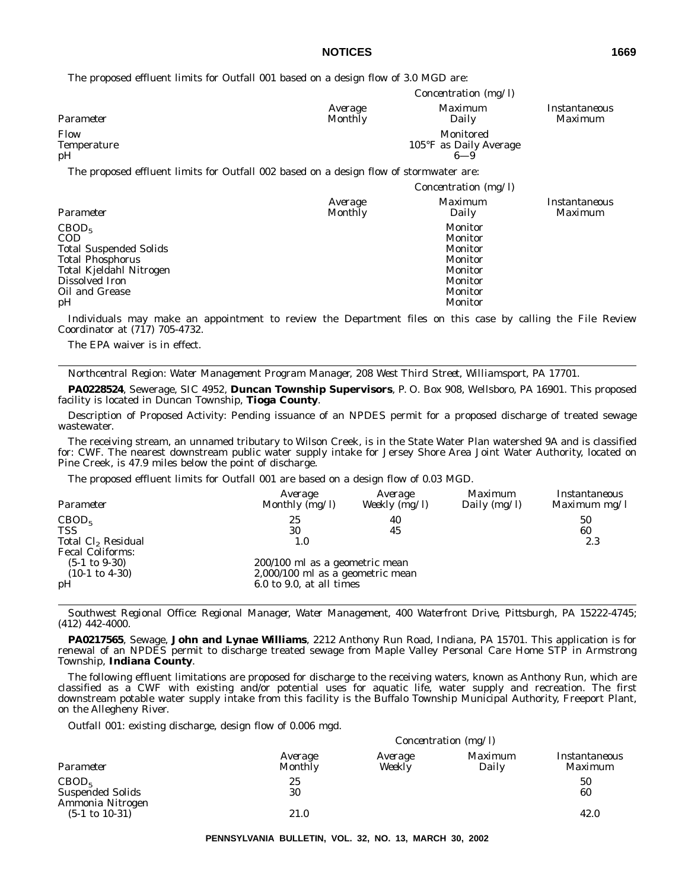The proposed effluent limits for Outfall 001 based on a design flow of 3.0 MGD are:

| | Concentration (mg/l) | | |
|---|---|---|---|
| Parameter | Average Monthly | Maximum Daily | Instantaneous Maximum |
| Flow | | Monitored | |
| Temperature | | 105°F as Daily Average | |
| pH | | 6—9 | |

The proposed effluent limits for Outfall 002 based on a design flow of stormwater are:

| | Concentration (mg/l) | | |
|---|---|---|---|
| Parameter | Average Monthly | Maximum Daily | Instantaneous Maximum |
| $CBOD_5$ | | Monitor | |
| COD | | Monitor | |
| Total Suspended Solids | | Monitor | |
| Total Phosphorus | | Monitor | |
| Total Kjeldahl Nitrogen | | Monitor | |
| Dissolved Iron | | Monitor | |
| Oil and Grease | | Monitor | |
| pH | | Monitor | |

Individuals may make an appointment to review the Department files on this case by calling the File Review Coordinator at (717) 705-4732.

The EPA waiver is in effect.

---

*Northcentral Region: Water Management Program Manager, 208 West Third Street, Williamsport, PA 17701.*

**PA0228524**, Sewerage, SIC 4952, **Duncan Township Supervisors**, P. O. Box 908, Wellsboro, PA 16901. This proposed facility is located in Duncan Township, **Tioga County**.

Description of Proposed Activity: Pending issuance of an NPDES permit for a proposed discharge of treated sewage wastewater.

The receiving stream, an unnamed tributary to Wilson Creek, is in the State Water Plan watershed 9A and is classified for: CWF. The nearest downstream public water supply intake for Jersey Shore Area Joint Water Authority, located on Pine Creek, is 47.9 miles below the point of discharge.

The proposed effluent limits for Outfall 001 are based on a design flow of 0.03 MGD.

| Parameter | Average Monthly (mg/l) | Average Weekly (mg/l) | Maximum Daily (mg/l) | Instantaneous Maximum mg/l |
|---|---|---|---|---|
| $CBOD_5$ | 25 | 40 | | 50 |
| TSS | 30 | 45 | | 60 |
| Total $Cl_2$ Residual | 1.0 | | | 2.3 |
| Fecal Coliforms: | | | | |
| (5-1 to 9-30) | 200/100 ml as a geometric mean | | | |
| (10-1 to 4-30) | 2,000/100 ml as a geometric mean | | | |
| pH | 6.0 to 9.0, at all times | | | |

---

*Southwest Regional Office: Regional Manager, Water Management, 400 Waterfront Drive, Pittsburgh, PA 15222-4745; (412) 442-4000.*

**PA0217565**, Sewage, **John and Lynae Williams**, 2212 Anthony Run Road, Indiana, PA 15701. This application is for renewal of an NPDES permit to discharge treated sewage from Maple Valley Personal Care Home STP in Armstrong Township, **Indiana County**.

The following effluent limitations are proposed for discharge to the receiving waters, known as Anthony Run, which are classified as a CWF with existing and/or potential uses for aquatic life, water supply and recreation. The first downstream potable water supply intake from this facility is the Buffalo Township Municipal Authority, Freeport Plant, on the Allegheny River.

Outfall 001: existing discharge, design flow of 0.006 mgd.

| | Concentration (mg/l) | | | |
|---|---|---|---|---|
| Parameter | Average Monthly | Average Weekly | Maximum Daily | Instantaneous Maximum |
| $CBOD_5$ | 25 | | | 50 |
| Suspended Solids | 30 | | | 60 |
| Ammonia Nitrogen | | | | |
| (5-1 to 10-31) | 21.0 | | | 42.0 |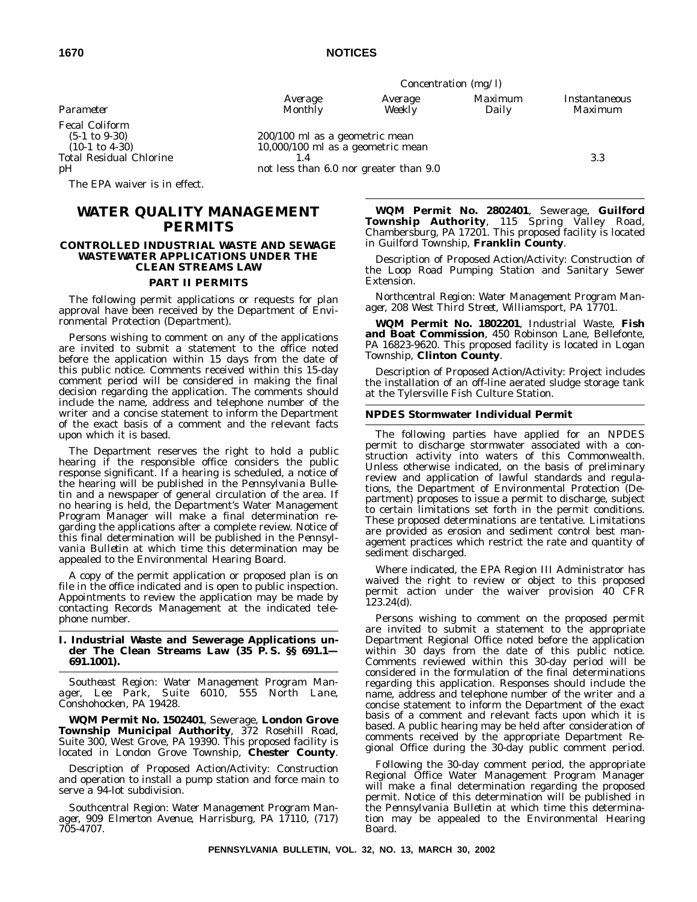| | Concentration (mg/l) | | | |
|---|---|---|---|---|
| *Parameter* | *Average Monthly* | *Average Weekly* | *Maximum Daily* | *Instantaneous Maximum* |
| Fecal Coliform | | | | |
| (5-1 to 9-30) | 200/100 ml as a geometric mean | | | |
| (10-1 to 4-30) | 10,000/100 ml as a geometric mean | | | |
| Total Residual Chlorine | 1.4 | | | 3.3 |
| pH | not less than 6.0 nor greater than 9.0 | | | |

The EPA waiver is in effect.

# WATER QUALITY MANAGEMENT PERMITS

## CONTROLLED INDUSTRIAL WASTE AND SEWAGE WASTEWATER APPLICATIONS UNDER THE CLEAN STREAMS LAW

### PART II PERMITS

The following permit applications or requests for plan approval have been received by the Department of Environmental Protection (Department).

Persons wishing to comment on any of the applications are invited to submit a statement to the office noted before the application within 15 days from the date of this public notice. Comments received within this 15-day comment period will be considered in making the final decision regarding the application. The comments should include the name, address and telephone number of the writer and a concise statement to inform the Department of the exact basis of a comment and the relevant facts upon which it is based.

The Department reserves the right to hold a public hearing if the responsible office considers the public response significant. If a hearing is scheduled, a notice of the hearing will be published in the *Pennsylvania Bulletin* and a newspaper of general circulation of the area. If no hearing is held, the Department's Water Management Program Manager will make a final determination regarding the applications after a complete review. Notice of this final determination will be published in the *Pennsylvania Bulletin* at which time this determination may be appealed to the Environmental Hearing Board.

A copy of the permit application or proposed plan is on file in the office indicated and is open to public inspection. Appointments to review the application may be made by contacting Records Management at the indicated telephone number.

### I. Industrial Waste and Sewerage Applications under The Clean Streams Law (35 P. S. §§ 691.1—691.1001).

*Southeast Region: Water Management Program Manager, Lee Park, Suite 6010, 555 North Lane, Conshohocken, PA 19428.*

**WQM Permit No. 1502401**, Sewerage, **London Grove Township Municipal Authority**, 372 Rosehill Road, Suite 300, West Grove, PA 19390. This proposed facility is located in London Grove Township, **Chester County**.

Description of Proposed Action/Activity: Construction and operation to install a pump station and force main to serve a 94-lot subdivision.

*Southcentral Region: Water Management Program Manager, 909 Elmerton Avenue, Harrisburg, PA 17110, (717) 705-4707.*

**WQM Permit No. 2802401**, Sewerage, **Guilford Township Authority**, 115 Spring Valley Road, Chambersburg, PA 17201. This proposed facility is located in Guilford Township, **Franklin County**.

Description of Proposed Action/Activity: Construction of the Loop Road Pumping Station and Sanitary Sewer Extension.

*Northcentral Region: Water Management Program Manager, 208 West Third Street, Williamsport, PA 17701.*

**WQM Permit No. 1802201**, Industrial Waste, **Fish and Boat Commission**, 450 Robinson Lane, Bellefonte, PA 16823-9620. This proposed facility is located in Logan Township, **Clinton County**.

Description of Proposed Action/Activity: Project includes the installation of an off-line aerated sludge storage tank at the Tylersville Fish Culture Station.

## NPDES Stormwater Individual Permit

The following parties have applied for an NPDES permit to discharge stormwater associated with a construction activity into waters of this Commonwealth. Unless otherwise indicated, on the basis of preliminary review and application of lawful standards and regulations, the Department of Environmental Protection (Department) proposes to issue a permit to discharge, subject to certain limitations set forth in the permit conditions. These proposed determinations are tentative. Limitations are provided as erosion and sediment control best management practices which restrict the rate and quantity of sediment discharged.

Where indicated, the EPA Region III Administrator has waived the right to review or object to this proposed permit action under the waiver provision 40 CFR 123.24(d).

Persons wishing to comment on the proposed permit are invited to submit a statement to the appropriate Department Regional Office noted before the application within 30 days from the date of this public notice. Comments reviewed within this 30-day period will be considered in the formulation of the final determinations regarding this application. Responses should include the name, address and telephone number of the writer and a concise statement to inform the Department of the exact basis of a comment and relevant facts upon which it is based. A public hearing may be held after consideration of comments received by the appropriate Department Regional Office during the 30-day public comment period.

Following the 30-day comment period, the appropriate Regional Office Water Management Program Manager will make a final determination regarding the proposed permit. Notice of this determination will be published in the *Pennsylvania Bulletin* at which time this determination may be appealed to the Environmental Hearing Board.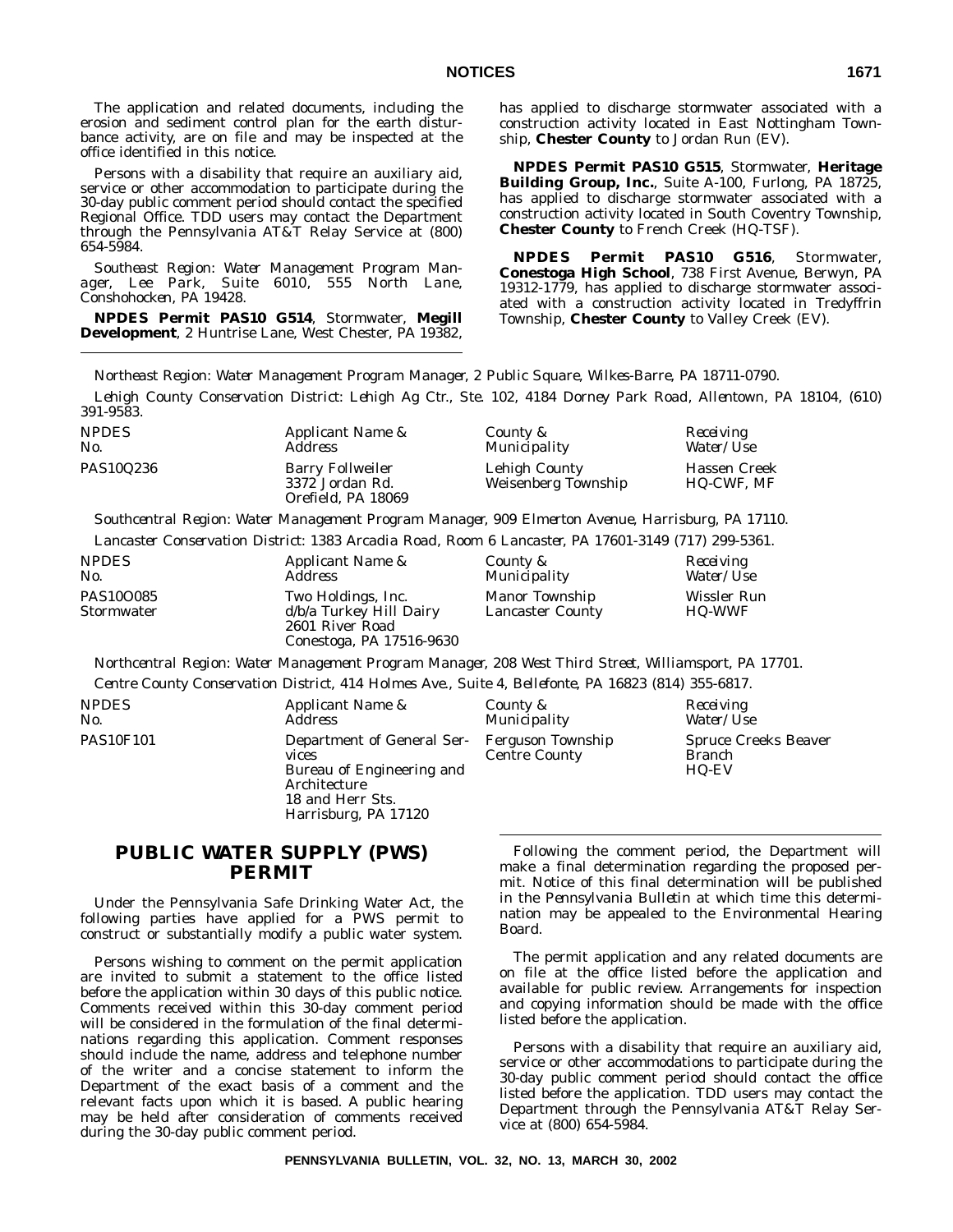The application and related documents, including the erosion and sediment control plan for the earth disturbance activity, are on file and may be inspected at the office identified in this notice.

Persons with a disability that require an auxiliary aid, service or other accommodation to participate during the 30-day public comment period should contact the specified Regional Office. TDD users may contact the Department through the Pennsylvania AT&T Relay Service at (800) 654-5984.

*Southeast Region: Water Management Program Manager, Lee Park, Suite 6010, 555 North Lane, Conshohocken, PA 19428.*

**NPDES Permit PAS10 G514**, Stormwater, **Megill Development**, 2 Huntrise Lane, West Chester, PA 19382, has applied to discharge stormwater associated with a construction activity located in East Nottingham Township, **Chester County** to Jordan Run (EV).

**NPDES Permit PAS10 G515**, Stormwater, **Heritage Building Group, Inc.**, Suite A-100, Furlong, PA 18725, has applied to discharge stormwater associated with a construction activity located in South Coventry Township, **Chester County** to French Creek (HQ-TSF).

**NPDES Permit PAS10 G516**, Stormwater, **Conestoga High School**, 738 First Avenue, Berwyn, PA 19312-1779, has applied to discharge stormwater associated with a construction activity located in Tredyffrin Township, **Chester County** to Valley Creek (EV).

*Northeast Region: Water Management Program Manager, 2 Public Square, Wilkes-Barre, PA 18711-0790.*

*Lehigh County Conservation District: Lehigh Ag Ctr., Ste. 102, 4184 Dorney Park Road, Allentown, PA 18104, (610) 391-9583.*

| *NPDES No.* | *Applicant Name & Address* | *County & Municipality* | *Receiving Water/Use* |
|---|---|---|---|
| PAS10Q236 | Barry Follweiler<br>3372 Jordan Rd.<br>Orefield, PA 18069 | Lehigh County<br>Weisenberg Township | Hassen Creek<br>HQ-CWF, MF |

*Southcentral Region: Water Management Program Manager, 909 Elmerton Avenue, Harrisburg, PA 17110.*

*Lancaster Conservation District: 1383 Arcadia Road, Room 6 Lancaster, PA 17601-3149 (717) 299-5361.*

| *NPDES No.* | *Applicant Name & Address* | *County & Municipality* | *Receiving Water/Use* |
|---|---|---|---|
| PAS10O085<br>Stormwater | Two Holdings, Inc.<br>d/b/a Turkey Hill Dairy<br>2601 River Road<br>Conestoga, PA 17516-9630 | Manor Township<br>Lancaster County | Wissler Run<br>HQ-WWF |

*Northcentral Region: Water Management Program Manager, 208 West Third Street, Williamsport, PA 17701.*

*Centre County Conservation District, 414 Holmes Ave., Suite 4, Bellefonte, PA 16823 (814) 355-6817.*

| *NPDES No.* | *Applicant Name & Address* | *County & Municipality* | *Receiving Water/Use* |
|---|---|---|---|
| PAS10F101 | Department of General Services<br>Bureau of Engineering and Architecture<br>18 and Herr Sts.<br>Harrisburg, PA 17120 | Ferguson Township<br>Centre County | Spruce Creeks Beaver Branch<br>HQ-EV |

## PUBLIC WATER SUPPLY (PWS) PERMIT

Under the Pennsylvania Safe Drinking Water Act, the following parties have applied for a PWS permit to construct or substantially modify a public water system.

Persons wishing to comment on the permit application are invited to submit a statement to the office listed before the application within 30 days of this public notice. Comments received within this 30-day comment period will be considered in the formulation of the final determinations regarding this application. Comment responses should include the name, address and telephone number of the writer and a concise statement to inform the Department of the exact basis of a comment and the relevant facts upon which it is based. A public hearing may be held after consideration of comments received during the 30-day public comment period.

Following the comment period, the Department will make a final determination regarding the proposed permit. Notice of this final determination will be published in the *Pennsylvania Bulletin* at which time this determination may be appealed to the Environmental Hearing Board.

The permit application and any related documents are on file at the office listed before the application and available for public review. Arrangements for inspection and copying information should be made with the office listed before the application.

Persons with a disability that require an auxiliary aid, service or other accommodations to participate during the 30-day public comment period should contact the office listed before the application. TDD users may contact the Department through the Pennsylvania AT&T Relay Service at (800) 654-5984.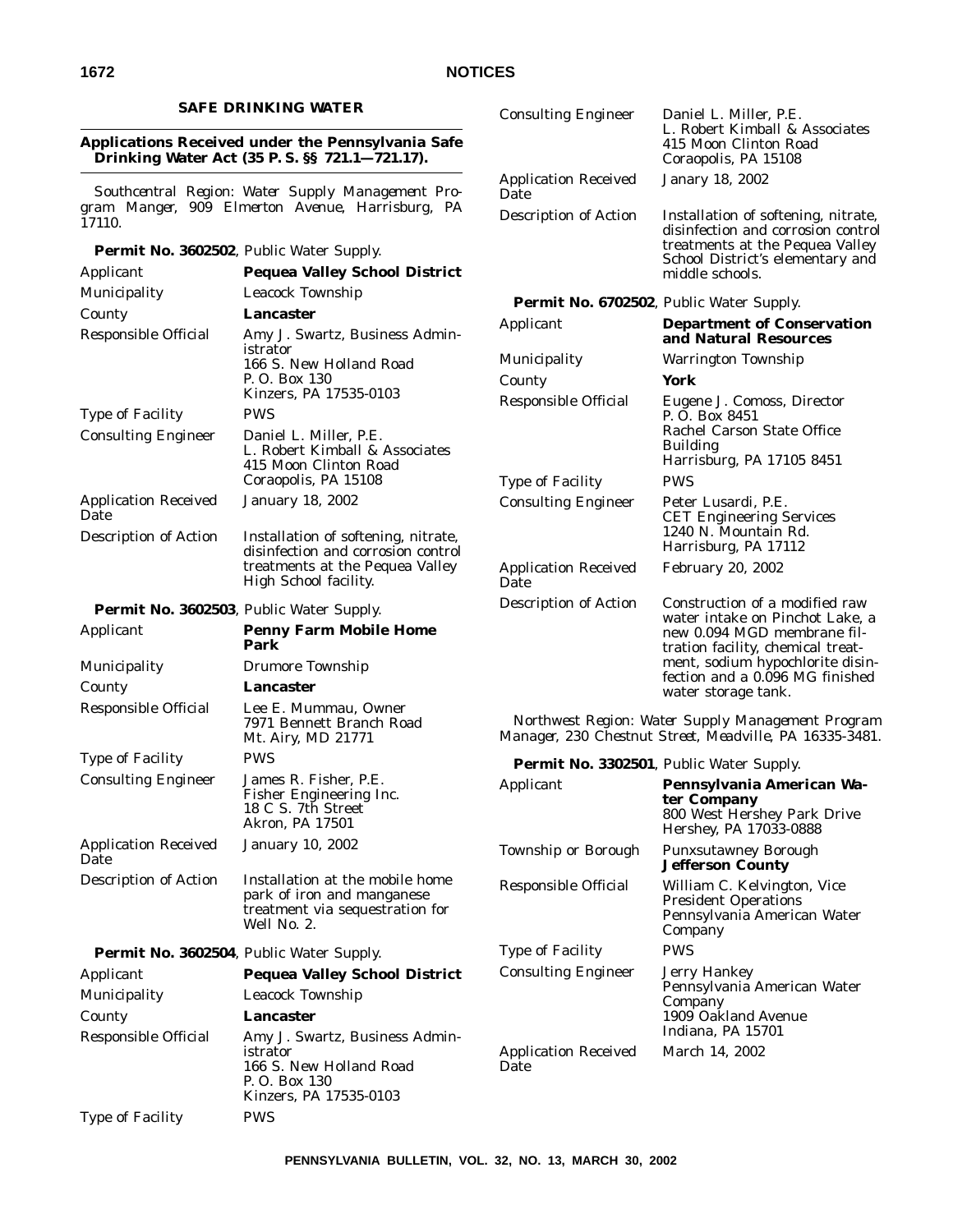## SAFE DRINKING WATER

### Applications Received under the Pennsylvania Safe Drinking Water Act (35 P. S. §§ 721.1—721.17).

*Southcentral Region: Water Supply Management Program Manger, 909 Elmerton Avenue, Harrisburg, PA 17110.*

**Permit No. 3602502**, Public Water Supply.

| | |
|---|---|
| Applicant | **Pequea Valley School District** |
| Municipality | Leacock Township |
| County | **Lancaster** |
| Responsible Official | Amy J. Swartz, Business Administrator<br>166 S. New Holland Road<br>P. O. Box 130<br>Kinzers, PA 17535-0103 |
| Type of Facility | PWS |
| Consulting Engineer | Daniel L. Miller, P.E.<br>L. Robert Kimball & Associates<br>415 Moon Clinton Road<br>Coraopolis, PA 15108 |
| Application Received Date | January 18, 2002 |
| Description of Action | Installation of softening, nitrate, disinfection and corrosion control treatments at the Pequea Valley High School facility. |

**Permit No. 3602503**, Public Water Supply.

| | |
|---|---|
| Applicant | **Penny Farm Mobile Home Park** |
| Municipality | Drumore Township |
| County | **Lancaster** |
| Responsible Official | Lee E. Mummau, Owner<br>7971 Bennett Branch Road<br>Mt. Airy, MD 21771 |
| Type of Facility | PWS |
| Consulting Engineer | James R. Fisher, P.E.<br>Fisher Engineering Inc.<br>18 C S. 7th Street<br>Akron, PA 17501 |
| Application Received Date | January 10, 2002 |
| Description of Action | Installation at the mobile home park of iron and manganese treatment via sequestration for Well No. 2. |

**Permit No. 3602504**, Public Water Supply.

| | |
|---|---|
| Applicant | **Pequea Valley School District** |
| Municipality | Leacock Township |
| County | **Lancaster** |
| Responsible Official | Amy J. Swartz, Business Administrator<br>166 S. New Holland Road<br>P. O. Box 130<br>Kinzers, PA 17535-0103 |
| Type of Facility | PWS |
| Consulting Engineer | Daniel L. Miller, P.E.<br>L. Robert Kimball & Associates<br>415 Moon Clinton Road<br>Coraopolis, PA 15108 |
| Application Received Date | Janary 18, 2002 |
| Description of Action | Installation of softening, nitrate, disinfection and corrosion control treatments at the Pequea Valley School District's elementary and middle schools. |

**Permit No. 6702502**, Public Water Supply.

| | |
|---|---|
| Applicant | **Department of Conservation and Natural Resources** |
| Municipality | Warrington Township |
| County | **York** |
| Responsible Official | Eugene J. Comoss, Director<br>P. O. Box 8451<br>Rachel Carson State Office Building<br>Harrisburg, PA 17105 8451 |
| Type of Facility | PWS |
| Consulting Engineer | Peter Lusardi, P.E.<br>CET Engineering Services<br>1240 N. Mountain Rd.<br>Harrisburg, PA 17112 |
| Application Received Date | February 20, 2002 |
| Description of Action | Construction of a modified raw water intake on Pinchot Lake, a new 0.094 MGD membrane filtration facility, chemical treatment, sodium hypochlorite disinfection and a 0.096 MG finished water storage tank. |

*Northwest Region: Water Supply Management Program Manager, 230 Chestnut Street, Meadville, PA 16335-3481.*

**Permit No. 3302501**, Public Water Supply.

| | |
|---|---|
| Applicant | **Pennsylvania American Water Company**<br>800 West Hershey Park Drive<br>Hershey, PA 17033-0888 |
| Township or Borough | Punxsutawney Borough<br>**Jefferson County** |
| Responsible Official | William C. Kelvington, Vice President Operations<br>Pennsylvania American Water Company |
| Type of Facility | PWS |
| Consulting Engineer | Jerry Hankey<br>Pennsylvania American Water Company<br>1909 Oakland Avenue<br>Indiana, PA 15701 |
| Application Received Date | March 14, 2002 |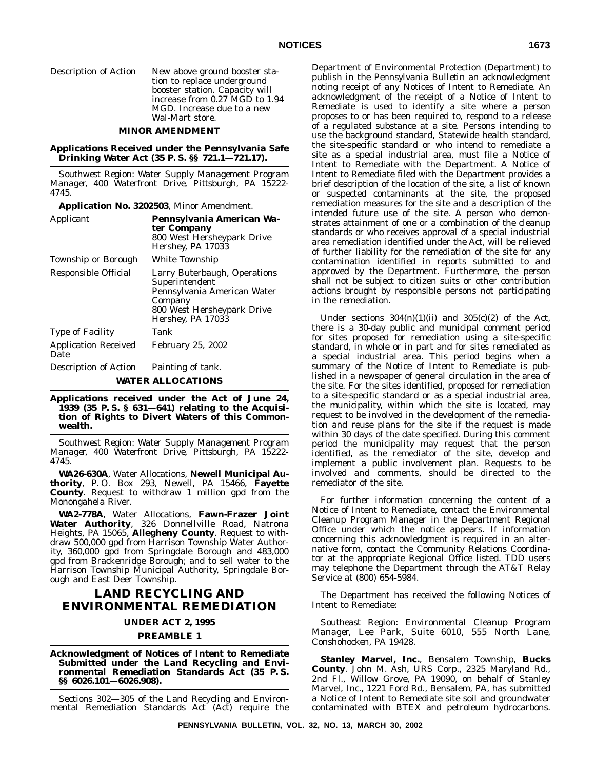| | |
|---|---|
| *Description of Action* | New above ground booster station to replace underground booster station. Capacity will increase from 0.27 MGD to 1.94 MGD. Increase due to a new Wal-Mart store. |

**MINOR AMENDMENT**

**Applications Received under the Pennsylvania Safe Drinking Water Act (35 P. S. §§ 721.1—721.17).**

*Southwest Region: Water Supply Management Program Manager, 400 Waterfront Drive, Pittsburgh, PA 15222-4745.*

**Application No. 3202503**, Minor Amendment.

| | |
|---|---|
| *Applicant* | **Pennsylvania American Water Company** 800 West Hersheypark Drive Hershey, PA 17033 |
| *Township or Borough* | White Township |
| *Responsible Official* | Larry Buterbaugh, Operations Superintendent Pennsylvania American Water Company 800 West Hersheypark Drive Hershey, PA 17033 |
| *Type of Facility* | Tank |
| *Application Received Date* | February 25, 2002 |
| *Description of Action* | Painting of tank. |

**WATER ALLOCATIONS**

**Applications received under the Act of June 24, 1939 (35 P. S. § 631—641) relating to the Acquisition of Rights to Divert Waters of this Commonwealth.**

*Southwest Region: Water Supply Management Program Manager, 400 Waterfront Drive, Pittsburgh, PA 15222-4745.*

**WA26-630A**, Water Allocations, **Newell Municipal Authority**, P. O. Box 293, Newell, PA 15466, **Fayette County**. Request to withdraw 1 million gpd from the Monongahela River.

**WA2-778A**, Water Allocations, **Fawn-Frazer Joint Water Authority**, 326 Donnellville Road, Natrona Heights, PA 15065, **Allegheny County**. Request to withdraw 500,000 gpd from Harrison Township Water Authority, 360,000 gpd from Springdale Borough and 483,000 gpd from Brackenridge Borough; and to sell water to the Harrison Township Municipal Authority, Springdale Borough and East Deer Township.

# LAND RECYCLING AND ENVIRONMENTAL REMEDIATION

**UNDER ACT 2, 1995**

**PREAMBLE 1**

**Acknowledgment of Notices of Intent to Remediate Submitted under the Land Recycling and Environmental Remediation Standards Act (35 P. S. §§ 6026.101—6026.908).**

Sections 302—305 of the Land Recycling and Environmental Remediation Standards Act (Act) require the Department of Environmental Protection (Department) to publish in the *Pennsylvania Bulletin* an acknowledgment noting receipt of any Notices of Intent to Remediate. An acknowledgment of the receipt of a Notice of Intent to Remediate is used to identify a site where a person proposes to or has been required to, respond to a release of a regulated substance at a site. Persons intending to use the background standard, Statewide health standard, the site-specific standard or who intend to remediate a site as a special industrial area, must file a Notice of Intent to Remediate with the Department. A Notice of Intent to Remediate filed with the Department provides a brief description of the location of the site, a list of known or suspected contaminants at the site, the proposed remediation measures for the site and a description of the intended future use of the site. A person who demonstrates attainment of one or a combination of the cleanup standards or who receives approval of a special industrial area remediation identified under the Act, will be relieved of further liability for the remediation of the site for any contamination identified in reports submitted to and approved by the Department. Furthermore, the person shall not be subject to citizen suits or other contribution actions brought by responsible persons not participating in the remediation.

Under sections 304(n)(1)(ii) and 305(c)(2) of the Act, there is a 30-day public and municipal comment period for sites proposed for remediation using a site-specific standard, in whole or in part and for sites remediated as a special industrial area. This period begins when a summary of the Notice of Intent to Remediate is published in a newspaper of general circulation in the area of the site. For the sites identified, proposed for remediation to a site-specific standard or as a special industrial area, the municipality, within which the site is located, may request to be involved in the development of the remediation and reuse plans for the site if the request is made within 30 days of the date specified. During this comment period the municipality may request that the person identified, as the remediator of the site, develop and implement a public involvement plan. Requests to be involved and comments, should be directed to the remediator of the site.

For further information concerning the content of a Notice of Intent to Remediate, contact the Environmental Cleanup Program Manager in the Department Regional Office under which the notice appears. If information concerning this acknowledgment is required in an alternative form, contact the Community Relations Coordinator at the appropriate Regional Office listed. TDD users may telephone the Department through the AT&T Relay Service at (800) 654-5984.

The Department has received the following Notices of Intent to Remediate:

*Southeast Region: Environmental Cleanup Program Manager, Lee Park, Suite 6010, 555 North Lane, Conshohocken, PA 19428.*

**Stanley Marvel, Inc.**, Bensalem Township, **Bucks County**. John M. Ash, URS Corp., 2325 Maryland Rd., 2nd Fl., Willow Grove, PA 19090, on behalf of Stanley Marvel, Inc., 1221 Ford Rd., Bensalem, PA, has submitted a Notice of Intent to Remediate site soil and groundwater contaminated with BTEX and petroleum hydrocarbons.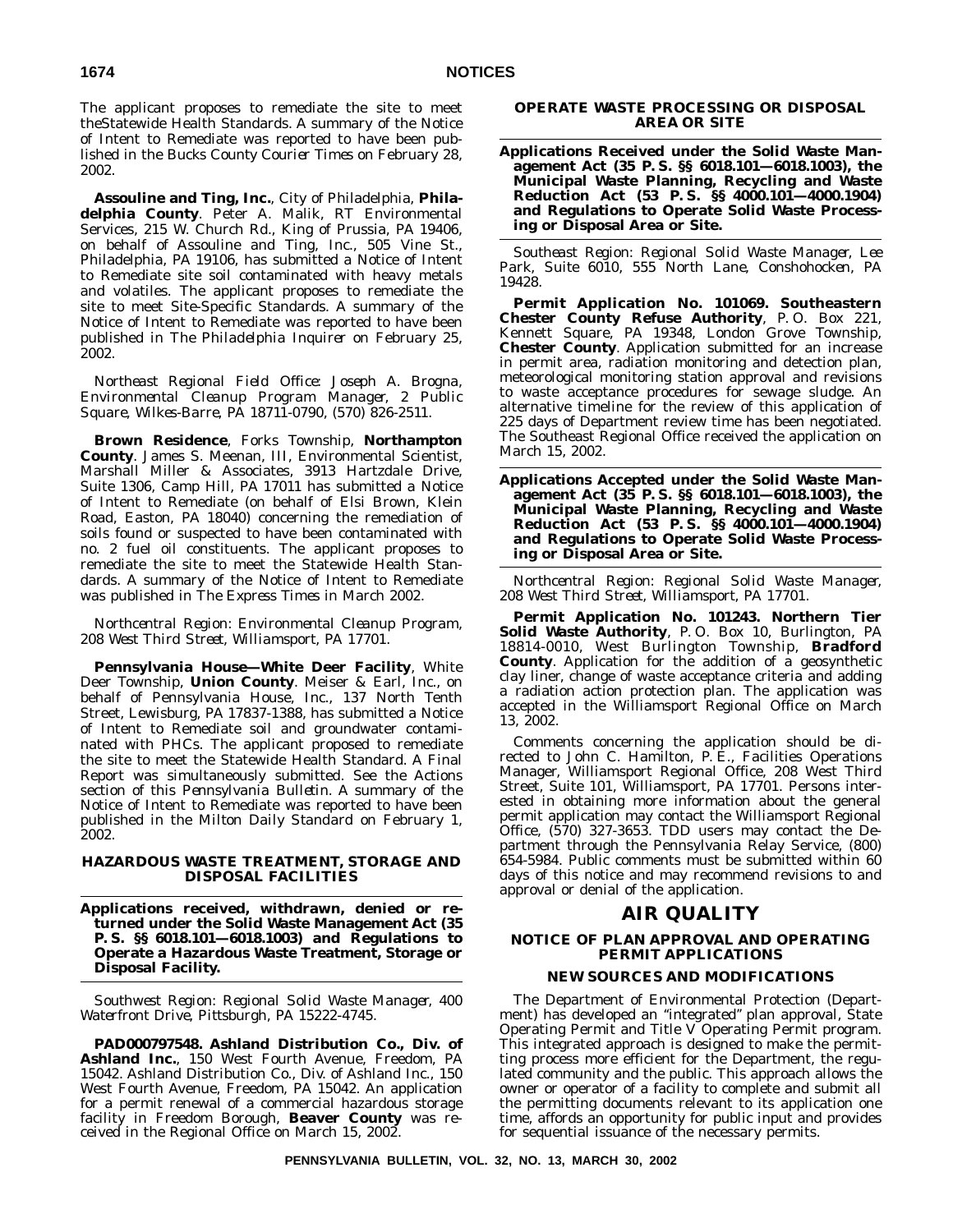The applicant proposes to remediate the site to meet theStatewide Health Standards. A summary of the Notice of Intent to Remediate was reported to have been published in the Bucks County *Courier Times* on February 28, 2002.

**Assouline and Ting, Inc.**, City of Philadelphia, **Philadelphia County**. Peter A. Malik, RT Environmental Services, 215 W. Church Rd., King of Prussia, PA 19406, on behalf of Assouline and Ting, Inc., 505 Vine St., Philadelphia, PA 19106, has submitted a Notice of Intent to Remediate site soil contaminated with heavy metals and volatiles. The applicant proposes to remediate the site to meet Site-Specific Standards. A summary of the Notice of Intent to Remediate was reported to have been published in *The Philadelphia Inquirer* on February 25, 2002.

*Northeast Regional Field Office: Joseph A. Brogna, Environmental Cleanup Program Manager, 2 Public Square, Wilkes-Barre, PA 18711-0790, (570) 826-2511.*

**Brown Residence**, Forks Township, **Northampton County**. James S. Meenan, III, Environmental Scientist, Marshall Miller & Associates, 3913 Hartzdale Drive, Suite 1306, Camp Hill, PA 17011 has submitted a Notice of Intent to Remediate (on behalf of Elsi Brown, Klein Road, Easton, PA 18040) concerning the remediation of soils found or suspected to have been contaminated with no. 2 fuel oil constituents. The applicant proposes to remediate the site to meet the Statewide Health Standards. A summary of the Notice of Intent to Remediate was published in *The Express Times* in March 2002.

*Northcentral Region: Environmental Cleanup Program, 208 West Third Street, Williamsport, PA 17701.*

**Pennsylvania House—White Deer Facility**, White Deer Township, **Union County**. Meiser & Earl, Inc., on behalf of Pennsylvania House, Inc., 137 North Tenth Street, Lewisburg, PA 17837-1388, has submitted a Notice of Intent to Remediate soil and groundwater contaminated with PHCs. The applicant proposed to remediate the site to meet the Statewide Health Standard. A Final Report was simultaneously submitted. See the Actions section of this *Pennsylvania Bulletin*. A summary of the Notice of Intent to Remediate was reported to have been published in the Milton Daily Standard on February 1, 2002.

### HAZARDOUS WASTE TREATMENT, STORAGE AND DISPOSAL FACILITIES

**Applications received, withdrawn, denied or returned under the Solid Waste Management Act (35 P. S. §§ 6018.101—6018.1003) and Regulations to Operate a Hazardous Waste Treatment, Storage or Disposal Facility.**

*Southwest Region: Regional Solid Waste Manager, 400 Waterfront Drive, Pittsburgh, PA 15222-4745.*

**PAD000797548. Ashland Distribution Co., Div. of Ashland Inc.**, 150 West Fourth Avenue, Freedom, PA 15042. Ashland Distribution Co., Div. of Ashland Inc., 150 West Fourth Avenue, Freedom, PA 15042. An application for a permit renewal of a commercial hazardous storage facility in Freedom Borough, **Beaver County** was received in the Regional Office on March 15, 2002.

### OPERATE WASTE PROCESSING OR DISPOSAL AREA OR SITE

**Applications Received under the Solid Waste Management Act (35 P. S. §§ 6018.101—6018.1003), the Municipal Waste Planning, Recycling and Waste Reduction Act (53 P. S. §§ 4000.101—4000.1904) and Regulations to Operate Solid Waste Processing or Disposal Area or Site.**

*Southeast Region: Regional Solid Waste Manager, Lee Park, Suite 6010, 555 North Lane, Conshohocken, PA 19428.*

**Permit Application No. 101069. Southeastern Chester County Refuse Authority**, P. O. Box 221, Kennett Square, PA 19348, London Grove Township, **Chester County**. Application submitted for an increase in permit area, radiation monitoring and detection plan, meteorological monitoring station approval and revisions to waste acceptance procedures for sewage sludge. An alternative timeline for the review of this application of 225 days of Department review time has been negotiated. The Southeast Regional Office received the application on March 15, 2002.

**Applications Accepted under the Solid Waste Management Act (35 P. S. §§ 6018.101—6018.1003), the Municipal Waste Planning, Recycling and Waste Reduction Act (53 P. S. §§ 4000.101—4000.1904) and Regulations to Operate Solid Waste Processing or Disposal Area or Site.**

*Northcentral Region: Regional Solid Waste Manager, 208 West Third Street, Williamsport, PA 17701.*

**Permit Application No. 101243. Northern Tier Solid Waste Authority**, P. O. Box 10, Burlington, PA 18814-0010, West Burlington Township, **Bradford County**. Application for the addition of a geosynthetic clay liner, change of waste acceptance criteria and adding a radiation action protection plan. The application was accepted in the Williamsport Regional Office on March 13, 2002.

Comments concerning the application should be directed to John C. Hamilton, P. E., Facilities Operations Manager, Williamsport Regional Office, 208 West Third Street, Suite 101, Williamsport, PA 17701. Persons interested in obtaining more information about the general permit application may contact the Williamsport Regional Office, (570) 327-3653. TDD users may contact the Department through the Pennsylvania Relay Service, (800) 654-5984. Public comments must be submitted within 60 days of this notice and may recommend revisions to and approval or denial of the application.

## AIR QUALITY

### NOTICE OF PLAN APPROVAL AND OPERATING PERMIT APPLICATIONS

### NEW SOURCES AND MODIFICATIONS

The Department of Environmental Protection (Department) has developed an "integrated" plan approval, State Operating Permit and Title V Operating Permit program. This integrated approach is designed to make the permitting process more efficient for the Department, the regulated community and the public. This approach allows the owner or operator of a facility to complete and submit all the permitting documents relevant to its application one time, affords an opportunity for public input and provides for sequential issuance of the necessary permits.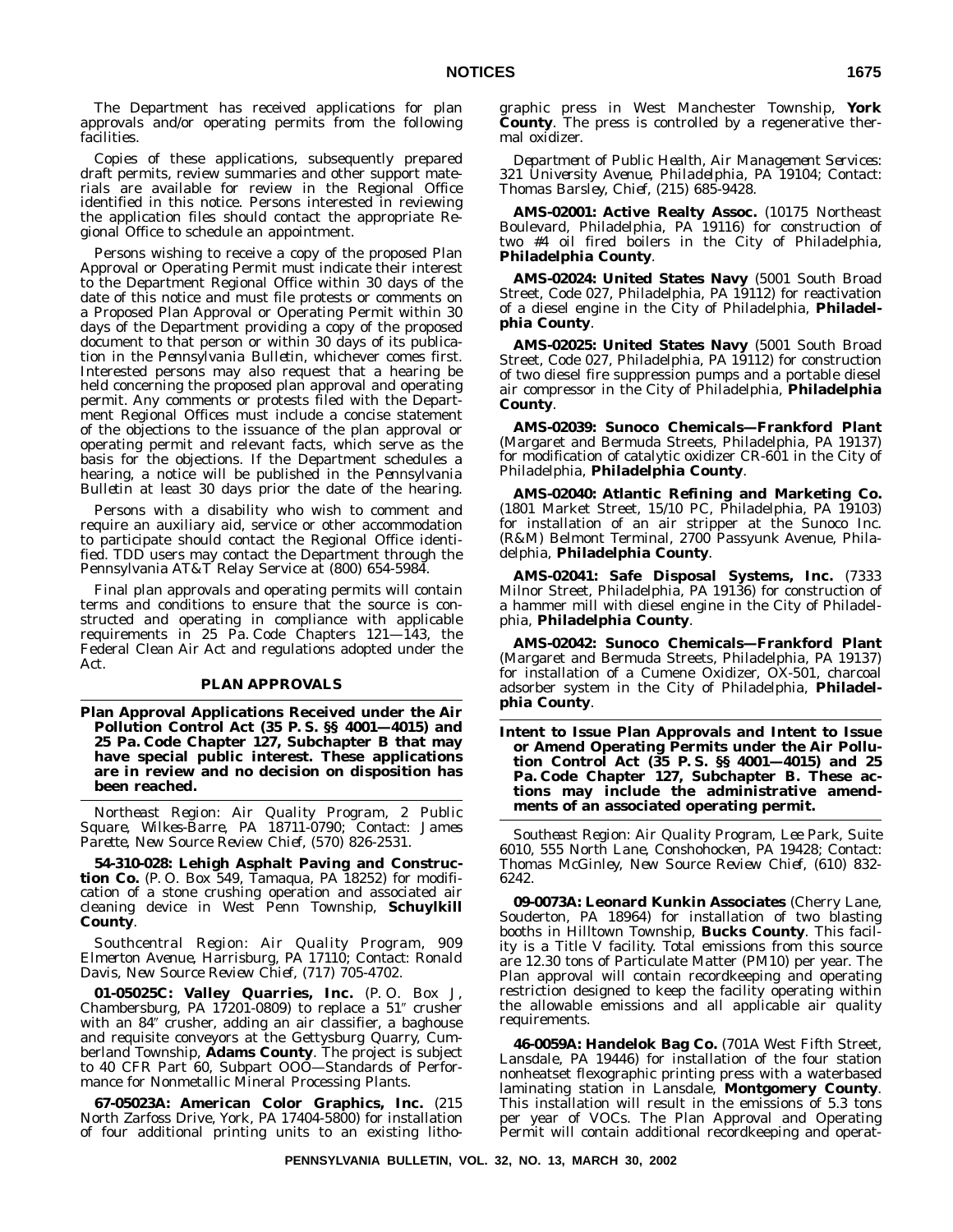The Department has received applications for plan approvals and/or operating permits from the following facilities.

Copies of these applications, subsequently prepared draft permits, review summaries and other support materials are available for review in the Regional Office identified in this notice. Persons interested in reviewing the application files should contact the appropriate Regional Office to schedule an appointment.

Persons wishing to receive a copy of the proposed Plan Approval or Operating Permit must indicate their interest to the Department Regional Office within 30 days of the date of this notice and must file protests or comments on a Proposed Plan Approval or Operating Permit within 30 days of the Department providing a copy of the proposed document to that person or within 30 days of its publication in the *Pennsylvania Bulletin*, whichever comes first. Interested persons may also request that a hearing be held concerning the proposed plan approval and operating permit. Any comments or protests filed with the Department Regional Offices must include a concise statement of the objections to the issuance of the plan approval or operating permit and relevant facts, which serve as the basis for the objections. If the Department schedules a hearing, a notice will be published in the *Pennsylvania Bulletin* at least 30 days prior the date of the hearing.

Persons with a disability who wish to comment and require an auxiliary aid, service or other accommodation to participate should contact the Regional Office identified. TDD users may contact the Department through the Pennsylvania AT&T Relay Service at (800) 654-5984.

Final plan approvals and operating permits will contain terms and conditions to ensure that the source is constructed and operating in compliance with applicable requirements in 25 Pa. Code Chapters 121—143, the Federal Clean Air Act and regulations adopted under the Act.

## PLAN APPROVALS

**Plan Approval Applications Received under the Air Pollution Control Act (35 P. S. §§ 4001—4015) and 25 Pa. Code Chapter 127, Subchapter B that may have special public interest. These applications are in review and no decision on disposition has been reached.**

*Northeast Region: Air Quality Program, 2 Public Square, Wilkes-Barre, PA 18711-0790; Contact: James Parette, New Source Review Chief, (570) 826-2531.*

**54-310-028: Lehigh Asphalt Paving and Construction Co.** (P. O. Box 549, Tamaqua, PA 18252) for modification of a stone crushing operation and associated air cleaning device in West Penn Township, **Schuylkill County**.

*Southcentral Region: Air Quality Program, 909 Elmerton Avenue, Harrisburg, PA 17110; Contact: Ronald Davis, New Source Review Chief, (717) 705-4702.*

**01-05025C: Valley Quarries, Inc.** (P. O. Box J, Chambersburg, PA 17201-0809) to replace a 51″ crusher with an 84″ crusher, adding an air classifier, a baghouse and requisite conveyors at the Gettysburg Quarry, Cumberland Township, **Adams County**. The project is subject to 40 CFR Part 60, Subpart OOO—Standards of Performance for Nonmetallic Mineral Processing Plants.

**67-05023A: American Color Graphics, Inc.** (215 North Zarfoss Drive, York, PA 17404-5800) for installation of four additional printing units to an existing lithographic press in West Manchester Township, **York County**. The press is controlled by a regenerative thermal oxidizer.

*Department of Public Health, Air Management Services: 321 University Avenue, Philadelphia, PA 19104; Contact: Thomas Barsley, Chief, (215) 685-9428.*

**AMS-02001: Active Realty Assoc.** (10175 Northeast Boulevard, Philadelphia, PA 19116) for construction of two #4 oil fired boilers in the City of Philadelphia, **Philadelphia County**.

**AMS-02024: United States Navy** (5001 South Broad Street, Code 027, Philadelphia, PA 19112) for reactivation of a diesel engine in the City of Philadelphia, **Philadelphia County**.

**AMS-02025: United States Navy** (5001 South Broad Street, Code 027, Philadelphia, PA 19112) for construction of two diesel fire suppression pumps and a portable diesel air compressor in the City of Philadelphia, **Philadelphia County**.

**AMS-02039: Sunoco Chemicals—Frankford Plant** (Margaret and Bermuda Streets, Philadelphia, PA 19137) for modification of catalytic oxidizer CR-601 in the City of Philadelphia, **Philadelphia County**.

**AMS-02040: Atlantic Refining and Marketing Co.** (1801 Market Street, 15/10 PC, Philadelphia, PA 19103) for installation of an air stripper at the Sunoco Inc. (R&M) Belmont Terminal, 2700 Passyunk Avenue, Philadelphia, **Philadelphia County**.

**AMS-02041: Safe Disposal Systems, Inc.** (7333 Milnor Street, Philadelphia, PA 19136) for construction of a hammer mill with diesel engine in the City of Philadelphia, **Philadelphia County**.

**AMS-02042: Sunoco Chemicals—Frankford Plant** (Margaret and Bermuda Streets, Philadelphia, PA 19137) for installation of a Cumene Oxidizer, OX-501, charcoal adsorber system in the City of Philadelphia, **Philadelphia County**.

**Intent to Issue Plan Approvals and Intent to Issue or Amend Operating Permits under the Air Pollution Control Act (35 P. S. §§ 4001—4015) and 25 Pa. Code Chapter 127, Subchapter B. These actions may include the administrative amendments of an associated operating permit.**

*Southeast Region: Air Quality Program, Lee Park, Suite 6010, 555 North Lane, Conshohocken, PA 19428; Contact: Thomas McGinley, New Source Review Chief, (610) 832-6242.*

**09-0073A: Leonard Kunkin Associates** (Cherry Lane, Souderton, PA 18964) for installation of two blasting booths in Hilltown Township, **Bucks County**. This facility is a Title V facility. Total emissions from this source are 12.30 tons of Particulate Matter (PM10) per year. The Plan approval will contain recordkeeping and operating restriction designed to keep the facility operating within the allowable emissions and all applicable air quality requirements.

**46-0059A: Handelok Bag Co.** (701A West Fifth Street, Lansdale, PA 19446) for installation of the four station nonheatset flexographic printing press with a waterbased laminating station in Lansdale, **Montgomery County**. This installation will result in the emissions of 5.3 tons per year of VOCs. The Plan Approval and Operating Permit will contain additional recordkeeping and operat-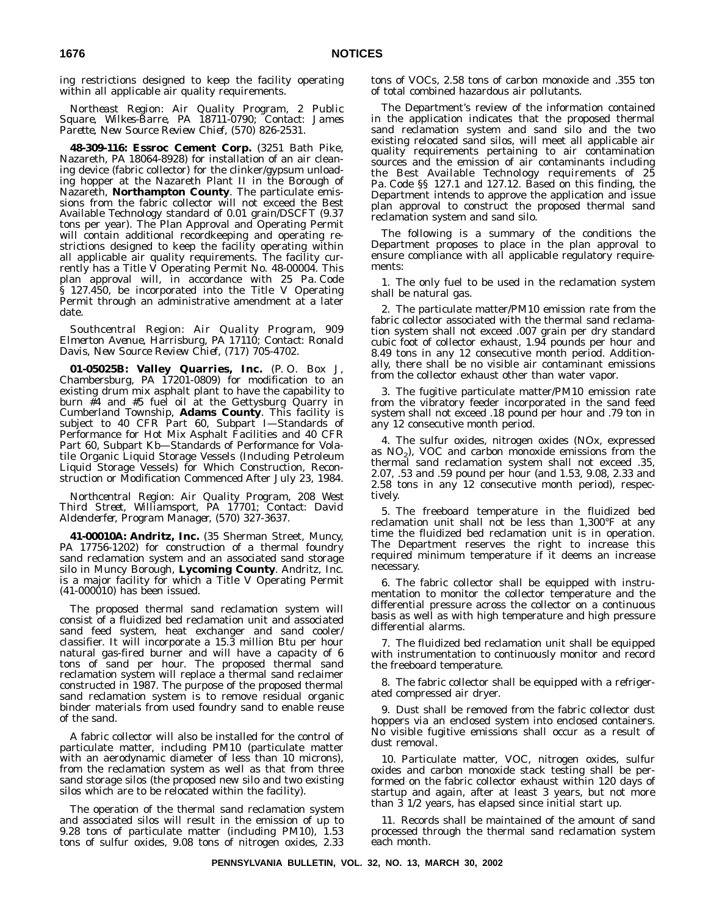ing restrictions designed to keep the facility operating within all applicable air quality requirements.

*Northeast Region: Air Quality Program, 2 Public Square, Wilkes-Barre, PA 18711-0790; Contact: James Parette, New Source Review Chief, (570) 826-2531.*

**48-309-116: Essroc Cement Corp.** (3251 Bath Pike, Nazareth, PA 18064-8928) for installation of an air cleaning device (fabric collector) for the clinker/gypsum unloading hopper at the Nazareth Plant II in the Borough of Nazareth, **Northampton County**. The particulate emissions from the fabric collector will not exceed the Best Available Technology standard of 0.01 grain/DSCFT (9.37 tons per year). The Plan Approval and Operating Permit will contain additional recordkeeping and operating restrictions designed to keep the facility operating within all applicable air quality requirements. The facility currently has a Title V Operating Permit No. 48-00004. This plan approval will, in accordance with 25 Pa. Code § 127.450, be incorporated into the Title V Operating Permit through an administrative amendment at a later date.

*Southcentral Region: Air Quality Program, 909 Elmerton Avenue, Harrisburg, PA 17110; Contact: Ronald Davis, New Source Review Chief, (717) 705-4702.*

**01-05025B: Valley Quarries, Inc.** (P. O. Box J, Chambersburg, PA 17201-0809) for modification to an existing drum mix asphalt plant to have the capability to burn #4 and #5 fuel oil at the Gettysburg Quarry in Cumberland Township, **Adams County**. This facility is subject to 40 CFR Part 60, Subpart I—Standards of Performance for Hot Mix Asphalt Facilities and 40 CFR Part 60, Subpart Kb—Standards of Performance for Volatile Organic Liquid Storage Vessels (Including Petroleum Liquid Storage Vessels) for Which Construction, Reconstruction or Modification Commenced After July 23, 1984.

*Northcentral Region: Air Quality Program, 208 West Third Street, Williamsport, PA 17701; Contact: David Aldenderfer, Program Manager, (570) 327-3637.*

**41-00010A: Andritz, Inc.** (35 Sherman Street, Muncy, PA 17756-1202) for construction of a thermal foundry sand reclamation system and an associated sand storage silo in Muncy Borough, **Lycoming County**. Andritz, Inc. is a major facility for which a Title V Operating Permit (41-000010) has been issued.

The proposed thermal sand reclamation system will consist of a fluidized bed reclamation unit and associated sand feed system, heat exchanger and sand cooler/classifier. It will incorporate a 15.3 million Btu per hour natural gas-fired burner and will have a capacity of 6 tons of sand per hour. The proposed thermal sand reclamation system will replace a thermal sand reclaimer constructed in 1987. The purpose of the proposed thermal sand reclamation system is to remove residual organic binder materials from used foundry sand to enable reuse of the sand.

A fabric collector will also be installed for the control of particulate matter, including PM10 (particulate matter with an aerodynamic diameter of less than 10 microns), from the reclamation system as well as that from three sand storage silos (the proposed new silo and two existing silos which are to be relocated within the facility).

The operation of the thermal sand reclamation system and associated silos will result in the emission of up to 9.28 tons of particulate matter (including PM10), 1.53 tons of sulfur oxides, 9.08 tons of nitrogen oxides, 2.33 tons of VOCs, 2.58 tons of carbon monoxide and .355 ton of total combined hazardous air pollutants.

The Department's review of the information contained in the application indicates that the proposed thermal sand reclamation system and sand silo and the two existing relocated sand silos, will meet all applicable air quality requirements pertaining to air contamination sources and the emission of air contaminants including the Best Available Technology requirements of 25 Pa. Code §§ 127.1 and 127.12. Based on this finding, the Department intends to approve the application and issue plan approval to construct the proposed thermal sand reclamation system and sand silo.

The following is a summary of the conditions the Department proposes to place in the plan approval to ensure compliance with all applicable regulatory requirements:

1. The only fuel to be used in the reclamation system shall be natural gas.

2. The particulate matter/PM10 emission rate from the fabric collector associated with the thermal sand reclamation system shall not exceed .007 grain per dry standard cubic foot of collector exhaust, 1.94 pounds per hour and 8.49 tons in any 12 consecutive month period. Additionally, there shall be no visible air contaminant emissions from the collector exhaust other than water vapor.

3. The fugitive particulate matter/PM10 emission rate from the vibratory feeder incorporated in the sand feed system shall not exceed .18 pound per hour and .79 ton in any 12 consecutive month period.

4. The sulfur oxides, nitrogen oxides (NOx, expressed as $NO_2$), VOC and carbon monoxide emissions from the thermal sand reclamation system shall not exceed .35, 2.07, .53 and .59 pound per hour (and 1.53, 9.08, 2.33 and 2.58 tons in any 12 consecutive month period), respectively.

5. The freeboard temperature in the fluidized bed reclamation unit shall not be less than 1,300°F at any time the fluidized bed reclamation unit is in operation. The Department reserves the right to increase this required minimum temperature if it deems an increase necessary.

6. The fabric collector shall be equipped with instrumentation to monitor the collector temperature and the differential pressure across the collector on a continuous basis as well as with high temperature and high pressure differential alarms.

7. The fluidized bed reclamation unit shall be equipped with instrumentation to continuously monitor and record the freeboard temperature.

8. The fabric collector shall be equipped with a refrigerated compressed air dryer.

9. Dust shall be removed from the fabric collector dust hoppers via an enclosed system into enclosed containers. No visible fugitive emissions shall occur as a result of dust removal.

10. Particulate matter, VOC, nitrogen oxides, sulfur oxides and carbon monoxide stack testing shall be performed on the fabric collector exhaust within 120 days of startup and again, after at least 3 years, but not more than 3 1/2 years, has elapsed since initial start up.

11. Records shall be maintained of the amount of sand processed through the thermal sand reclamation system each month.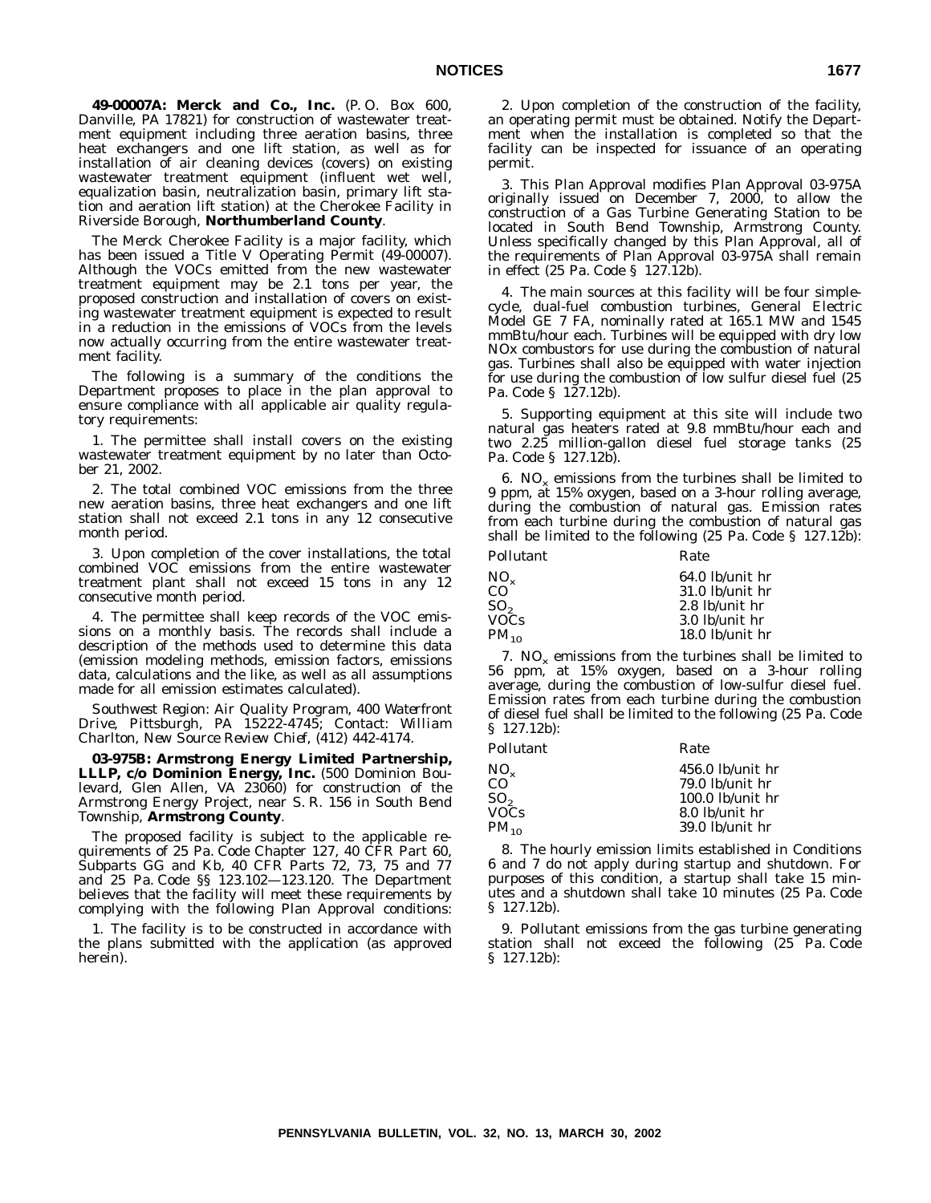**49-00007A: Merck and Co., Inc.** (P. O. Box 600, Danville, PA 17821) for construction of wastewater treatment equipment including three aeration basins, three heat exchangers and one lift station, as well as for installation of air cleaning devices (covers) on existing wastewater treatment equipment (influent wet well, equalization basin, neutralization basin, primary lift station and aeration lift station) at the Cherokee Facility in Riverside Borough, **Northumberland County**.

The Merck Cherokee Facility is a major facility, which has been issued a Title V Operating Permit (49-00007). Although the VOCs emitted from the new wastewater treatment equipment may be 2.1 tons per year, the proposed construction and installation of covers on existing wastewater treatment equipment is expected to result in a reduction in the emissions of VOCs from the levels now actually occurring from the entire wastewater treatment facility.

The following is a summary of the conditions the Department proposes to place in the plan approval to ensure compliance with all applicable air quality regulatory requirements:

1. The permittee shall install covers on the existing wastewater treatment equipment by no later than October 21, 2002.

2. The total combined VOC emissions from the three new aeration basins, three heat exchangers and one lift station shall not exceed 2.1 tons in any 12 consecutive month period.

3. Upon completion of the cover installations, the total combined VOC emissions from the entire wastewater treatment plant shall not exceed 15 tons in any 12 consecutive month period.

4. The permittee shall keep records of the VOC emissions on a monthly basis. The records shall include a description of the methods used to determine this data (emission modeling methods, emission factors, emissions data, calculations and the like, as well as all assumptions made for all emission estimates calculated).

*Southwest Region: Air Quality Program, 400 Waterfront Drive, Pittsburgh, PA 15222-4745; Contact: William Charlton, New Source Review Chief, (412) 442-4174.*

**03-975B: Armstrong Energy Limited Partnership, LLLP, c/o Dominion Energy, Inc.** (500 Dominion Boulevard, Glen Allen, VA 23060) for construction of the Armstrong Energy Project, near S. R. 156 in South Bend Township, **Armstrong County**.

The proposed facility is subject to the applicable requirements of 25 Pa. Code Chapter 127, 40 CFR Part 60, Subparts GG and Kb, 40 CFR Parts 72, 73, 75 and 77 and 25 Pa. Code §§ 123.102—123.120. The Department believes that the facility will meet these requirements by complying with the following Plan Approval conditions:

1. The facility is to be constructed in accordance with the plans submitted with the application (as approved herein).

2. Upon completion of the construction of the facility, an operating permit must be obtained. Notify the Department when the installation is completed so that the facility can be inspected for issuance of an operating permit.

3. This Plan Approval modifies Plan Approval 03-975A originally issued on December 7, 2000, to allow the construction of a Gas Turbine Generating Station to be located in South Bend Township, Armstrong County. Unless specifically changed by this Plan Approval, all of the requirements of Plan Approval 03-975A shall remain in effect (25 Pa. Code § 127.12b).

4. The main sources at this facility will be four simple-cycle, dual-fuel combustion turbines, General Electric Model GE 7 FA, nominally rated at 165.1 MW and 1545 mmBtu/hour each. Turbines will be equipped with dry low NOx combustors for use during the combustion of natural gas. Turbines shall also be equipped with water injection for use during the combustion of low sulfur diesel fuel (25 Pa. Code § 127.12b).

5. Supporting equipment at this site will include two natural gas heaters rated at 9.8 mmBtu/hour each and two 2.25 million-gallon diesel fuel storage tanks (25 Pa. Code § 127.12b).

6. $NO_x$ emissions from the turbines shall be limited to 9 ppm, at 15% oxygen, based on a 3-hour rolling average, during the combustion of natural gas. Emission rates from each turbine during the combustion of natural gas shall be limited to the following (25 Pa. Code § 127.12b):

| Pollutant | Rate |
|---|---|
| $NO_x$ | 64.0 lb/unit hr |
| CO | 31.0 lb/unit hr |
| $SO_2$ | 2.8 lb/unit hr |
| VOCs | 3.0 lb/unit hr |
| $PM_{10}$ | 18.0 lb/unit hr |

7. $NO_x$ emissions from the turbines shall be limited to 56 ppm, at 15% oxygen, based on a 3-hour rolling average, during the combustion of low-sulfur diesel fuel. Emission rates from each turbine during the combustion of diesel fuel shall be limited to the following (25 Pa. Code § 127.12b):

| Pollutant | Rate |
|---|---|
| $NO_x$ | 456.0 lb/unit hr |
| CO | 79.0 lb/unit hr |
| $SO_2$ | 100.0 lb/unit hr |
| VOCs | 8.0 lb/unit hr |
| $PM_{10}$ | 39.0 lb/unit hr |

8. The hourly emission limits established in Conditions 6 and 7 do not apply during startup and shutdown. For purposes of this condition, a startup shall take 15 minutes and a shutdown shall take 10 minutes (25 Pa. Code § 127.12b).

9. Pollutant emissions from the gas turbine generating station shall not exceed the following (25 Pa. Code § 127.12b):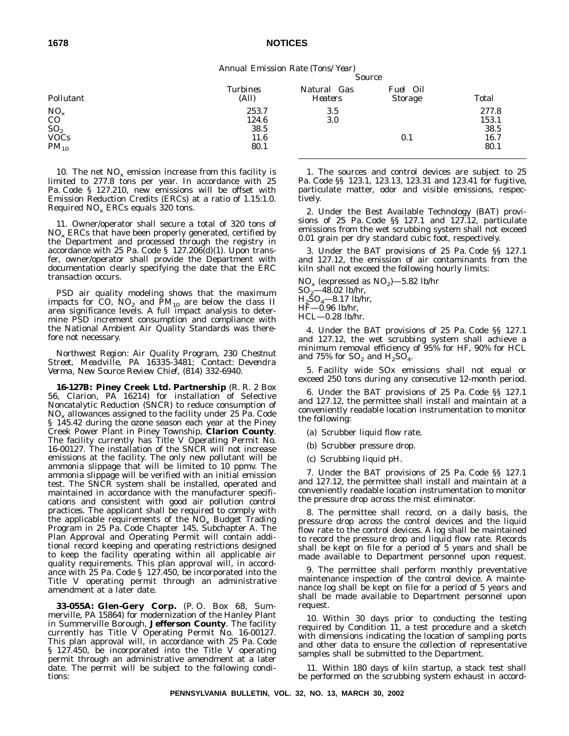Annual Emission Rate (Tons/Year)

| Pollutant | Source | | | |
|---|---|---|---|---|
| | Turbines (All) | Natural Gas Heaters | Fuel Oil Storage | Total |
| $NO_x$ | 253.7 | 3.5 | | 277.8 |
| CO | 124.6 | 3.0 | | 153.1 |
| $SO_2$ | 38.5 | | | 38.5 |
| VOCs | 11.6 | | 0.1 | 16.7 |
| $PM_{10}$ | 80.1 | | | 80.1 |

10. The net $NO_x$ emission increase from this facility is limited to 277.8 tons per year. In accordance with 25 Pa. Code § 127.210, new emissions will be offset with Emission Reduction Credits (ERCs) at a ratio of 1.15:1.0. Required $NO_x$ ERCs equals 320 tons.

11. Owner/operator shall secure a total of 320 tons of $NO_x$ ERCs that have been properly generated, certified by the Department and processed through the registry in accordance with 25 Pa. Code § 127.206(d)(1). Upon transfer, owner/operator shall provide the Department with documentation clearly specifying the date that the ERC transaction occurs.

PSD air quality modeling shows that the maximum impacts for CO, $NO_2$ and $PM_{10}$ are below the class II area significance levels. A full impact analysis to determine PSD increment consumption and compliance with the National Ambient Air Quality Standards was therefore not necessary.

*Northwest Region: Air Quality Program, 230 Chestnut Street, Meadville, PA 16335-3481; Contact: Devendra Verma, New Source Review Chief, (814) 332-6940.*

**16-127B: Piney Creek Ltd. Partnership** (R. R. 2 Box 56, Clarion, PA 16214) for installation of Selective Noncatalytic Reduction (SNCR) to reduce consumption of $NO_x$ allowances assigned to the facility under 25 Pa. Code § 145.42 during the ozone season each year at the Piney Creek Power Plant in Piney Township, **Clarion County**. The facility currently has Title V Operating Permit No. 16-00127. The installation of the SNCR will not increase emissions at the facility. The only new pollutant will be ammonia slippage that will be limited to 10 ppmv. The ammonia slippage will be verified with an initial emission test. The SNCR system shall be installed, operated and maintained in accordance with the manufacturer specifications and consistent with good air pollution control practices. The applicant shall be required to comply with the applicable requirements of the $NO_x$ Budget Trading Program in 25 Pa. Code Chapter 145, Subchapter A. The Plan Approval and Operating Permit will contain additional record keeping and operating restrictions designed to keep the facility operating within all applicable air quality requirements. This plan approval will, in accordance with 25 Pa. Code § 127.450, be incorporated into the Title V operating permit through an administrative amendment at a later date.

**33-055A: Glen-Gery Corp.** (P. O. Box 68, Summerville, PA 15864) for modernization of the Hanley Plant in Summerville Borough, **Jefferson County**. The facility currently has Title V Operating Permit No. 16-00127. This plan approval will, in accordance with 25 Pa. Code § 127.450, be incorporated into the Title V operating permit through an administrative amendment at a later date. The permit will be subject to the following conditions:

1. The sources and control devices are subject to 25 Pa. Code §§ 123.1, 123.13, 123.31 and 123.41 for fugitive, particulate matter, odor and visible emissions, respectively.

2. Under the Best Available Technology (BAT) provisions of 25 Pa. Code §§ 127.1 and 127.12, particulate emissions from the wet scrubbing system shall not exceed 0.01 grain per dry standard cubic foot, respectively.

3. Under the BAT provisions of 25 Pa. Code §§ 127.1 and 127.12, the emission of air contaminants from the kiln shall not exceed the following hourly limits:

$NO_x$ (expressed as $NO_2$)—5.82 lb/hr
$SO_2$—48.02 lb/hr,
$H_2SO_4$—8.17 lb/hr,
HF—0.96 lb/hr,
HCL—0.28 lb/hr.

4. Under the BAT provisions of 25 Pa. Code §§ 127.1 and 127.12, the wet scrubbing system shall achieve a minimum removal efficiency of 95% for HF, 90% for HCL and 75% for $SO_2$ and $H_2SO_4$.

5. Facility wide SOx emissions shall not equal or exceed 250 tons during any consecutive 12-month period.

6. Under the BAT provisions of 25 Pa. Code §§ 127.1 and 127.12, the permittee shall install and maintain at a conveniently readable location instrumentation to monitor the following:

(a) Scrubber liquid flow rate.

(b) Scrubber pressure drop.

(c) Scrubbing liquid pH.

7. Under the BAT provisions of 25 Pa. Code §§ 127.1 and 127.12, the permittee shall install and maintain at a conveniently readable location instrumentation to monitor the pressure drop across the mist eliminator.

8. The permittee shall record, on a daily basis, the pressure drop across the control devices and the liquid flow rate to the control devices. A log shall be maintained to record the pressure drop and liquid flow rate. Records shall be kept on file for a period of 5 years and shall be made available to Department personnel upon request.

9. The permittee shall perform monthly preventative maintenance inspection of the control device. A maintenance log shall be kept on file for a period of 5 years and shall be made available to Department personnel upon request.

10. Within 30 days prior to conducting the testing required by Condition 11, a test procedure and a sketch with dimensions indicating the location of sampling ports and other data to ensure the collection of representative samples shall be submitted to the Department.

11. Within 180 days of kiln startup, a stack test shall be performed on the scrubbing system exhaust in accord-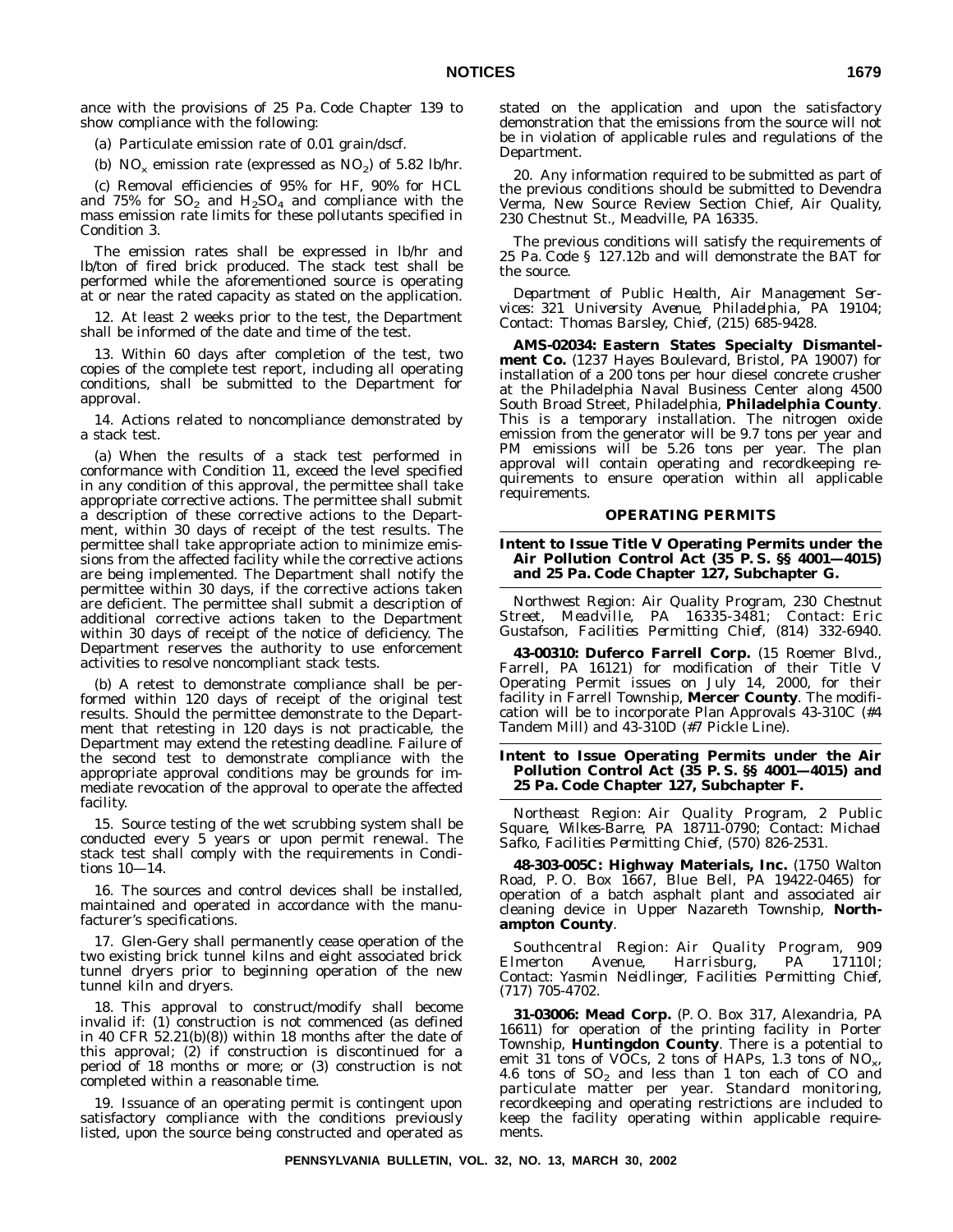ance with the provisions of 25 Pa. Code Chapter 139 to show compliance with the following:

(a) Particulate emission rate of 0.01 grain/dscf.

(b) $NO_x$ emission rate (expressed as $NO_2$) of 5.82 lb/hr.

(c) Removal efficiencies of 95% for HF, 90% for HCL and 75% for $SO_2$ and $H_2SO_4$ and compliance with the mass emission rate limits for these pollutants specified in Condition 3.

The emission rates shall be expressed in lb/hr and lb/ton of fired brick produced. The stack test shall be performed while the aforementioned source is operating at or near the rated capacity as stated on the application.

12. At least 2 weeks prior to the test, the Department shall be informed of the date and time of the test.

13. Within 60 days after completion of the test, two copies of the complete test report, including all operating conditions, shall be submitted to the Department for approval.

14. Actions related to noncompliance demonstrated by a stack test.

(a) When the results of a stack test performed in conformance with Condition 11, exceed the level specified in any condition of this approval, the permittee shall take appropriate corrective actions. The permittee shall submit a description of these corrective actions to the Department, within 30 days of receipt of the test results. The permittee shall take appropriate action to minimize emissions from the affected facility while the corrective actions are being implemented. The Department shall notify the permittee within 30 days, if the corrective actions taken are deficient. The permittee shall submit a description of additional corrective actions taken to the Department within 30 days of receipt of the notice of deficiency. The Department reserves the authority to use enforcement activities to resolve noncompliant stack tests.

(b) A retest to demonstrate compliance shall be performed within 120 days of receipt of the original test results. Should the permittee demonstrate to the Department that retesting in 120 days is not practicable, the Department may extend the retesting deadline. Failure of the second test to demonstrate compliance with the appropriate approval conditions may be grounds for immediate revocation of the approval to operate the affected facility.

15. Source testing of the wet scrubbing system shall be conducted every 5 years or upon permit renewal. The stack test shall comply with the requirements in Conditions 10—14.

16. The sources and control devices shall be installed, maintained and operated in accordance with the manufacturer's specifications.

17. Glen-Gery shall permanently cease operation of the two existing brick tunnel kilns and eight associated brick tunnel dryers prior to beginning operation of the new tunnel kiln and dryers.

18. This approval to construct/modify shall become invalid if: (1) construction is not commenced (as defined in 40 CFR 52.21(b)(8)) within 18 months after the date of this approval; (2) if construction is discontinued for a period of 18 months or more; or (3) construction is not completed within a reasonable time.

19. Issuance of an operating permit is contingent upon satisfactory compliance with the conditions previously listed, upon the source being constructed and operated as stated on the application and upon the satisfactory demonstration that the emissions from the source will not be in violation of applicable rules and regulations of the Department.

20. Any information required to be submitted as part of the previous conditions should be submitted to Devendra Verma, New Source Review Section Chief, Air Quality, 230 Chestnut St., Meadville, PA 16335.

The previous conditions will satisfy the requirements of 25 Pa. Code § 127.12b and will demonstrate the BAT for the source.

*Department of Public Health, Air Management Services: 321 University Avenue, Philadelphia, PA 19104; Contact: Thomas Barsley, Chief, (215) 685-9428.*

**AMS-02034: Eastern States Specialty Dismantlement Co.** (1237 Hayes Boulevard, Bristol, PA 19007) for installation of a 200 tons per hour diesel concrete crusher at the Philadelphia Naval Business Center along 4500 South Broad Street, Philadelphia, **Philadelphia County**. This is a temporary installation. The nitrogen oxide emission from the generator will be 9.7 tons per year and PM emissions will be 5.26 tons per year. The plan approval will contain operating and recordkeeping requirements to ensure operation within all applicable requirements.

## OPERATING PERMITS

### Intent to Issue Title V Operating Permits under the Air Pollution Control Act (35 P. S. §§ 4001—4015) and 25 Pa. Code Chapter 127, Subchapter G.

*Northwest Region: Air Quality Program, 230 Chestnut Street, Meadville, PA 16335-3481; Contact: Eric Gustafson, Facilities Permitting Chief, (814) 332-6940.*

**43-00310: Duferco Farrell Corp.** (15 Roemer Blvd., Farrell, PA 16121) for modification of their Title V Operating Permit issues on July 14, 2000, for their facility in Farrell Township, **Mercer County**. The modification will be to incorporate Plan Approvals 43-310C (#4 Tandem Mill) and 43-310D (#7 Pickle Line).

### Intent to Issue Operating Permits under the Air Pollution Control Act (35 P. S. §§ 4001—4015) and 25 Pa. Code Chapter 127, Subchapter F.

*Northeast Region: Air Quality Program, 2 Public Square, Wilkes-Barre, PA 18711-0790; Contact: Michael Safko, Facilities Permitting Chief, (570) 826-2531.*

**48-303-005C: Highway Materials, Inc.** (1750 Walton Road, P. O. Box 1667, Blue Bell, PA 19422-0465) for operation of a batch asphalt plant and associated air cleaning device in Upper Nazareth Township, **Northampton County**.

*Southcentral Region: Air Quality Program, 909 Elmerton Avenue, Harrisburg, PA 17110l; Contact: Yasmin Neidlinger, Facilities Permitting Chief, (717) 705-4702.*

**31-03006: Mead Corp.** (P. O. Box 317, Alexandria, PA 16611) for operation of the printing facility in Porter Township, **Huntingdon County**. There is a potential to emit 31 tons of VOCs, 2 tons of HAPs, 1.3 tons of $NO_x$, 4.6 tons of $SO_2$ and less than 1 ton each of CO and particulate matter per year. Standard monitoring, recordkeeping and operating restrictions are included to keep the facility operating within applicable requirements.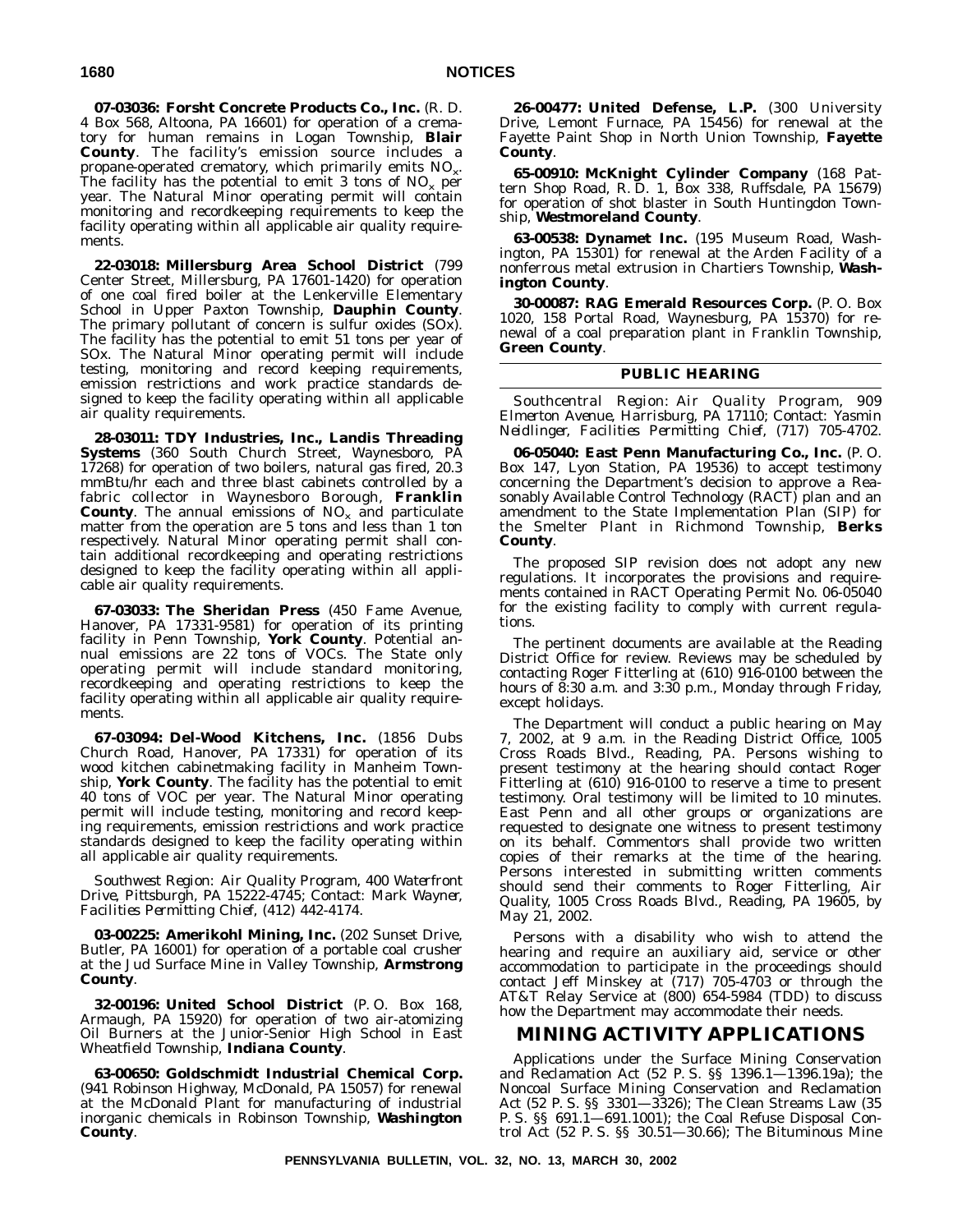**07-03036: Forsht Concrete Products Co., Inc.** (R. D. 4 Box 568, Altoona, PA 16601) for operation of a crematory for human remains in Logan Township, **Blair County**. The facility's emission source includes a propane-operated crematory, which primarily emits $NO_x$. The facility has the potential to emit 3 tons of $NO_x$ per year. The Natural Minor operating permit will contain monitoring and recordkeeping requirements to keep the facility operating within all applicable air quality requirements.

**22-03018: Millersburg Area School District** (799 Center Street, Millersburg, PA 17601-1420) for operation of one coal fired boiler at the Lenkerville Elementary School in Upper Paxton Township, **Dauphin County**. The primary pollutant of concern is sulfur oxides (SOx). The facility has the potential to emit 51 tons per year of SOx. The Natural Minor operating permit will include testing, monitoring and record keeping requirements, emission restrictions and work practice standards designed to keep the facility operating within all applicable air quality requirements.

**28-03011: TDY Industries, Inc., Landis Threading Systems** (360 South Church Street, Waynesboro, PA 17268) for operation of two boilers, natural gas fired, 20.3 mmBtu/hr each and three blast cabinets controlled by a fabric collector in Waynesboro Borough, **Franklin County**. The annual emissions of $NO_x$ and particulate matter from the operation are 5 tons and less than 1 ton respectively. Natural Minor operating permit shall contain additional recordkeeping and operating restrictions designed to keep the facility operating within all applicable air quality requirements.

**67-03033: The Sheridan Press** (450 Fame Avenue, Hanover, PA 17331-9581) for operation of its printing facility in Penn Township, **York County**. Potential annual emissions are 22 tons of VOCs. The State only operating permit will include standard monitoring, recordkeeping and operating restrictions to keep the facility operating within all applicable air quality requirements.

**67-03094: Del-Wood Kitchens, Inc.** (1856 Dubs Church Road, Hanover, PA 17331) for operation of its wood kitchen cabinetmaking facility in Manheim Township, **York County**. The facility has the potential to emit 40 tons of VOC per year. The Natural Minor operating permit will include testing, monitoring and record keeping requirements, emission restrictions and work practice standards designed to keep the facility operating within all applicable air quality requirements.

*Southwest Region: Air Quality Program, 400 Waterfront Drive, Pittsburgh, PA 15222-4745; Contact: Mark Wayner, Facilities Permitting Chief, (412) 442-4174.*

**03-00225: Amerikohl Mining, Inc.** (202 Sunset Drive, Butler, PA 16001) for operation of a portable coal crusher at the Jud Surface Mine in Valley Township, **Armstrong County**.

**32-00196: United School District** (P. O. Box 168, Armaugh, PA 15920) for operation of two air-atomizing Oil Burners at the Junior-Senior High School in East Wheatfield Township, **Indiana County**.

**63-00650: Goldschmidt Industrial Chemical Corp.** (941 Robinson Highway, McDonald, PA 15057) for renewal at the McDonald Plant for manufacturing of industrial inorganic chemicals in Robinson Township, **Washington County**.

**26-00477: United Defense, L.P.** (300 University Drive, Lemont Furnace, PA 15456) for renewal at the Fayette Paint Shop in North Union Township, **Fayette County**.

**65-00910: McKnight Cylinder Company** (168 Pattern Shop Road, R. D. 1, Box 338, Ruffsdale, PA 15679) for operation of shot blaster in South Huntingdon Township, **Westmoreland County**.

**63-00538: Dynamet Inc.** (195 Museum Road, Washington, PA 15301) for renewal at the Arden Facility of a nonferrous metal extrusion in Chartiers Township, **Washington County**.

**30-00087: RAG Emerald Resources Corp.** (P. O. Box 1020, 158 Portal Road, Waynesburg, PA 15370) for renewal of a coal preparation plant in Franklin Township, **Green County**.

## PUBLIC HEARING

*Southcentral Region: Air Quality Program, 909 Elmerton Avenue, Harrisburg, PA 17110; Contact: Yasmin Neidlinger, Facilities Permitting Chief, (717) 705-4702.*

**06-05040: East Penn Manufacturing Co., Inc.** (P. O. Box 147, Lyon Station, PA 19536) to accept testimony concerning the Department's decision to approve a Reasonably Available Control Technology (RACT) plan and an amendment to the State Implementation Plan (SIP) for the Smelter Plant in Richmond Township, **Berks County**.

The proposed SIP revision does not adopt any new regulations. It incorporates the provisions and requirements contained in RACT Operating Permit No. 06-05040 for the existing facility to comply with current regulations.

The pertinent documents are available at the Reading District Office for review. Reviews may be scheduled by contacting Roger Fitterling at (610) 916-0100 between the hours of 8:30 a.m. and 3:30 p.m., Monday through Friday, except holidays.

The Department will conduct a public hearing on May 7, 2002, at 9 a.m. in the Reading District Office, 1005 Cross Roads Blvd., Reading, PA. Persons wishing to present testimony at the hearing should contact Roger Fitterling at (610) 916-0100 to reserve a time to present testimony. Oral testimony will be limited to 10 minutes. East Penn and all other groups or organizations are requested to designate one witness to present testimony on its behalf. Commentors shall provide two written copies of their remarks at the time of the hearing. Persons interested in submitting written comments should send their comments to Roger Fitterling, Air Quality, 1005 Cross Roads Blvd., Reading, PA 19605, by May 21, 2002.

Persons with a disability who wish to attend the hearing and require an auxiliary aid, service or other accommodation to participate in the proceedings should contact Jeff Minskey at (717) 705-4703 or through the AT&T Relay Service at (800) 654-5984 (TDD) to discuss how the Department may accommodate their needs.

# MINING ACTIVITY APPLICATIONS

Applications under the Surface Mining Conservation and Reclamation Act (52 P. S. §§ 1396.1—1396.19a); the Noncoal Surface Mining Conservation and Reclamation Act (52 P. S. §§ 3301—3326); The Clean Streams Law (35 P. S. §§ 691.1—691.1001); the Coal Refuse Disposal Control Act (52 P. S. §§ 30.51—30.66); The Bituminous Mine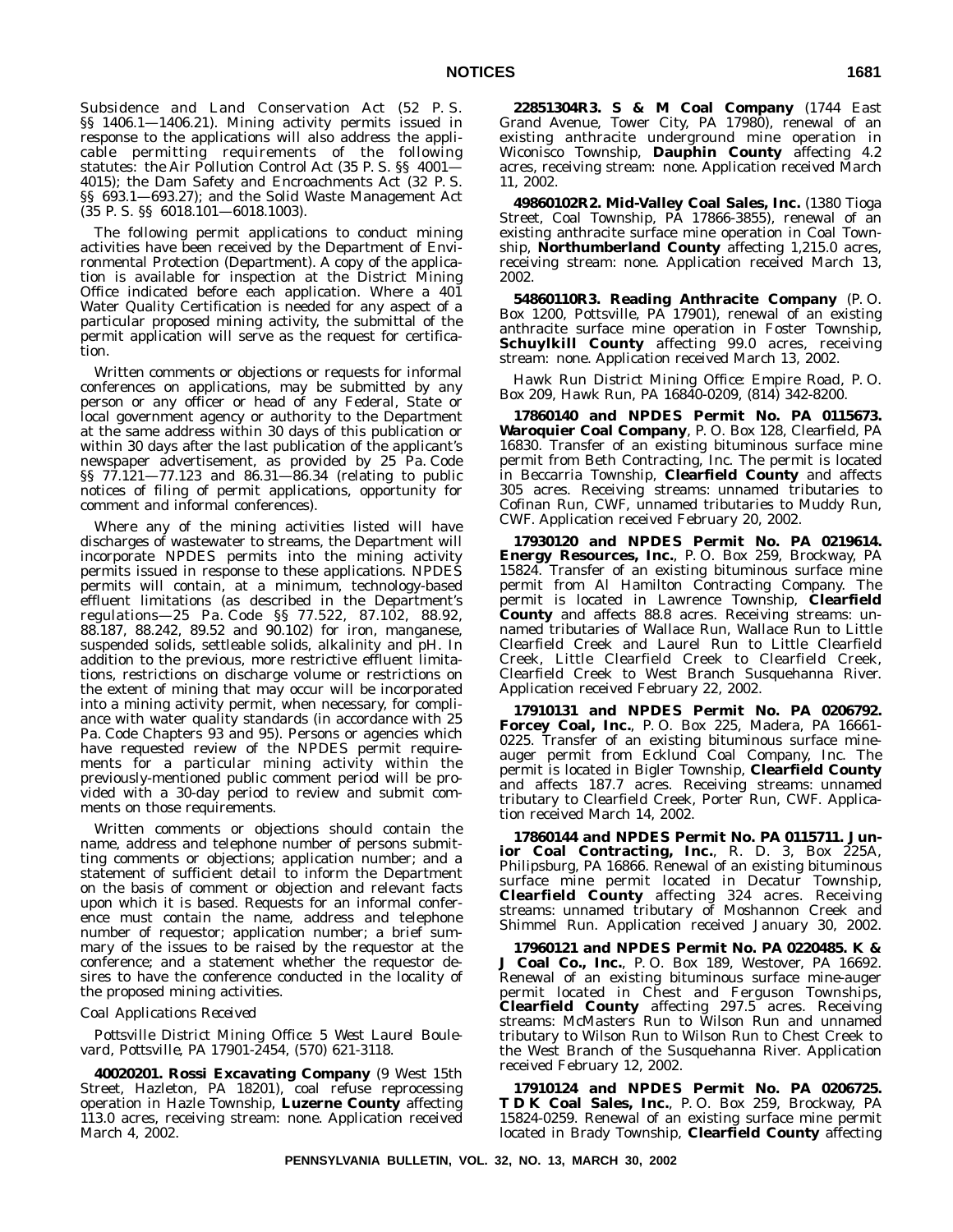Subsidence and Land Conservation Act (52 P. S. §§ 1406.1—1406.21). Mining activity permits issued in response to the applications will also address the applicable permitting requirements of the following statutes: the Air Pollution Control Act (35 P. S. §§ 4001—4015); the Dam Safety and Encroachments Act (32 P. S. §§ 693.1—693.27); and the Solid Waste Management Act (35 P. S. §§ 6018.101—6018.1003).

The following permit applications to conduct mining activities have been received by the Department of Environmental Protection (Department). A copy of the application is available for inspection at the District Mining Office indicated before each application. Where a 401 Water Quality Certification is needed for any aspect of a particular proposed mining activity, the submittal of the permit application will serve as the request for certification.

Written comments or objections or requests for informal conferences on applications, may be submitted by any person or any officer or head of any Federal, State or local government agency or authority to the Department at the same address within 30 days of this publication or within 30 days after the last publication of the applicant's newspaper advertisement, as provided by 25 Pa. Code §§ 77.121—77.123 and 86.31—86.34 (relating to public notices of filing of permit applications, opportunity for comment and informal conferences).

Where any of the mining activities listed will have discharges of wastewater to streams, the Department will incorporate NPDES permits into the mining activity permits issued in response to these applications. NPDES permits will contain, at a minimum, technology-based effluent limitations (as described in the Department's regulations—25 Pa. Code §§ 77.522, 87.102, 88.92, 88.187, 88.242, 89.52 and 90.102) for iron, manganese, suspended solids, settleable solids, alkalinity and pH. In addition to the previous, more restrictive effluent limitations, restrictions on discharge volume or restrictions on the extent of mining that may occur will be incorporated into a mining activity permit, when necessary, for compliance with water quality standards (in accordance with 25 Pa. Code Chapters 93 and 95). Persons or agencies which have requested review of the NPDES permit requirements for a particular mining activity within the previously-mentioned public comment period will be provided with a 30-day period to review and submit comments on those requirements.

Written comments or objections should contain the name, address and telephone number of persons submitting comments or objections; application number; and a statement of sufficient detail to inform the Department on the basis of comment or objection and relevant facts upon which it is based. Requests for an informal conference must contain the name, address and telephone number of requestor; application number; a brief summary of the issues to be raised by the requestor at the conference; and a statement whether the requestor desires to have the conference conducted in the locality of the proposed mining activities.

*Coal Applications Received*

*Pottsville District Mining Office: 5 West Laurel Boulevard, Pottsville, PA 17901-2454, (570) 621-3118.*

**40020201. Rossi Excavating Company** (9 West 15th Street, Hazleton, PA 18201), coal refuse reprocessing operation in Hazle Township, **Luzerne County** affecting 113.0 acres, receiving stream: none. Application received March 4, 2002.

**22851304R3. S & M Coal Company** (1744 East Grand Avenue, Tower City, PA 17980), renewal of an existing anthracite underground mine operation in Wiconisco Township, **Dauphin County** affecting 4.2 acres, receiving stream: none. Application received March 11, 2002.

**49860102R2. Mid-Valley Coal Sales, Inc.** (1380 Tioga Street, Coal Township, PA 17866-3855), renewal of an existing anthracite surface mine operation in Coal Township, **Northumberland County** affecting 1,215.0 acres, receiving stream: none. Application received March 13, 2002.

**54860110R3. Reading Anthracite Company** (P. O. Box 1200, Pottsville, PA 17901), renewal of an existing anthracite surface mine operation in Foster Township, **Schuylkill County** affecting 99.0 acres, receiving stream: none. Application received March 13, 2002.

*Hawk Run District Mining Office: Empire Road, P. O. Box 209, Hawk Run, PA 16840-0209, (814) 342-8200.*

**17860140 and NPDES Permit No. PA 0115673. Waroquier Coal Company**, P. O. Box 128, Clearfield, PA 16830. Transfer of an existing bituminous surface mine permit from Beth Contracting, Inc. The permit is located in Beccarria Township, **Clearfield County** and affects 305 acres. Receiving streams: unnamed tributaries to Cofinan Run, CWF, unnamed tributaries to Muddy Run, CWF. Application received February 20, 2002.

**17930120 and NPDES Permit No. PA 0219614. Energy Resources, Inc.**, P. O. Box 259, Brockway, PA 15824. Transfer of an existing bituminous surface mine permit from Al Hamilton Contracting Company. The permit is located in Lawrence Township, **Clearfield County** and affects 88.8 acres. Receiving streams: unnamed tributaries of Wallace Run, Wallace Run to Little Clearfield Creek and Laurel Run to Little Clearfield Creek, Little Clearfield Creek to Clearfield Creek, Clearfield Creek to West Branch Susquehanna River. Application received February 22, 2002.

**17910131 and NPDES Permit No. PA 0206792. Forcey Coal, Inc.**, P. O. Box 225, Madera, PA 16661-0225. Transfer of an existing bituminous surface mine-auger permit from Ecklund Coal Company, Inc. The permit is located in Bigler Township, **Clearfield County** and affects 187.7 acres. Receiving streams: unnamed tributary to Clearfield Creek, Porter Run, CWF. Application received March 14, 2002.

**17860144 and NPDES Permit No. PA 0115711. Junior Coal Contracting, Inc.**, R. D. 3, Box 225A, Philipsburg, PA 16866. Renewal of an existing bituminous surface mine permit located in Decatur Township, **Clearfield County** affecting 324 acres. Receiving streams: unnamed tributary of Moshannon Creek and Shimmel Run. Application received January 30, 2002.

**17960121 and NPDES Permit No. PA 0220485. K & J Coal Co., Inc.**, P. O. Box 189, Westover, PA 16692. Renewal of an existing bituminous surface mine-auger permit located in Chest and Ferguson Townships, **Clearfield County** affecting 297.5 acres. Receiving streams: McMasters Run to Wilson Run and unnamed tributary to Wilson Run to Wilson Run to Chest Creek to the West Branch of the Susquehanna River. Application received February 12, 2002.

**17910124 and NPDES Permit No. PA 0206725. T D K Coal Sales, Inc.**, P. O. Box 259, Brockway, PA 15824-0259. Renewal of an existing surface mine permit located in Brady Township, **Clearfield County** affecting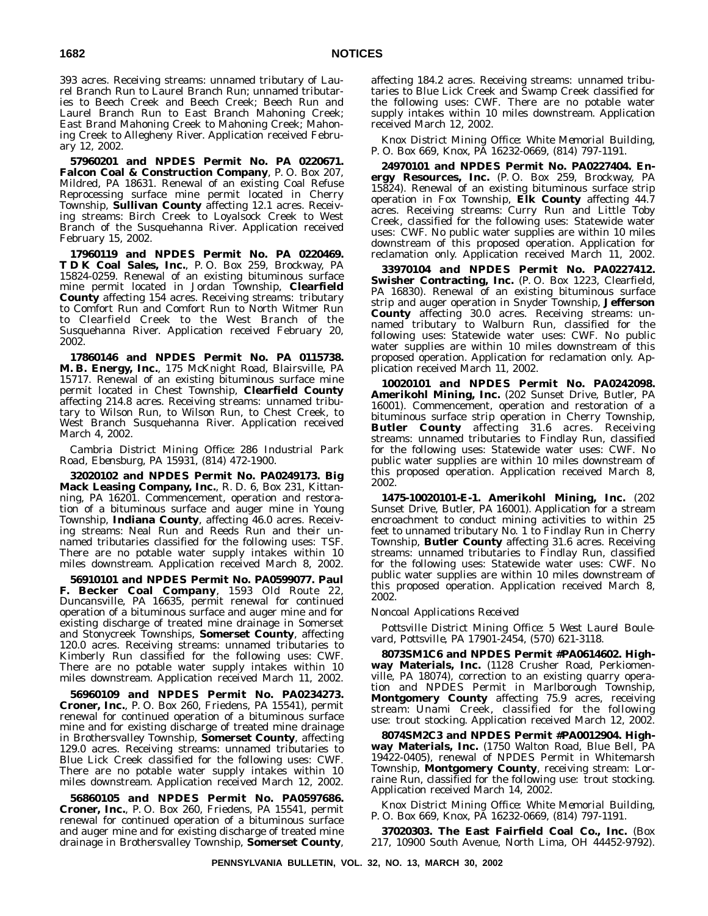393 acres. Receiving streams: unnamed tributary of Laurel Branch Run to Laurel Branch Run; unnamed tributaries to Beech Creek and Beech Creek; Beech Run and Laurel Branch Run to East Branch Mahoning Creek; East Brand Mahoning Creek to Mahoning Creek; Mahoning Creek to Allegheny River. Application received February 12, 2002.

**57960201 and NPDES Permit No. PA 0220671. Falcon Coal & Construction Company**, P. O. Box 207, Mildred, PA 18631. Renewal of an existing Coal Refuse Reprocessing surface mine permit located in Cherry Township, **Sullivan County** affecting 12.1 acres. Receiving streams: Birch Creek to Loyalsock Creek to West Branch of the Susquehanna River. Application received February 15, 2002.

**17960119 and NPDES Permit No. PA 0220469. T D K Coal Sales, Inc.**, P. O. Box 259, Brockway, PA 15824-0259. Renewal of an existing bituminous surface mine permit located in Jordan Township, **Clearfield County** affecting 154 acres. Receiving streams: tributary to Comfort Run and Comfort Run to North Witmer Run to Clearfield Creek to the West Branch of the Susquehanna River. Application received February 20, 2002.

**17860146 and NPDES Permit No. PA 0115738. M. B. Energy, Inc.**, 175 McKnight Road, Blairsville, PA 15717. Renewal of an existing bituminous surface mine permit located in Chest Township, **Clearfield County** affecting 214.8 acres. Receiving streams: unnamed tributary to Wilson Run, to Wilson Run, to Chest Creek, to West Branch Susquehanna River. Application received March 4, 2002.

*Cambria District Mining Office: 286 Industrial Park Road, Ebensburg, PA 15931, (814) 472-1900.*

**32020102 and NPDES Permit No. PA0249173. Big Mack Leasing Company, Inc.**, R. D. 6, Box 231, Kittanning, PA 16201. Commencement, operation and restoration of a bituminous surface and auger mine in Young Township, **Indiana County**, affecting 46.0 acres. Receiving streams: Neal Run and Reeds Run and their unnamed tributaries classified for the following uses: TSF. There are no potable water supply intakes within 10 miles downstream. Application received March 8, 2002.

**56910101 and NPDES Permit No. PA0599077. Paul F. Becker Coal Company**, 1593 Old Route 22, Duncansville, PA 16635, permit renewal for continued operation of a bituminous surface and auger mine and for existing discharge of treated mine drainage in Somerset and Stonycreek Townships, **Somerset County**, affecting 120.0 acres. Receiving streams: unnamed tributaries to Kimberly Run classified for the following uses: CWF. There are no potable water supply intakes within 10 miles downstream. Application received March 11, 2002.

**56960109 and NPDES Permit No. PA0234273. Croner, Inc.**, P. O. Box 260, Friedens, PA 15541), permit renewal for continued operation of a bituminous surface mine and for existing discharge of treated mine drainage in Brothersvalley Township, **Somerset County**, affecting 129.0 acres. Receiving streams: unnamed tributaries to Blue Lick Creek classified for the following uses: CWF. There are no potable water supply intakes within 10 miles downstream. Application received March 12, 2002.

**56860105 and NPDES Permit No. PA0597686. Croner, Inc.**, P. O. Box 260, Friedens, PA 15541, permit renewal for continued operation of a bituminous surface and auger mine and for existing discharge of treated mine drainage in Brothersvalley Township, **Somerset County**, affecting 184.2 acres. Receiving streams: unnamed tributaries to Blue Lick Creek and Swamp Creek classified for the following uses: CWF. There are no potable water supply intakes within 10 miles downstream. Application received March 12, 2002.

*Knox District Mining Office: White Memorial Building, P. O. Box 669, Knox, PA 16232-0669, (814) 797-1191.*

**24970101 and NPDES Permit No. PA0227404. Energy Resources, Inc.** (P. O. Box 259, Brockway, PA 15824). Renewal of an existing bituminous surface strip operation in Fox Township, **Elk County** affecting 44.7 acres. Receiving streams: Curry Run and Little Toby Creek, classified for the following uses: Statewide water uses: CWF. No public water supplies are within 10 miles downstream of this proposed operation. Application for reclamation only. Application received March 11, 2002.

**33970104 and NPDES Permit No. PA0227412. Swisher Contracting, Inc.** (P. O. Box 1223, Clearfield, PA 16830). Renewal of an existing bituminous surface strip and auger operation in Snyder Township, **Jefferson County** affecting 30.0 acres. Receiving streams: unnamed tributary to Walburn Run, classified for the following uses: Statewide water uses: CWF. No public water supplies are within 10 miles downstream of this proposed operation. Application for reclamation only. Application received March 11, 2002.

**10020101 and NPDES Permit No. PA0242098. Amerikohl Mining, Inc.** (202 Sunset Drive, Butler, PA 16001). Commencement, operation and restoration of a bituminous surface strip operation in Cherry Township, **Butler County** affecting 31.6 acres. Receiving streams: unnamed tributaries to Findlay Run, classified for the following uses: Statewide water uses: CWF. No public water supplies are within 10 miles downstream of this proposed operation. Application received March 8, 2002.

**1475-10020101-E-1. Amerikohl Mining, Inc.** (202 Sunset Drive, Butler, PA 16001). Application for a stream encroachment to conduct mining activities to within 25 feet to unnamed tributary No. 1 to Findlay Run in Cherry Township, **Butler County** affecting 31.6 acres. Receiving streams: unnamed tributaries to Findlay Run, classified for the following uses: Statewide water uses: CWF. No public water supplies are within 10 miles downstream of this proposed operation. Application received March 8, 2002.

*Noncoal Applications Received*

*Pottsville District Mining Office: 5 West Laurel Boulevard, Pottsville, PA 17901-2454, (570) 621-3118.*

**8073SM1C6 and NPDES Permit #PA0614602. Highway Materials, Inc.** (1128 Crusher Road, Perkiomenville, PA 18074), correction to an existing quarry operation and NPDES Permit in Marlborough Township, **Montgomery County** affecting 75.9 acres, receiving stream: Unami Creek, classified for the following use: trout stocking. Application received March 12, 2002.

**8074SM2C3 and NPDES Permit #PA0012904. Highway Materials, Inc.** (1750 Walton Road, Blue Bell, PA 19422-0405), renewal of NPDES Permit in Whitemarsh Township, **Montgomery County**, receiving stream: Lorraine Run, classified for the following use: trout stocking. Application received March 14, 2002.

*Knox District Mining Office: White Memorial Building, P. O. Box 669, Knox, PA 16232-0669, (814) 797-1191.*

**37020303. The East Fairfield Coal Co., Inc.** (Box 217, 10900 South Avenue, North Lima, OH 44452-9792).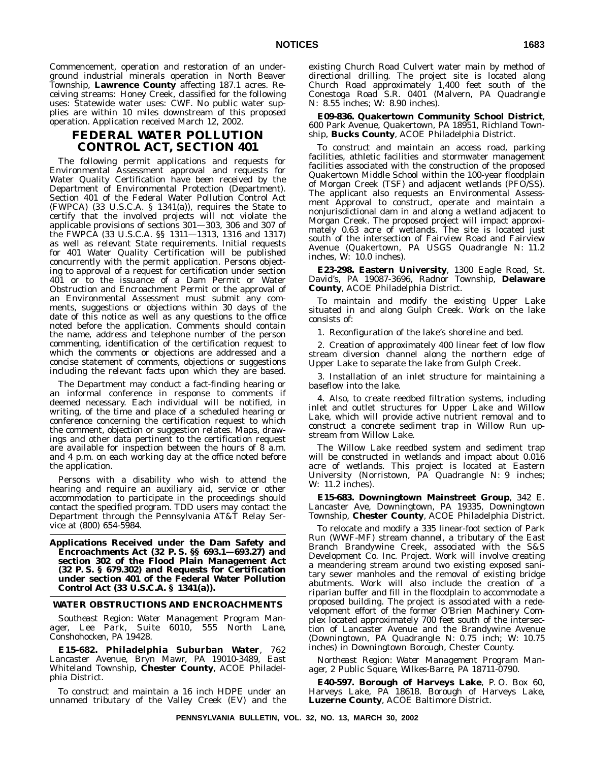Commencement, operation and restoration of an underground industrial minerals operation in North Beaver Township, **Lawrence County** affecting 187.1 acres. Receiving streams: Honey Creek, classified for the following uses: Statewide water uses: CWF. No public water supplies are within 10 miles downstream of this proposed operation. Application received March 12, 2002.

# FEDERAL WATER POLLUTION CONTROL ACT, SECTION 401

The following permit applications and requests for Environmental Assessment approval and requests for Water Quality Certification have been received by the Department of Environmental Protection (Department). Section 401 of the Federal Water Pollution Control Act (FWPCA) (33 U.S.C.A. § 1341(a)), requires the State to certify that the involved projects will not violate the applicable provisions of sections 301—303, 306 and 307 of the FWPCA (33 U.S.C.A. §§ 1311—1313, 1316 and 1317) as well as relevant State requirements. Initial requests for 401 Water Quality Certification will be published concurrently with the permit application. Persons objecting to approval of a request for certification under section 401 or to the issuance of a Dam Permit or Water Obstruction and Encroachment Permit or the approval of an Environmental Assessment must submit any comments, suggestions or objections within 30 days of the date of this notice as well as any questions to the office noted before the application. Comments should contain the name, address and telephone number of the person commenting, identification of the certification request to which the comments or objections are addressed and a concise statement of comments, objections or suggestions including the relevant facts upon which they are based.

The Department may conduct a fact-finding hearing or an informal conference in response to comments if deemed necessary. Each individual will be notified, in writing, of the time and place of a scheduled hearing or conference concerning the certification request to which the comment, objection or suggestion relates. Maps, drawings and other data pertinent to the certification request are available for inspection between the hours of 8 a.m. and 4 p.m. on each working day at the office noted before the application.

Persons with a disability who wish to attend the hearing and require an auxiliary aid, service or other accommodation to participate in the proceedings should contact the specified program. TDD users may contact the Department through the Pennsylvania AT&T Relay Service at (800) 654-5984.

## Applications Received under the Dam Safety and Encroachments Act (32 P. S. §§ 693.1—693.27) and section 302 of the Flood Plain Management Act (32 P. S. § 679.302) and Requests for Certification under section 401 of the Federal Water Pollution Control Act (33 U.S.C.A. § 1341(a)).

### WATER OBSTRUCTIONS AND ENCROACHMENTS

*Southeast Region: Water Management Program Manager, Lee Park, Suite 6010, 555 North Lane, Conshohocken, PA 19428.*

**E15-682. Philadelphia Suburban Water**, 762 Lancaster Avenue, Bryn Mawr, PA 19010-3489, East Whiteland Township, **Chester County**, ACOE Philadelphia District.

To construct and maintain a 16 inch HDPE under an unnamed tributary of the Valley Creek (EV) and the existing Church Road Culvert water main by method of directional drilling. The project site is located along Church Road approximately 1,400 feet south of the Conestoga Road S.R. 0401 (Malvern, PA Quadrangle N: 8.55 inches; W: 8.90 inches).

**E09-836. Quakertown Community School District**, 600 Park Avenue, Quakertown, PA 18951, Richland Township, **Bucks County**, ACOE Philadelphia District.

To construct and maintain an access road, parking facilities, athletic facilities and stormwater management facilities associated with the construction of the proposed Quakertown Middle School within the 100-year floodplain of Morgan Creek (TSF) and adjacent wetlands (PFO/SS). The applicant also requests an Environmental Assessment Approval to construct, operate and maintain a nonjurisdictional dam in and along a wetland adjacent to Morgan Creek. The proposed project will impact approximately 0.63 acre of wetlands. The site is located just south of the intersection of Fairview Road and Fairview Avenue (Quakertown, PA USGS Quadrangle N: 11.2 inches, W: 10.0 inches).

**E23-298. Eastern University**, 1300 Eagle Road, St. David's, PA 19087-3696, Radnor Township, **Delaware County**, ACOE Philadelphia District.

To maintain and modify the existing Upper Lake situated in and along Gulph Creek. Work on the lake consists of:

1. Reconfiguration of the lake's shoreline and bed.

2. Creation of approximately 400 linear feet of low flow stream diversion channel along the northern edge of Upper Lake to separate the lake from Gulph Creek.

3. Installation of an inlet structure for maintaining a baseflow into the lake.

4. Also, to create reedbed filtration systems, including inlet and outlet structures for Upper Lake and Willow Lake, which will provide active nutrient removal and to construct a concrete sediment trap in Willow Run upstream from Willow Lake.

The Willow Lake reedbed system and sediment trap will be constructed in wetlands and impact about 0.016 acre of wetlands. This project is located at Eastern University (Norristown, PA Quadrangle N: 9 inches; W: 11.2 inches).

**E15-683. Downingtown Mainstreet Group**, 342 E. Lancaster Ave, Downingtown, PA 19335, Downingtown Township, **Chester County**, ACOE Philadelphia District.

To relocate and modify a 335 linear-foot section of Park Run (WWF-MF) stream channel, a tributary of the East Branch Brandywine Creek, associated with the S&S Development Co. Inc. Project. Work will involve creating a meandering stream around two existing exposed sanitary sewer manholes and the removal of existing bridge abutments. Work will also include the creation of a riparian buffer and fill in the floodplain to accommodate a proposed building. The project is associated with a redevelopment effort of the former O'Brien Machinery Complex located approximately 700 feet south of the intersection of Lancaster Avenue and the Brandywine Avenue (Downingtown, PA Quadrangle N: 0.75 inch; W: 10.75 inches) in Downingtown Borough, Chester County.

*Northeast Region: Water Management Program Manager, 2 Public Square, Wilkes-Barre, PA 18711-0790.*

**E40-597. Borough of Harveys Lake**, P. O. Box 60, Harveys Lake, PA 18618. Borough of Harveys Lake, **Luzerne County**, ACOE Baltimore District.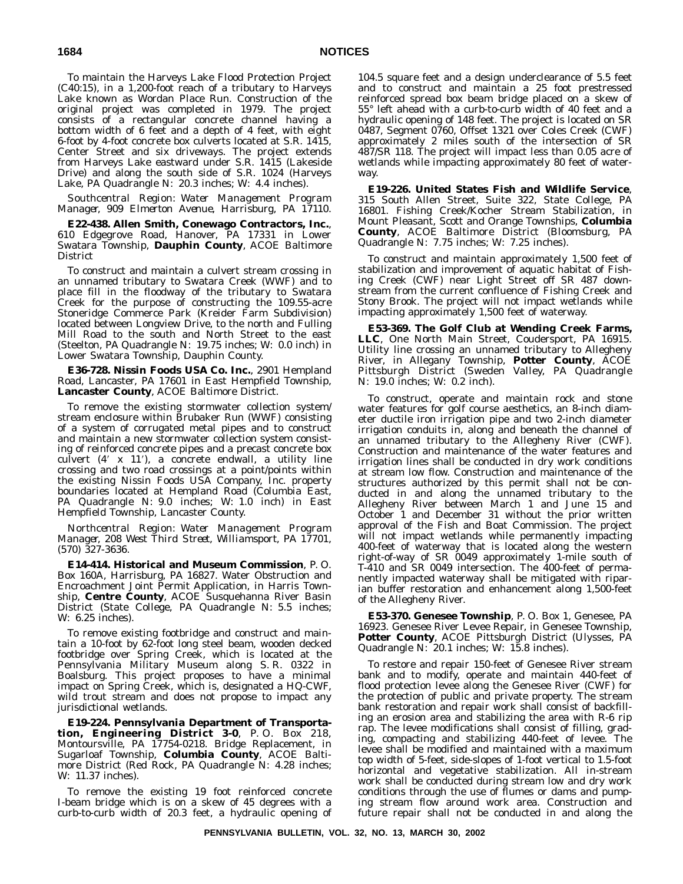To maintain the Harveys Lake Flood Protection Project (C40:15), in a 1,200-foot reach of a tributary to Harveys Lake known as Wordan Place Run. Construction of the original project was completed in 1979. The project consists of a rectangular concrete channel having a bottom width of 6 feet and a depth of 4 feet, with eight 6-foot by 4-foot concrete box culverts located at S.R. 1415, Center Street and six driveways. The project extends from Harveys Lake eastward under S.R. 1415 (Lakeside Drive) and along the south side of S.R. 1024 (Harveys Lake, PA Quadrangle N: 20.3 inches; W: 4.4 inches).

*Southcentral Region: Water Management Program Manager, 909 Elmerton Avenue, Harrisburg, PA 17110.*

**E22-438. Allen Smith, Conewago Contractors, Inc.**, 610 Edgegrove Road, Hanover, PA 17331 in Lower Swatara Township, **Dauphin County**, ACOE Baltimore District

To construct and maintain a culvert stream crossing in an unnamed tributary to Swatara Creek (WWF) and to place fill in the floodway of the tributary to Swatara Creek for the purpose of constructing the 109.55-acre Stoneridge Commerce Park (Kreider Farm Subdivision) located between Longview Drive, to the north and Fulling Mill Road to the south and North Street to the east (Steelton, PA Quadrangle N: 19.75 inches; W: 0.0 inch) in Lower Swatara Township, Dauphin County.

**E36-728. Nissin Foods USA Co. Inc.**, 2901 Hempland Road, Lancaster, PA 17601 in East Hempfield Township, **Lancaster County**, ACOE Baltimore District.

To remove the existing stormwater collection system/stream enclosure within Brubaker Run (WWF) consisting of a system of corrugated metal pipes and to construct and maintain a new stormwater collection system consisting of reinforced concrete pipes and a precast concrete box culvert (4′ x 11′), a concrete endwall, a utility line crossing and two road crossings at a point/points within the existing Nissin Foods USA Company, Inc. property boundaries located at Hempland Road (Columbia East, PA Quadrangle N: 9.0 inches; W: 1.0 inch) in East Hempfield Township, Lancaster County.

*Northcentral Region: Water Management Program Manager, 208 West Third Street, Williamsport, PA 17701, (570) 327-3636.*

**E14-414. Historical and Museum Commission**, P. O. Box 160A, Harrisburg, PA 16827. Water Obstruction and Encroachment Joint Permit Application, in Harris Township, **Centre County**, ACOE Susquehanna River Basin District (State College, PA Quadrangle N: 5.5 inches; W: 6.25 inches).

To remove existing footbridge and construct and maintain a 10-foot by 62-foot long steel beam, wooden decked footbridge over Spring Creek, which is located at the Pennsylvania Military Museum along S. R. 0322 in Boalsburg. This project proposes to have a minimal impact on Spring Creek, which is, designated a HQ-CWF, wild trout stream and does not propose to impact any jurisdictional wetlands.

**E19-224. Pennsylvania Department of Transportation, Engineering District 3-0**, P. O. Box 218, Montoursville, PA 17754-0218. Bridge Replacement, in Sugarloaf Township, **Columbia County**, ACOE Baltimore District (Red Rock, PA Quadrangle N: 4.28 inches; W: 11.37 inches).

To remove the existing 19 foot reinforced concrete I-beam bridge which is on a skew of 45 degrees with a curb-to-curb width of 20.3 feet, a hydraulic opening of 104.5 square feet and a design underclearance of 5.5 feet and to construct and maintain a 25 foot prestressed reinforced spread box beam bridge placed on a skew of 55° left ahead with a curb-to-curb width of 40 feet and a hydraulic opening of 148 feet. The project is located on SR 0487, Segment 0760, Offset 1321 over Coles Creek (CWF) approximately 2 miles south of the intersection of SR 487/SR 118. The project will impact less than 0.05 acre of wetlands while impacting approximately 80 feet of waterway.

**E19-226. United States Fish and Wildlife Service**, 315 South Allen Street, Suite 322, State College, PA 16801. Fishing Creek/Kocher Stream Stabilization, in Mount Pleasant, Scott and Orange Townships, **Columbia County**, ACOE Baltimore District (Bloomsburg, PA Quadrangle N: 7.75 inches; W: 7.25 inches).

To construct and maintain approximately 1,500 feet of stabilization and improvement of aquatic habitat of Fishing Creek (CWF) near Light Street off SR 487 downstream from the current confluence of Fishing Creek and Stony Brook. The project will not impact wetlands while impacting approximately 1,500 feet of waterway.

**E53-369. The Golf Club at Wending Creek Farms, LLC**, One North Main Street, Coudersport, PA 16915. Utility line crossing an unnamed tributary to Allegheny River, in Allegany Township, **Potter County**, ACOE Pittsburgh District (Sweden Valley, PA Quadrangle N: 19.0 inches; W: 0.2 inch).

To construct, operate and maintain rock and stone water features for golf course aesthetics, an 8-inch diameter ductile iron irrigation pipe and two 2-inch diameter irrigation conduits in, along and beneath the channel of an unnamed tributary to the Allegheny River (CWF). Construction and maintenance of the water features and irrigation lines shall be conducted in dry work conditions at stream low flow. Construction and maintenance of the structures authorized by this permit shall not be conducted in and along the unnamed tributary to the Allegheny River between March 1 and June 15 and October 1 and December 31 without the prior written approval of the Fish and Boat Commission. The project will not impact wetlands while permanently impacting 400-feet of waterway that is located along the western right-of-way of SR 0049 approximately 1-mile south of T-410 and SR 0049 intersection. The 400-feet of permanently impacted waterway shall be mitigated with riparian buffer restoration and enhancement along 1,500-feet of the Allegheny River.

**E53-370. Genesee Township**, P. O. Box 1, Genesee, PA 16923. Genesee River Levee Repair, in Genesee Township, **Potter County**, ACOE Pittsburgh District (Ulysses, PA Quadrangle N: 20.1 inches; W: 15.8 inches).

To restore and repair 150-feet of Genesee River stream bank and to modify, operate and maintain 440-feet of flood protection levee along the Genesee River (CWF) for the protection of public and private property. The stream bank restoration and repair work shall consist of backfilling an erosion area and stabilizing the area with R-6 rip rap. The levee modifications shall consist of filling, grading, compacting and stabilizing 440-feet of levee. The levee shall be modified and maintained with a maximum top width of 5-feet, side-slopes of 1-foot vertical to 1.5-foot horizontal and vegetative stabilization. All in-stream work shall be conducted during stream low and dry work conditions through the use of flumes or dams and pumping stream flow around work area. Construction and future repair shall not be conducted in and along the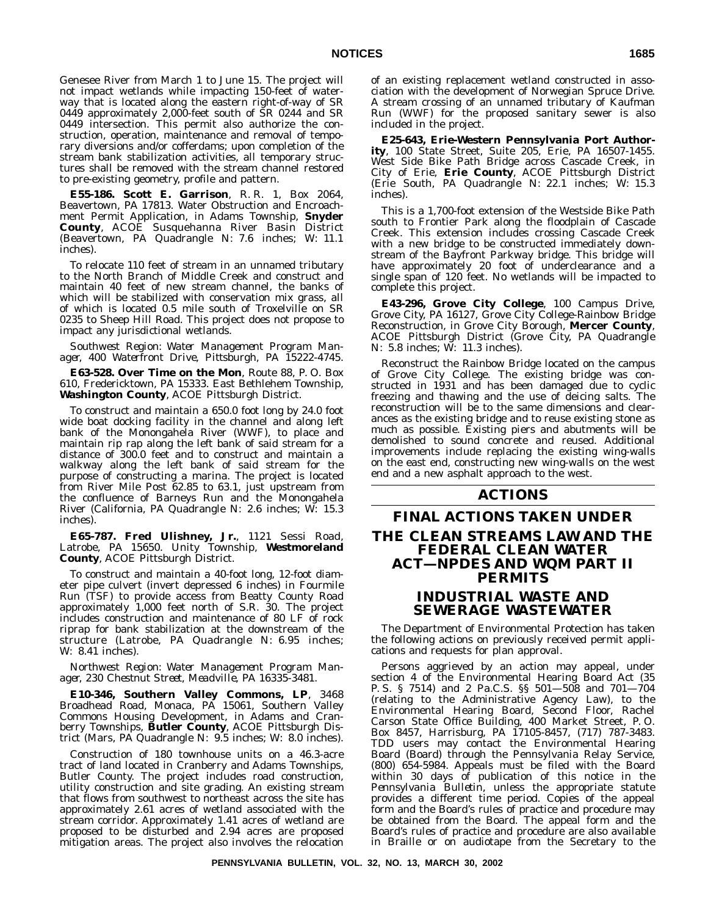Genesee River from March 1 to June 15. The project will not impact wetlands while impacting 150-feet of waterway that is located along the eastern right-of-way of SR 0449 approximately 2,000-feet south of SR 0244 and SR 0449 intersection. This permit also authorize the construction, operation, maintenance and removal of temporary diversions and/or cofferdams; upon completion of the stream bank stabilization activities, all temporary structures shall be removed with the stream channel restored to pre-existing geometry, profile and pattern.

**E55-186. Scott E. Garrison**, R. R. 1, Box 2064, Beavertown, PA 17813. Water Obstruction and Encroachment Permit Application, in Adams Township, **Snyder County**, ACOE Susquehanna River Basin District (Beavertown, PA Quadrangle N: 7.6 inches; W: 11.1 inches).

To relocate 110 feet of stream in an unnamed tributary to the North Branch of Middle Creek and construct and maintain 40 feet of new stream channel, the banks of which will be stabilized with conservation mix grass, all of which is located 0.5 mile south of Troxelville on SR 0235 to Sheep Hill Road. This project does not propose to impact any jurisdictional wetlands.

*Southwest Region: Water Management Program Manager, 400 Waterfront Drive, Pittsburgh, PA 15222-4745.*

**E63-528. Over Time on the Mon**, Route 88, P. O. Box 610, Fredericktown, PA 15333. East Bethlehem Township, **Washington County**, ACOE Pittsburgh District.

To construct and maintain a 650.0 foot long by 24.0 foot wide boat docking facility in the channel and along left bank of the Monongahela River (WWF), to place and maintain rip rap along the left bank of said stream for a distance of 300.0 feet and to construct and maintain a walkway along the left bank of said stream for the purpose of constructing a marina. The project is located from River Mile Post 62.85 to 63.1, just upstream from the confluence of Barneys Run and the Monongahela River (California, PA Quadrangle N: 2.6 inches; W: 15.3 inches).

**E65-787. Fred Ulishney, Jr.**, 1121 Sessi Road, Latrobe, PA 15650. Unity Township, **Westmoreland County**, ACOE Pittsburgh District.

To construct and maintain a 40-foot long, 12-foot diameter pipe culvert (invert depressed 6 inches) in Fourmile Run (TSF) to provide access from Beatty County Road approximately 1,000 feet north of S.R. 30. The project includes construction and maintenance of 80 LF of rock riprap for bank stabilization at the downstream of the structure (Latrobe, PA Quadrangle N: 6.95 inches; W: 8.41 inches).

*Northwest Region: Water Management Program Manager, 230 Chestnut Street, Meadville, PA 16335-3481.*

**E10-346, Southern Valley Commons, LP**, 3468 Broadhead Road, Monaca, PA 15061, Southern Valley Commons Housing Development, in Adams and Cranberry Townships, **Butler County**, ACOE Pittsburgh District (Mars, PA Quadrangle N: 9.5 inches; W: 8.0 inches).

Construction of 180 townhouse units on a 46.3-acre tract of land located in Cranberry and Adams Townships, Butler County. The project includes road construction, utility construction and site grading. An existing stream that flows from southwest to northeast across the site has approximately 2.61 acres of wetland associated with the stream corridor. Approximately 1.41 acres of wetland are proposed to be disturbed and 2.94 acres are proposed mitigation areas. The project also involves the relocation of an existing replacement wetland constructed in association with the development of Norwegian Spruce Drive. A stream crossing of an unnamed tributary of Kaufman Run (WWF) for the proposed sanitary sewer is also included in the project.

**E25-643, Erie-Western Pennsylvania Port Authority**, 100 State Street, Suite 205, Erie, PA 16507-1455. West Side Bike Path Bridge across Cascade Creek, in City of Erie, **Erie County**, ACOE Pittsburgh District (Erie South, PA Quadrangle N: 22.1 inches; W: 15.3 inches).

This is a 1,700-foot extension of the Westside Bike Path south to Frontier Park along the floodplain of Cascade Creek. This extension includes crossing Cascade Creek with a new bridge to be constructed immediately downstream of the Bayfront Parkway bridge. This bridge will have approximately 20 foot of underclearance and a single span of 120 feet. No wetlands will be impacted to complete this project.

**E43-296, Grove City College**, 100 Campus Drive, Grove City, PA 16127, Grove City College-Rainbow Bridge Reconstruction, in Grove City Borough, **Mercer County**, ACOE Pittsburgh District (Grove City, PA Quadrangle N: 5.8 inches; W: 11.3 inches).

Reconstruct the Rainbow Bridge located on the campus of Grove City College. The existing bridge was constructed in 1931 and has been damaged due to cyclic freezing and thawing and the use of deicing salts. The reconstruction will be to the same dimensions and clearances as the existing bridge and to reuse existing stone as much as possible. Existing piers and abutments will be demolished to sound concrete and reused. Additional improvements include replacing the existing wing-walls on the east end, constructing new wing-walls on the west end and a new asphalt approach to the west.

# ACTIONS

## FINAL ACTIONS TAKEN UNDER THE CLEAN STREAMS LAW AND THE FEDERAL CLEAN WATER ACT—NPDES AND WQM PART II PERMITS

### INDUSTRIAL WASTE AND SEWERAGE WASTEWATER

The Department of Environmental Protection has taken the following actions on previously received permit applications and requests for plan approval.

Persons aggrieved by an action may appeal, under section 4 of the Environmental Hearing Board Act (35 P. S. § 7514) and 2 Pa.C.S. §§ 501—508 and 701—704 (relating to the Administrative Agency Law), to the Environmental Hearing Board, Second Floor, Rachel Carson State Office Building, 400 Market Street, P. O. Box 8457, Harrisburg, PA 17105-8457, (717) 787-3483. TDD users may contact the Environmental Hearing Board (Board) through the Pennsylvania Relay Service, (800) 654-5984. Appeals must be filed with the Board within 30 days of publication of this notice in the *Pennsylvania Bulletin*, unless the appropriate statute provides a different time period. Copies of the appeal form and the Board's rules of practice and procedure may be obtained from the Board. The appeal form and the Board's rules of practice and procedure are also available in Braille or on audiotape from the Secretary to the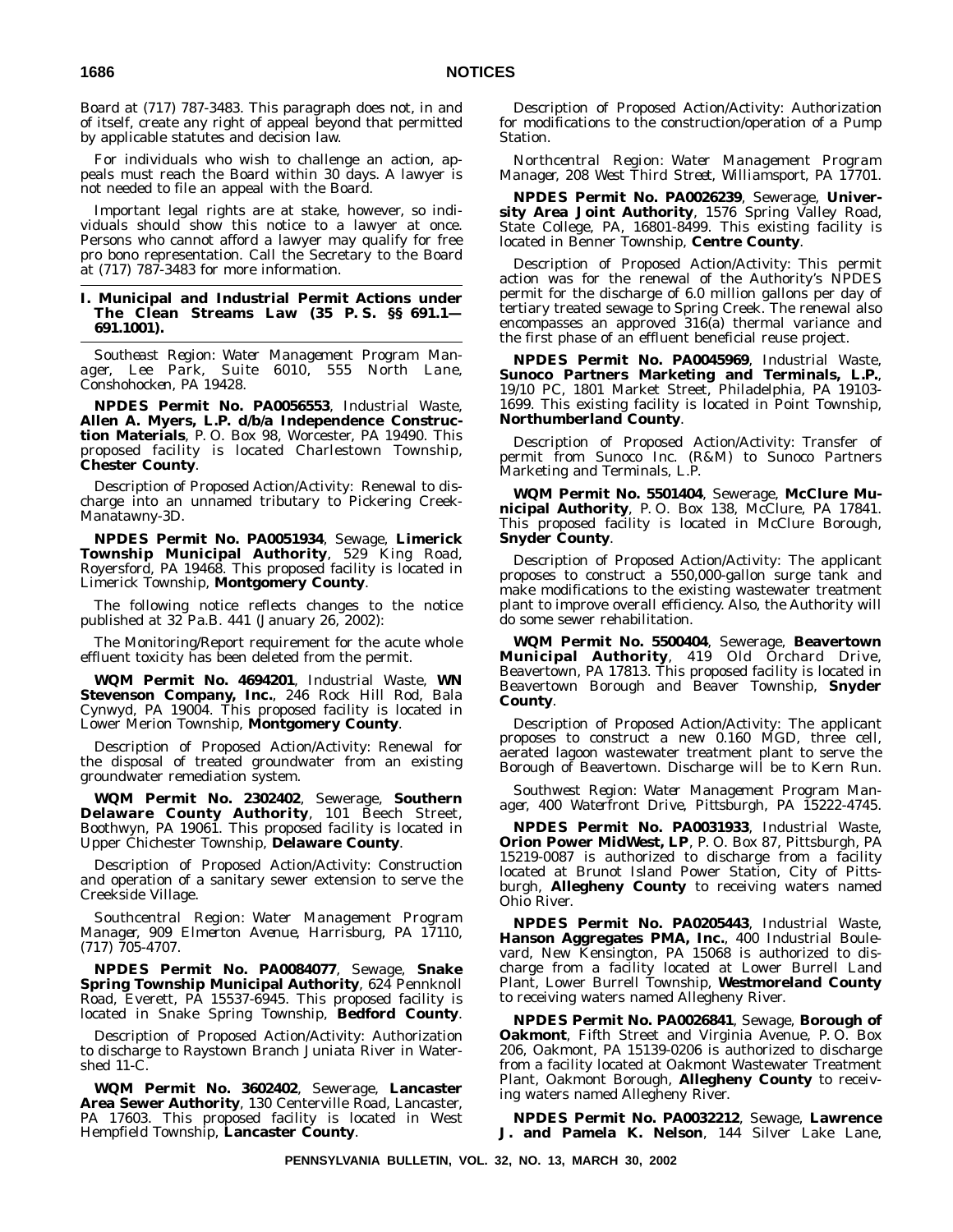Board at (717) 787-3483. This paragraph does not, in and of itself, create any right of appeal beyond that permitted by applicable statutes and decision law.

For individuals who wish to challenge an action, appeals must reach the Board within 30 days. A lawyer is not needed to file an appeal with the Board.

Important legal rights are at stake, however, so individuals should show this notice to a lawyer at once. Persons who cannot afford a lawyer may qualify for free pro bono representation. Call the Secretary to the Board at (717) 787-3483 for more information.

## I. Municipal and Industrial Permit Actions under The Clean Streams Law (35 P. S. §§ 691.1—691.1001).

*Southeast Region: Water Management Program Manager, Lee Park, Suite 6010, 555 North Lane, Conshohocken, PA 19428.*

**NPDES Permit No. PA0056553**, Industrial Waste, **Allen A. Myers, L.P. d/b/a Independence Construction Materials**, P. O. Box 98, Worcester, PA 19490. This proposed facility is located Charlestown Township, **Chester County**.

Description of Proposed Action/Activity: Renewal to discharge into an unnamed tributary to Pickering Creek-Manatawny-3D.

**NPDES Permit No. PA0051934**, Sewage, **Limerick Township Municipal Authority**, 529 King Road, Royersford, PA 19468. This proposed facility is located in Limerick Township, **Montgomery County**.

The following notice reflects changes to the notice published at 32 Pa.B. 441 (January 26, 2002):

The Monitoring/Report requirement for the acute whole effluent toxicity has been deleted from the permit.

**WQM Permit No. 4694201**, Industrial Waste, **WN Stevenson Company, Inc.**, 246 Rock Hill Rod, Bala Cynwyd, PA 19004. This proposed facility is located in Lower Merion Township, **Montgomery County**.

Description of Proposed Action/Activity: Renewal for the disposal of treated groundwater from an existing groundwater remediation system.

**WQM Permit No. 2302402**, Sewerage, **Southern Delaware County Authority**, 101 Beech Street, Boothwyn, PA 19061. This proposed facility is located in Upper Chichester Township, **Delaware County**.

Description of Proposed Action/Activity: Construction and operation of a sanitary sewer extension to serve the Creekside Village.

*Southcentral Region: Water Management Program Manager, 909 Elmerton Avenue, Harrisburg, PA 17110, (717) 705-4707.*

**NPDES Permit No. PA0084077**, Sewage, **Snake Spring Township Municipal Authority**, 624 Pennknoll Road, Everett, PA 15537-6945. This proposed facility is located in Snake Spring Township, **Bedford County**.

Description of Proposed Action/Activity: Authorization to discharge to Raystown Branch Juniata River in Watershed 11-C.

**WQM Permit No. 3602402**, Sewerage, **Lancaster Area Sewer Authority**, 130 Centerville Road, Lancaster, PA 17603. This proposed facility is located in West Hempfield Township, **Lancaster County**.

Description of Proposed Action/Activity: Authorization for modifications to the construction/operation of a Pump Station.

*Northcentral Region: Water Management Program Manager, 208 West Third Street, Williamsport, PA 17701.*

**NPDES Permit No. PA0026239**, Sewerage, **University Area Joint Authority**, 1576 Spring Valley Road, State College, PA, 16801-8499. This existing facility is located in Benner Township, **Centre County**.

Description of Proposed Action/Activity: This permit action was for the renewal of the Authority's NPDES permit for the discharge of 6.0 million gallons per day of tertiary treated sewage to Spring Creek. The renewal also encompasses an approved 316(a) thermal variance and the first phase of an effluent beneficial reuse project.

**NPDES Permit No. PA0045969**, Industrial Waste, **Sunoco Partners Marketing and Terminals, L.P.**, 19/10 PC, 1801 Market Street, Philadelphia, PA 19103-1699. This existing facility is located in Point Township, **Northumberland County**.

Description of Proposed Action/Activity: Transfer of permit from Sunoco Inc. (R&M) to Sunoco Partners Marketing and Terminals, L.P.

**WQM Permit No. 5501404**, Sewerage, **McClure Municipal Authority**, P. O. Box 138, McClure, PA 17841. This proposed facility is located in McClure Borough, **Snyder County**.

Description of Proposed Action/Activity: The applicant proposes to construct a 550,000-gallon surge tank and make modifications to the existing wastewater treatment plant to improve overall efficiency. Also, the Authority will do some sewer rehabilitation.

**WQM Permit No. 5500404**, Sewerage, **Beavertown Municipal Authority**, 419 Old Orchard Drive, Beavertown, PA 17813. This proposed facility is located in Beavertown Borough and Beaver Township, **Snyder County**.

Description of Proposed Action/Activity: The applicant proposes to construct a new 0.160 MGD, three cell, aerated lagoon wastewater treatment plant to serve the Borough of Beavertown. Discharge will be to Kern Run.

*Southwest Region: Water Management Program Manager, 400 Waterfront Drive, Pittsburgh, PA 15222-4745.*

**NPDES Permit No. PA0031933**, Industrial Waste, **Orion Power MidWest, LP**, P. O. Box 87, Pittsburgh, PA 15219-0087 is authorized to discharge from a facility located at Brunot Island Power Station, City of Pittsburgh, **Allegheny County** to receiving waters named Ohio River.

**NPDES Permit No. PA0205443**, Industrial Waste, **Hanson Aggregates PMA, Inc.**, 400 Industrial Boulevard, New Kensington, PA 15068 is authorized to discharge from a facility located at Lower Burrell Land Plant, Lower Burrell Township, **Westmoreland County** to receiving waters named Allegheny River.

**NPDES Permit No. PA0026841**, Sewage, **Borough of Oakmont**, Fifth Street and Virginia Avenue, P. O. Box 206, Oakmont, PA 15139-0206 is authorized to discharge from a facility located at Oakmont Wastewater Treatment Plant, Oakmont Borough, **Allegheny County** to receiving waters named Allegheny River.

**NPDES Permit No. PA0032212**, Sewage, **Lawrence J. and Pamela K. Nelson**, 144 Silver Lake Lane,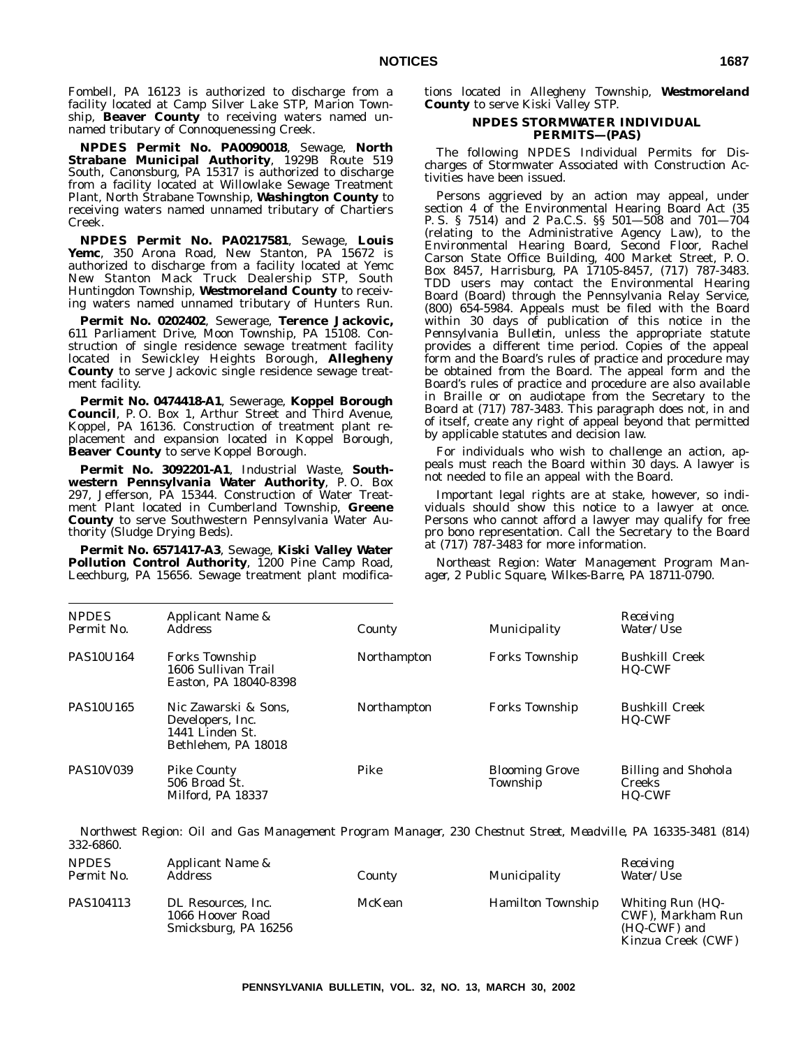Fombell, PA 16123 is authorized to discharge from a facility located at Camp Silver Lake STP, Marion Township, **Beaver County** to receiving waters named unnamed tributary of Connoquenessing Creek.

**NPDES Permit No. PA0090018**, Sewage, **North Strabane Municipal Authority**, 1929B Route 519 South, Canonsburg, PA 15317 is authorized to discharge from a facility located at Willowlake Sewage Treatment Plant, North Strabane Township, **Washington County** to receiving waters named unnamed tributary of Chartiers Creek.

**NPDES Permit No. PA0217581**, Sewage, **Louis Yemc**, 350 Arona Road, New Stanton, PA 15672 is authorized to discharge from a facility located at Yemc New Stanton Mack Truck Dealership STP, South Huntingdon Township, **Westmoreland County** to receiving waters named unnamed tributary of Hunters Run.

**Permit No. 0202402**, Sewerage, **Terence Jackovic,** 611 Parliament Drive, Moon Township, PA 15108. Construction of single residence sewage treatment facility located in Sewickley Heights Borough, **Allegheny County** to serve Jackovic single residence sewage treatment facility.

**Permit No. 0474418-A1**, Sewerage, **Koppel Borough Council**, P. O. Box 1, Arthur Street and Third Avenue, Koppel, PA 16136. Construction of treatment plant replacement and expansion located in Koppel Borough, **Beaver County** to serve Koppel Borough.

**Permit No. 3092201-A1**, Industrial Waste, **Southwestern Pennsylvania Water Authority**, P. O. Box 297, Jefferson, PA 15344. Construction of Water Treatment Plant located in Cumberland Township, **Greene County** to serve Southwestern Pennsylvania Water Authority (Sludge Drying Beds).

**Permit No. 6571417-A3**, Sewage, **Kiski Valley Water Pollution Control Authority**, 1200 Pine Camp Road, Leechburg, PA 15656. Sewage treatment plant modifications located in Allegheny Township, **Westmoreland County** to serve Kiski Valley STP.

### NPDES STORMWATER INDIVIDUAL PERMITS—(PAS)

The following NPDES Individual Permits for Discharges of Stormwater Associated with Construction Activities have been issued.

Persons aggrieved by an action may appeal, under section 4 of the Environmental Hearing Board Act (35 P. S. § 7514) and 2 Pa.C.S. §§ 501—508 and 701—704 (relating to the Administrative Agency Law), to the Environmental Hearing Board, Second Floor, Rachel Carson State Office Building, 400 Market Street, P. O. Box 8457, Harrisburg, PA 17105-8457, (717) 787-3483. TDD users may contact the Environmental Hearing Board (Board) through the Pennsylvania Relay Service, (800) 654-5984. Appeals must be filed with the Board within 30 days of publication of this notice in the *Pennsylvania Bulletin*, unless the appropriate statute provides a different time period. Copies of the appeal form and the Board's rules of practice and procedure may be obtained from the Board. The appeal form and the Board's rules of practice and procedure are also available in Braille or on audiotape from the Secretary to the Board at (717) 787-3483. This paragraph does not, in and of itself, create any right of appeal beyond that permitted by applicable statutes and decision law.

For individuals who wish to challenge an action, appeals must reach the Board within 30 days. A lawyer is not needed to file an appeal with the Board.

Important legal rights are at stake, however, so individuals should show this notice to a lawyer at once. Persons who cannot afford a lawyer may qualify for free pro bono representation. Call the Secretary to the Board at (717) 787-3483 for more information.

*Northeast Region: Water Management Program Manager, 2 Public Square, Wilkes-Barre, PA 18711-0790.*

| NPDES Permit No. | Applicant Name & Address | County | Municipality | Receiving Water/Use |
|---|---|---|---|---|
| PAS10U164 | Forks Township<br>1606 Sullivan Trail<br>Easton, PA 18040-8398 | Northampton | Forks Township | Bushkill Creek<br>HQ-CWF |
| PAS10U165 | Nic Zawarski & Sons, Developers, Inc.<br>1441 Linden St.<br>Bethlehem, PA 18018 | Northampton | Forks Township | Bushkill Creek<br>HQ-CWF |
| PAS10V039 | Pike County<br>506 Broad St.<br>Milford, PA 18337 | Pike | Blooming Grove Township | Billing and Shohola Creeks<br>HQ-CWF |

*Northwest Region: Oil and Gas Management Program Manager, 230 Chestnut Street, Meadville, PA 16335-3481 (814) 332-6860.*

| NPDES Permit No. | Applicant Name & Address | County | Municipality | Receiving Water/Use |
|---|---|---|---|---|
| PAS104113 | DL Resources, Inc.<br>1066 Hoover Road<br>Smicksburg, PA 16256 | McKean | Hamilton Township | Whiting Run (HQ-CWF), Markham Run (HQ-CWF) and Kinzua Creek (CWF) |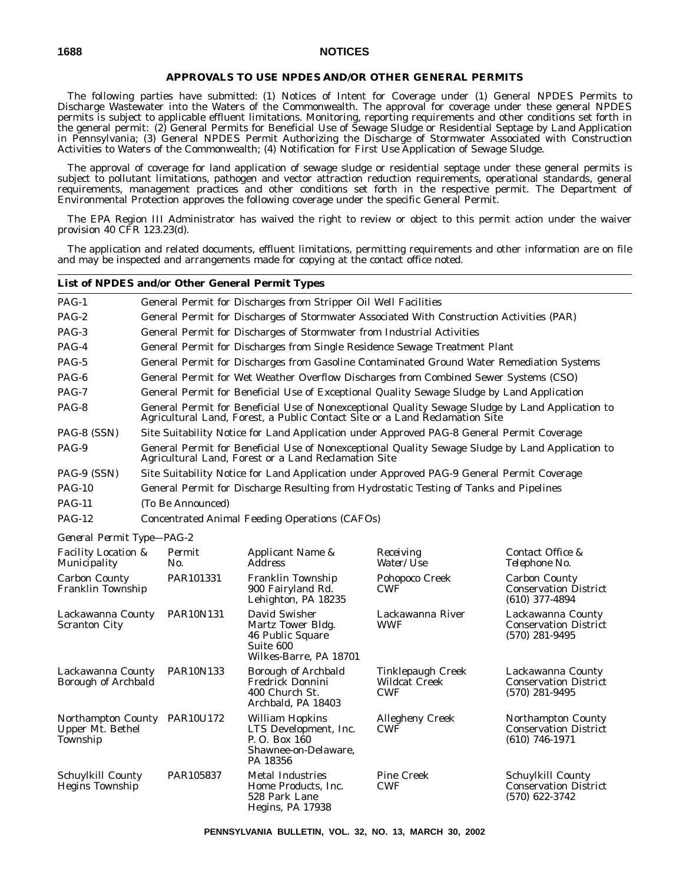## APPROVALS TO USE NPDES AND/OR OTHER GENERAL PERMITS

The following parties have submitted: (1) Notices of Intent for Coverage under (1) General NPDES Permits to Discharge Wastewater into the Waters of the Commonwealth. The approval for coverage under these general NPDES permits is subject to applicable effluent limitations. Monitoring, reporting requirements and other conditions set forth in the general permit: (2) General Permits for Beneficial Use of Sewage Sludge or Residential Septage by Land Application in Pennsylvania; (3) General NPDES Permit Authorizing the Discharge of Stormwater Associated with Construction Activities to Waters of the Commonwealth; (4) Notification for First Use Application of Sewage Sludge.

The approval of coverage for land application of sewage sludge or residential septage under these general permits is subject to pollutant limitations, pathogen and vector attraction reduction requirements, operational standards, general requirements, management practices and other conditions set forth in the respective permit. The Department of Environmental Protection approves the following coverage under the specific General Permit.

The EPA Region III Administrator has waived the right to review or object to this permit action under the waiver provision 40 CFR 123.23(d).

The application and related documents, effluent limitations, permitting requirements and other information are on file and may be inspected and arrangements made for copying at the contact office noted.

### List of NPDES and/or Other General Permit Types

| | |
|---|---|
| PAG-1 | General Permit for Discharges from Stripper Oil Well Facilities |
| PAG-2 | General Permit for Discharges of Stormwater Associated With Construction Activities (PAR) |
| PAG-3 | General Permit for Discharges of Stormwater from Industrial Activities |
| PAG-4 | General Permit for Discharges from Single Residence Sewage Treatment Plant |
| PAG-5 | General Permit for Discharges from Gasoline Contaminated Ground Water Remediation Systems |
| PAG-6 | General Permit for Wet Weather Overflow Discharges from Combined Sewer Systems (CSO) |
| PAG-7 | General Permit for Beneficial Use of Exceptional Quality Sewage Sludge by Land Application |
| PAG-8 | General Permit for Beneficial Use of Nonexceptional Quality Sewage Sludge by Land Application to Agricultural Land, Forest, a Public Contact Site or a Land Reclamation Site |
| PAG-8 (SSN) | Site Suitability Notice for Land Application under Approved PAG-8 General Permit Coverage |
| PAG-9 | General Permit for Beneficial Use of Nonexceptional Quality Sewage Sludge by Land Application to Agricultural Land, Forest or a Land Reclamation Site |
| PAG-9 (SSN) | Site Suitability Notice for Land Application under Approved PAG-9 General Permit Coverage |
| PAG-10 | General Permit for Discharge Resulting from Hydrostatic Testing of Tanks and Pipelines |
| PAG-11 | (To Be Announced) |
| PAG-12 | Concentrated Animal Feeding Operations (CAFOs) |

*General Permit Type—PAG-2*

| *Facility Location & Municipality* | *Permit No.* | *Applicant Name & Address* | *Receiving Water/Use* | *Contact Office & Telephone No.* |
|---|---|---|---|---|
| Carbon County Franklin Township | PAR101331 | Franklin Township 900 Fairyland Rd. Lehighton, PA 18235 | Pohopoco Creek CWF | Carbon County Conservation District (610) 377-4894 |
| Lackawanna County Scranton City | PAR10N131 | David Swisher Martz Tower Bldg. 46 Public Square Suite 600 Wilkes-Barre, PA 18701 | Lackawanna River WWF | Lackawanna County Conservation District (570) 281-9495 |
| Lackawanna County Borough of Archbald | PAR10N133 | Borough of Archbald Fredrick Donnini 400 Church St. Archbald, PA 18403 | Tinklepaugh Creek Wildcat Creek CWF | Lackawanna County Conservation District (570) 281-9495 |
| Northampton County Upper Mt. Bethel Township | PAR10U172 | William Hopkins LTS Development, Inc. P. O. Box 160 Shawnee-on-Delaware, PA 18356 | Allegheny Creek CWF | Northampton County Conservation District (610) 746-1971 |
| Schuylkill County Hegins Township | PAR105837 | Metal Industries Home Products, Inc. 528 Park Lane Hegins, PA 17938 | Pine Creek CWF | Schuylkill County Conservation District (570) 622-3742 |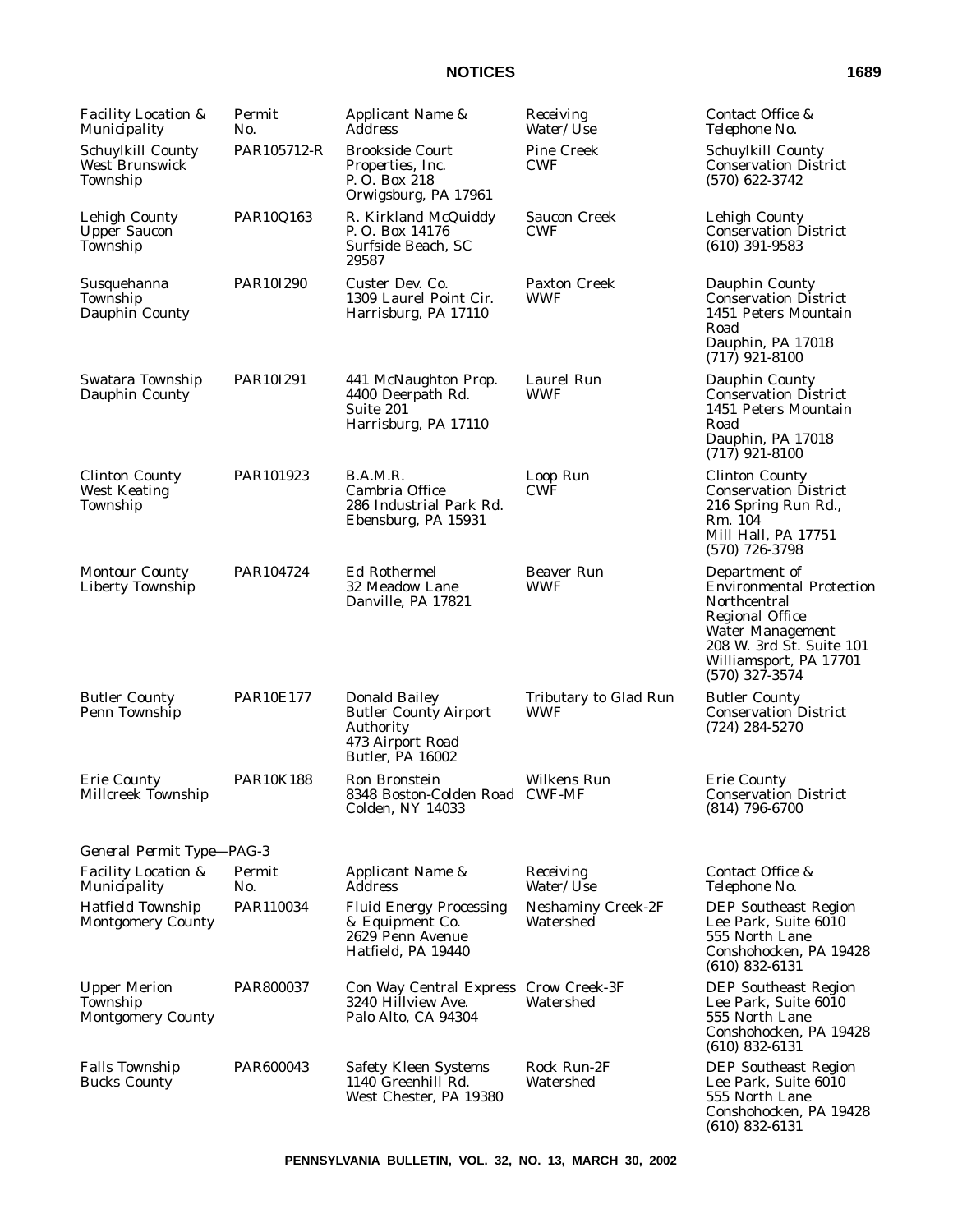| Facility Location & Municipality | Permit No. | Applicant Name & Address | Receiving Water/Use | Contact Office & Telephone No. |
|---|---|---|---|---|
| Schuylkill County West Brunswick Township | PAR105712-R | Brookside Court Properties, Inc. P. O. Box 218 Orwigsburg, PA 17961 | Pine Creek CWF | Schuylkill County Conservation District (570) 622-3742 |
| Lehigh County Upper Saucon Township | PAR10Q163 | R. Kirkland McQuiddy P. O. Box 14176 Surfside Beach, SC 29587 | Saucon Creek CWF | Lehigh County Conservation District (610) 391-9583 |
| Susquehanna Township Dauphin County | PAR10I290 | Custer Dev. Co. 1309 Laurel Point Cir. Harrisburg, PA 17110 | Paxton Creek WWF | Dauphin County Conservation District 1451 Peters Mountain Road Dauphin, PA 17018 (717) 921-8100 |
| Swatara Township Dauphin County | PAR10I291 | 441 McNaughton Prop. 4400 Deerpath Rd. Suite 201 Harrisburg, PA 17110 | Laurel Run WWF | Dauphin County Conservation District 1451 Peters Mountain Road Dauphin, PA 17018 (717) 921-8100 |
| Clinton County West Keating Township | PAR101923 | B.A.M.R. Cambria Office 286 Industrial Park Rd. Ebensburg, PA 15931 | Loop Run CWF | Clinton County Conservation District 216 Spring Run Rd., Rm. 104 Mill Hall, PA 17751 (570) 726-3798 |
| Montour County Liberty Township | PAR104724 | Ed Rothermel 32 Meadow Lane Danville, PA 17821 | Beaver Run WWF | Department of Environmental Protection Northcentral Regional Office Water Management 208 W. 3rd St. Suite 101 Williamsport, PA 17701 (570) 327-3574 |
| Butler County Penn Township | PAR10E177 | Donald Bailey Butler County Airport Authority 473 Airport Road Butler, PA 16002 | Tributary to Glad Run WWF | Butler County Conservation District (724) 284-5270 |
| Erie County Millcreek Township | PAR10K188 | Ron Bronstein 8348 Boston-Colden Road Colden, NY 14033 | Wilkens Run CWF-MF | Erie County Conservation District (814) 796-6700 |

*General Permit Type—PAG-3*

| Facility Location & Municipality | Permit No. | Applicant Name & Address | Receiving Water/Use | Contact Office & Telephone No. |
|---|---|---|---|---|
| Hatfield Township Montgomery County | PAR110034 | Fluid Energy Processing & Equipment Co. 2629 Penn Avenue Hatfield, PA 19440 | Neshaminy Creek-2F Watershed | DEP Southeast Region Lee Park, Suite 6010 555 North Lane Conshohocken, PA 19428 (610) 832-6131 |
| Upper Merion Township Montgomery County | PAR800037 | Con Way Central Express 3240 Hillview Ave. Palo Alto, CA 94304 | Crow Creek-3F Watershed | DEP Southeast Region Lee Park, Suite 6010 555 North Lane Conshohocken, PA 19428 (610) 832-6131 |
| Falls Township Bucks County | PAR600043 | Safety Kleen Systems 1140 Greenhill Rd. West Chester, PA 19380 | Rock Run-2F Watershed | DEP Southeast Region Lee Park, Suite 6010 555 North Lane Conshohocken, PA 19428 (610) 832-6131 |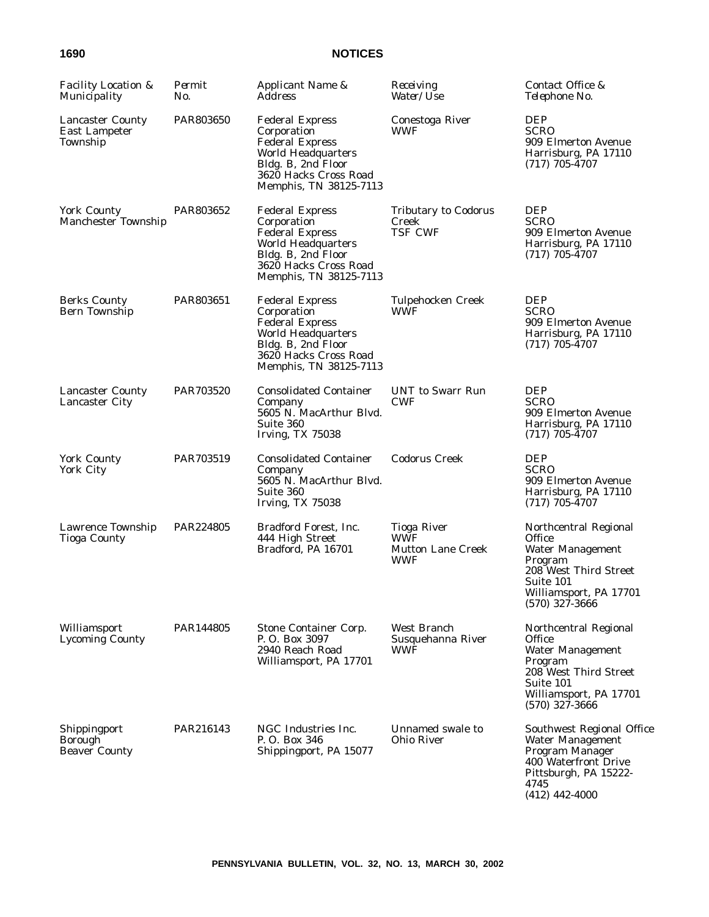| *Facility Location & Municipality* | *Permit No.* | *Applicant Name & Address* | *Receiving Water/Use* | *Contact Office & Telephone No.* |
|---|---|---|---|---|
| Lancaster County East Lampeter Township | PAR803650 | Federal Express Corporation Federal Express World Headquarters Bldg. B, 2nd Floor 3620 Hacks Cross Road Memphis, TN 38125-7113 | Conestoga River WWF | DEP SCRO 909 Elmerton Avenue Harrisburg, PA 17110 (717) 705-4707 |
| York County Manchester Township | PAR803652 | Federal Express Corporation Federal Express World Headquarters Bldg. B, 2nd Floor 3620 Hacks Cross Road Memphis, TN 38125-7113 | Tributary to Codorus Creek TSF CWF | DEP SCRO 909 Elmerton Avenue Harrisburg, PA 17110 (717) 705-4707 |
| Berks County Bern Township | PAR803651 | Federal Express Corporation Federal Express World Headquarters Bldg. B, 2nd Floor 3620 Hacks Cross Road Memphis, TN 38125-7113 | Tulpehocken Creek WWF | DEP SCRO 909 Elmerton Avenue Harrisburg, PA 17110 (717) 705-4707 |
| Lancaster County Lancaster City | PAR703520 | Consolidated Container Company 5605 N. MacArthur Blvd. Suite 360 Irving, TX 75038 | UNT to Swarr Run CWF | DEP SCRO 909 Elmerton Avenue Harrisburg, PA 17110 (717) 705-4707 |
| York County York City | PAR703519 | Consolidated Container Company 5605 N. MacArthur Blvd. Suite 360 Irving, TX 75038 | Codorus Creek | DEP SCRO 909 Elmerton Avenue Harrisburg, PA 17110 (717) 705-4707 |
| Lawrence Township Tioga County | PAR224805 | Bradford Forest, Inc. 444 High Street Bradford, PA 16701 | Tioga River WWF Mutton Lane Creek WWF | Northcentral Regional Office Water Management Program 208 West Third Street Suite 101 Williamsport, PA 17701 (570) 327-3666 |
| Williamsport Lycoming County | PAR144805 | Stone Container Corp. P. O. Box 3097 2940 Reach Road Williamsport, PA 17701 | West Branch Susquehanna River WWF | Northcentral Regional Office Water Management Program 208 West Third Street Suite 101 Williamsport, PA 17701 (570) 327-3666 |
| Shippingport Borough Beaver County | PAR216143 | NGC Industries Inc. P. O. Box 346 Shippingport, PA 15077 | Unnamed swale to Ohio River | Southwest Regional Office Water Management Program Manager 400 Waterfront Drive Pittsburgh, PA 15222-4745 (412) 442-4000 |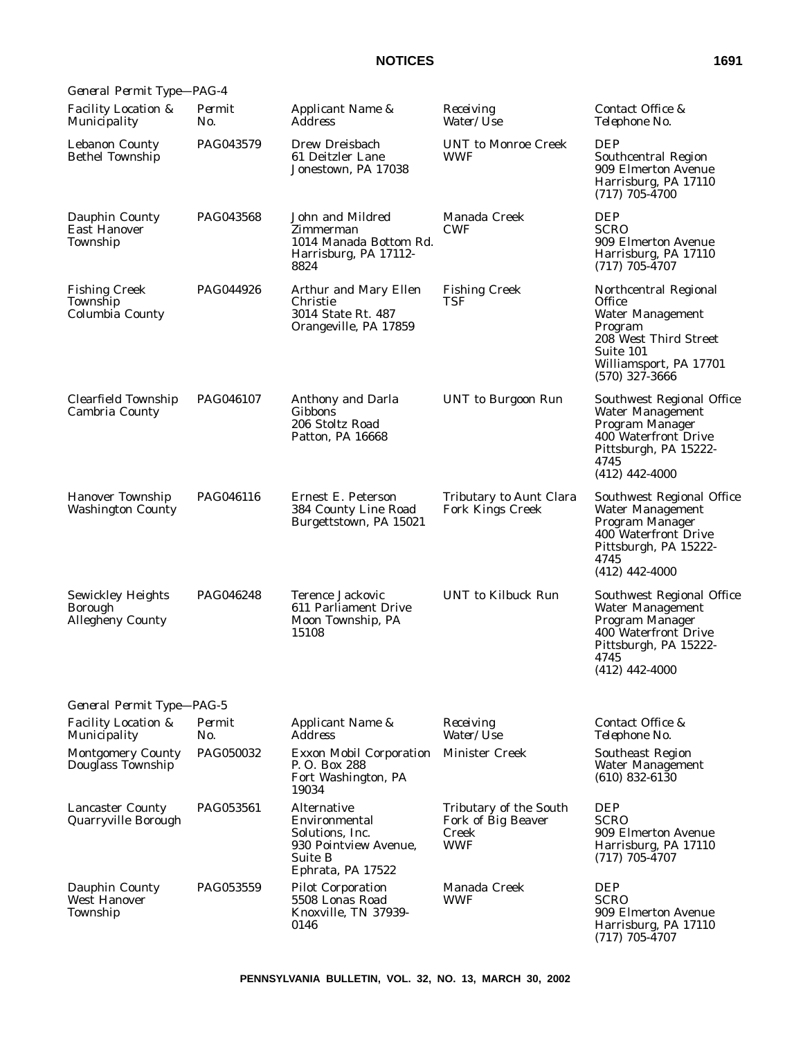*General Permit Type—PAG-4*

| *Facility Location & Municipality* | *Permit No.* | *Applicant Name & Address* | *Receiving Water/Use* | *Contact Office & Telephone No.* |
|---|---|---|---|---|
| Lebanon County Bethel Township | PAG043579 | Drew Dreisbach 61 Deitzler Lane Jonestown, PA 17038 | UNT to Monroe Creek WWF | DEP Southcentral Region 909 Elmerton Avenue Harrisburg, PA 17110 (717) 705-4700 |
| Dauphin County East Hanover Township | PAG043568 | John and Mildred Zimmerman 1014 Manada Bottom Rd. Harrisburg, PA 17112-8824 | Manada Creek CWF | DEP SCRO 909 Elmerton Avenue Harrisburg, PA 17110 (717) 705-4707 |
| Fishing Creek Township Columbia County | PAG044926 | Arthur and Mary Ellen Christie 3014 State Rt. 487 Orangeville, PA 17859 | Fishing Creek TSF | Northcentral Regional Office Water Management Program 208 West Third Street Suite 101 Williamsport, PA 17701 (570) 327-3666 |
| Clearfield Township Cambria County | PAG046107 | Anthony and Darla Gibbons 206 Stoltz Road Patton, PA 16668 | UNT to Burgoon Run | Southwest Regional Office Water Management Program Manager 400 Waterfront Drive Pittsburgh, PA 15222-4745 (412) 442-4000 |
| Hanover Township Washington County | PAG046116 | Ernest E. Peterson 384 County Line Road Burgettstown, PA 15021 | Tributary to Aunt Clara Fork Kings Creek | Southwest Regional Office Water Management Program Manager 400 Waterfront Drive Pittsburgh, PA 15222-4745 (412) 442-4000 |
| Sewickley Heights Borough Allegheny County | PAG046248 | Terence Jackovic 611 Parliament Drive Moon Township, PA 15108 | UNT to Kilbuck Run | Southwest Regional Office Water Management Program Manager 400 Waterfront Drive Pittsburgh, PA 15222-4745 (412) 442-4000 |

*General Permit Type—PAG-5*

| *Facility Location & Municipality* | *Permit No.* | *Applicant Name & Address* | *Receiving Water/Use* | *Contact Office & Telephone No.* |
|---|---|---|---|---|
| Montgomery County Douglass Township | PAG050032 | Exxon Mobil Corporation P. O. Box 288 Fort Washington, PA 19034 | Minister Creek | Southeast Region Water Management (610) 832-6130 |
| Lancaster County Quarryville Borough | PAG053561 | Alternative Environmental Solutions, Inc. 930 Pointview Avenue, Suite B Ephrata, PA 17522 | Tributary of the South Fork of Big Beaver Creek WWF | DEP SCRO 909 Elmerton Avenue Harrisburg, PA 17110 (717) 705-4707 |
| Dauphin County West Hanover Township | PAG053559 | Pilot Corporation 5508 Lonas Road Knoxville, TN 37939-0146 | Manada Creek WWF | DEP SCRO 909 Elmerton Avenue Harrisburg, PA 17110 (717) 705-4707 |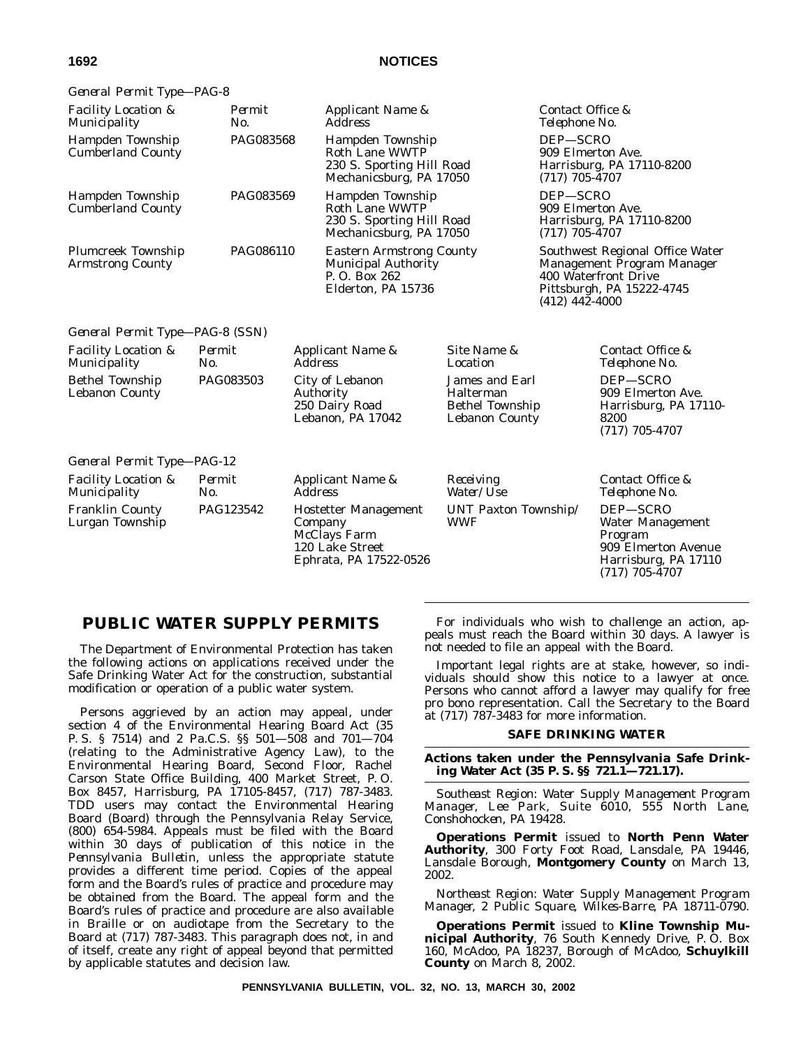*General Permit Type—PAG-8*

| *Facility Location & Municipality* | *Permit No.* | *Applicant Name & Address* | *Contact Office & Telephone No.* |
|---|---|---|---|
| Hampden Township Cumberland County | PAG083568 | Hampden Township Roth Lane WWTP 230 S. Sporting Hill Road Mechanicsburg, PA 17050 | DEP—SCRO 909 Elmerton Ave. Harrisburg, PA 17110-8200 (717) 705-4707 |
| Hampden Township Cumberland County | PAG083569 | Hampden Township Roth Lane WWTP 230 S. Sporting Hill Road Mechanicsburg, PA 17050 | DEP—SCRO 909 Elmerton Ave. Harrisburg, PA 17110-8200 (717) 705-4707 |
| Plumcreek Township Armstrong County | PAG086110 | Eastern Armstrong County Municipal Authority P. O. Box 262 Elderton, PA 15736 | Southwest Regional Office Water Management Program Manager 400 Waterfront Drive Pittsburgh, PA 15222-4745 (412) 442-4000 |

*General Permit Type—PAG-8 (SSN)*

| *Facility Location & Municipality* | *Permit No.* | *Applicant Name & Address* | *Site Name & Location* | *Contact Office & Telephone No.* |
|---|---|---|---|---|
| Bethel Township Lebanon County | PAG083503 | City of Lebanon Authority 250 Dairy Road Lebanon, PA 17042 | James and Earl Halterman Bethel Township Lebanon County | DEP—SCRO 909 Elmerton Ave. Harrisburg, PA 17110-8200 (717) 705-4707 |

*General Permit Type—PAG-12*

| *Facility Location & Municipality* | *Permit No.* | *Applicant Name & Address* | *Receiving Water/Use* | *Contact Office & Telephone No.* |
|---|---|---|---|---|
| Franklin County Lurgan Township | PAG123542 | Hostetter Management Company McClays Farm 120 Lake Street Ephrata, PA 17522-0526 | UNT Paxton Township/ WWF | DEP—SCRO Water Management Program 909 Elmerton Avenue Harrisburg, PA 17110 (717) 705-4707 |

## PUBLIC WATER SUPPLY PERMITS

The Department of Environmental Protection has taken the following actions on applications received under the Safe Drinking Water Act for the construction, substantial modification or operation of a public water system.

Persons aggrieved by an action may appeal, under section 4 of the Environmental Hearing Board Act (35 P. S. § 7514) and 2 Pa.C.S. §§ 501—508 and 701—704 (relating to the Administrative Agency Law), to the Environmental Hearing Board, Second Floor, Rachel Carson State Office Building, 400 Market Street, P. O. Box 8457, Harrisburg, PA 17105-8457, (717) 787-3483. TDD users may contact the Environmental Hearing Board (Board) through the Pennsylvania Relay Service, (800) 654-5984. Appeals must be filed with the Board within 30 days of publication of this notice in the *Pennsylvania Bulletin*, unless the appropriate statute provides a different time period. Copies of the appeal form and the Board's rules of practice and procedure may be obtained from the Board. The appeal form and the Board's rules of practice and procedure are also available in Braille or on audiotape from the Secretary to the Board at (717) 787-3483. This paragraph does not, in and of itself, create any right of appeal beyond that permitted by applicable statutes and decision law.

For individuals who wish to challenge an action, appeals must reach the Board within 30 days. A lawyer is not needed to file an appeal with the Board.

Important legal rights are at stake, however, so individuals should show this notice to a lawyer at once. Persons who cannot afford a lawyer may qualify for free pro bono representation. Call the Secretary to the Board at (717) 787-3483 for more information.

### SAFE DRINKING WATER

**Actions taken under the Pennsylvania Safe Drinking Water Act (35 P. S. §§ 721.1—721.17).**

*Southeast Region: Water Supply Management Program Manager, Lee Park, Suite 6010, 555 North Lane, Conshohocken, PA 19428.*

**Operations Permit** issued to **North Penn Water Authority**, 300 Forty Foot Road, Lansdale, PA 19446, Lansdale Borough, **Montgomery County** on March 13, 2002.

*Northeast Region: Water Supply Management Program Manager, 2 Public Square, Wilkes-Barre, PA 18711-0790.*

**Operations Permit** issued to **Kline Township Municipal Authority**, 76 South Kennedy Drive, P. O. Box 160, McAdoo, PA 18237, Borough of McAdoo, **Schuylkill County** on March 8, 2002.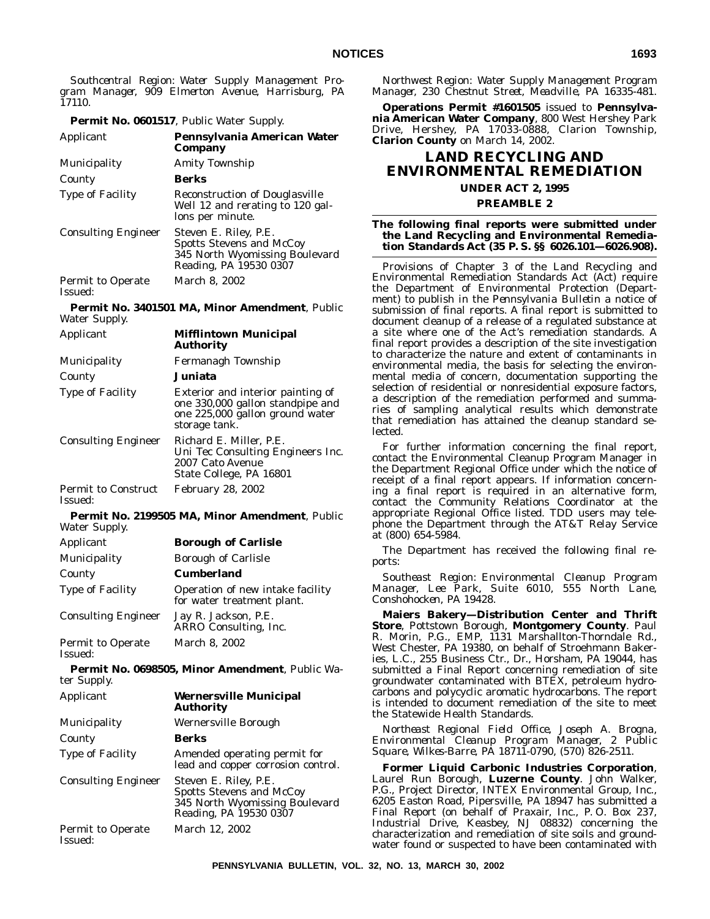*Southcentral Region: Water Supply Management Program Manager, 909 Elmerton Avenue, Harrisburg, PA 17110.*

**Permit No. 0601517**, Public Water Supply.

| | |
|---|---|
| Applicant | **Pennsylvania American Water Company** |
| Municipality | Amity Township |
| County | **Berks** |
| Type of Facility | Reconstruction of Douglasville Well 12 and rerating to 120 gallons per minute. |
| Consulting Engineer | Steven E. Riley, P.E.<br>Spotts Stevens and McCoy<br>345 North Wyomissing Boulevard<br>Reading, PA 19530 0307 |
| Permit to Operate Issued: | March 8, 2002 |

**Permit No. 3401501 MA, Minor Amendment**, Public Water Supply.

| | |
|---|---|
| Applicant | **Mifflintown Municipal Authority** |
| Municipality | Fermanagh Township |
| County | **Juniata** |
| Type of Facility | Exterior and interior painting of one 330,000 gallon standpipe and one 225,000 gallon ground water storage tank. |
| Consulting Engineer | Richard E. Miller, P.E.<br>Uni Tec Consulting Engineers Inc.<br>2007 Cato Avenue<br>State College, PA 16801 |
| Permit to Construct Issued: | February 28, 2002 |

**Permit No. 2199505 MA, Minor Amendment**, Public Water Supply.

| | |
|---|---|
| Applicant | **Borough of Carlisle** |
| Municipality | Borough of Carlisle |
| County | **Cumberland** |
| Type of Facility | Operation of new intake facility for water treatment plant. |
| Consulting Engineer | Jay R. Jackson, P.E.<br>ARRO Consulting, Inc. |
| Permit to Operate Issued: | March 8, 2002 |

**Permit No. 0698505, Minor Amendment**, Public Water Supply.

| | |
|---|---|
| Applicant | **Wernersville Municipal Authority** |
| Municipality | Wernersville Borough |
| County | **Berks** |
| Type of Facility | Amended operating permit for lead and copper corrosion control. |
| Consulting Engineer | Steven E. Riley, P.E.<br>Spotts Stevens and McCoy<br>345 North Wyomissing Boulevard<br>Reading, PA 19530 0307 |
| Permit to Operate Issued: | March 12, 2002 |

*Northwest Region: Water Supply Management Program Manager, 230 Chestnut Street, Meadville, PA 16335-481.*

**Operations Permit #1601505** issued to **Pennsylvania American Water Company**, 800 West Hershey Park Drive, Hershey, PA 17033-0888, Clarion Township, **Clarion County** on March 14, 2002.

# LAND RECYCLING AND ENVIRONMENTAL REMEDIATION

## UNDER ACT 2, 1995

## PREAMBLE 2

**The following final reports were submitted under the Land Recycling and Environmental Remediation Standards Act (35 P. S. §§ 6026.101—6026.908).**

Provisions of Chapter 3 of the Land Recycling and Environmental Remediation Standards Act (Act) require the Department of Environmental Protection (Department) to publish in the *Pennsylvania Bulletin* a notice of submission of final reports. A final report is submitted to document cleanup of a release of a regulated substance at a site where one of the Act's remediation standards. A final report provides a description of the site investigation to characterize the nature and extent of contaminants in environmental media, the basis for selecting the environmental media of concern, documentation supporting the selection of residential or nonresidential exposure factors, a description of the remediation performed and summaries of sampling analytical results which demonstrate that remediation has attained the cleanup standard selected.

For further information concerning the final report, contact the Environmental Cleanup Program Manager in the Department Regional Office under which the notice of receipt of a final report appears. If information concerning a final report is required in an alternative form, contact the Community Relations Coordinator at the appropriate Regional Office listed. TDD users may telephone the Department through the AT&T Relay Service at (800) 654-5984.

The Department has received the following final reports:

*Southeast Region: Environmental Cleanup Program Manager, Lee Park, Suite 6010, 555 North Lane, Conshohocken, PA 19428.*

**Maiers Bakery—Distribution Center and Thrift Store**, Pottstown Borough, **Montgomery County**. Paul R. Morin, P.G., EMP, 1131 Marshallton-Thorndale Rd., West Chester, PA 19380, on behalf of Stroehmann Bakeries, L.C., 255 Business Ctr., Dr., Horsham, PA 19044, has submitted a Final Report concerning remediation of site groundwater contaminated with BTEX, petroleum hydrocarbons and polycyclic aromatic hydrocarbons. The report is intended to document remediation of the site to meet the Statewide Health Standards.

*Northeast Regional Field Office, Joseph A. Brogna, Environmental Cleanup Program Manager, 2 Public Square, Wilkes-Barre, PA 18711-0790, (570) 826-2511.*

**Former Liquid Carbonic Industries Corporation**, Laurel Run Borough, **Luzerne County**. John Walker, P.G., Project Director, INTEX Environmental Group, Inc., 6205 Easton Road, Pipersville, PA 18947 has submitted a Final Report (on behalf of Praxair, Inc., P. O. Box 237, Industrial Drive, Keasbey, NJ 08832) concerning the characterization and remediation of site soils and groundwater found or suspected to have been contaminated with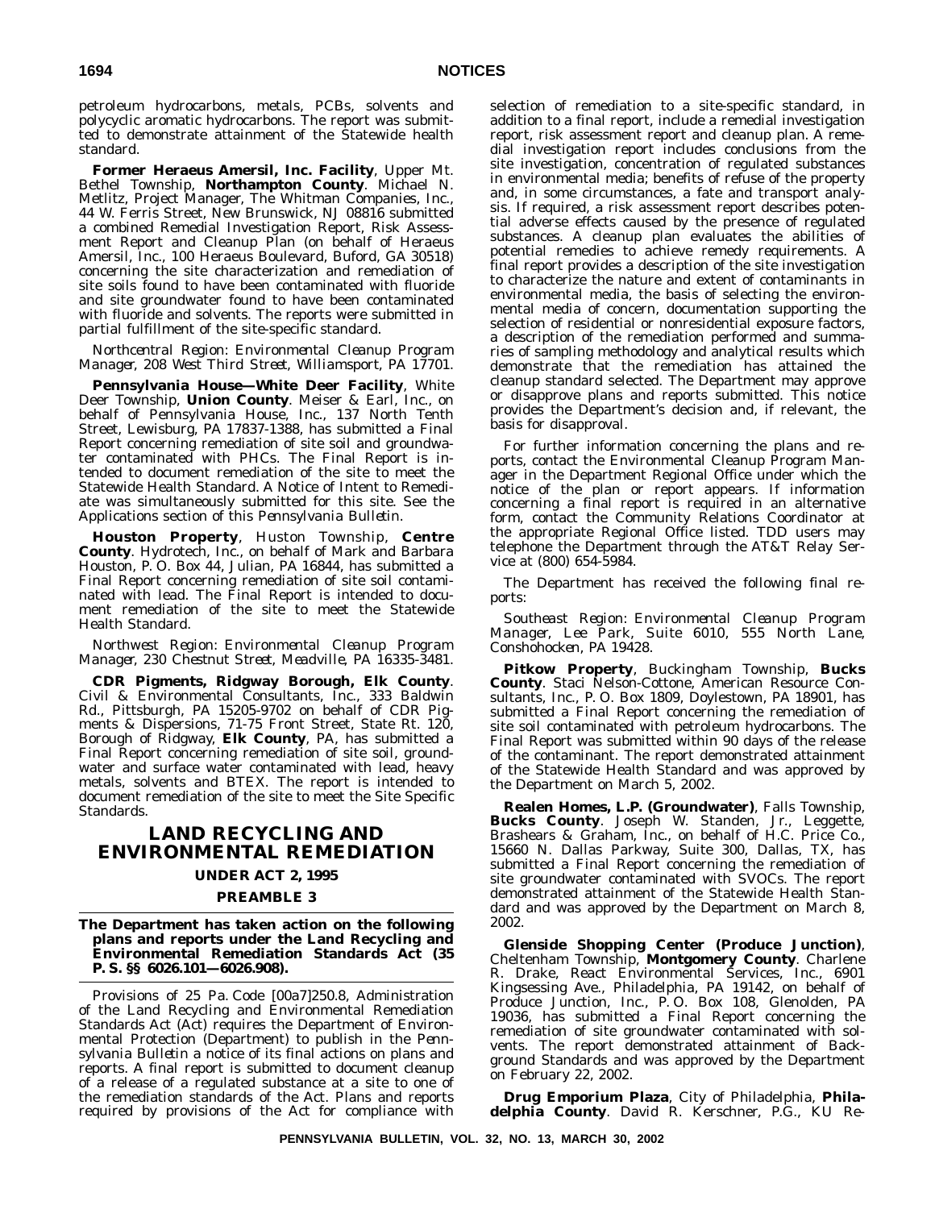petroleum hydrocarbons, metals, PCBs, solvents and polycyclic aromatic hydrocarbons. The report was submitted to demonstrate attainment of the Statewide health standard.

**Former Heraeus Amersil, Inc. Facility**, Upper Mt. Bethel Township, **Northampton County**. Michael N. Metlitz, Project Manager, The Whitman Companies, Inc., 44 W. Ferris Street, New Brunswick, NJ 08816 submitted a combined Remedial Investigation Report, Risk Assessment Report and Cleanup Plan (on behalf of Heraeus Amersil, Inc., 100 Heraeus Boulevard, Buford, GA 30518) concerning the site characterization and remediation of site soils found to have been contaminated with fluoride and site groundwater found to have been contaminated with fluoride and solvents. The reports were submitted in partial fulfillment of the site-specific standard.

*Northcentral Region: Environmental Cleanup Program Manager, 208 West Third Street, Williamsport, PA 17701.*

**Pennsylvania House—White Deer Facility**, White Deer Township, **Union County**. Meiser & Earl, Inc., on behalf of Pennsylvania House, Inc., 137 North Tenth Street, Lewisburg, PA 17837-1388, has submitted a Final Report concerning remediation of site soil and groundwater contaminated with PHCs. The Final Report is intended to document remediation of the site to meet the Statewide Health Standard. A Notice of Intent to Remediate was simultaneously submitted for this site. See the Applications section of this *Pennsylvania Bulletin*.

**Houston Property**, Huston Township, **Centre County**. Hydrotech, Inc., on behalf of Mark and Barbara Houston, P. O. Box 44, Julian, PA 16844, has submitted a Final Report concerning remediation of site soil contaminated with lead. The Final Report is intended to document remediation of the site to meet the Statewide Health Standard.

*Northwest Region: Environmental Cleanup Program Manager, 230 Chestnut Street, Meadville, PA 16335-3481.*

**CDR Pigments, Ridgway Borough, Elk County**. Civil & Environmental Consultants, Inc., 333 Baldwin Rd., Pittsburgh, PA 15205-9702 on behalf of CDR Pigments & Dispersions, 71-75 Front Street, State Rt. 120, Borough of Ridgway, **Elk County**, PA, has submitted a Final Report concerning remediation of site soil, groundwater and surface water contaminated with lead, heavy metals, solvents and BTEX. The report is intended to document remediation of the site to meet the Site Specific Standards.

## LAND RECYCLING AND ENVIRONMENTAL REMEDIATION

### UNDER ACT 2, 1995

### PREAMBLE 3

**The Department has taken action on the following plans and reports under the Land Recycling and Environmental Remediation Standards Act (35 P. S. §§ 6026.101—6026.908).**

Provisions of 25 Pa. Code [00a7]250.8, Administration of the Land Recycling and Environmental Remediation Standards Act (Act) requires the Department of Environmental Protection (Department) to publish in the *Pennsylvania Bulletin* a notice of its final actions on plans and reports. A final report is submitted to document cleanup of a release of a regulated substance at a site to one of the remediation standards of the Act. Plans and reports required by provisions of the Act for compliance with selection of remediation to a site-specific standard, in addition to a final report, include a remedial investigation report, risk assessment report and cleanup plan. A remedial investigation report includes conclusions from the site investigation, concentration of regulated substances in environmental media; benefits of refuse of the property and, in some circumstances, a fate and transport analysis. If required, a risk assessment report describes potential adverse effects caused by the presence of regulated substances. A cleanup plan evaluates the abilities of potential remedies to achieve remedy requirements. A final report provides a description of the site investigation to characterize the nature and extent of contaminants in environmental media, the basis of selecting the environmental media of concern, documentation supporting the selection of residential or nonresidential exposure factors, a description of the remediation performed and summaries of sampling methodology and analytical results which demonstrate that the remediation has attained the cleanup standard selected. The Department may approve or disapprove plans and reports submitted. This notice provides the Department's decision and, if relevant, the basis for disapproval.

For further information concerning the plans and reports, contact the Environmental Cleanup Program Manager in the Department Regional Office under which the notice of the plan or report appears. If information concerning a final report is required in an alternative form, contact the Community Relations Coordinator at the appropriate Regional Office listed. TDD users may telephone the Department through the AT&T Relay Service at (800) 654-5984.

The Department has received the following final reports:

*Southeast Region: Environmental Cleanup Program Manager, Lee Park, Suite 6010, 555 North Lane, Conshohocken, PA 19428.*

**Pitkow Property**, Buckingham Township, **Bucks County**. Staci Nelson-Cottone, American Resource Consultants, Inc., P. O. Box 1809, Doylestown, PA 18901, has submitted a Final Report concerning the remediation of site soil contaminated with petroleum hydrocarbons. The Final Report was submitted within 90 days of the release of the contaminant. The report demonstrated attainment of the Statewide Health Standard and was approved by the Department on March 5, 2002.

**Realen Homes, L.P. (Groundwater)**, Falls Township, **Bucks County**. Joseph W. Standen, Jr., Leggette, Brashears & Graham, Inc., on behalf of H.C. Price Co., 15660 N. Dallas Parkway, Suite 300, Dallas, TX, has submitted a Final Report concerning the remediation of site groundwater contaminated with SVOCs. The report demonstrated attainment of the Statewide Health Standard and was approved by the Department on March 8, 2002.

**Glenside Shopping Center (Produce Junction)**, Cheltenham Township, **Montgomery County**. Charlene R. Drake, React Environmental Services, Inc., 6901 Kingsessing Ave., Philadelphia, PA 19142, on behalf of Produce Junction, Inc., P. O. Box 108, Glenolden, PA 19036, has submitted a Final Report concerning the remediation of site groundwater contaminated with solvents. The report demonstrated attainment of Background Standards and was approved by the Department on February 22, 2002.

**Drug Emporium Plaza**, City of Philadelphia, **Philadelphia County**. David R. Kerschner, P.G., KU Re-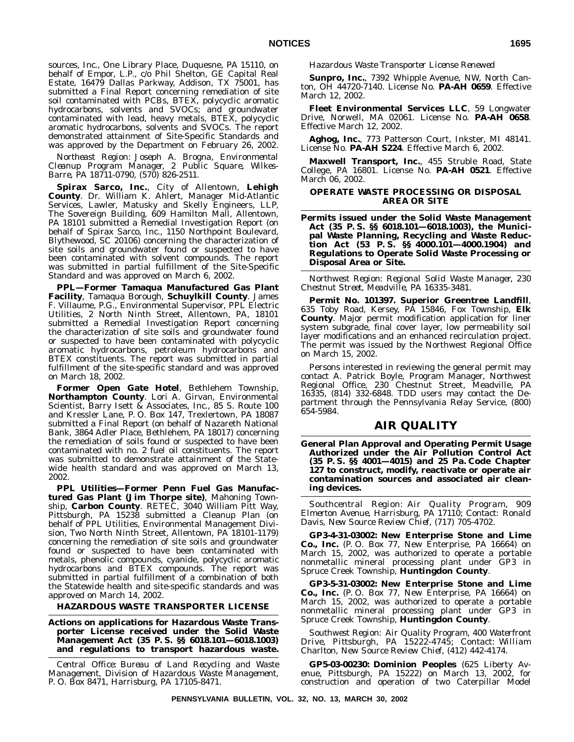sources, Inc., One Library Place, Duquesne, PA 15110, on behalf of Empor, L.P., c/o Phil Shelton, GE Capital Real Estate, 16479 Dallas Parkway, Addison, TX 75001, has submitted a Final Report concerning remediation of site soil contaminated with PCBs, BTEX, polycyclic aromatic hydrocarbons, solvents and SVOCs; and groundwater contaminated with lead, heavy metals, BTEX, polycyclic aromatic hydrocarbons, solvents and SVOCs. The report demonstrated attainment of Site-Specific Standards and was approved by the Department on February 26, 2002.

*Northeast Region: Joseph A. Brogna, Environmental Cleanup Program Manager, 2 Public Square, Wilkes-Barre, PA 18711-0790, (570) 826-2511.*

**Spirax Sarco, Inc.**, City of Allentown, **Lehigh County**. Dr. William K. Ahlert, Manager Mid-Atlantic Services, Lawler, Matusky and Skelly Engineers, LLP, The Sovereign Building, 609 Hamilton Mall, Allentown, PA 18101 submitted a Remedial Investigation Report (on behalf of Spirax Sarco, Inc., 1150 Northpoint Boulevard, Blythewood, SC 20106) concerning the characterization of site soils and groundwater found or suspected to have been contaminated with solvent compounds. The report was submitted in partial fulfillment of the Site-Specific Standard and was approved on March 6, 2002.

**PPL—Former Tamaqua Manufactured Gas Plant Facility**, Tamaqua Borough, **Schuylkill County**. James F. Villaume, P.G., Environmental Supervisor, PPL Electric Utilities, 2 North Ninth Street, Allentown, PA, 18101 submitted a Remedial Investigation Report concerning the characterization of site soils and groundwater found or suspected to have been contaminated with polycyclic aromatic hydrocarbons, petroleum hydrocarbons and BTEX constituents. The report was submitted in partial fulfillment of the site-specific standard and was approved on March 18, 2002.

**Former Open Gate Hotel**, Bethlehem Township, **Northampton County**. Lori A. Girvan, Environmental Scientist, Barry Isett & Associates, Inc., 85 S. Route 100 and Kressler Lane, P. O. Box 147, Trexlertown, PA 18087 submitted a Final Report (on behalf of Nazareth National Bank, 3864 Adler Place, Bethlehem, PA 18017) concerning the remediation of soils found or suspected to have been contaminated with no. 2 fuel oil constituents. The report was submitted to demonstrate attainment of the Statewide health standard and was approved on March 13, 2002.

**PPL Utilities—Former Penn Fuel Gas Manufactured Gas Plant (Jim Thorpe site)**, Mahoning Township, **Carbon County**. RETEC, 3040 William Pitt Way, Pittsburgh, PA 15238 submitted a Cleanup Plan (on behalf of PPL Utilities, Environmental Management Division, Two North Ninth Street, Allentown, PA 18101-1179) concerning the remediation of site soils and groundwater found or suspected to have been contaminated with metals, phenolic compounds, cyanide, polycyclic aromatic hydrocarbons and BTEX compounds. The report was submitted in partial fulfillment of a combination of both the Statewide health and site-specific standards and was approved on March 14, 2002.

### HAZARDOUS WASTE TRANSPORTER LICENSE

**Actions on applications for Hazardous Waste Transporter License received under the Solid Waste Management Act (35 P. S. §§ 6018.101—6018.1003) and regulations to transport hazardous waste.**

*Central Office: Bureau of Land Recycling and Waste Management, Division of Hazardous Waste Management, P. O. Box 8471, Harrisburg, PA 17105-8471.*

*Hazardous Waste Transporter License Renewed*

**Sunpro, Inc.**, 7392 Whipple Avenue, NW, North Canton, OH 44720-7140. License No. **PA-AH 0659**. Effective March 12, 2002.

**Fleet Environmental Services LLC**, 59 Longwater Drive, Norwell, MA 02061. License No. **PA-AH 0658**. Effective March 12, 2002.

**Aghog, Inc.**, 773 Patterson Court, Inkster, MI 48141. License No. **PA-AH S224**. Effective March 6, 2002.

**Maxwell Transport, Inc.**, 455 Struble Road, State College, PA 16801. License No. **PA-AH 0521**. Effective March 06, 2002.

### OPERATE WASTE PROCESSING OR DISPOSAL AREA OR SITE

**Permits issued under the Solid Waste Management Act (35 P. S. §§ 6018.101—6018.1003), the Municipal Waste Planning, Recycling and Waste Reduction Act (53 P. S. §§ 4000.101—4000.1904) and Regulations to Operate Solid Waste Processing or Disposal Area or Site.**

*Northwest Region: Regional Solid Waste Manager, 230 Chestnut Street, Meadville, PA 16335-3481.*

**Permit No. 101397. Superior Greentree Landfill**, 635 Toby Road, Kersey, PA 15846, Fox Township, **Elk County**. Major permit modification application for liner system subgrade, final cover layer, low permeability soil layer modifications and an enhanced recirculation project. The permit was issued by the Northwest Regional Office on March 15, 2002.

Persons interested in reviewing the general permit may contact A. Patrick Boyle, Program Manager, Northwest Regional Office, 230 Chestnut Street, Meadville, PA 16335, (814) 332-6848. TDD users may contact the Department through the Pennsylvania Relay Service, (800) 654-5984.

## AIR QUALITY

**General Plan Approval and Operating Permit Usage Authorized under the Air Pollution Control Act (35 P. S. §§ 4001—4015) and 25 Pa. Code Chapter 127 to construct, modify, reactivate or operate air contamination sources and associated air cleaning devices.**

*Southcentral Region: Air Quality Program, 909 Elmerton Avenue, Harrisburg, PA 17110; Contact: Ronald Davis, New Source Review Chief, (717) 705-4702.*

**GP3-4-31-03002: New Enterprise Stone and Lime Co., Inc.** (P. O. Box 77, New Enterprise, PA 16664) on March 15, 2002, was authorized to operate a portable nonmetallic mineral processing plant under GP3 in Spruce Creek Township, **Huntingdon County**.

**GP3-5-31-03002: New Enterprise Stone and Lime Co., Inc.** (P. O. Box 77, New Enterprise, PA 16664) on March 15, 2002, was authorized to operate a portable nonmetallic mineral processing plant under GP3 in Spruce Creek Township, **Huntingdon County**.

*Southwest Region: Air Quality Program, 400 Waterfront Drive, Pittsburgh, PA 15222-4745; Contact: William Charlton, New Source Review Chief, (412) 442-4174.*

**GP5-03-00230: Dominion Peoples** (625 Liberty Avenue, Pittsburgh, PA 15222) on March 13, 2002, for construction and operation of two Caterpillar Model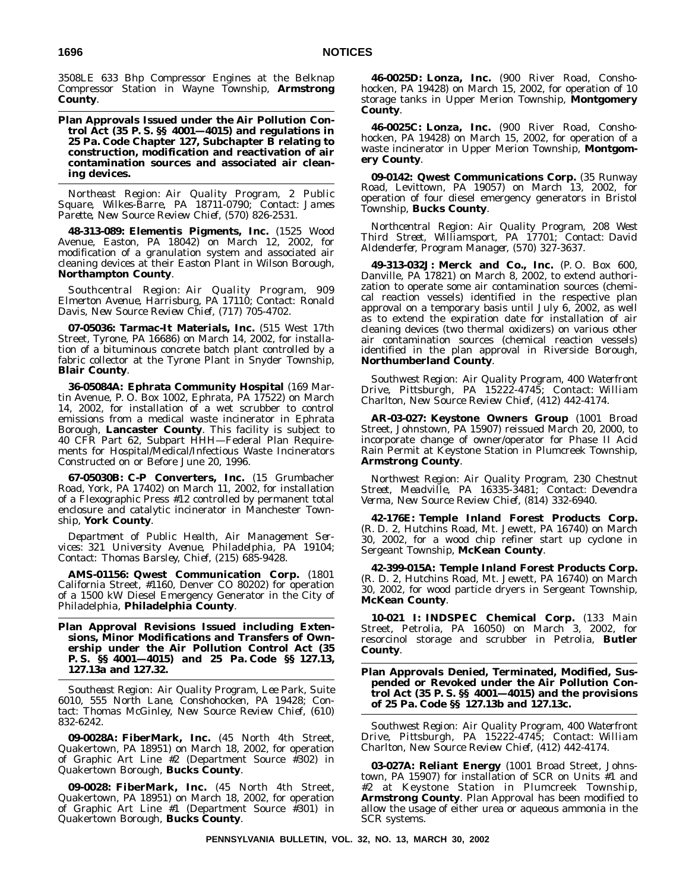3508LE 633 Bhp Compressor Engines at the Belknap Compressor Station in Wayne Township, **Armstrong County**.

**Plan Approvals Issued under the Air Pollution Control Act (35 P. S. §§ 4001—4015) and regulations in 25 Pa. Code Chapter 127, Subchapter B relating to construction, modification and reactivation of air contamination sources and associated air cleaning devices.**

*Northeast Region: Air Quality Program, 2 Public Square, Wilkes-Barre, PA 18711-0790; Contact: James Parette, New Source Review Chief, (570) 826-2531.*

**48-313-089: Elementis Pigments, Inc.** (1525 Wood Avenue, Easton, PA 18042) on March 12, 2002, for modification of a granulation system and associated air cleaning devices at their Easton Plant in Wilson Borough, **Northampton County**.

*Southcentral Region: Air Quality Program, 909 Elmerton Avenue, Harrisburg, PA 17110; Contact: Ronald Davis, New Source Review Chief, (717) 705-4702.*

**07-05036: Tarmac-It Materials, Inc.** (515 West 17th Street, Tyrone, PA 16686) on March 14, 2002, for installation of a bituminous concrete batch plant controlled by a fabric collector at the Tyrone Plant in Snyder Township, **Blair County**.

**36-05084A: Ephrata Community Hospital** (169 Martin Avenue, P. O. Box 1002, Ephrata, PA 17522) on March 14, 2002, for installation of a wet scrubber to control emissions from a medical waste incinerator in Ephrata Borough, **Lancaster County**. This facility is subject to 40 CFR Part 62, Subpart HHH—Federal Plan Requirements for Hospital/Medical/Infectious Waste Incinerators Constructed on or Before June 20, 1996.

**67-05030B: C-P Converters, Inc.** (15 Grumbacher Road, York, PA 17402) on March 11, 2002, for installation of a Flexographic Press #12 controlled by permanent total enclosure and catalytic incinerator in Manchester Township, **York County**.

*Department of Public Health, Air Management Services: 321 University Avenue, Philadelphia, PA 19104; Contact: Thomas Barsley, Chief, (215) 685-9428.*

**AMS-01156: Qwest Communication Corp.** (1801 California Street, #1160, Denver CO 80202) for operation of a 1500 kW Diesel Emergency Generator in the City of Philadelphia, **Philadelphia County**.

**Plan Approval Revisions Issued including Extensions, Minor Modifications and Transfers of Ownership under the Air Pollution Control Act (35 P. S. §§ 4001—4015) and 25 Pa. Code §§ 127.13, 127.13a and 127.32.**

*Southeast Region: Air Quality Program, Lee Park, Suite 6010, 555 North Lane, Conshohocken, PA 19428; Contact: Thomas McGinley, New Source Review Chief, (610) 832-6242.*

**09-0028A: FiberMark, Inc.** (45 North 4th Street, Quakertown, PA 18951) on March 18, 2002, for operation of Graphic Art Line #2 (Department Source #302) in Quakertown Borough, **Bucks County**.

**09-0028: FiberMark, Inc.** (45 North 4th Street, Quakertown, PA 18951) on March 18, 2002, for operation of Graphic Art Line #1 (Department Source #301) in Quakertown Borough, **Bucks County**.

**46-0025D: Lonza, Inc.** (900 River Road, Conshohocken, PA 19428) on March 15, 2002, for operation of 10 storage tanks in Upper Merion Township, **Montgomery County**.

**46-0025C: Lonza, Inc.** (900 River Road, Conshohocken, PA 19428) on March 15, 2002, for operation of a waste incinerator in Upper Merion Township, **Montgomery County**.

**09-0142: Qwest Communications Corp.** (35 Runway Road, Levittown, PA 19057) on March 13, 2002, for operation of four diesel emergency generators in Bristol Township, **Bucks County**.

*Northcentral Region: Air Quality Program, 208 West Third Street, Williamsport, PA 17701; Contact: David Aldenderfer, Program Manager, (570) 327-3637.*

**49-313-032J: Merck and Co., Inc.** (P. O. Box 600, Danville, PA 17821) on March 8, 2002, to extend authorization to operate some air contamination sources (chemical reaction vessels) identified in the respective plan approval on a temporary basis until July 6, 2002, as well as to extend the expiration date for installation of air cleaning devices (two thermal oxidizers) on various other air contamination sources (chemical reaction vessels) identified in the plan approval in Riverside Borough, **Northumberland County**.

*Southwest Region: Air Quality Program, 400 Waterfront Drive, Pittsburgh, PA 15222-4745; Contact: William Charlton, New Source Review Chief, (412) 442-4174.*

**AR-03-027: Keystone Owners Group** (1001 Broad Street, Johnstown, PA 15907) reissued March 20, 2000, to incorporate change of owner/operator for Phase II Acid Rain Permit at Keystone Station in Plumcreek Township, **Armstrong County**.

*Northwest Region: Air Quality Program, 230 Chestnut Street, Meadville, PA 16335-3481; Contact: Devendra Verma, New Source Review Chief, (814) 332-6940.*

**42-176E: Temple Inland Forest Products Corp.** (R. D. 2, Hutchins Road, Mt. Jewett, PA 16740) on March 30, 2002, for a wood chip refiner start up cyclone in Sergeant Township, **McKean County**.

**42-399-015A: Temple Inland Forest Products Corp.** (R. D. 2, Hutchins Road, Mt. Jewett, PA 16740) on March 30, 2002, for wood particle dryers in Sergeant Township, **McKean County**.

**10-021 I: INDSPEC Chemical Corp.** (133 Main Street, Petrolia, PA 16050) on March 3, 2002, for resorcinol storage and scrubber in Petrolia, **Butler County**.

**Plan Approvals Denied, Terminated, Modified, Suspended or Revoked under the Air Pollution Control Act (35 P. S. §§ 4001—4015) and the provisions of 25 Pa. Code §§ 127.13b and 127.13c.**

*Southwest Region: Air Quality Program, 400 Waterfront Drive, Pittsburgh, PA 15222-4745; Contact: William Charlton, New Source Review Chief, (412) 442-4174.*

**03-027A: Reliant Energy** (1001 Broad Street, Johnstown, PA 15907) for installation of SCR on Units #1 and #2 at Keystone Station in Plumcreek Township, **Armstrong County**. Plan Approval has been modified to allow the usage of either urea or aqueous ammonia in the SCR systems.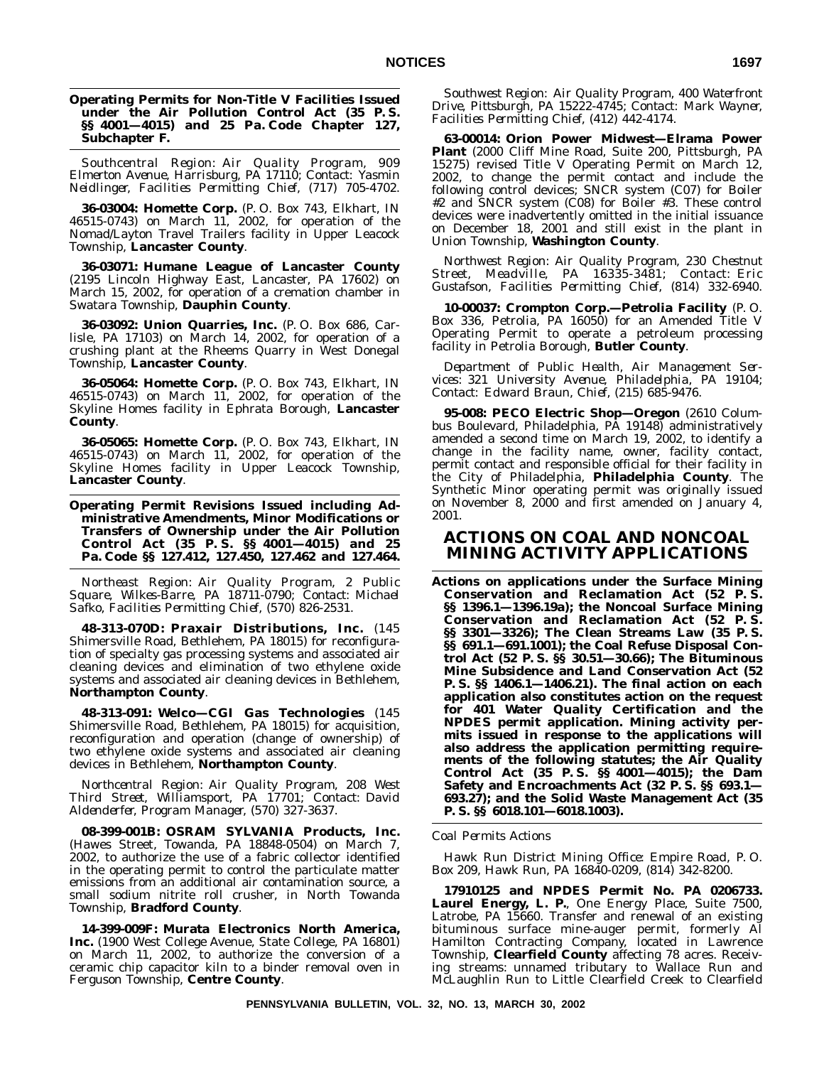**Operating Permits for Non-Title V Facilities Issued under the Air Pollution Control Act (35 P. S. §§ 4001—4015) and 25 Pa. Code Chapter 127, Subchapter F.**

*Southcentral Region: Air Quality Program, 909 Elmerton Avenue, Harrisburg, PA 17110; Contact: Yasmin Neidlinger, Facilities Permitting Chief, (717) 705-4702.*

**36-03004: Homette Corp.** (P. O. Box 743, Elkhart, IN 46515-0743) on March 11, 2002, for operation of the Nomad/Layton Travel Trailers facility in Upper Leacock Township, **Lancaster County**.

**36-03071: Humane League of Lancaster County** (2195 Lincoln Highway East, Lancaster, PA 17602) on March 15, 2002, for operation of a cremation chamber in Swatara Township, **Dauphin County**.

**36-03092: Union Quarries, Inc.** (P. O. Box 686, Carlisle, PA 17103) on March 14, 2002, for operation of a crushing plant at the Rheems Quarry in West Donegal Township, **Lancaster County**.

**36-05064: Homette Corp.** (P. O. Box 743, Elkhart, IN 46515-0743) on March 11, 2002, for operation of the Skyline Homes facility in Ephrata Borough, **Lancaster County**.

**36-05065: Homette Corp.** (P. O. Box 743, Elkhart, IN 46515-0743) on March 11, 2002, for operation of the Skyline Homes facility in Upper Leacock Township, **Lancaster County**.

**Operating Permit Revisions Issued including Administrative Amendments, Minor Modifications or Transfers of Ownership under the Air Pollution Control Act (35 P. S. §§ 4001—4015) and 25 Pa. Code §§ 127.412, 127.450, 127.462 and 127.464.**

*Northeast Region: Air Quality Program, 2 Public Square, Wilkes-Barre, PA 18711-0790; Contact: Michael Safko, Facilities Permitting Chief, (570) 826-2531.*

**48-313-070D: Praxair Distributions, Inc.** (145 Shimersville Road, Bethlehem, PA 18015) for reconfiguration of specialty gas processing systems and associated air cleaning devices and elimination of two ethylene oxide systems and associated air cleaning devices in Bethlehem, **Northampton County**.

**48-313-091: Welco—CGI Gas Technologies** (145 Shimersville Road, Bethlehem, PA 18015) for acquisition, reconfiguration and operation (change of ownership) of two ethylene oxide systems and associated air cleaning devices in Bethlehem, **Northampton County**.

*Northcentral Region: Air Quality Program, 208 West Third Street, Williamsport, PA 17701; Contact: David Aldenderfer, Program Manager, (570) 327-3637.*

**08-399-001B: OSRAM SYLVANIA Products, Inc.** (Hawes Street, Towanda, PA 18848-0504) on March 7, 2002, to authorize the use of a fabric collector identified in the operating permit to control the particulate matter emissions from an additional air contamination source, a small sodium nitrite roll crusher, in North Towanda Township, **Bradford County**.

**14-399-009F: Murata Electronics North America, Inc.** (1900 West College Avenue, State College, PA 16801) on March 11, 2002, to authorize the conversion of a ceramic chip capacitor kiln to a binder removal oven in Ferguson Township, **Centre County**.

*Southwest Region: Air Quality Program, 400 Waterfront Drive, Pittsburgh, PA 15222-4745; Contact: Mark Wayner, Facilities Permitting Chief, (412) 442-4174.*

**63-00014: Orion Power Midwest—Elrama Power Plant** (2000 Cliff Mine Road, Suite 200, Pittsburgh, PA 15275) revised Title V Operating Permit on March 12, 2002, to change the permit contact and include the following control devices; SNCR system (C07) for Boiler #2 and SNCR system (C08) for Boiler #3. These control devices were inadvertently omitted in the initial issuance on December 18, 2001 and still exist in the plant in Union Township, **Washington County**.

*Northwest Region: Air Quality Program, 230 Chestnut Street, Meadville, PA 16335-3481; Contact: Eric Gustafson, Facilities Permitting Chief, (814) 332-6940.*

**10-00037: Crompton Corp.—Petrolia Facility** (P. O. Box 336, Petrolia, PA 16050) for an Amended Title V Operating Permit to operate a petroleum processing facility in Petrolia Borough, **Butler County**.

*Department of Public Health, Air Management Services: 321 University Avenue, Philadelphia, PA 19104; Contact: Edward Braun, Chief, (215) 685-9476.*

**95-008: PECO Electric Shop—Oregon** (2610 Columbus Boulevard, Philadelphia, PA 19148) administratively amended a second time on March 19, 2002, to identify a change in the facility name, owner, facility contact, permit contact and responsible official for their facility in the City of Philadelphia, **Philadelphia County**. The Synthetic Minor operating permit was originally issued on November 8, 2000 and first amended on January 4, 2001.

# ACTIONS ON COAL AND NONCOAL MINING ACTIVITY APPLICATIONS

**Actions on applications under the Surface Mining Conservation and Reclamation Act (52 P. S. §§ 1396.1—1396.19a); the Noncoal Surface Mining Conservation and Reclamation Act (52 P. S. §§ 3301—3326); The Clean Streams Law (35 P. S. §§ 691.1—691.1001); the Coal Refuse Disposal Control Act (52 P. S. §§ 30.51—30.66); The Bituminous Mine Subsidence and Land Conservation Act (52 P. S. §§ 1406.1—1406.21). The final action on each application also constitutes action on the request for 401 Water Quality Certification and the NPDES permit application. Mining activity permits issued in response to the applications will also address the application permitting requirements of the following statutes; the Air Quality Control Act (35 P. S. §§ 4001—4015); the Dam Safety and Encroachments Act (32 P. S. §§ 693.1—693.27); and the Solid Waste Management Act (35 P. S. §§ 6018.101—6018.1003).**

*Coal Permits Actions*

Hawk Run District Mining Office: Empire Road, P. O. Box 209, Hawk Run, PA 16840-0209, (814) 342-8200.

**17910125 and NPDES Permit No. PA 0206733. Laurel Energy, L. P.**, One Energy Place, Suite 7500, Latrobe, PA 15660. Transfer and renewal of an existing bituminous surface mine-auger permit, formerly Al Hamilton Contracting Company, located in Lawrence Township, **Clearfield County** affecting 78 acres. Receiving streams: unnamed tributary to Wallace Run and McLaughlin Run to Little Clearfield Creek to Clearfield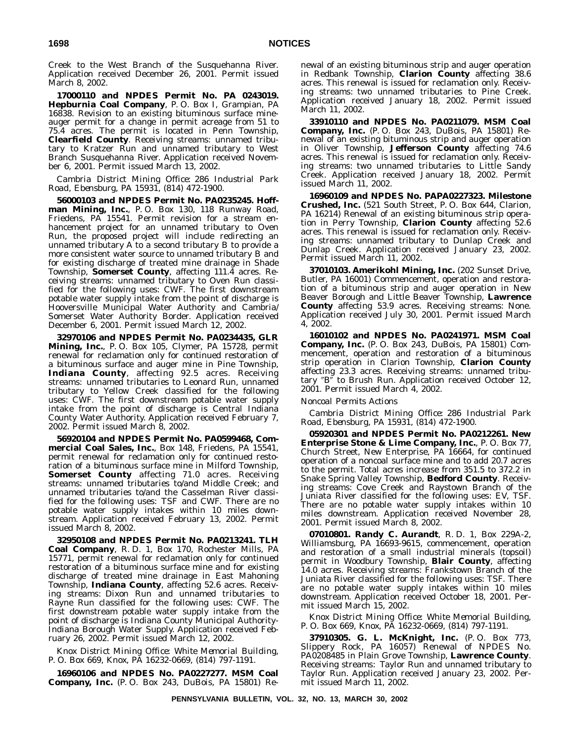Creek to the West Branch of the Susquehanna River. Application received December 26, 2001. Permit issued March 8, 2002.

**17000110 and NPDES Permit No. PA 0243019. Hepburnia Coal Company**, P. O. Box I, Grampian, PA 16838. Revision to an existing bituminous surface mine-auger permit for a change in permit acreage from 51 to 75.4 acres. The permit is located in Penn Township, **Clearfield County**. Receiving streams: unnamed tributary to Kratzer Run and unnamed tributary to West Branch Susquehanna River. Application received November 6, 2001. Permit issued March 13, 2002.

*Cambria District Mining Office: 286 Industrial Park Road, Ebensburg, PA 15931, (814) 472-1900.*

**56000103 and NPDES Permit No. PA0235245. Hoffman Mining, Inc.**, P. O. Box 130, 118 Runway Road, Friedens, PA 15541. Permit revision for a stream enhancement project for an unnamed tributary to Oven Run, the proposed project will include redirecting an unnamed tributary A to a second tributary B to provide a more consistent water source to unnamed tributary B and for existing discharge of treated mine drainage in Shade Township, **Somerset County**, affecting 111.4 acres. Receiving streams: unnamed tributary to Oven Run classified for the following uses: CWF. The first downstream potable water supply intake from the point of discharge is Hooversville Municipal Water Authority and Cambria/Somerset Water Authority Border. Application received December 6, 2001. Permit issued March 12, 2002.

**32970106 and NPDES Permit No. PA0234435, GLR Mining, Inc.**, P. O. Box 105, Clymer, PA 15728, permit renewal for reclamation only for continued restoration of a bituminous surface and auger mine in Pine Township, **Indiana County**, affecting 92.5 acres. Receiving streams: unnamed tributaries to Leonard Run, unnamed tributary to Yellow Creek classified for the following uses: CWF. The first downstream potable water supply intake from the point of discharge is Central Indiana County Water Authority. Application received February 7, 2002. Permit issued March 8, 2002.

**56920104 and NPDES Permit No. PA0599468, Commercial Coal Sales, Inc.**, Box 148, Friedens, PA 15541, permit renewal for reclamation only for continued restoration of a bituminous surface mine in Milford Township, **Somerset County** affecting 71.0 acres. Receiving streams: unnamed tributaries to/and Middle Creek; and unnamed tributaries to/and the Casselman River classified for the following uses: TSF and CWF. There are no potable water supply intakes within 10 miles downstream. Application received February 13, 2002. Permit issued March 8, 2002.

**32950108 and NPDES Permit No. PA0213241. TLH Coal Company**, R. D. 1, Box 170, Rochester Mills, PA 15771, permit renewal for reclamation only for continued restoration of a bituminous surface mine and for existing discharge of treated mine drainage in East Mahoning Township, **Indiana County**, affecting 52.6 acres. Receiving streams: Dixon Run and unnamed tributaries to Rayne Run classified for the following uses: CWF. The first downstream potable water supply intake from the point of discharge is Indiana County Municipal Authority-Indiana Borough Water Supply. Application received February 26, 2002. Permit issued March 12, 2002.

*Knox District Mining Office: White Memorial Building, P. O. Box 669, Knox, PA 16232-0669, (814) 797-1191.*

**16960106 and NPDES No. PA0227277. MSM Coal Company, Inc.** (P. O. Box 243, DuBois, PA 15801) Renewal of an existing bituminous strip and auger operation in Redbank Township, **Clarion County** affecting 38.6 acres. This renewal is issued for reclamation only. Receiving streams: two unnamed tributaries to Pine Creek. Application received January 18, 2002. Permit issued March 11, 2002.

**33910110 and NPDES No. PA0211079. MSM Coal Company, Inc.** (P. O. Box 243, DuBois, PA 15801) Renewal of an existing bituminous strip and auger operation in Oliver Township, **Jefferson County** affecting 74.6 acres. This renewal is issued for reclamation only. Receiving streams: two unnamed tributaries to Little Sandy Creek. Application received January 18, 2002. Permit issued March 11, 2002.

**16960109 and NPDES No. PAPA0227323. Milestone Crushed, Inc.** (521 South Street, P. O. Box 644, Clarion, PA 16214) Renewal of an existing bituminous strip operation in Perry Township, **Clarion County** affecting 52.6 acres. This renewal is issued for reclamation only. Receiving streams: unnamed tributary to Dunlap Creek and Dunlap Creek. Application received January 23, 2002. Permit issued March 11, 2002.

**37010103. Amerikohl Mining, Inc.** (202 Sunset Drive, Butler, PA 16001) Commencement, operation and restoration of a bituminous strip and auger operation in New Beaver Borough and Little Beaver Township, **Lawrence County** affecting 53.9 acres. Receiving streams: None. Application received July 30, 2001. Permit issued March 4, 2002.

**16010102 and NPDES No. PA0241971. MSM Coal Company, Inc.** (P. O. Box 243, DuBois, PA 15801) Commencement, operation and restoration of a bituminous strip operation in Clarion Township, **Clarion County** affecting 23.3 acres. Receiving streams: unnamed tributary "B" to Brush Run. Application received October 12, 2001. Permit issued March 4, 2002.

*Noncoal Permits Actions*

*Cambria District Mining Office: 286 Industrial Park Road, Ebensburg, PA 15931, (814) 472-1900.*

**05920301 and NPDES Permit No. PA0212261. New Enterprise Stone & Lime Company, Inc.**, P. O. Box 77, Church Street, New Enterprise, PA 16664, for continued operation of a noncoal surface mine and to add 20.7 acres to the permit. Total acres increase from 351.5 to 372.2 in Snake Spring Valley Township, **Bedford County**. Receiving streams: Cove Creek and Raystown Branch of the Juniata River classified for the following uses: EV, TSF. There are no potable water supply intakes within 10 miles downstream. Application received November 28, 2001. Permit issued March 8, 2002.

**07010801. Randy C. Aurandt**, R. D. 1, Box 229A-2, Williamsburg, PA 16693-9615, commencement, operation and restoration of a small industrial minerals (topsoil) permit in Woodbury Township, **Blair County**, affecting 14.0 acres. Receiving streams: Frankstown Branch of the Juniata River classified for the following uses: TSF. There are no potable water supply intakes within 10 miles downstream. Application received October 18, 2001. Permit issued March 15, 2002.

*Knox District Mining Office: White Memorial Building, P. O. Box 669, Knox, PA 16232-0669, (814) 797-1191.*

**37910305. G. L. McKnight, Inc.** (P. O. Box 773, Slippery Rock, PA 16057) Renewal of NPDES No. PA0208485 in Plain Grove Township, **Lawrence County**. Receiving streams: Taylor Run and unnamed tributary to Taylor Run. Application received January 23, 2002. Permit issued March 11, 2002.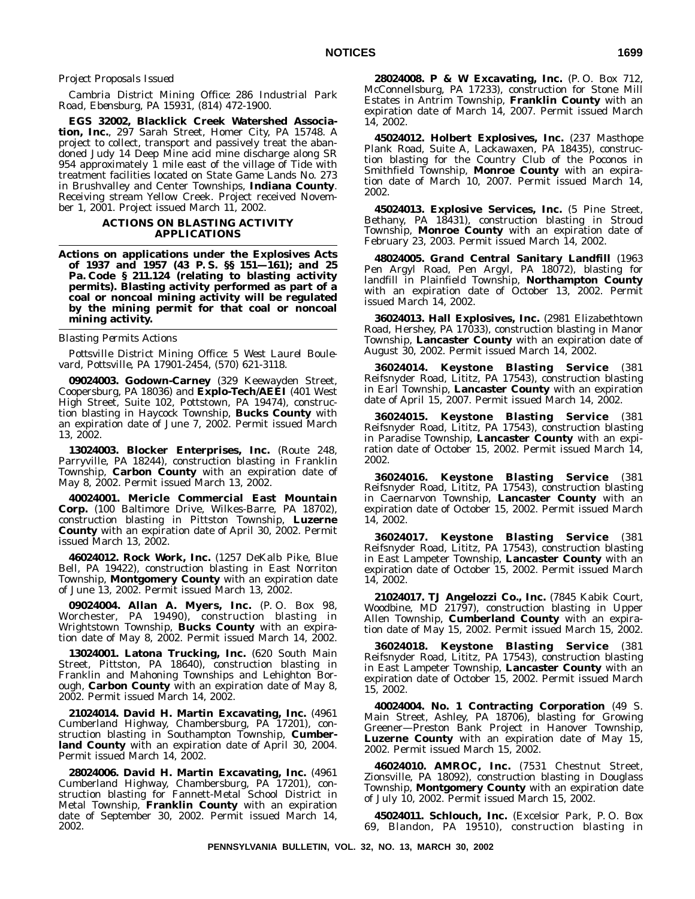*Project Proposals Issued*

*Cambria District Mining Office: 286 Industrial Park Road, Ebensburg, PA 15931, (814) 472-1900.*

**EGS 32002, Blacklick Creek Watershed Association, Inc.**, 297 Sarah Street, Homer City, PA 15748. A project to collect, transport and passively treat the abandoned Judy 14 Deep Mine acid mine discharge along SR 954 approximately 1 mile east of the village of Tide with treatment facilities located on State Game Lands No. 273 in Brushvalley and Center Townships, **Indiana County**. Receiving stream Yellow Creek. Project received November 1, 2001. Project issued March 11, 2002.

## ACTIONS ON BLASTING ACTIVITY APPLICATIONS

**Actions on applications under the Explosives Acts of 1937 and 1957 (43 P. S. §§ 151—161); and 25 Pa. Code § 211.124 (relating to blasting activity permits). Blasting activity performed as part of a coal or noncoal mining activity will be regulated by the mining permit for that coal or noncoal mining activity.**

*Blasting Permits Actions*

*Pottsville District Mining Office: 5 West Laurel Boulevard, Pottsville, PA 17901-2454, (570) 621-3118.*

**09024003. Godown-Carney** (329 Keewayden Street, Coopersburg, PA 18036) and **Explo-Tech/AEEI** (401 West High Street, Suite 102, Pottstown, PA 19474), construction blasting in Haycock Township, **Bucks County** with an expiration date of June 7, 2002. Permit issued March 13, 2002.

**13024003. Blocker Enterprises, Inc.** (Route 248, Parryville, PA 18244), construction blasting in Franklin Township, **Carbon County** with an expiration date of May 8, 2002. Permit issued March 13, 2002.

**40024001. Mericle Commercial East Mountain Corp.** (100 Baltimore Drive, Wilkes-Barre, PA 18702), construction blasting in Pittston Township, **Luzerne County** with an expiration date of April 30, 2002. Permit issued March 13, 2002.

**46024012. Rock Work, Inc.** (1257 DeKalb Pike, Blue Bell, PA 19422), construction blasting in East Norriton Township, **Montgomery County** with an expiration date of June 13, 2002. Permit issued March 13, 2002.

**09024004. Allan A. Myers, Inc.** (P. O. Box 98, Worchester, PA 19490), construction blasting in Wrightstown Township, **Bucks County** with an expiration date of May 8, 2002. Permit issued March 14, 2002.

**13024001. Latona Trucking, Inc.** (620 South Main Street, Pittston, PA 18640), construction blasting in Franklin and Mahoning Townships and Lehighton Borough, **Carbon County** with an expiration date of May 8, 2002. Permit issued March 14, 2002.

**21024014. David H. Martin Excavating, Inc.** (4961 Cumberland Highway, Chambersburg, PA 17201), construction blasting in Southampton Township, **Cumberland County** with an expiration date of April 30, 2004. Permit issued March 14, 2002.

**28024006. David H. Martin Excavating, Inc.** (4961 Cumberland Highway, Chambersburg, PA 17201), construction blasting for Fannett-Metal School District in Metal Township, **Franklin County** with an expiration date of September 30, 2002. Permit issued March 14, 2002.

**28024008. P & W Excavating, Inc.** (P. O. Box 712, McConnellsburg, PA 17233), construction for Stone Mill Estates in Antrim Township, **Franklin County** with an expiration date of March 14, 2007. Permit issued March 14, 2002.

**45024012. Holbert Explosives, Inc.** (237 Masthope Plank Road, Suite A, Lackawaxen, PA 18435), construction blasting for the Country Club of the Poconos in Smithfield Township, **Monroe County** with an expiration date of March 10, 2007. Permit issued March 14, 2002.

**45024013. Explosive Services, Inc.** (5 Pine Street, Bethany, PA 18431), construction blasting in Stroud Township, **Monroe County** with an expiration date of February 23, 2003. Permit issued March 14, 2002.

**48024005. Grand Central Sanitary Landfill** (1963 Pen Argyl Road, Pen Argyl, PA 18072), blasting for landfill in Plainfield Township, **Northampton County** with an expiration date of October 13, 2002. Permit issued March 14, 2002.

**36024013. Hall Explosives, Inc.** (2981 Elizabethtown Road, Hershey, PA 17033), construction blasting in Manor Township, **Lancaster County** with an expiration date of August 30, 2002. Permit issued March 14, 2002.

**36024014. Keystone Blasting Service** (381 Reifsnyder Road, Lititz, PA 17543), construction blasting in Earl Township, **Lancaster County** with an expiration date of April 15, 2007. Permit issued March 14, 2002.

**36024015. Keystone Blasting Service** (381 Reifsnyder Road, Lititz, PA 17543), construction blasting in Paradise Township, **Lancaster County** with an expiration date of October 15, 2002. Permit issued March 14, 2002.

**36024016. Keystone Blasting Service** (381 Reifsnyder Road, Lititz, PA 17543), construction blasting in Caernarvon Township, **Lancaster County** with an expiration date of October 15, 2002. Permit issued March 14, 2002.

**36024017. Keystone Blasting Service** (381 Reifsnyder Road, Lititz, PA 17543), construction blasting in East Lampeter Township, **Lancaster County** with an expiration date of October 15, 2002. Permit issued March 14, 2002.

**21024017. TJ Angelozzi Co., Inc.** (7845 Kabik Court, Woodbine, MD 21797), construction blasting in Upper Allen Township, **Cumberland County** with an expiration date of May 15, 2002. Permit issued March 15, 2002.

**36024018. Keystone Blasting Service** (381 Reifsnyder Road, Lititz, PA 17543), construction blasting in East Lampeter Township, **Lancaster County** with an expiration date of October 15, 2002. Permit issued March 15, 2002.

**40024004. No. 1 Contracting Corporation** (49 S. Main Street, Ashley, PA 18706), blasting for Growing Greener—Preston Bank Project in Hanover Township, **Luzerne County** with an expiration date of May 15, 2002. Permit issued March 15, 2002.

**46024010. AMROC, Inc.** (7531 Chestnut Street, Zionsville, PA 18092), construction blasting in Douglass Township, **Montgomery County** with an expiration date of July 10, 2002. Permit issued March 15, 2002.

**45024011. Schlouch, Inc.** (Excelsior Park, P. O. Box 69, Blandon, PA 19510), construction blasting in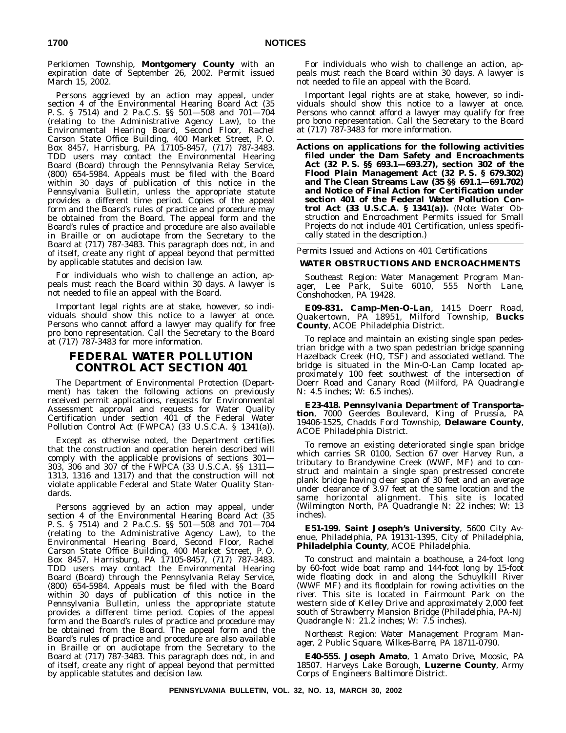Perkiomen Township, **Montgomery County** with an expiration date of September 26, 2002. Permit issued March 15, 2002.

Persons aggrieved by an action may appeal, under section 4 of the Environmental Hearing Board Act (35 P. S. § 7514) and 2 Pa.C.S. §§ 501—508 and 701—704 (relating to the Administrative Agency Law), to the Environmental Hearing Board, Second Floor, Rachel Carson State Office Building, 400 Market Street, P. O. Box 8457, Harrisburg, PA 17105-8457, (717) 787-3483. TDD users may contact the Environmental Hearing Board (Board) through the Pennsylvania Relay Service, (800) 654-5984. Appeals must be filed with the Board within 30 days of publication of this notice in the *Pennsylvania Bulletin*, unless the appropriate statute provides a different time period. Copies of the appeal form and the Board's rules of practice and procedure may be obtained from the Board. The appeal form and the Board's rules of practice and procedure are also available in Braille or on audiotape from the Secretary to the Board at (717) 787-3483. This paragraph does not, in and of itself, create any right of appeal beyond that permitted by applicable statutes and decision law.

For individuals who wish to challenge an action, appeals must reach the Board within 30 days. A lawyer is not needed to file an appeal with the Board.

Important legal rights are at stake, however, so individuals should show this notice to a lawyer at once. Persons who cannot afford a lawyer may qualify for free pro bono representation. Call the Secretary to the Board at (717) 787-3483 for more information.

# FEDERAL WATER POLLUTION CONTROL ACT SECTION 401

The Department of Environmental Protection (Department) has taken the following actions on previously received permit applications, requests for Environmental Assessment approval and requests for Water Quality Certification under section 401 of the Federal Water Pollution Control Act (FWPCA) (33 U.S.C.A. § 1341(a)).

Except as otherwise noted, the Department certifies that the construction and operation herein described will comply with the applicable provisions of sections 301—303, 306 and 307 of the FWPCA (33 U.S.C.A. §§ 1311—1313, 1316 and 1317) and that the construction will not violate applicable Federal and State Water Quality Standards.

Persons aggrieved by an action may appeal, under section 4 of the Environmental Hearing Board Act (35 P. S. § 7514) and 2 Pa.C.S. §§ 501—508 and 701—704 (relating to the Administrative Agency Law), to the Environmental Hearing Board, Second Floor, Rachel Carson State Office Building, 400 Market Street, P. O. Box 8457, Harrisburg, PA 17105-8457, (717) 787-3483. TDD users may contact the Environmental Hearing Board (Board) through the Pennsylvania Relay Service, (800) 654-5984. Appeals must be filed with the Board within 30 days of publication of this notice in the *Pennsylvania Bulletin*, unless the appropriate statute provides a different time period. Copies of the appeal form and the Board's rules of practice and procedure may be obtained from the Board. The appeal form and the Board's rules of practice and procedure are also available in Braille or on audiotape from the Secretary to the Board at (717) 787-3483. This paragraph does not, in and of itself, create any right of appeal beyond that permitted by applicable statutes and decision law.

For individuals who wish to challenge an action, appeals must reach the Board within 30 days. A lawyer is not needed to file an appeal with the Board.

Important legal rights are at stake, however, so individuals should show this notice to a lawyer at once. Persons who cannot afford a lawyer may qualify for free pro bono representation. Call the Secretary to the Board at (717) 787-3483 for more information.

**Actions on applications for the following activities filed under the Dam Safety and Encroachments Act (32 P. S. §§ 693.1—693.27), section 302 of the Flood Plain Management Act (32 P. S. § 679.302) and The Clean Streams Law (35 §§ 691.1—691.702) and Notice of Final Action for Certification under section 401 of the Federal Water Pollution Control Act (33 U.S.C.A. § 1341(a)).** (Note: Water Obstruction and Encroachment Permits issued for Small Projects do not include 401 Certification, unless specifically stated in the description.)

*Permits Issued and Actions on 401 Certifications*

### WATER OBSTRUCTIONS AND ENCROACHMENTS

*Southeast Region: Water Management Program Manager, Lee Park, Suite 6010, 555 North Lane, Conshohocken, PA 19428.*

**E09-831. Camp-Men-O-Lan**, 1415 Doerr Road, Quakertown, PA 18951, Milford Township, **Bucks County**, ACOE Philadelphia District.

To replace and maintain an existing single span pedestrian bridge with a two span pedestrian bridge spanning Hazelback Creek (HQ, TSF) and associated wetland. The bridge is situated in the Min-O-Lan Camp located approximately 100 feet southwest of the intersection of Doerr Road and Canary Road (Milford, PA Quadrangle N: 4.5 inches; W: 6.5 inches).

**E23-418. Pennsylvania Department of Transportation**, 7000 Geerdes Boulevard, King of Prussia, PA 19406-1525, Chadds Ford Township, **Delaware County**, ACOE Philadelphia District.

To remove an existing deteriorated single span bridge which carries SR 0100, Section 67 over Harvey Run, a tributary to Brandywine Creek (WWF, MF) and to construct and maintain a single span prestressed concrete plank bridge having clear span of 30 feet and an average under clearance of 3.97 feet at the same location and the same horizontal alignment. This site is located (Wilmington North, PA Quadrangle N: 22 inches; W: 13 inches).

**E51-199. Saint Joseph's University**, 5600 City Avenue, Philadelphia, PA 19131-1395, City of Philadelphia, **Philadelphia County**, ACOE Philadelphia.

To construct and maintain a boathouse, a 24-foot long by 60-foot wide boat ramp and 144-foot long by 15-foot wide floating dock in and along the Schuylkill River (WWF MF) and its floodplain for rowing activities on the river. This site is located in Fairmount Park on the western side of Kelley Drive and approximately 2,000 feet south of Strawberry Mansion Bridge (Philadelphia, PA-NJ Quadrangle N: 21.2 inches; W: 7.5 inches).

*Northeast Region: Water Management Program Manager, 2 Public Square, Wilkes-Barre, PA 18711-0790.*

**E40-555. Joseph Amato**, 1 Amato Drive, Moosic, PA 18507. Harveys Lake Borough, **Luzerne County**, Army Corps of Engineers Baltimore District.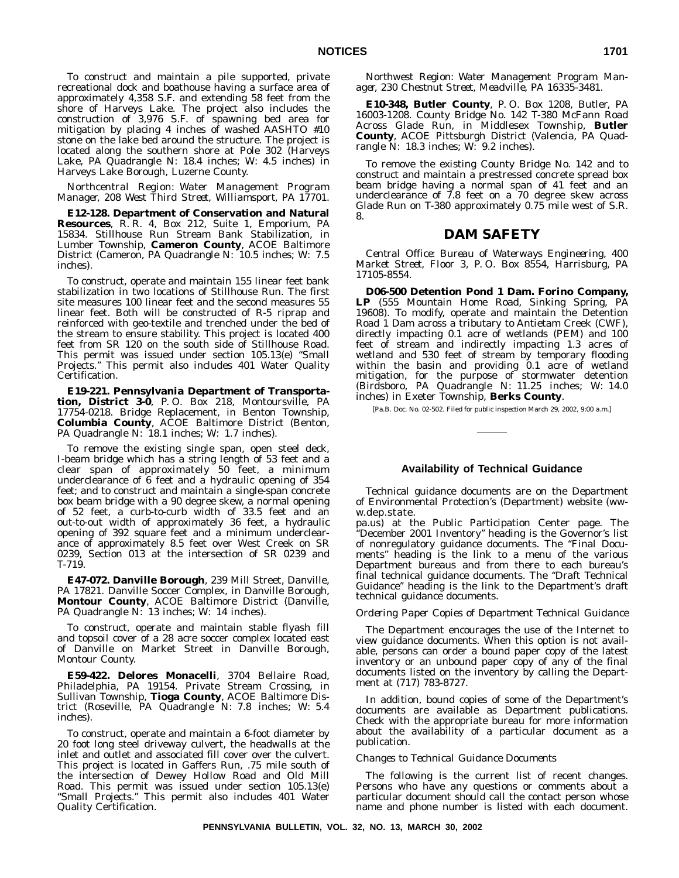To construct and maintain a pile supported, private recreational dock and boathouse having a surface area of approximately 4,358 S.F. and extending 58 feet from the shore of Harveys Lake. The project also includes the construction of 3,976 S.F. of spawning bed area for mitigation by placing 4 inches of washed AASHTO #10 stone on the lake bed around the structure. The project is located along the southern shore at Pole 302 (Harveys Lake, PA Quadrangle N: 18.4 inches; W: 4.5 inches) in Harveys Lake Borough, Luzerne County.

*Northcentral Region: Water Management Program Manager, 208 West Third Street, Williamsport, PA 17701.*

**E12-128. Department of Conservation and Natural Resources**, R. R. 4, Box 212, Suite 1, Emporium, PA 15834. Stillhouse Run Stream Bank Stabilization, in Lumber Township, **Cameron County**, ACOE Baltimore District (Cameron, PA Quadrangle N: 10.5 inches; W: 7.5 inches).

To construct, operate and maintain 155 linear feet bank stabilization in two locations of Stillhouse Run. The first site measures 100 linear feet and the second measures 55 linear feet. Both will be constructed of R-5 riprap and reinforced with geo-textile and trenched under the bed of the stream to ensure stability. This project is located 400 feet from SR 120 on the south side of Stillhouse Road. This permit was issued under section 105.13(e) "Small Projects." This permit also includes 401 Water Quality Certification.

**E19-221. Pennsylvania Department of Transportation, District 3-0**, P. O. Box 218, Montoursville, PA 17754-0218. Bridge Replacement, in Benton Township, **Columbia County**, ACOE Baltimore District (Benton, PA Quadrangle N: 18.1 inches; W: 1.7 inches).

To remove the existing single span, open steel deck, I-beam bridge which has a string length of 53 feet and a clear span of approximately 50 feet, a minimum underclearance of 6 feet and a hydraulic opening of 354 feet; and to construct and maintain a single-span concrete box beam bridge with a 90 degree skew, a normal opening of 52 feet, a curb-to-curb width of 33.5 feet and an out-to-out width of approximately 36 feet, a hydraulic opening of 392 square feet and a minimum underclearance of approximately 8.5 feet over West Creek on SR 0239, Section 013 at the intersection of SR 0239 and T-719.

**E47-072. Danville Borough**, 239 Mill Street, Danville, PA 17821. Danville Soccer Complex, in Danville Borough, **Montour County**, ACOE Baltimore District (Danville, PA Quadrangle N: 13 inches; W: 14 inches).

To construct, operate and maintain stable flyash fill and topsoil cover of a 28 acre soccer complex located east of Danville on Market Street in Danville Borough, Montour County.

**E59-422. Delores Monacelli**, 3704 Bellaire Road, Philadelphia, PA 19154. Private Stream Crossing, in Sullivan Township, **Tioga County**, ACOE Baltimore District (Roseville, PA Quadrangle N: 7.8 inches; W: 5.4 inches).

To construct, operate and maintain a 6-foot diameter by 20 foot long steel driveway culvert, the headwalls at the inlet and outlet and associated fill cover over the culvert. This project is located in Gaffers Run, .75 mile south of the intersection of Dewey Hollow Road and Old Mill Road. This permit was issued under section 105.13(e) "Small Projects." This permit also includes 401 Water Quality Certification.

*Northwest Region: Water Management Program Manager, 230 Chestnut Street, Meadville, PA 16335-3481.*

**E10-348, Butler County**, P. O. Box 1208, Butler, PA 16003-1208. County Bridge No. 142 T-380 McFann Road Across Glade Run, in Middlesex Township, **Butler County**, ACOE Pittsburgh District (Valencia, PA Quadrangle N: 18.3 inches; W: 9.2 inches).

To remove the existing County Bridge No. 142 and to construct and maintain a prestressed concrete spread box beam bridge having a normal span of 41 feet and an underclearance of 7.8 feet on a 70 degree skew across Glade Run on T-380 approximately 0.75 mile west of S.R. 8.

## DAM SAFETY

*Central Office: Bureau of Waterways Engineering, 400 Market Street, Floor 3, P. O. Box 8554, Harrisburg, PA 17105-8554.*

**D06-500 Detention Pond 1 Dam. Forino Company, LP** (555 Mountain Home Road, Sinking Spring, PA 19608). To modify, operate and maintain the Detention Road 1 Dam across a tributary to Antietam Creek (CWF), directly impacting 0.1 acre of wetlands (PEM) and 100 feet of stream and indirectly impacting 1.3 acres of wetland and 530 feet of stream by temporary flooding within the basin and providing 0.1 acre of wetland mitigation, for the purpose of stormwater detention (Birdsboro, PA Quadrangle N: 11.25 inches; W: 14.0 inches) in Exeter Township, **Berks County**.

[Pa.B. Doc. No. 02-502. Filed for public inspection March 29, 2002, 9:00 a.m.]

---

### Availability of Technical Guidance

Technical guidance documents are on the Department of Environmental Protection's (Department) website (www.dep.state.pa.us) at the Public Participation Center page. The "December 2001 Inventory" heading is the Governor's list of nonregulatory guidance documents. The "Final Documents" heading is the link to a menu of the various Department bureaus and from there to each bureau's final technical guidance documents. The "Draft Technical Guidance" heading is the link to the Department's draft technical guidance documents.

*Ordering Paper Copies of Department Technical Guidance*

The Department encourages the use of the Internet to view guidance documents. When this option is not available, persons can order a bound paper copy of the latest inventory or an unbound paper copy of any of the final documents listed on the inventory by calling the Department at (717) 783-8727.

In addition, bound copies of some of the Department's documents are available as Department publications. Check with the appropriate bureau for more information about the availability of a particular document as a publication.

*Changes to Technical Guidance Documents*

The following is the current list of recent changes. Persons who have any questions or comments about a particular document should call the contact person whose name and phone number is listed with each document.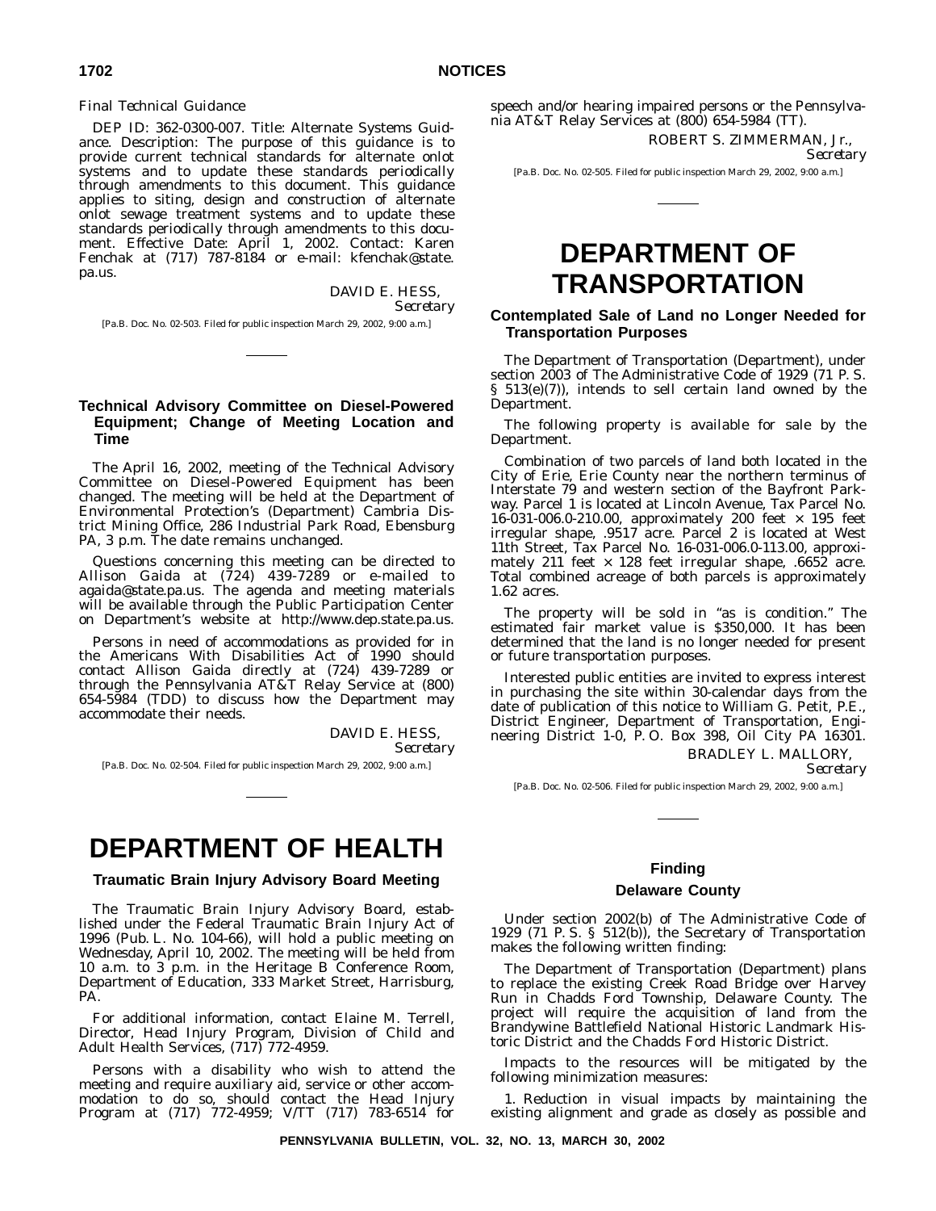*Final Technical Guidance*

DEP ID: 362-0300-007. Title: Alternate Systems Guidance. Description: The purpose of this guidance is to provide current technical standards for alternate onlot systems and to update these standards periodically through amendments to this document. This guidance applies to siting, design and construction of alternate onlot sewage treatment systems and to update these standards periodically through amendments to this document. Effective Date: April 1, 2002. Contact: Karen Fenchak at (717) 787-8184 or e-mail: kfenchak@state.pa.us.

DAVID E. HESS,
*Secretary*

[Pa.B. Doc. No. 02-503. Filed for public inspection March 29, 2002, 9:00 a.m.]

---

### Technical Advisory Committee on Diesel-Powered Equipment; Change of Meeting Location and Time

The April 16, 2002, meeting of the Technical Advisory Committee on Diesel-Powered Equipment has been changed. The meeting will be held at the Department of Environmental Protection's (Department) Cambria District Mining Office, 286 Industrial Park Road, Ebensburg PA, 3 p.m. The date remains unchanged.

Questions concerning this meeting can be directed to Allison Gaida at (724) 439-7289 or e-mailed to agaida@state.pa.us. The agenda and meeting materials will be available through the Public Participation Center on Department's website at http://www.dep.state.pa.us.

Persons in need of accommodations as provided for in the Americans With Disabilities Act of 1990 should contact Allison Gaida directly at (724) 439-7289 or through the Pennsylvania AT&T Relay Service at (800) 654-5984 (TDD) to discuss how the Department may accommodate their needs.

DAVID E. HESS,
*Secretary*

[Pa.B. Doc. No. 02-504. Filed for public inspection March 29, 2002, 9:00 a.m.]

---

# DEPARTMENT OF HEALTH

### Traumatic Brain Injury Advisory Board Meeting

The Traumatic Brain Injury Advisory Board, established under the Federal Traumatic Brain Injury Act of 1996 (Pub. L. No. 104-66), will hold a public meeting on Wednesday, April 10, 2002. The meeting will be held from 10 a.m. to 3 p.m. in the Heritage B Conference Room, Department of Education, 333 Market Street, Harrisburg, PA.

For additional information, contact Elaine M. Terrell, Director, Head Injury Program, Division of Child and Adult Health Services, (717) 772-4959.

Persons with a disability who wish to attend the meeting and require auxiliary aid, service or other accommodation to do so, should contact the Head Injury Program at (717) 772-4959; V/TT (717) 783-6514 for speech and/or hearing impaired persons or the Pennsylvania AT&T Relay Services at (800) 654-5984 (TT).

ROBERT S. ZIMMERMAN, Jr.,
*Secretary*

[Pa.B. Doc. No. 02-505. Filed for public inspection March 29, 2002, 9:00 a.m.]

---

# DEPARTMENT OF TRANSPORTATION

### Contemplated Sale of Land no Longer Needed for Transportation Purposes

The Department of Transportation (Department), under section 2003 of The Administrative Code of 1929 (71 P. S. § 513(e)(7)), intends to sell certain land owned by the Department.

The following property is available for sale by the Department.

Combination of two parcels of land both located in the City of Erie, Erie County near the northern terminus of Interstate 79 and western section of the Bayfront Parkway. Parcel 1 is located at Lincoln Avenue, Tax Parcel No. 16-031-006.0-210.00, approximately 200 feet × 195 feet irregular shape, .9517 acre. Parcel 2 is located at West 11th Street, Tax Parcel No. 16-031-006.0-113.00, approximately 211 feet × 128 feet irregular shape, .6652 acre. Total combined acreage of both parcels is approximately 1.62 acres.

The property will be sold in "as is condition." The estimated fair market value is $350,000. It has been determined that the land is no longer needed for present or future transportation purposes.

Interested public entities are invited to express interest in purchasing the site within 30-calendar days from the date of publication of this notice to William G. Petit, P.E., District Engineer, Department of Transportation, Engineering District 1-0, P. O. Box 398, Oil City PA 16301.

BRADLEY L. MALLORY,
*Secretary*

[Pa.B. Doc. No. 02-506. Filed for public inspection March 29, 2002, 9:00 a.m.]

---

### Finding
### Delaware County

Under section 2002(b) of The Administrative Code of 1929 (71 P. S. § 512(b)), the Secretary of Transportation makes the following written finding:

The Department of Transportation (Department) plans to replace the existing Creek Road Bridge over Harvey Run in Chadds Ford Township, Delaware County. The project will require the acquisition of land from the Brandywine Battlefield National Historic Landmark Historic District and the Chadds Ford Historic District.

Impacts to the resources will be mitigated by the following minimization measures:

1. Reduction in visual impacts by maintaining the existing alignment and grade as closely as possible and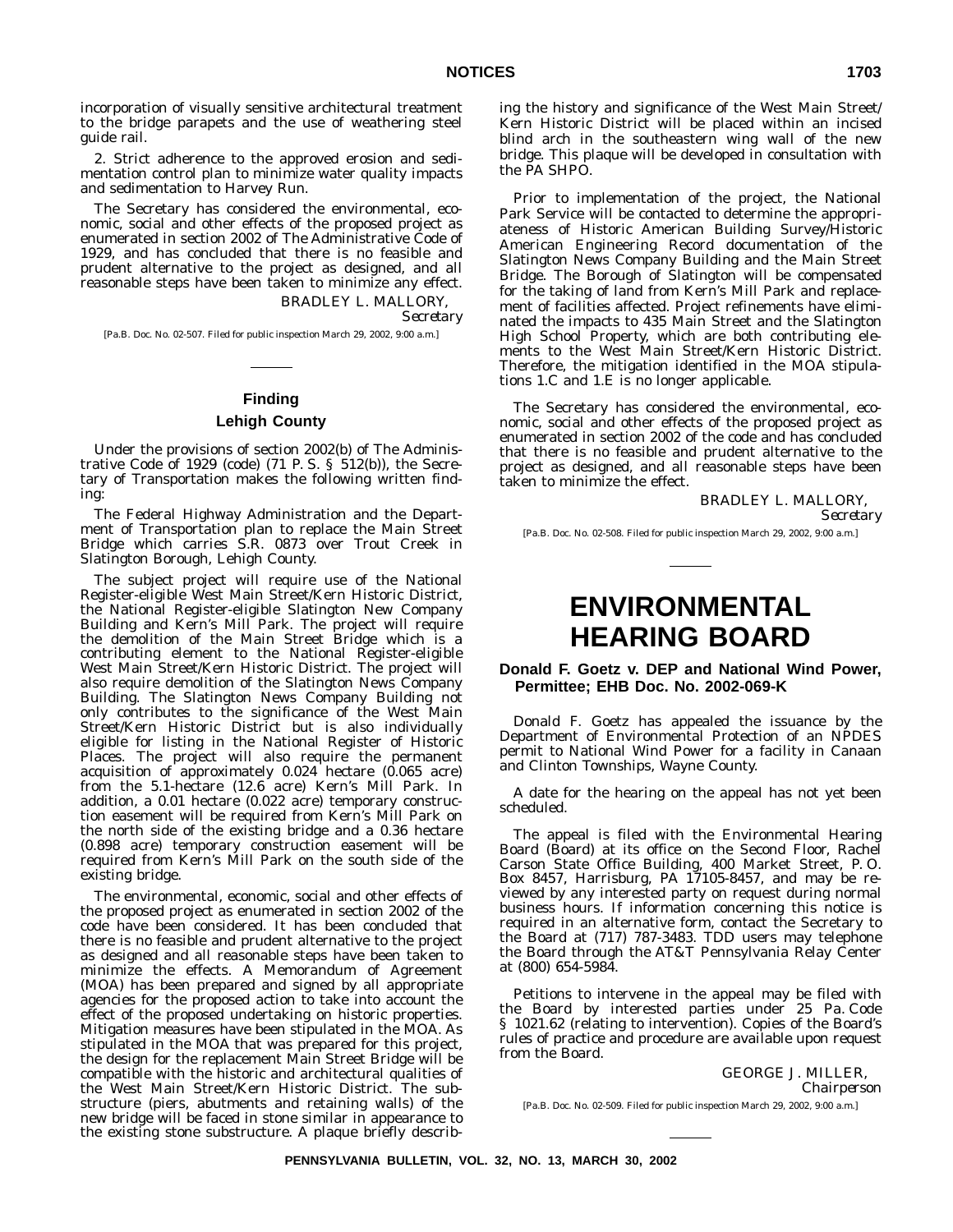incorporation of visually sensitive architectural treatment to the bridge parapets and the use of weathering steel guide rail.

2. Strict adherence to the approved erosion and sedimentation control plan to minimize water quality impacts and sedimentation to Harvey Run.

The Secretary has considered the environmental, economic, social and other effects of the proposed project as enumerated in section 2002 of The Administrative Code of 1929, and has concluded that there is no feasible and prudent alternative to the project as designed, and all reasonable steps have been taken to minimize any effect.

BRADLEY L. MALLORY,
*Secretary*

[Pa.B. Doc. No. 02-507. Filed for public inspection March 29, 2002, 9:00 a.m.]

---

## Finding

### Lehigh County

Under the provisions of section 2002(b) of The Administrative Code of 1929 (code) (71 P. S. § 512(b)), the Secretary of Transportation makes the following written finding:

The Federal Highway Administration and the Department of Transportation plan to replace the Main Street Bridge which carries S.R. 0873 over Trout Creek in Slatington Borough, Lehigh County.

The subject project will require use of the National Register-eligible West Main Street/Kern Historic District, the National Register-eligible Slatington New Company Building and Kern's Mill Park. The project will require the demolition of the Main Street Bridge which is a contributing element to the National Register-eligible West Main Street/Kern Historic District. The project will also require demolition of the Slatington News Company Building. The Slatington News Company Building not only contributes to the significance of the West Main Street/Kern Historic District but is also individually eligible for listing in the National Register of Historic Places. The project will also require the permanent acquisition of approximately 0.024 hectare (0.065 acre) from the 5.1-hectare (12.6 acre) Kern's Mill Park. In addition, a 0.01 hectare (0.022 acre) temporary construction easement will be required from Kern's Mill Park on the north side of the existing bridge and a 0.36 hectare (0.898 acre) temporary construction easement will be required from Kern's Mill Park on the south side of the existing bridge.

The environmental, economic, social and other effects of the proposed project as enumerated in section 2002 of the code have been considered. It has been concluded that there is no feasible and prudent alternative to the project as designed and all reasonable steps have been taken to minimize the effects. A Memorandum of Agreement (MOA) has been prepared and signed by all appropriate agencies for the proposed action to take into account the effect of the proposed undertaking on historic properties. Mitigation measures have been stipulated in the MOA. As stipulated in the MOA that was prepared for this project, the design for the replacement Main Street Bridge will be compatible with the historic and architectural qualities of the West Main Street/Kern Historic District. The substructure (piers, abutments and retaining walls) of the new bridge will be faced in stone similar in appearance to the existing stone substructure. A plaque briefly describing the history and significance of the West Main Street/Kern Historic District will be placed within an incised blind arch in the southeastern wing wall of the new bridge. This plaque will be developed in consultation with the PA SHPO.

Prior to implementation of the project, the National Park Service will be contacted to determine the appropriateness of Historic American Building Survey/Historic American Engineering Record documentation of the Slatington News Company Building and the Main Street Bridge. The Borough of Slatington will be compensated for the taking of land from Kern's Mill Park and replacement of facilities affected. Project refinements have eliminated the impacts to 435 Main Street and the Slatington High School Property, which are both contributing elements to the West Main Street/Kern Historic District. Therefore, the mitigation identified in the MOA stipulations 1.C and 1.E is no longer applicable.

The Secretary has considered the environmental, economic, social and other effects of the proposed project as enumerated in section 2002 of the code and has concluded that there is no feasible and prudent alternative to the project as designed, and all reasonable steps have been taken to minimize the effect.

BRADLEY L. MALLORY,
*Secretary*

[Pa.B. Doc. No. 02-508. Filed for public inspection March 29, 2002, 9:00 a.m.]

---

# ENVIRONMENTAL HEARING BOARD

### Donald F. Goetz v. DEP and National Wind Power, Permittee; EHB Doc. No. 2002-069-K

Donald F. Goetz has appealed the issuance by the Department of Environmental Protection of an NPDES permit to National Wind Power for a facility in Canaan and Clinton Townships, Wayne County.

A date for the hearing on the appeal has not yet been scheduled.

The appeal is filed with the Environmental Hearing Board (Board) at its office on the Second Floor, Rachel Carson State Office Building, 400 Market Street, P. O. Box 8457, Harrisburg, PA 17105-8457, and may be reviewed by any interested party on request during normal business hours. If information concerning this notice is required in an alternative form, contact the Secretary to the Board at (717) 787-3483. TDD users may telephone the Board through the AT&T Pennsylvania Relay Center at (800) 654-5984.

Petitions to intervene in the appeal may be filed with the Board by interested parties under 25 Pa. Code § 1021.62 (relating to intervention). Copies of the Board's rules of practice and procedure are available upon request from the Board.

GEORGE J. MILLER,
*Chairperson*

[Pa.B. Doc. No. 02-509. Filed for public inspection March 29, 2002, 9:00 a.m.]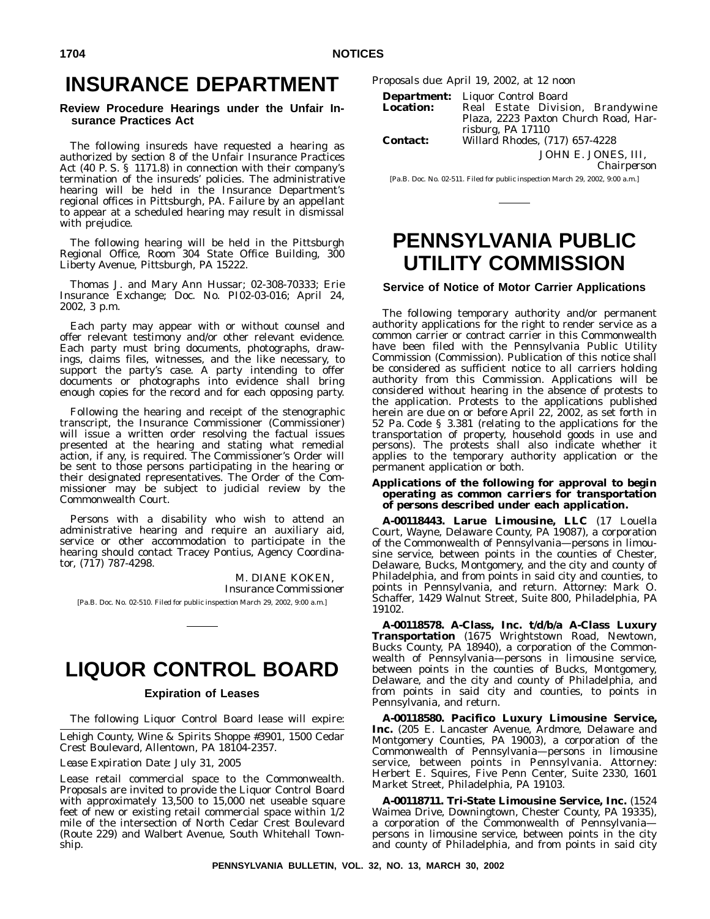# INSURANCE DEPARTMENT

## Review Procedure Hearings under the Unfair Insurance Practices Act

The following insureds have requested a hearing as authorized by section 8 of the Unfair Insurance Practices Act (40 P. S. § 1171.8) in connection with their company's termination of the insureds' policies. The administrative hearing will be held in the Insurance Department's regional offices in Pittsburgh, PA. Failure by an appellant to appear at a scheduled hearing may result in dismissal with prejudice.

The following hearing will be held in the Pittsburgh Regional Office, Room 304 State Office Building, 300 Liberty Avenue, Pittsburgh, PA 15222.

Thomas J. and Mary Ann Hussar; 02-308-70333; Erie Insurance Exchange; Doc. No. PI02-03-016; April 24, 2002, 3 p.m.

Each party may appear with or without counsel and offer relevant testimony and/or other relevant evidence. Each party must bring documents, photographs, drawings, claims files, witnesses, and the like necessary, to support the party's case. A party intending to offer documents or photographs into evidence shall bring enough copies for the record and for each opposing party.

Following the hearing and receipt of the stenographic transcript, the Insurance Commissioner (Commissioner) will issue a written order resolving the factual issues presented at the hearing and stating what remedial action, if any, is required. The Commissioner's Order will be sent to those persons participating in the hearing or their designated representatives. The Order of the Commissioner may be subject to judicial review by the Commonwealth Court.

Persons with a disability who wish to attend an administrative hearing and require an auxiliary aid, service or other accommodation to participate in the hearing should contact Tracey Pontius, Agency Coordinator, (717) 787-4298.

M. DIANE KOKEN,
*Insurance Commissioner*

[Pa.B. Doc. No. 02-510. Filed for public inspection March 29, 2002, 9:00 a.m.]

# LIQUOR CONTROL BOARD

## Expiration of Leases

The following Liquor Control Board lease will expire:

Lehigh County, Wine & Spirits Shoppe #3901, 1500 Cedar Crest Boulevard, Allentown, PA 18104-2357.

*Lease Expiration Date*: July 31, 2005

Lease retail commercial space to the Commonwealth. Proposals are invited to provide the Liquor Control Board with approximately 13,500 to 15,000 net useable square feet of new or existing retail commercial space within 1/2 mile of the intersection of North Cedar Crest Boulevard (Route 229) and Walbert Avenue, South Whitehall Township.

*Proposals due*: April 19, 2002, at 12 noon

**Department:** Liquor Control Board
**Location:** Real Estate Division, Brandywine Plaza, 2223 Paxton Church Road, Harrisburg, PA 17110
**Contact:** Willard Rhodes, (717) 657-4228

JOHN E. JONES, III,
*Chairperson*

[Pa.B. Doc. No. 02-511. Filed for public inspection March 29, 2002, 9:00 a.m.]

# PENNSYLVANIA PUBLIC UTILITY COMMISSION

## Service of Notice of Motor Carrier Applications

The following temporary authority and/or permanent authority applications for the right to render service as a common carrier or contract carrier in this Commonwealth have been filed with the Pennsylvania Public Utility Commission (Commission). Publication of this notice shall be considered as sufficient notice to all carriers holding authority from this Commission. Applications will be considered without hearing in the absence of protests to the application. Protests to the applications published herein are due on or before April 22, 2002, as set forth in 52 Pa. Code § 3.381 (relating to the applications for the transportation of property, household goods in use and persons). The protests shall also indicate whether it applies to the temporary authority application or the permanent application or both.

***Applications of the following for approval to begin operating as common carriers for transportation of persons described under each application.***

**A-00118443. Larue Limousine, LLC** (17 Louella Court, Wayne, Delaware County, PA 19087), a corporation of the Commonwealth of Pennsylvania—persons in limousine service, between points in the counties of Chester, Delaware, Bucks, Montgomery, and the city and county of Philadelphia, and from points in said city and counties, to points in Pennsylvania, and return. *Attorney*: Mark O. Schaffer, 1429 Walnut Street, Suite 800, Philadelphia, PA 19102.

**A-00118578. A-Class, Inc. t/d/b/a A-Class Luxury Transportation** (1675 Wrightstown Road, Newtown, Bucks County, PA 18940), a corporation of the Commonwealth of Pennsylvania—persons in limousine service, between points in the counties of Bucks, Montgomery, Delaware, and the city and county of Philadelphia, and from points in said city and counties, to points in Pennsylvania, and return.

**A-00118580. Pacifico Luxury Limousine Service, Inc.** (205 E. Lancaster Avenue, Ardmore, Delaware and Montgomery Counties, PA 19003), a corporation of the Commonwealth of Pennsylvania—persons in limousine service, between points in Pennsylvania. *Attorney*: Herbert E. Squires, Five Penn Center, Suite 2330, 1601 Market Street, Philadelphia, PA 19103.

**A-00118711. Tri-State Limousine Service, Inc.** (1524 Waimea Drive, Downingtown, Chester County, PA 19335), a corporation of the Commonwealth of Pennsylvania—persons in limousine service, between points in the city and county of Philadelphia, and from points in said city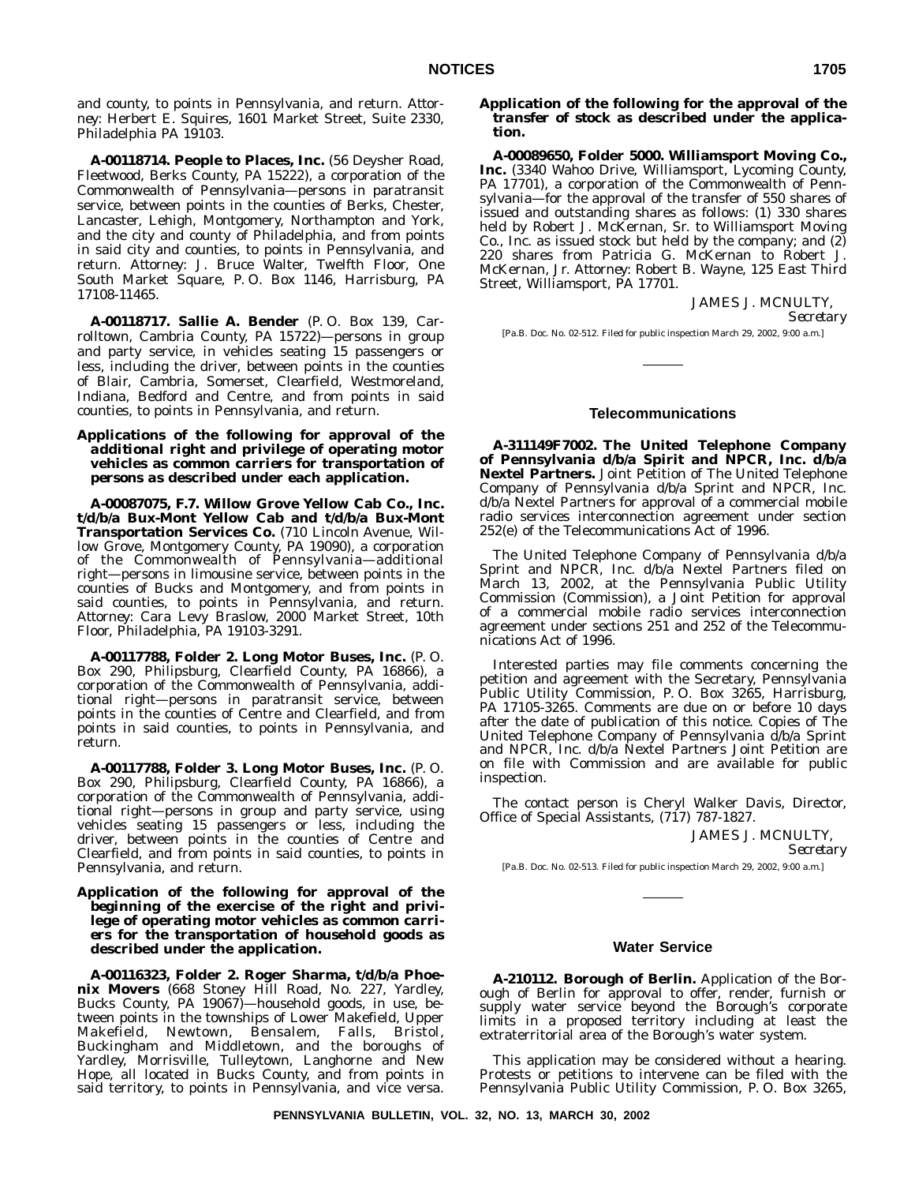and county, to points in Pennsylvania, and return. Attorney: Herbert E. Squires, 1601 Market Street, Suite 2330, Philadelphia PA 19103.

**A-00118714. People to Places, Inc.** (56 Deysher Road, Fleetwood, Berks County, PA 15222), a corporation of the Commonwealth of Pennsylvania—persons in paratransit service, between points in the counties of Berks, Chester, Lancaster, Lehigh, Montgomery, Northampton and York, and the city and county of Philadelphia, and from points in said city and counties, to points in Pennsylvania, and return. Attorney: J. Bruce Walter, Twelfth Floor, One South Market Square, P. O. Box 1146, Harrisburg, PA 17108-11465.

**A-00118717. Sallie A. Bender** (P. O. Box 139, Carrolltown, Cambria County, PA 15722)—persons in group and party service, in vehicles seating 15 passengers or less, including the driver, between points in the counties of Blair, Cambria, Somerset, Clearfield, Westmoreland, Indiana, Bedford and Centre, and from points in said counties, to points in Pennsylvania, and return.

**Applications of the following for approval of the *additional right and privilege of operating motor vehicles as common carriers for transportation of persons* as described under each application.**

**A-00087075, F.7. Willow Grove Yellow Cab Co., Inc. t/d/b/a Bux-Mont Yellow Cab and t/d/b/a Bux-Mont Transportation Services Co.** (710 Lincoln Avenue, Willow Grove, Montgomery County, PA 19090), a corporation of the Commonwealth of Pennsylvania—additional right—persons in limousine service, between points in the counties of Bucks and Montgomery, and from points in said counties, to points in Pennsylvania, and return. Attorney: Cara Levy Braslow, 2000 Market Street, 10th Floor, Philadelphia, PA 19103-3291.

**A-00117788, Folder 2. Long Motor Buses, Inc.** (P. O. Box 290, Philipsburg, Clearfield County, PA 16866), a corporation of the Commonwealth of Pennsylvania, additional right—persons in paratransit service, between points in the counties of Centre and Clearfield, and from points in said counties, to points in Pennsylvania, and return.

**A-00117788, Folder 3. Long Motor Buses, Inc.** (P. O. Box 290, Philipsburg, Clearfield County, PA 16866), a corporation of the Commonwealth of Pennsylvania, additional right—persons in group and party service, using vehicles seating 15 passengers or less, including the driver, between points in the counties of Centre and Clearfield, and from points in said counties, to points in Pennsylvania, and return.

**Application of the following for approval of the *beginning of the exercise of the right and privilege of operating motor vehicles as common carriers for the transportation of household goods* as described under the application.**

**A-00116323, Folder 2. Roger Sharma, t/d/b/a Phoenix Movers** (668 Stoney Hill Road, No. 227, Yardley, Bucks County, PA 19067)—household goods, in use, between points in the townships of Lower Makefield, Upper Makefield, Newtown, Bensalem, Falls, Bristol, Buckingham and Middletown, and the boroughs of Yardley, Morrisville, Tulleytown, Langhorne and New Hope, all located in Bucks County, and from points in said territory, to points in Pennsylvania, and vice versa.

**Application of the following for the approval of the *transfer of stock* as described under the application.**

**A-00089650, Folder 5000. Williamsport Moving Co., Inc.** (3340 Wahoo Drive, Williamsport, Lycoming County, PA 17701), a corporation of the Commonwealth of Pennsylvania—for the approval of the transfer of 550 shares of issued and outstanding shares as follows: (1) 330 shares held by Robert J. McKernan, Sr. to Williamsport Moving Co., Inc. as issued stock but held by the company; and (2) 220 shares from Patricia G. McKernan to Robert J. McKernan, Jr. Attorney: Robert B. Wayne, 125 East Third Street, Williamsport, PA 17701.

JAMES J. MCNULTY,
*Secretary*

[Pa.B. Doc. No. 02-512. Filed for public inspection March 29, 2002, 9:00 a.m.]

## Telecommunications

**A-311149F7002. The United Telephone Company of Pennsylvania d/b/a Spirit and NPCR, Inc. d/b/a Nextel Partners.** Joint Petition of The United Telephone Company of Pennsylvania d/b/a Sprint and NPCR, Inc. d/b/a Nextel Partners for approval of a commercial mobile radio services interconnection agreement under section 252(e) of the Telecommunications Act of 1996.

The United Telephone Company of Pennsylvania d/b/a Sprint and NPCR, Inc. d/b/a Nextel Partners filed on March 13, 2002, at the Pennsylvania Public Utility Commission (Commission), a Joint Petition for approval of a commercial mobile radio services interconnection agreement under sections 251 and 252 of the Telecommunications Act of 1996.

Interested parties may file comments concerning the petition and agreement with the Secretary, Pennsylvania Public Utility Commission, P. O. Box 3265, Harrisburg, PA 17105-3265. Comments are due on or before 10 days after the date of publication of this notice. Copies of The United Telephone Company of Pennsylvania d/b/a Sprint and NPCR, Inc. d/b/a Nextel Partners Joint Petition are on file with Commission and are available for public inspection.

The contact person is Cheryl Walker Davis, Director, Office of Special Assistants, (717) 787-1827.

JAMES J. MCNULTY,
*Secretary*

[Pa.B. Doc. No. 02-513. Filed for public inspection March 29, 2002, 9:00 a.m.]

## Water Service

**A-210112. Borough of Berlin.** Application of the Borough of Berlin for approval to offer, render, furnish or supply water service beyond the Borough's corporate limits in a proposed territory including at least the extraterritorial area of the Borough's water system.

This application may be considered without a hearing. Protests or petitions to intervene can be filed with the Pennsylvania Public Utility Commission, P. O. Box 3265,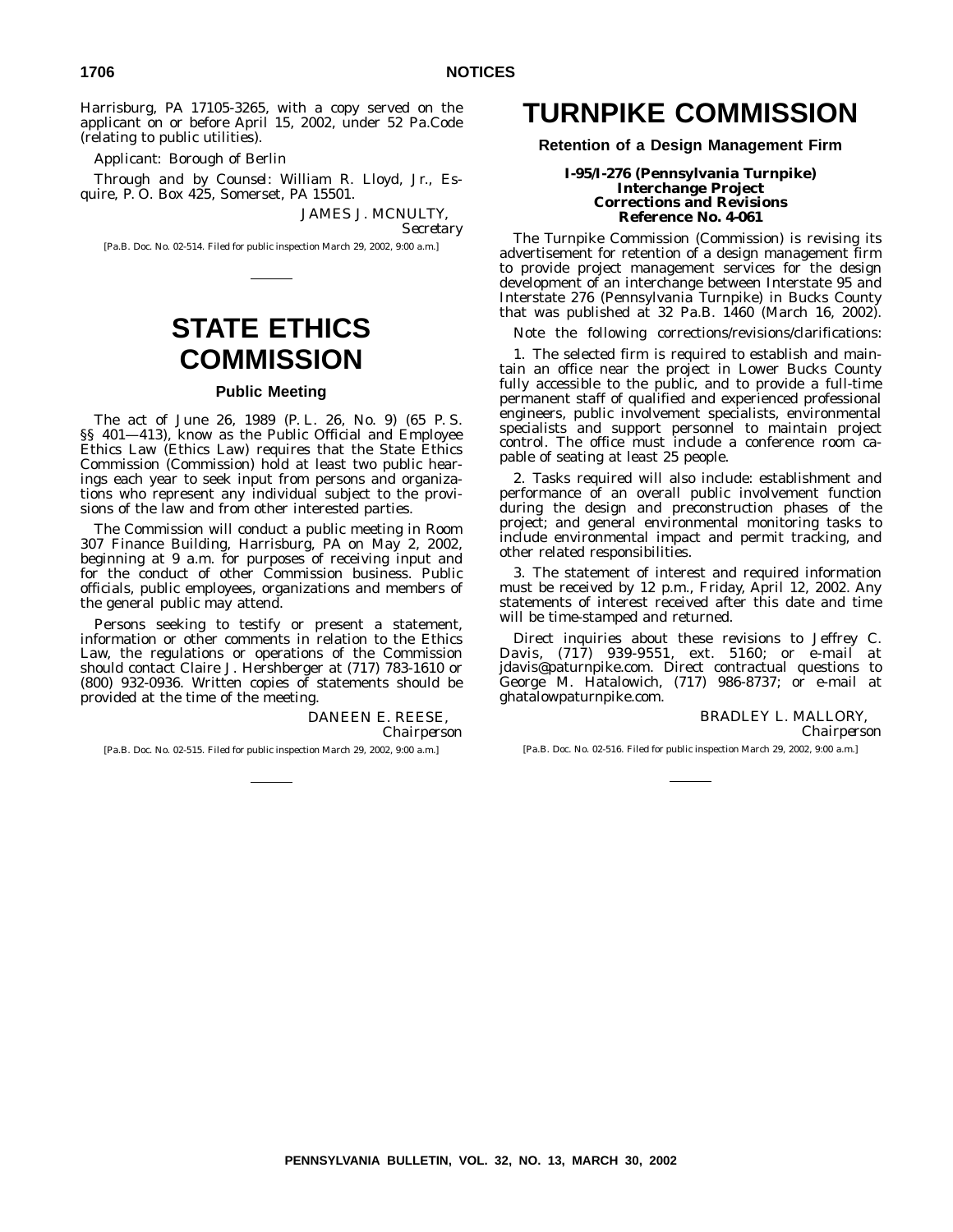Harrisburg, PA 17105-3265, with a copy served on the applicant on or before April 15, 2002, under 52 Pa.Code (relating to public utilities).

Applicant: Borough of Berlin

Through and by Counsel: William R. Lloyd, Jr., Esquire, P. O. Box 425, Somerset, PA 15501.

JAMES J. MCNULTY,
*Secretary*

[Pa.B. Doc. No. 02-514. Filed for public inspection March 29, 2002, 9:00 a.m.]

# STATE ETHICS COMMISSION

## Public Meeting

The act of June 26, 1989 (P. L. 26, No. 9) (65 P. S. §§ 401—413), know as the Public Official and Employee Ethics Law (Ethics Law) requires that the State Ethics Commission (Commission) hold at least two public hearings each year to seek input from persons and organizations who represent any individual subject to the provisions of the law and from other interested parties.

The Commission will conduct a public meeting in Room 307 Finance Building, Harrisburg, PA on May 2, 2002, beginning at 9 a.m. for purposes of receiving input and for the conduct of other Commission business. Public officials, public employees, organizations and members of the general public may attend.

Persons seeking to testify or present a statement, information or other comments in relation to the Ethics Law, the regulations or operations of the Commission should contact Claire J. Hershberger at (717) 783-1610 or (800) 932-0936. Written copies of statements should be provided at the time of the meeting.

DANEEN E. REESE,
*Chairperson*

[Pa.B. Doc. No. 02-515. Filed for public inspection March 29, 2002, 9:00 a.m.]

# TURNPIKE COMMISSION

## Retention of a Design Management Firm

### I-95/I-276 (Pennsylvania Turnpike) Interchange Project Corrections and Revisions Reference No. 4-061

The Turnpike Commission (Commission) is revising its advertisement for retention of a design management firm to provide project management services for the design development of an interchange between Interstate 95 and Interstate 276 (Pennsylvania Turnpike) in Bucks County that was published at 32 Pa.B. 1460 (March 16, 2002).

Note the following corrections/revisions/clarifications:

1. The selected firm is required to establish and maintain an office near the project in Lower Bucks County fully accessible to the public, and to provide a full-time permanent staff of qualified and experienced professional engineers, public involvement specialists, environmental specialists and support personnel to maintain project control. The office must include a conference room capable of seating at least 25 people.

2. Tasks required will also include: establishment and performance of an overall public involvement function during the design and preconstruction phases of the project; and general environmental monitoring tasks to include environmental impact and permit tracking, and other related responsibilities.

3. The statement of interest and required information must be received by 12 p.m., Friday, April 12, 2002. Any statements of interest received after this date and time will be time-stamped and returned.

Direct inquiries about these revisions to Jeffrey C. Davis, (717) 939-9551, ext. 5160; or e-mail at jdavis@paturnpike.com. Direct contractual questions to George M. Hatalowich, (717) 986-8737; or e-mail at ghatalowpaturnpike.com.

BRADLEY L. MALLORY,
*Chairperson*

[Pa.B. Doc. No. 02-516. Filed for public inspection March 29, 2002, 9:00 a.m.]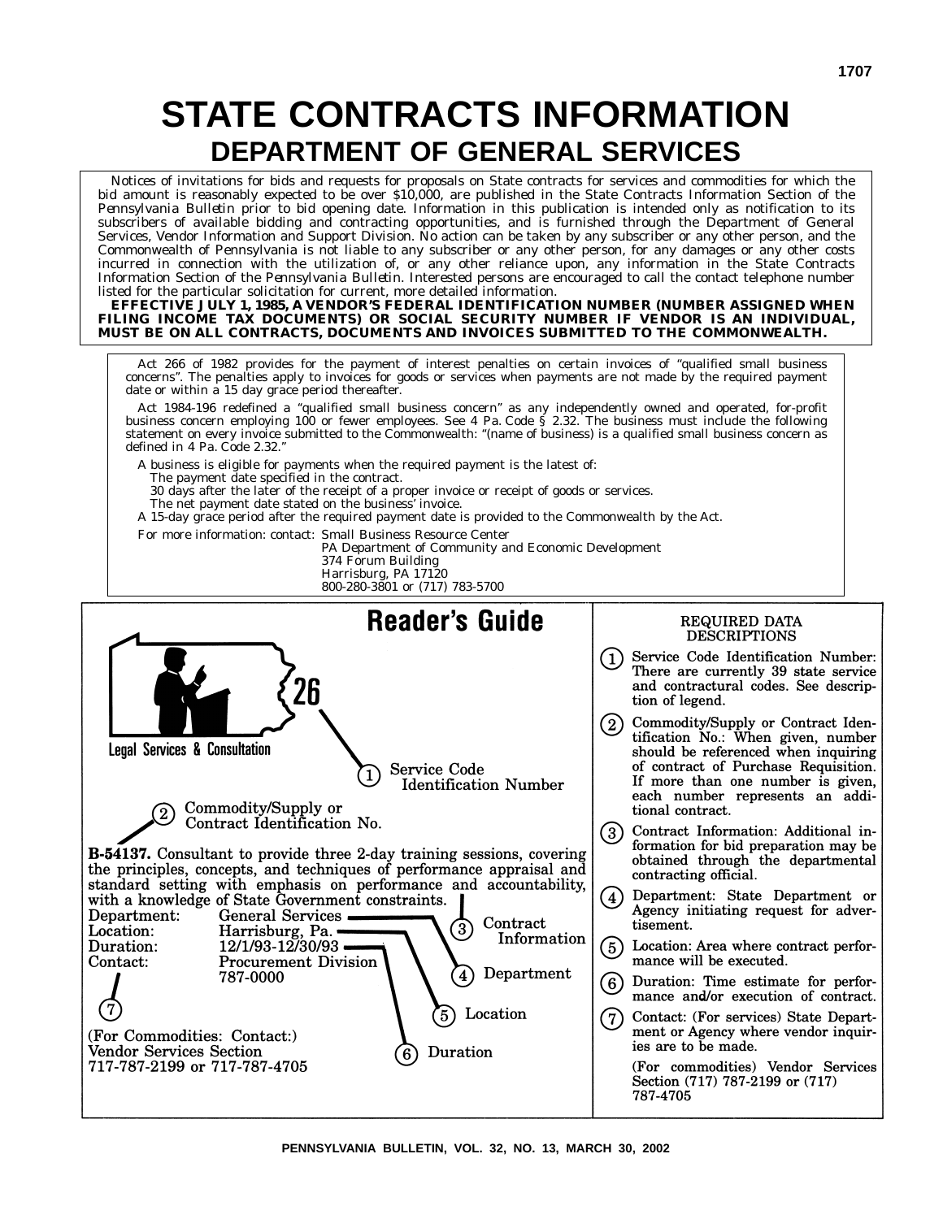# STATE CONTRACTS INFORMATION

## DEPARTMENT OF GENERAL SERVICES

Notices of invitations for bids and requests for proposals on State contracts for services and commodities for which the bid amount is reasonably expected to be over $10,000, are published in the State Contracts Information Section of the *Pennsylvania Bulletin* prior to bid opening date. Information in this publication is intended only as notification to its subscribers of available bidding and contracting opportunities, and is furnished through the Department of General Services, Vendor Information and Support Division. No action can be taken by any subscriber or any other person, and the Commonwealth of Pennsylvania is not liable to any subscriber or any other person, for any damages or any other costs incurred in connection with the utilization of, or any other reliance upon, any information in the State Contracts Information Section of the *Pennsylvania Bulletin*. Interested persons are encouraged to call the contact telephone number listed for the particular solicitation for current, more detailed information.

**EFFECTIVE JULY 1, 1985, A VENDOR'S FEDERAL IDENTIFICATION NUMBER (NUMBER ASSIGNED WHEN FILING INCOME TAX DOCUMENTS) OR SOCIAL SECURITY NUMBER IF VENDOR IS AN INDIVIDUAL, MUST BE ON ALL CONTRACTS, DOCUMENTS AND INVOICES SUBMITTED TO THE COMMONWEALTH.**

Act 266 of 1982 provides for the payment of interest penalties on certain invoices of "qualified small business concerns". The penalties apply to invoices for goods or services when payments are not made by the required payment date or within a 15 day grace period thereafter.

Act 1984-196 redefined a "qualified small business concern" as any independently owned and operated, for-profit business concern employing 100 or fewer employees. See 4 Pa. Code § 2.32. The business must include the following statement on every invoice submitted to the Commonwealth: "(name of business) is a qualified small business concern as defined in 4 Pa. Code 2.32."

A business is eligible for payments when the required payment is the latest of:
- The payment date specified in the contract.
- 30 days after the later of the receipt of a proper invoice or receipt of goods or services.
- The net payment date stated on the business' invoice.

A 15-day grace period after the required payment date is provided to the Commonwealth by the Act.

For more information: contact: Small Business Resource Center
PA Department of Community and Economic Development
374 Forum Building
Harrisburg, PA 17120
800-280-3801 or (717) 783-5700

## Reader's Guide

26 — Legal Services & Consultation

① Service Code Identification Number

② Commodity/Supply or Contract Identification No.

**B-54137.** Consultant to provide three 2-day training sessions, covering the principles, concepts, and techniques of performance appraisal and standard setting with emphasis on performance and accountability, with a knowledge of State Government constraints. ③ Contract Information

Department: General Services ④ Department
Location: Harrisburg, Pa. ⑤ Location
Duration: 12/1/93-12/30/93 ⑥ Duration
Contact: Procurement Division 787-0000 ⑦

(For Commodities: Contact:)
Vendor Services Section
717-787-2199 or 717-787-4705

### REQUIRED DATA DESCRIPTIONS

① Service Code Identification Number: There are currently 39 state service and contractural codes. See description of legend.

② Commodity/Supply or Contract Identification No.: When given, number should be referenced when inquiring of contract of Purchase Requisition. If more than one number is given, each number represents an additional contract.

③ Contract Information: Additional information for bid preparation may be obtained through the departmental contracting official.

④ Department: State Department or Agency initiating request for advertisement.

⑤ Location: Area where contract performance will be executed.

⑥ Duration: Time estimate for performance and/or execution of contract.

⑦ Contact: (For services) State Department or Agency where vendor inquiries are to be made.

(For commodities) Vendor Services Section (717) 787-2199 or (717) 787-4705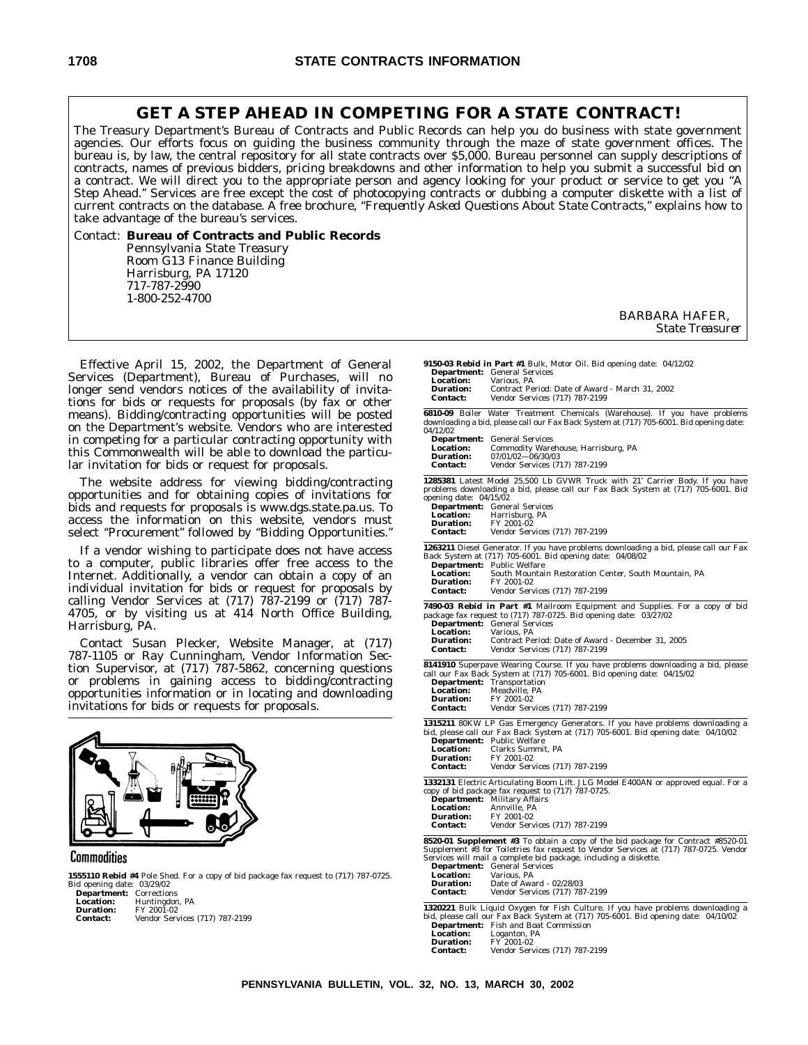## GET A STEP AHEAD IN COMPETING FOR A STATE CONTRACT!

The Treasury Department's Bureau of Contracts and Public Records can help you do business with state government agencies. Our efforts focus on guiding the business community through the maze of state government offices. The bureau is, by law, the central repository for all state contracts over $5,000. Bureau personnel can supply descriptions of contracts, names of previous bidders, pricing breakdowns and other information to help you submit a successful bid on a contract. We will direct you to the appropriate person and agency looking for your product or service to get you "A Step Ahead." Services are free except the cost of photocopying contracts or dubbing a computer diskette with a list of current contracts on the database. A free brochure, *"Frequently Asked Questions About State Contracts,"* explains how to take advantage of the bureau's services.

Contact: **Bureau of Contracts and Public Records**
Pennsylvania State Treasury
Room G13 Finance Building
Harrisburg, PA 17120
717-787-2990
1-800-252-4700

BARBARA HAFER,
*State Treasurer*

Effective April 15, 2002, the Department of General Services (Department), Bureau of Purchases, will no longer send vendors notices of the availability of invitations for bids or requests for proposals (by fax or other means). Bidding/contracting opportunities will be posted on the Department's website. Vendors who are interested in competing for a particular contracting opportunity with this Commonwealth will be able to download the particular invitation for bids or request for proposals.

The website address for viewing bidding/contracting opportunities and for obtaining copies of invitations for bids and requests for proposals is www.dgs.state.pa.us. To access the information on this website, vendors must select "Procurement" followed by "Bidding Opportunities."

If a vendor wishing to participate does not have access to a computer, public libraries offer free access to the Internet. Additionally, a vendor can obtain a copy of an individual invitation for bids or request for proposals by calling Vendor Services at (717) 787-2199 or (717) 787-4705, or by visiting us at 414 North Office Building, Harrisburg, PA.

Contact Susan Plecker, Website Manager, at (717) 787-1105 or Ray Cunningham, Vendor Information Section Supervisor, at (717) 787-5862, concerning questions or problems in gaining access to bidding/contracting opportunities information or in locating and downloading invitations for bids or requests for proposals.

### Commodities

**1555110 Rebid #4** Pole Shed. For a copy of bid package fax request to (717) 787-0725. Bid opening date: 03/29/02
**Department:** Corrections
**Location:** Huntingdon, PA
**Duration:** FY 2001-02
**Contact:** Vendor Services (717) 787-2199

**9150-03 Rebid in Part #1** Bulk, Motor Oil. Bid opening date: 04/12/02
**Department:** General Services
**Location:** Various, PA
**Duration:** Contract Period: Date of Award - March 31, 2002
**Contact:** Vendor Services (717) 787-2199

**6810-09** Boiler Water Treatment Chemicals (Warehouse). If you have problems downloading a bid, please call our Fax Back System at (717) 705-6001. Bid opening date: 04/12/02
**Department:** General Services
**Location:** Commodity Warehouse, Harrisburg, PA
**Duration:** 07/01/02—06/30/03
**Contact:** Vendor Services (717) 787-2199

**1285381** Latest Model 25,500 Lb GVWR Truck with 21' Carrier Body. If you have problems downloading a bid, please call our Fax Back System at (717) 705-6001. Bid opening date: 04/15/02
**Department:** General Services
**Location:** Harrisburg, PA
**Duration:** FY 2001-02
**Contact:** Vendor Services (717) 787-2199

**1263211** Diesel Generator. If you have problems downloading a bid, please call our Fax Back System at (717) 705-6001. Bid opening date: 04/08/02
**Department:** Public Welfare
**Location:** South Mountain Restoration Center, South Mountain, PA
**Duration:** FY 2001-02
**Contact:** Vendor Services (717) 787-2199

**7490-03 Rebid in Part #1** Mailroom Equipment and Supplies. For a copy of bid package fax request to (717) 787-0725. Bid opening date: 03/27/02
**Department:** General Services
**Location:** Various, PA
**Duration:** Contract Period: Date of Award - December 31, 2005
**Contact:** Vendor Services (717) 787-2199

**8141910** Superpave Wearing Course. If you have problems downloading a bid, please call our Fax Back System at (717) 705-6001. Bid opening date: 04/15/02
**Department:** Transportation
**Location:** Meadville, PA
**Duration:** FY 2001-02
**Contact:** Vendor Services (717) 787-2199

**1315211** 80KW LP Gas Emergency Generators. If you have problems downloading a bid, please call our Fax Back System at (717) 705-6001. Bid opening date: 04/10/02
**Department:** Public Welfare
**Location:** Clarks Summit, PA
**Duration:** FY 2001-02
**Contact:** Vendor Services (717) 787-2199

**1332131** Electric Articulating Boom Lift. JLG Model E400AN or approved equal. For a copy of bid package fax request to (717) 787-0725.
**Department:** Military Affairs
**Location:** Annville, PA
**Duration:** FY 2001-02
**Contact:** Vendor Services (717) 787-2199

**8520-01 Supplement #3** To obtain a copy of the bid package for Contract #8520-01 Supplement #3 for Toiletries fax request to Vendor Services at (717) 787-0725. Vendor Services will mail a complete bid package, including a diskette.
**Department:** General Services
**Location:** Various, PA
**Duration:** Date of Award - 02/28/03
**Contact:** Vendor Services (717) 787-2199

**1320221** Bulk Liquid Oxygen for Fish Culture. If you have problems downloading a bid, please call our Fax Back System at (717) 705-6001. Bid opening date: 04/10/02
**Department:** Fish and Boat Commission
**Location:** Loganton, PA
**Duration:** FY 2001-02
**Contact:** Vendor Services (717) 787-2199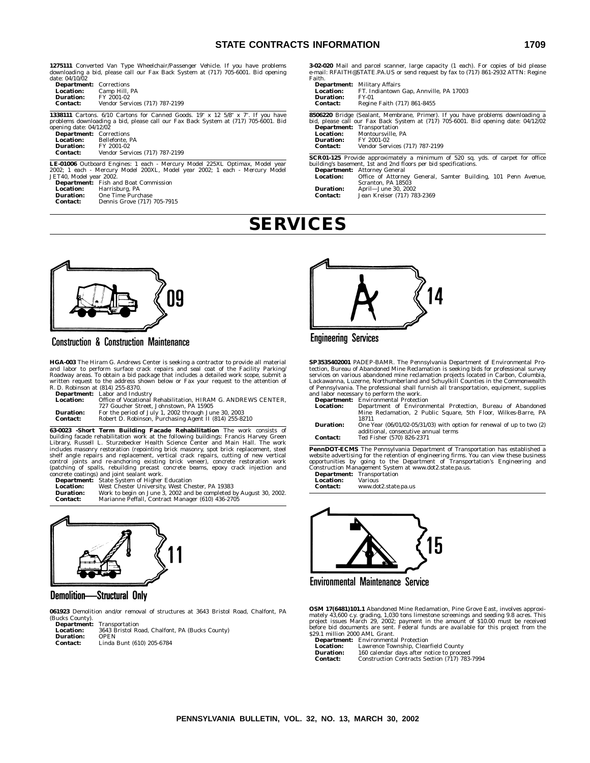**1275111** Converted Van Type Wheelchair/Passenger Vehicle. If you have problems downloading a bid, please call our Fax Back System at (717) 705-6001. Bid opening date: 04/10/02

**Department:** Corrections
**Location:** Camp Hill, PA
**Duration:** FY 2001-02
**Contact:** Vendor Services (717) 787-2199

**1338111** Cartons. 6/10 Cartons for Canned Goods. 19" x 12 5/8" x 7". If you have problems downloading a bid, please call our Fax Back System at (717) 705-6001. Bid opening date: 04/12/02

**Department:** Corrections
**Location:** Bellefonte, PA
**Duration:** FY 2001-02
**Contact:** Vendor Services (717) 787-2199

**LE-01006** Outboard Engines: 1 each - Mercury Model 225XL Optimax, Model year 2002; 1 each - Mercury Model 200XL, Model year 2002; 1 each - Mercury Model JET40, Model year 2002.

**Department:** Fish and Boat Commission
**Location:** Harrisburg, PA
**Duration:** One Time Purchase
**Contact:** Dennis Grove (717) 705-7915

**3-02-020** Mail and parcel scanner, large capacity (1 each). For copies of bid please e-mail: RFAITH@STATE.PA.US or send request by fax to (717) 861-2932 ATTN: Regine Faith.

**Department:** Military Affairs
**Location:** FT. Indiantown Gap, Annville, PA 17003
**Duration:** FY-01
**Contact:** Regine Faith (717) 861-8455

**8506220** Bridge (Sealant, Membrane, Primer). If you have problems downloading a bid, please call our Fax Back System at (717) 705-6001. Bid opening date: 04/12/02

**Department:** Transportation
**Location:** Montoursville, PA
**Duration:** FY 2001-02
**Contact:** Vendor Services (717) 787-2199

**SCR01-125** Provide approximately a minimum of 520 sq. yds. of carpet for office building's basement, 1st and 2nd floors per bid specifications.

**Department:** Attorney General
**Location:** Office of Attorney General, Samter Building, 101 Penn Avenue, Scranton, PA 18503
**Duration:** April—June 30, 2002
**Contact:** Jean Kreiser (717) 783-2369

# SERVICES

## 09 Construction & Construction Maintenance

**HGA-003** The Hiram G. Andrews Center is seeking a contractor to provide all material and labor to perform surface crack repairs and seal coat of the Facility Parking/Roadway areas. To obtain a bid package that includes a detailed work scope, submit a written request to the address shown below or Fax your request to the attention of R. D. Robinson at (814) 255-8370.

**Department:** Labor and Industry
**Location:** Office of Vocational Rehabilitation, HIRAM G. ANDREWS CENTER, 727 Goucher Street, Johnstown, PA 15905
**Duration:** For the period of July 1, 2002 through June 30, 2003
**Contact:** Robert D. Robinson, Purchasing Agent II (814) 255-8210

**63-0023 -Short Term Building Facade Rehabilitation** The work consists of building facade rehabilitation work at the following buildings: Francis Harvey Green Library, Russell L. Sturzebecker Health Science Center and Main Hall. The work includes masonry restoration (repointing brick masonry, spot brick replacement, steel shelf angle repairs and replacement, vertical crack repairs, cutting of new vertical control joints and re-anchoring existing brick veneer), concrete restoration work (patching of spalls, rebuilding precast concrete beams, epoxy crack injection and concrete coatings) and joint sealant work.

**Department:** State System of Higher Education
**Location:** West Chester University, West Chester, PA 19383
**Duration:** Work to begin on June 3, 2002 and be completed by August 30, 2002.
**Contact:** Marianne Peffall, Contract Manager (610) 436-2705

## 11 Demolition—Structural Only

**061923** Demolition and/or removal of structures at 3643 Bristol Road, Chalfont, PA (Bucks County).

**Department:** Transportation
**Location:** 3643 Bristol Road, Chalfont, PA (Bucks County)
**Duration:** OPEN
**Contact:** Linda Bunt (610) 205-6784

## 14 Engineering Services

**SP3535402001** PADEP-BAMR. The Pennsylvania Department of Environmental Protection, Bureau of Abandoned Mine Reclamation is seeking bids for professional survey services on various abandoned mine reclamation projects located in Carbon, Columbia, Lackawanna, Luzerne, Northumberland and Schuylkill Counties in the Commonwealth of Pennsylvania. The professional shall furnish all transportation, equipment, supplies and labor necessary to perform the work.

**Department:** Environmental Protection
**Location:** Department of Environmental Protection, Bureau of Abandoned Mine Reclamation, 2 Public Square, 5th Floor, Wilkes-Barre, PA 18711
**Duration:** One Year (06/01/02-05/31/03) with option for renewal of up to two (2) additional, consecutive annual terms
**Contact:** Ted Fisher (570) 826-2371

**PennDOT-ECMS** The Pennsylvania Department of Transportation has established a website advertising for the retention of engineering firms. You can view these business opportunities by going to the Department of Transportation's Engineering and Construction Management System at www.dot2.state.pa.us.

**Department:** Transportation
**Location:** Various
**Contact:** www.dot2.state.pa.us

## 15 Environmental Maintenance Service

**OSM 17(6481)101.1** Abandoned Mine Reclamation, Pine Grove East, involves approximately 43,600 c.y. grading, 1,030 tons limestone screenings and seeding 9.8 acres. This project issues March 29, 2002; payment in the amount of $10.00 must be received before bid documents are sent. Federal funds are available for this project from the $29.1 million 2000 AML Grant.

**Department:** Environmental Protection
**Location:** Lawrence Township, Clearfield County
**Duration:** 160 calendar days after notice to proceed
**Contact:** Construction Contracts Section (717) 783-7994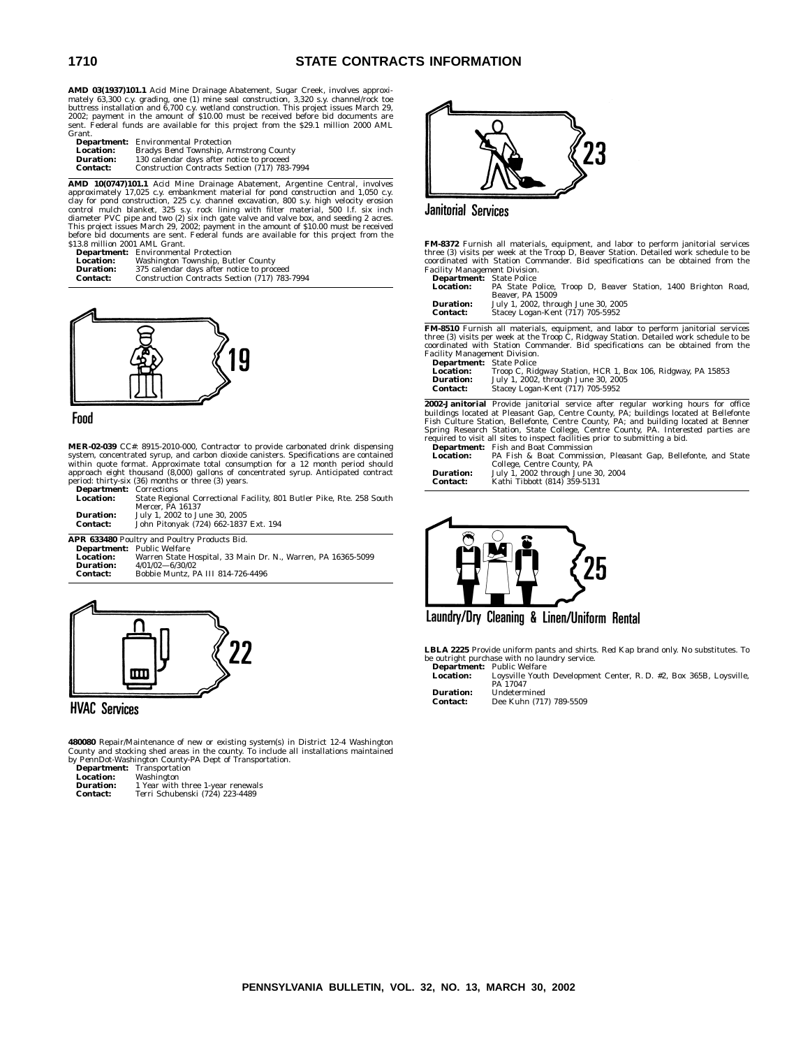**AMD 03(1937)101.1** Acid Mine Drainage Abatement, Sugar Creek, involves approximately 63,300 c.y. grading, one (1) mine seal construction, 3,320 s.y. channel/rock toe buttress installation and 6,700 c.y. wetland construction. This project issues March 29, 2002; payment in the amount of $10.00 must be received before bid documents are sent. Federal funds are available for this project from the $29.1 million 2000 AML Grant.

**Department:** Environmental Protection
**Location:** Bradys Bend Township, Armstrong County
**Duration:** 130 calendar days after notice to proceed
**Contact:** Construction Contracts Section (717) 783-7994

**AMD 10(0747)101.1** Acid Mine Drainage Abatement, Argentine Central, involves approximately 17,025 c.y. embankment material for pond construction and 1,050 c.y. clay for pond construction, 225 c.y. channel excavation, 800 s.y. high velocity erosion control mulch blanket, 325 s.y. rock lining with filter material, 500 l.f. six inch diameter PVC pipe and two (2) six inch gate valve and valve box, and seeding 2 acres. This project issues March 29, 2002; payment in the amount of $10.00 must be received before bid documents are sent. Federal funds are available for this project from the $13.8 million 2001 AML Grant.

**Department:** Environmental Protection
**Location:** Washington Township, Butler County
**Duration:** 375 calendar days after notice to proceed
**Contact:** Construction Contracts Section (717) 783-7994

## 19 Food

**MER-02-039** CC#: 8915-2010-000, Contractor to provide carbonated drink dispensing system, concentrated syrup, and carbon dioxide canisters. Specifications are contained within quote format. Approximate total consumption for a 12 month period should approach eight thousand (8,000) gallons of concentrated syrup. Anticipated contract period: thirty-six (36) months or three (3) years.

**Department:** Corrections
**Location:** State Regional Correctional Facility, 801 Butler Pike, Rte. 258 South Mercer, PA 16137
**Duration:** July 1, 2002 to June 30, 2005
**Contact:** John Pitonyak (724) 662-1837 Ext. 194

**APR 633480** Poultry and Poultry Products Bid.

**Department:** Public Welfare
**Location:** Warren State Hospital, 33 Main Dr. N., Warren, PA 16365-5099
**Duration:** 4/01/02—6/30/02
**Contact:** Bobbie Muntz, PA III 814-726-4496

## 22 HVAC Services

**480080** Repair/Maintenance of new or existing system(s) in District 12-4 Washington County and stocking shed areas in the county. To include all installations maintained by PennDot-Washington County-PA Dept of Transportation.

**Department:** Transportation
**Location:** Washington
**Duration:** 1 Year with three 1-year renewals
**Contact:** Terri Schubenski (724) 223-4489

## 23 Janitorial Services

**FM-8372** Furnish all materials, equipment, and labor to perform janitorial services three (3) visits per week at the Troop D, Beaver Station. Detailed work schedule to be coordinated with Station Commander. Bid specifications can be obtained from the Facility Management Division.

**Department:** State Police
**Location:** PA State Police, Troop D, Beaver Station, 1400 Brighton Road, Beaver, PA 15009
**Duration:** July 1, 2002, through June 30, 2005
**Contact:** Stacey Logan-Kent (717) 705-5952

**FM-8510** Furnish all materials, equipment, and labor to perform janitorial services three (3) visits per week at the Troop C, Ridgway Station. Detailed work schedule to be coordinated with Station Commander. Bid specifications can be obtained from the Facility Management Division.

**Department:** State Police
**Location:** Troop C, Ridgway Station, HCR 1, Box 106, Ridgway, PA 15853
**Duration:** July 1, 2002, through June 30, 2005
**Contact:** Stacey Logan-Kent (717) 705-5952

**2002-Janitorial** Provide janitorial service after regular working hours for office buildings located at Pleasant Gap, Centre County, PA; buildings located at Bellefonte Fish Culture Station, Bellefonte, Centre County, PA; and building located at Benner Spring Research Station, State College, Centre County, PA. Interested parties are required to visit all sites to inspect facilities prior to submitting a bid.

**Department:** Fish and Boat Commission
**Location:** PA Fish & Boat Commission, Pleasant Gap, Bellefonte, and State College, Centre County, PA
**Duration:** July 1, 2002 through June 30, 2004
**Contact:** Kathi Tibbott (814) 359-5131

## 25 Laundry/Dry Cleaning & Linen/Uniform Rental

**LBLA 2225** Provide uniform pants and shirts. Red Kap brand only. No substitutes. To be outright purchase with no laundry service.

**Department:** Public Welfare
**Location:** Loysville Youth Development Center, R. D. #2, Box 365B, Loysville, PA 17047
**Duration:** Undetermined
**Contact:** Dee Kuhn (717) 789-5509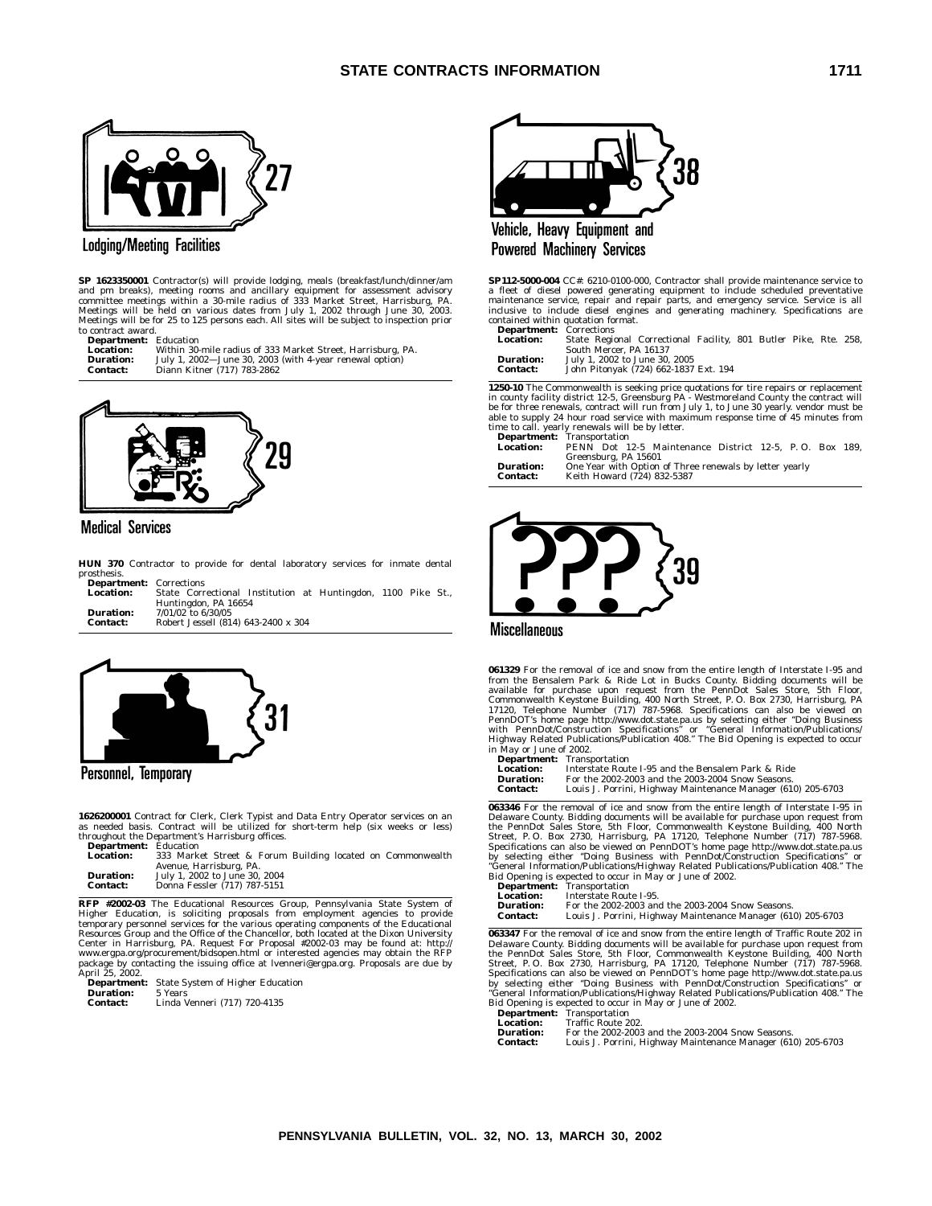## 27 Lodging/Meeting Facilities

**SP 1623350001** Contractor(s) will provide lodging, meals (breakfast/lunch/dinner/am and pm breaks), meeting rooms and ancillary equipment for assessment advisory committee meetings within a 30-mile radius of 333 Market Street, Harrisburg, PA. Meetings will be held on various dates from July 1, 2002 through June 30, 2003. Meetings will be for 25 to 125 persons each. All sites will be subject to inspection prior to contract award.

**Department:** Education
**Location:** Within 30-mile radius of 333 Market Street, Harrisburg, PA.
**Duration:** July 1, 2002—June 30, 2003 (with 4-year renewal option)
**Contact:** Diann Kitner (717) 783-2862

## 29 Medical Services

**HUN 370** Contractor to provide for dental laboratory services for inmate dental prosthesis.

**Department:** Corrections
**Location:** State Correctional Institution at Huntingdon, 1100 Pike St., Huntingdon, PA 16654
**Duration:** 7/01/02 to 6/30/05
**Contact:** Robert Jessell (814) 643-2400 x 304

## 31 Personnel, Temporary

**1626200001** Contract for Clerk, Clerk Typist and Data Entry Operator services on an as needed basis. Contract will be utilized for short-term help (six weeks or less) throughout the Department's Harrisburg offices.

**Department:** Education
**Location:** 333 Market Street & Forum Building located on Commonwealth Avenue, Harrisburg, PA.
**Duration:** July 1, 2002 to June 30, 2004
**Contact:** Donna Fessler (717) 787-5151

**RFP #2002-03** The Educational Resources Group, Pennsylvania State System of Higher Education, is soliciting proposals from employment agencies to provide temporary personnel services for the various operating components of the Educational Resources Group and the Office of the Chancellor, both located at the Dixon University Center in Harrisburg, PA. Request For Proposal #2002-03 may be found at: http://www.ergpa.org/procurement/bidsopen.html or interested agencies may obtain the RFP package by contacting the issuing office at lvenneri@ergpa.org. Proposals are due by April 25, 2002.

**Department:** State System of Higher Education
**Duration:** 5 Years
**Contact:** Linda Venneri (717) 720-4135

## 38 Vehicle, Heavy Equipment and Powered Machinery Services

**SP112-5000-004** CC#: 6210-0100-000, Contractor shall provide maintenance service to a fleet of diesel powered generating equipment to include scheduled preventative maintenance service, repair and repair parts, and emergency service. Service is all inclusive to include diesel engines and generating machinery. Specifications are contained within quotation format.

**Department:** Corrections
**Location:** State Regional Correctional Facility, 801 Butler Pike, Rte. 258, South Mercer, PA 16137
**Duration:** July 1, 2002 to June 30, 2005
**Contact:** John Pitonyak (724) 662-1837 Ext. 194

**1250-10** The Commonwealth is seeking price quotations for tire repairs or replacement in county facility district 12-5, Greensburg PA - Westmoreland County the contract will be for three renewals, contract will run from July 1, to June 30 yearly. vendor must be able to supply 24 hour road service with maximum response time of 45 minutes from time to call. yearly renewals will be by letter.

**Department:** Transportation
**Location:** PENN Dot 12-5 Maintenance District 12-5, P. O. Box 189, Greensburg, PA 15601
**Duration:** One Year with Option of Three renewals by letter yearly
**Contact:** Keith Howard (724) 832-5387

## 39 Miscellaneous

**061329** For the removal of ice and snow from the entire length of Interstate I-95 and from the Bensalem Park & Ride Lot in Bucks County. Bidding documents will be available for purchase upon request from the PennDot Sales Store, 5th Floor, Commonwealth Keystone Building, 400 North Street, P. O. Box 2730, Harrisburg, PA 17120, Telephone Number (717) 787-5968. Specifications can also be viewed on PennDOT's home page http://www.dot.state.pa.us by selecting either "Doing Business with PennDot/Construction Specifications" or "General Information/Publications/Highway Related Publications/Publication 408." The Bid Opening is expected to occur in May or June of 2002.

**Department:** Transportation
**Location:** Interstate Route I-95 and the Bensalem Park & Ride
**Duration:** For the 2002-2003 and the 2003-2004 Snow Seasons.
**Contact:** Louis J. Porrini, Highway Maintenance Manager (610) 205-6703

**063346** For the removal of ice and snow from the entire length of Interstate I-95 in Delaware County. Bidding documents will be available for purchase upon request from the PennDot Sales Store, 5th Floor, Commonwealth Keystone Building, 400 North Street, P. O. Box 2730, Harrisburg, PA 17120, Telephone Number (717) 787-5968. Specifications can also be viewed on PennDOT's home page http://www.dot.state.pa.us by selecting either "Doing Business with PennDot/Construction Specifications" or "General Information/Publications/Highway Related Publications/Publication 408." The Bid Opening is expected to occur in May or June of 2002.

**Department:** Transportation
**Location:** Interstate Route I-95.
**Duration:** For the 2002-2003 and the 2003-2004 Snow Seasons.
**Contact:** Louis J. Porrini, Highway Maintenance Manager (610) 205-6703

**063347** For the removal of ice and snow from the entire length of Traffic Route 202 in Delaware County. Bidding documents will be available for purchase upon request from the PennDot Sales Store, 5th Floor, Commonwealth Keystone Building, 400 North Street, P. O. Box 2730, Harrisburg, PA 17120, Telephone Number (717) 787-5968. Specifications can also be viewed on PennDOT's home page http://www.dot.state.pa.us by selecting either "Doing Business with PennDot/Construction Specifications" or "General Information/Publications/Highway Related Publications/Publication 408." The Bid Opening is expected to occur in May or June of 2002.

**Department:** Transportation
**Location:** Traffic Route 202.
**Duration:** For the 2002-2003 and the 2003-2004 Snow Seasons.
**Contact:** Louis J. Porrini, Highway Maintenance Manager (610) 205-6703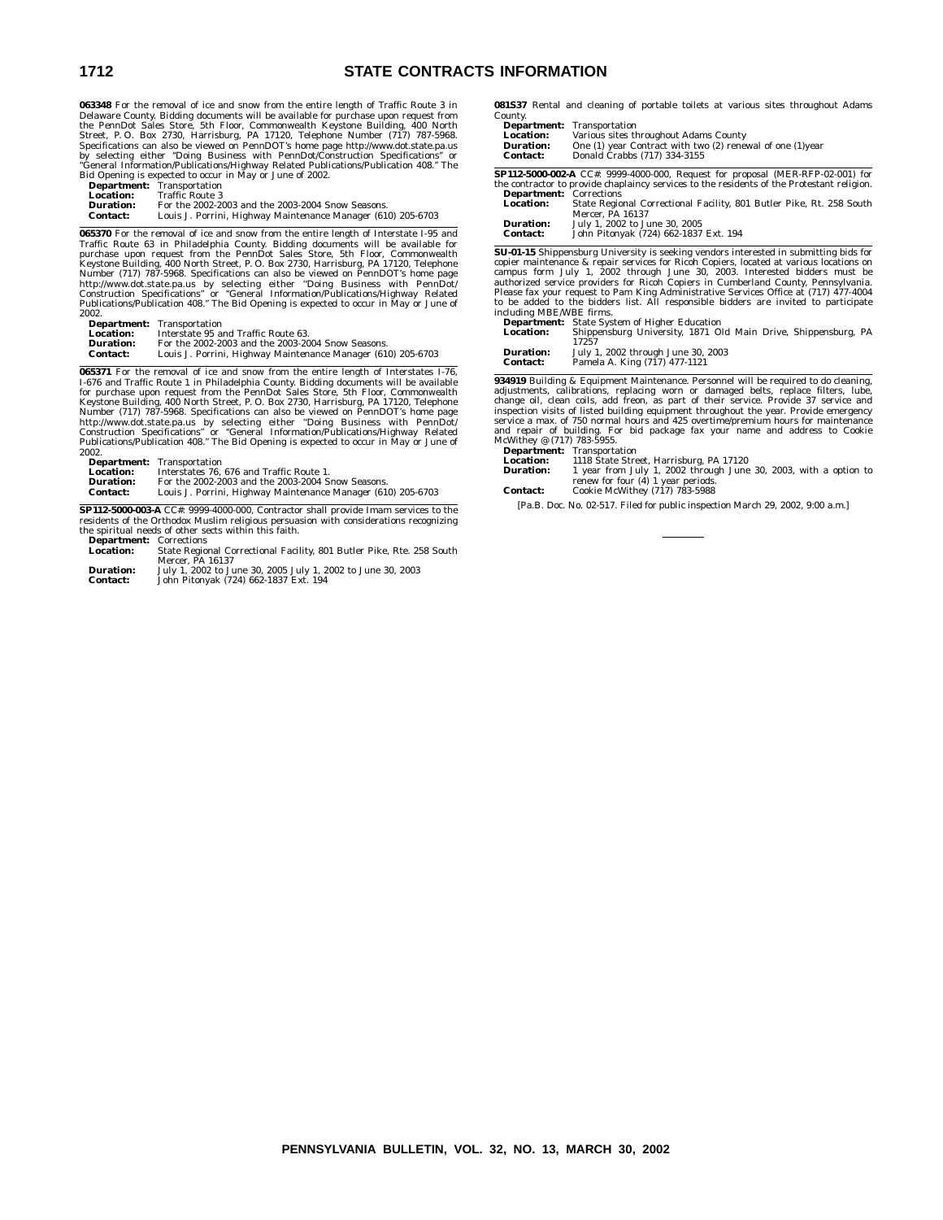**063348** For the removal of ice and snow from the entire length of Traffic Route 3 in Delaware County. Bidding documents will be available for purchase upon request from the PennDot Sales Store, 5th Floor, Commonwealth Keystone Building, 400 North Street, P. O. Box 2730, Harrisburg, PA 17120, Telephone Number (717) 787-5968. Specifications can also be viewed on PennDOT's home page http://www.dot.state.pa.us by selecting either "Doing Business with PennDot/Construction Specifications" or "General Information/Publications/Highway Related Publications/Publication 408." The Bid Opening is expected to occur in May or June of 2002.

**Department:** Transportation
**Location:** Traffic Route 3
**Duration:** For the 2002-2003 and the 2003-2004 Snow Seasons.
**Contact:** Louis J. Porrini, Highway Maintenance Manager (610) 205-6703

---

**065370** For the removal of ice and snow from the entire length of Interstate I-95 and Traffic Route 63 in Philadelphia County. Bidding documents will be available for purchase upon request from the PennDot Sales Store, 5th Floor, Commonwealth Keystone Building, 400 North Street, P. O. Box 2730, Harrisburg, PA 17120, Telephone Number (717) 787-5968. Specifications can also be viewed on PennDOT's home page http://www.dot.state.pa.us by selecting either "Doing Business with PennDot/Construction Specifications" or "General Information/Publications/Highway Related Publications/Publication 408." The Bid Opening is expected to occur in May or June of 2002.

**Department:** Transportation
**Location:** Interstate 95 and Traffic Route 63.
**Duration:** For the 2002-2003 and the 2003-2004 Snow Seasons.
**Contact:** Louis J. Porrini, Highway Maintenance Manager (610) 205-6703

---

**065371** For the removal of ice and snow from the entire length of Interstates I-76, I-676 and Traffic Route 1 in Philadelphia County. Bidding documents will be available for purchase upon request from the PennDot Sales Store, 5th Floor, Commonwealth Keystone Building, 400 North Street, P. O. Box 2730, Harrisburg, PA 17120, Telephone Number (717) 787-5968. Specifications can also be viewed on PennDOT's home page http://www.dot.state.pa.us by selecting either "Doing Business with PennDot/Construction Specifications" or "General Information/Publications/Highway Related Publications/Publication 408." The Bid Opening is expected to occur in May or June of 2002.

**Department:** Transportation
**Location:** Interstates 76, 676 and Traffic Route 1.
**Duration:** For the 2002-2003 and the 2003-2004 Snow Seasons.
**Contact:** Louis J. Porrini, Highway Maintenance Manager (610) 205-6703

---

**SP112-5000-003-A** CC#: 9999-4000-000, Contractor shall provide Imam services to the residents of the Orthodox Muslim religious persuasion with considerations recognizing the spiritual needs of other sects within this faith.

**Department:** Corrections
**Location:** State Regional Correctional Facility, 801 Butler Pike, Rte. 258 South Mercer, PA 16137
**Duration:** July 1, 2002 to June 30, 2005 July 1, 2002 to June 30, 2003
**Contact:** John Pitonyak (724) 662-1837 Ext. 194

---

**081S37** Rental and cleaning of portable toilets at various sites throughout Adams County.

**Department:** Transportation
**Location:** Various sites throughout Adams County
**Duration:** One (1) year Contract with two (2) renewal of one (1)year
**Contact:** Donald Crabbs (717) 334-3155

---

**SP112-5000-002-A** CC#: 9999-4000-000, Request for proposal (MER-RFP-02-001) for the contractor to provide chaplaincy services to the residents of the Protestant religion.

**Department:** Corrections
**Location:** State Regional Correctional Facility, 801 Butler Pike, Rt. 258 South Mercer, PA 16137
**Duration:** July 1, 2002 to June 30, 2005
**Contact:** John Pitonyak (724) 662-1837 Ext. 194

---

**SU-01-15** Shippensburg University is seeking vendors interested in submitting bids for copier maintenance & repair services for Ricoh Copiers, located at various locations on campus form July 1, 2002 through June 30, 2003. Interested bidders must be authorized service providers for Ricoh Copiers in Cumberland County, Pennsylvania. Please fax your request to Pam King Administrative Services Office at (717) 477-4004 to be added to the bidders list. All responsible bidders are invited to participate including MBE/WBE firms.

**Department:** State System of Higher Education
**Location:** Shippensburg University, 1871 Old Main Drive, Shippensburg, PA 17257
**Duration:** July 1, 2002 through June 30, 2003
**Contact:** Pamela A. King (717) 477-1121

---

**934919** Building & Equipment Maintenance. Personnel will be required to do cleaning, adjustments, calibrations, replacing worn or damaged belts, replace filters, lube, change oil, clean coils, add freon, as part of their service. Provide 37 service and inspection visits of listed building equipment throughout the year. Provide emergency service a max. of 750 normal hours and 425 overtime/premium hours for maintenance and repair of building. For bid package fax your name and address to Cookie McWithey @ (717) 783-5955.

**Department:** Transportation
**Location:** 1118 State Street, Harrisburg, PA 17120
**Duration:** 1 year from July 1, 2002 through June 30, 2003, with a option to renew for four (4) 1 year periods.
**Contact:** Cookie McWithey (717) 783-5988

[Pa.B. Doc. No. 02-517. Filed for public inspection March 29, 2002, 9:00 a.m.]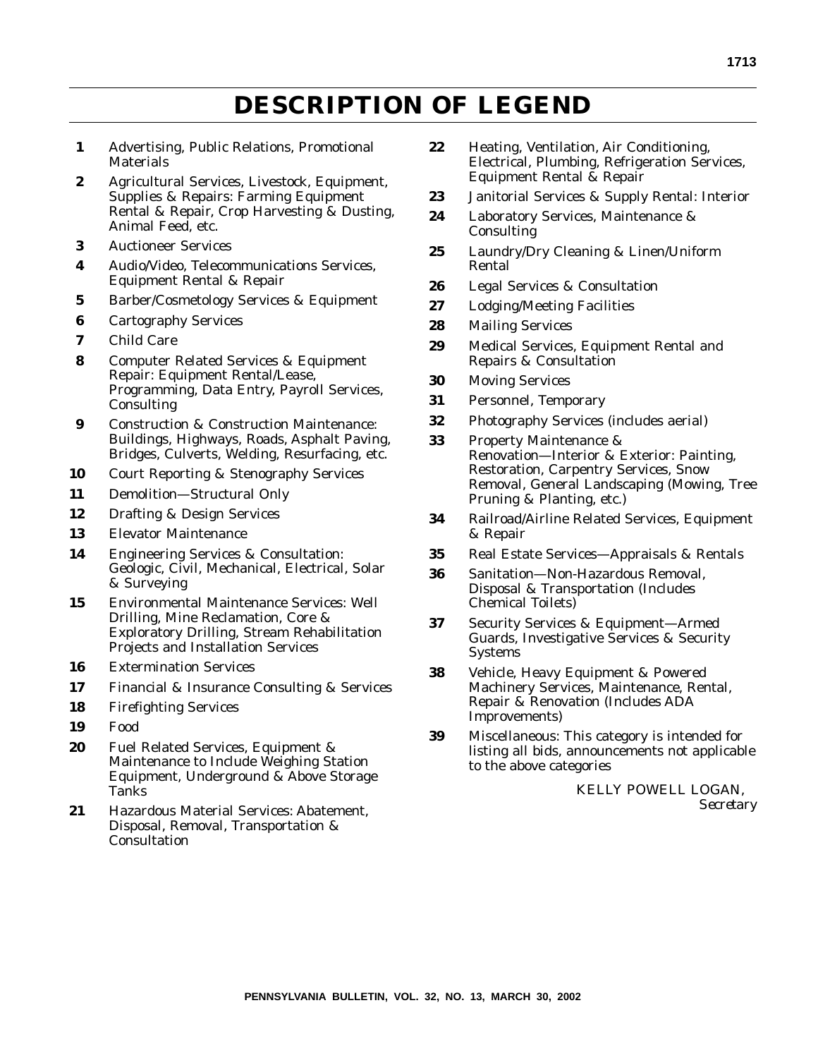# DESCRIPTION OF LEGEND

**1** Advertising, Public Relations, Promotional Materials

**2** Agricultural Services, Livestock, Equipment, Supplies & Repairs: Farming Equipment Rental & Repair, Crop Harvesting & Dusting, Animal Feed, etc.

**3** Auctioneer Services

**4** Audio/Video, Telecommunications Services, Equipment Rental & Repair

**5** Barber/Cosmetology Services & Equipment

**6** Cartography Services

**7** Child Care

**8** Computer Related Services & Equipment Repair: Equipment Rental/Lease, Programming, Data Entry, Payroll Services, Consulting

**9** Construction & Construction Maintenance: Buildings, Highways, Roads, Asphalt Paving, Bridges, Culverts, Welding, Resurfacing, etc.

**10** Court Reporting & Stenography Services

**11** Demolition—Structural Only

**12** Drafting & Design Services

**13** Elevator Maintenance

**14** Engineering Services & Consultation: Geologic, Civil, Mechanical, Electrical, Solar & Surveying

**15** Environmental Maintenance Services: Well Drilling, Mine Reclamation, Core & Exploratory Drilling, Stream Rehabilitation Projects and Installation Services

**16** Extermination Services

**17** Financial & Insurance Consulting & Services

**18** Firefighting Services

**19** Food

**20** Fuel Related Services, Equipment & Maintenance to Include Weighing Station Equipment, Underground & Above Storage Tanks

**21** Hazardous Material Services: Abatement, Disposal, Removal, Transportation & Consultation

**22** Heating, Ventilation, Air Conditioning, Electrical, Plumbing, Refrigeration Services, Equipment Rental & Repair

**23** Janitorial Services & Supply Rental: Interior

**24** Laboratory Services, Maintenance & Consulting

**25** Laundry/Dry Cleaning & Linen/Uniform Rental

**26** Legal Services & Consultation

**27** Lodging/Meeting Facilities

**28** Mailing Services

**29** Medical Services, Equipment Rental and Repairs & Consultation

**30** Moving Services

**31** Personnel, Temporary

**32** Photography Services (includes aerial)

**33** Property Maintenance & Renovation—Interior & Exterior: Painting, Restoration, Carpentry Services, Snow Removal, General Landscaping (Mowing, Tree Pruning & Planting, etc.)

**34** Railroad/Airline Related Services, Equipment & Repair

**35** Real Estate Services—Appraisals & Rentals

**36** Sanitation—Non-Hazardous Removal, Disposal & Transportation (Includes Chemical Toilets)

**37** Security Services & Equipment—Armed Guards, Investigative Services & Security Systems

**38** Vehicle, Heavy Equipment & Powered Machinery Services, Maintenance, Rental, Repair & Renovation (Includes ADA Improvements)

**39** Miscellaneous: This category is intended for listing all bids, announcements not applicable to the above categories

KELLY POWELL LOGAN,
*Secretary*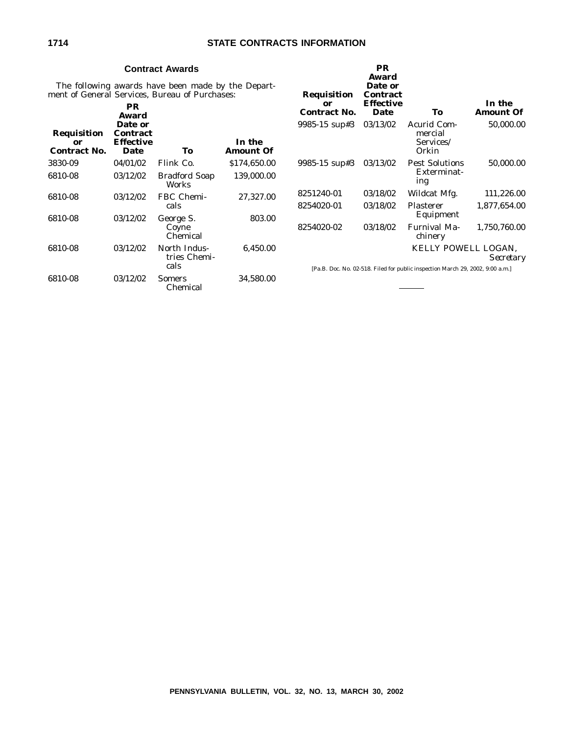## Contract Awards

The following awards have been made by the Department of General Services, Bureau of Purchases:

| Requisition or Contract No. | PR Award Date or Contract Effective Date | To | In the Amount Of |
|---|---|---|---|
| 3830-09 | 04/01/02 | Flink Co. | $174,650.00 |
| 6810-08 | 03/12/02 | Bradford Soap Works | 139,000.00 |
| 6810-08 | 03/12/02 | FBC Chemicals | 27,327.00 |
| 6810-08 | 03/12/02 | George S. Coyne Chemical | 803.00 |
| 6810-08 | 03/12/02 | North Industries Chemicals | 6,450.00 |
| 6810-08 | 03/12/02 | Somers Chemical | 34,580.00 |
| 9985-15 sup#3 | 03/13/02 | Acurid Commercial Services/ Orkin | 50,000.00 |
| 9985-15 sup#3 | 03/13/02 | Pest Solutions Exterminating | 50,000.00 |
| 8251240-01 | 03/18/02 | Wildcat Mfg. | 111,226.00 |
| 8254020-01 | 03/18/02 | Plasterer Equipment | 1,877,654.00 |
| 8254020-02 | 03/18/02 | Furnival Machinery | 1,750,760.00 |

KELLY POWELL LOGAN,
*Secretary*

[Pa.B. Doc. No. 02-518. Filed for public inspection March 29, 2002, 9:00 a.m.]